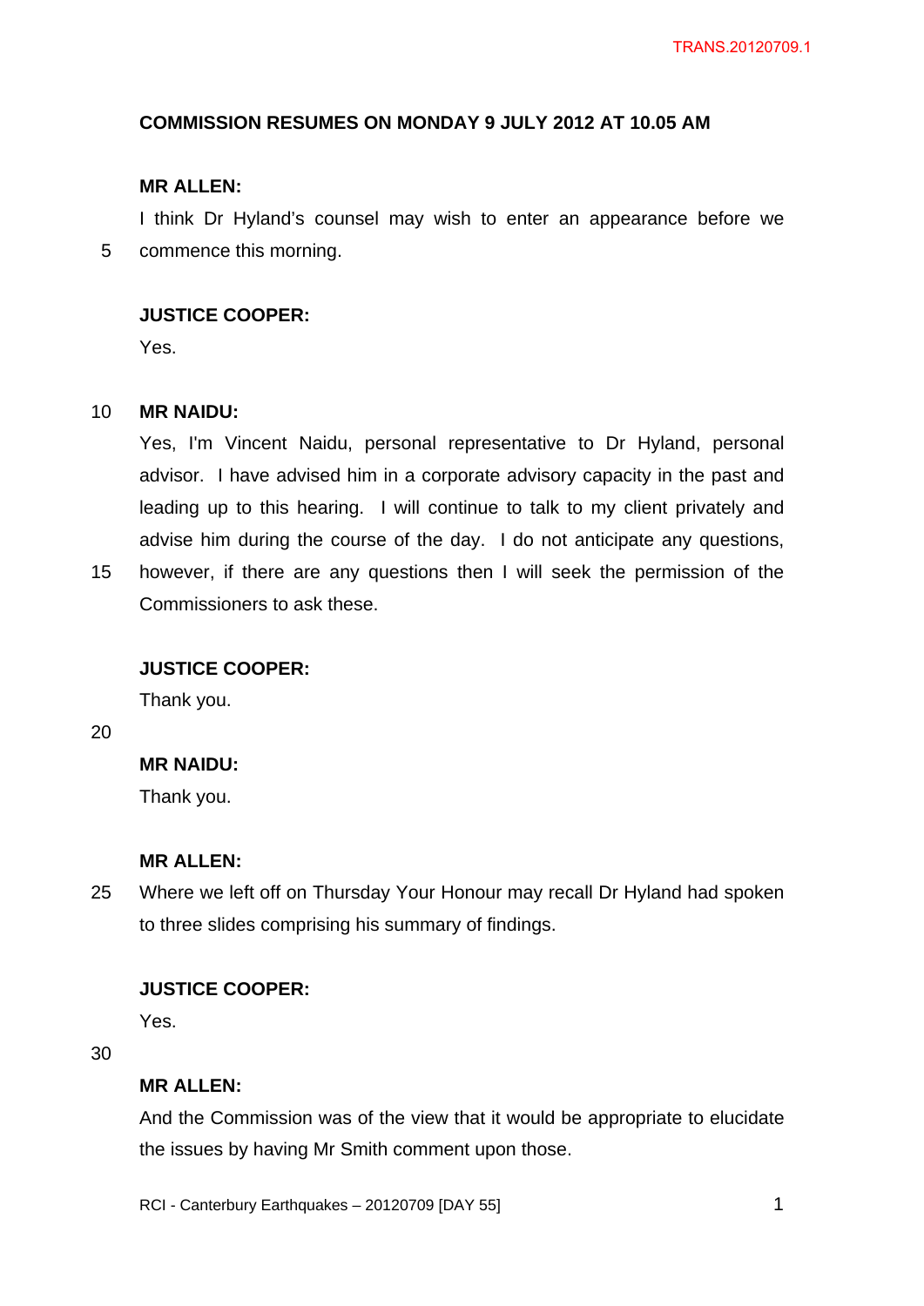**COMMISSION RESUMES ON MONDAY 9 JULY 2012 AT 10.05 AM**

**MR ALLEN:**

I think Dr Hyland's counsel may wish to enter an appearance before we commence this morning.

**JUSTICE COOPER:**

Yes.

**MR NAIDU:**

Yes, I'm Vincent Naidu, personal representative to Dr Hyland, personal advisor. I have advised him in a corporate advisory capacity in the past and leading up to this hearing. I will continue to talk to my client privately and advise him during the course of the day. I do not anticipate any questions, however, if there are any questions then I will seek the permission of the Commissioners to ask these.

**JUSTICE COOPER:**

Thank you.

**MR NAIDU:**

Thank you.

**MR ALLEN:**

Where we left off on Thursday Your Honour may recall Dr Hyland had spoken to three slides comprising his summary of findings.

**JUSTICE COOPER:**

Yes.

**MR ALLEN:**

And the Commission was of the view that it would be appropriate to elucidate the issues by having Mr Smith comment upon those.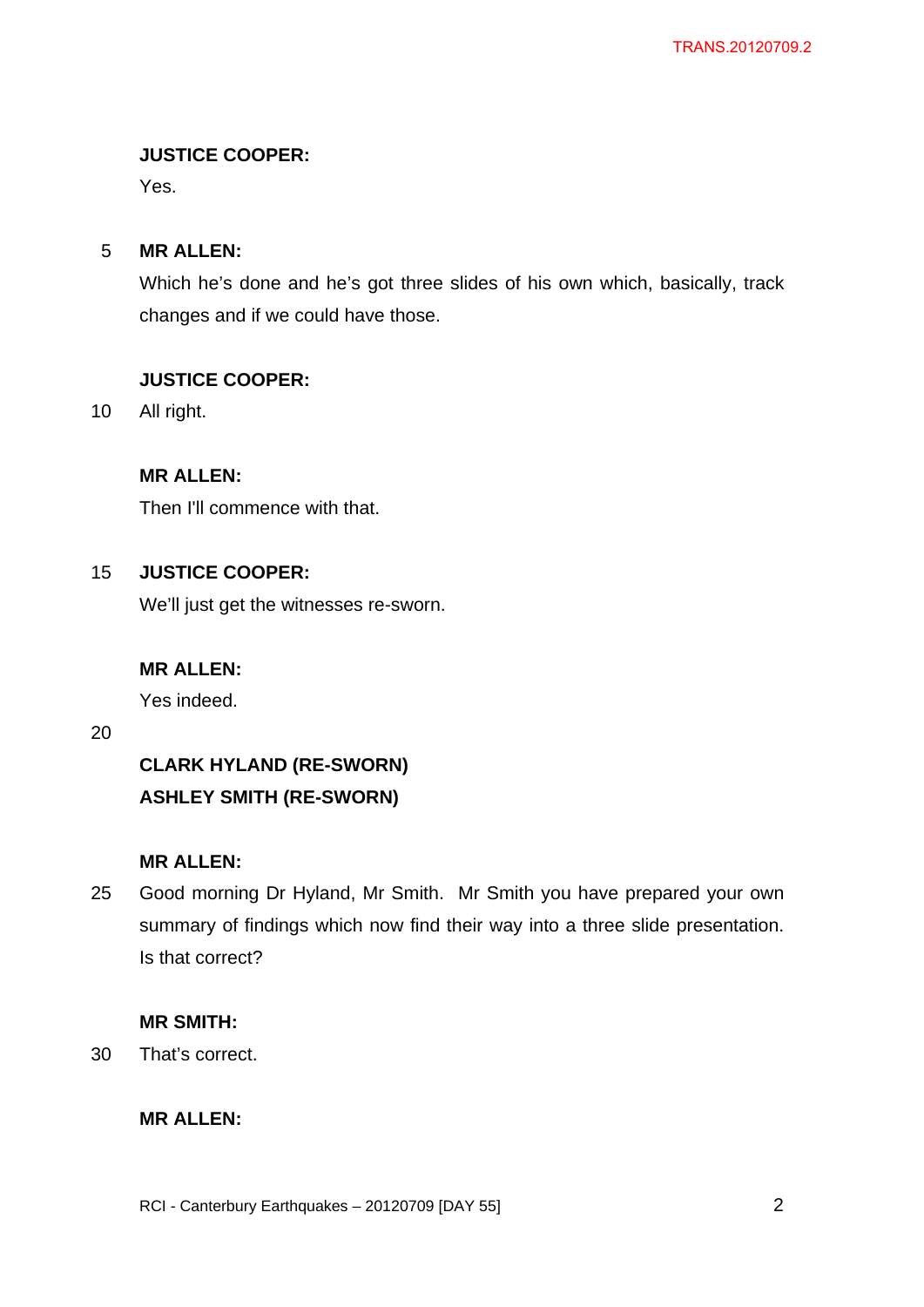**JUSTICE COOPER:**

Yes.

**MR ALLEN:**

Which he's done and he's got three slides of his own which, basically, track changes and if we could have those.

**JUSTICE COOPER:**

All right.

**MR ALLEN:**

Then I'll commence with that.

**JUSTICE COOPER:**

We'll just get the witnesses re-sworn.

**MR ALLEN:**

Yes indeed.

**CLARK HYLAND (RE-SWORN)**
**ASHLEY SMITH (RE-SWORN)**

**MR ALLEN:**

Good morning Dr Hyland, Mr Smith. Mr Smith you have prepared your own summary of findings which now find their way into a three slide presentation. Is that correct?

**MR SMITH:**

That's correct.

**MR ALLEN:**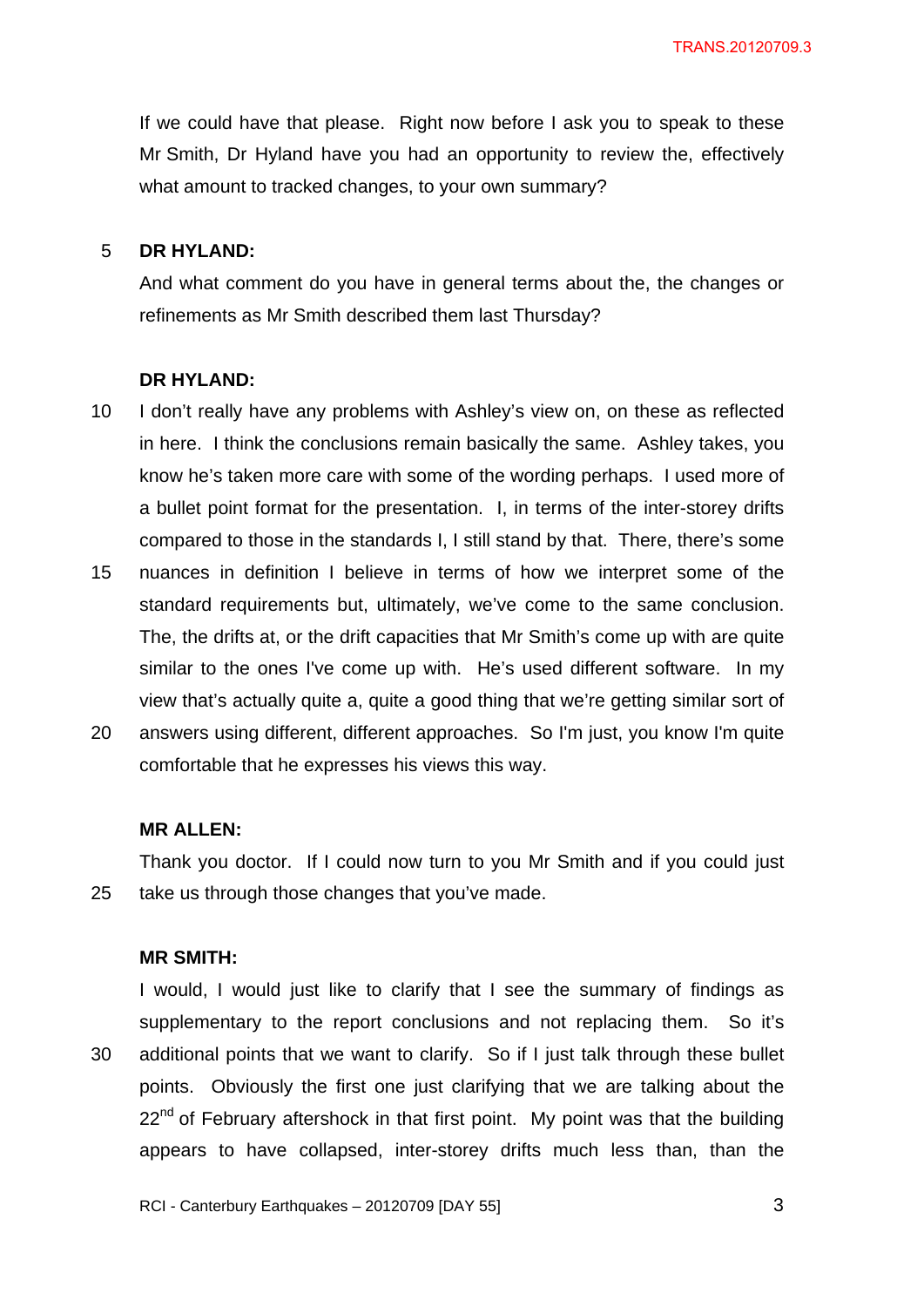If we could have that please. Right now before I ask you to speak to these Mr Smith, Dr Hyland have you had an opportunity to review the, effectively what amount to tracked changes, to your own summary?

**DR HYLAND:**

And what comment do you have in general terms about the, the changes or refinements as Mr Smith described them last Thursday?

**DR HYLAND:**

I don't really have any problems with Ashley's view on, on these as reflected in here. I think the conclusions remain basically the same. Ashley takes, you know he's taken more care with some of the wording perhaps. I used more of a bullet point format for the presentation. I, in terms of the inter-storey drifts compared to those in the standards I, I still stand by that. There, there's some nuances in definition I believe in terms of how we interpret some of the standard requirements but, ultimately, we've come to the same conclusion. The, the drifts at, or the drift capacities that Mr Smith's come up with are quite similar to the ones I've come up with. He's used different software. In my view that's actually quite a, quite a good thing that we're getting similar sort of answers using different, different approaches. So I'm just, you know I'm quite comfortable that he expresses his views this way.

**MR ALLEN:**

Thank you doctor. If I could now turn to you Mr Smith and if you could just take us through those changes that you've made.

**MR SMITH:**

I would, I would just like to clarify that I see the summary of findings as supplementary to the report conclusions and not replacing them. So it's additional points that we want to clarify. So if I just talk through these bullet points. Obviously the first one just clarifying that we are talking about the 22nd of February aftershock in that first point. My point was that the building appears to have collapsed, inter-storey drifts much less than, than the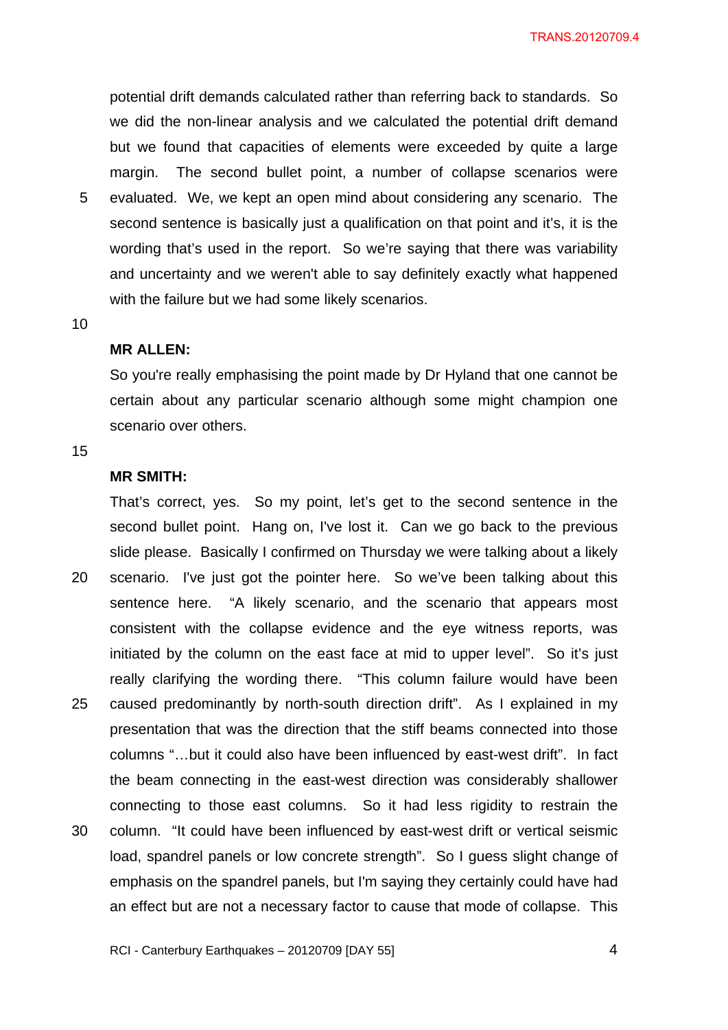potential drift demands calculated rather than referring back to standards. So we did the non-linear analysis and we calculated the potential drift demand but we found that capacities of elements were exceeded by quite a large margin. The second bullet point, a number of collapse scenarios were evaluated. We, we kept an open mind about considering any scenario. The second sentence is basically just a qualification on that point and it's, it is the wording that's used in the report. So we're saying that there was variability and uncertainty and we weren't able to say definitely exactly what happened with the failure but we had some likely scenarios.

**MR ALLEN:**

So you're really emphasising the point made by Dr Hyland that one cannot be certain about any particular scenario although some might champion one scenario over others.

**MR SMITH:**

That's correct, yes. So my point, let's get to the second sentence in the second bullet point. Hang on, I've lost it. Can we go back to the previous slide please. Basically I confirmed on Thursday we were talking about a likely scenario. I've just got the pointer here. So we've been talking about this sentence here. "A likely scenario, and the scenario that appears most consistent with the collapse evidence and the eye witness reports, was initiated by the column on the east face at mid to upper level". So it's just really clarifying the wording there. "This column failure would have been caused predominantly by north-south direction drift". As I explained in my presentation that was the direction that the stiff beams connected into those columns "…but it could also have been influenced by east-west drift". In fact the beam connecting in the east-west direction was considerably shallower connecting to those east columns. So it had less rigidity to restrain the column. "It could have been influenced by east-west drift or vertical seismic load, spandrel panels or low concrete strength". So I guess slight change of emphasis on the spandrel panels, but I'm saying they certainly could have had an effect but are not a necessary factor to cause that mode of collapse. This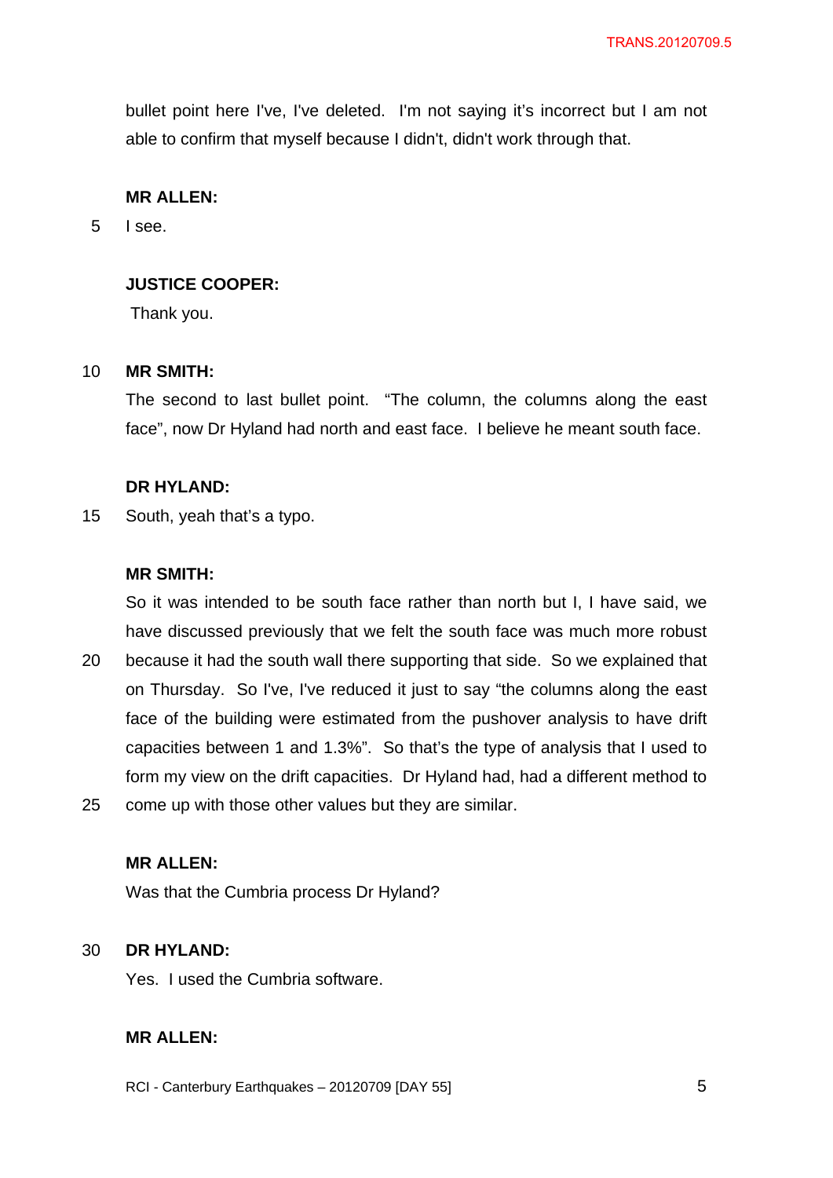bullet point here I've, I've deleted. I'm not saying it's incorrect but I am not able to confirm that myself because I didn't, didn't work through that.

**MR ALLEN:**

I see.

**JUSTICE COOPER:**

Thank you.

**MR SMITH:**

The second to last bullet point. "The column, the columns along the east face", now Dr Hyland had north and east face. I believe he meant south face.

**DR HYLAND:**

South, yeah that's a typo.

**MR SMITH:**

So it was intended to be south face rather than north but I, I have said, we have discussed previously that we felt the south face was much more robust because it had the south wall there supporting that side. So we explained that on Thursday. So I've, I've reduced it just to say "the columns along the east face of the building were estimated from the pushover analysis to have drift capacities between 1 and 1.3%". So that's the type of analysis that I used to form my view on the drift capacities. Dr Hyland had, had a different method to come up with those other values but they are similar.

**MR ALLEN:**

Was that the Cumbria process Dr Hyland?

**DR HYLAND:**

Yes. I used the Cumbria software.

**MR ALLEN:**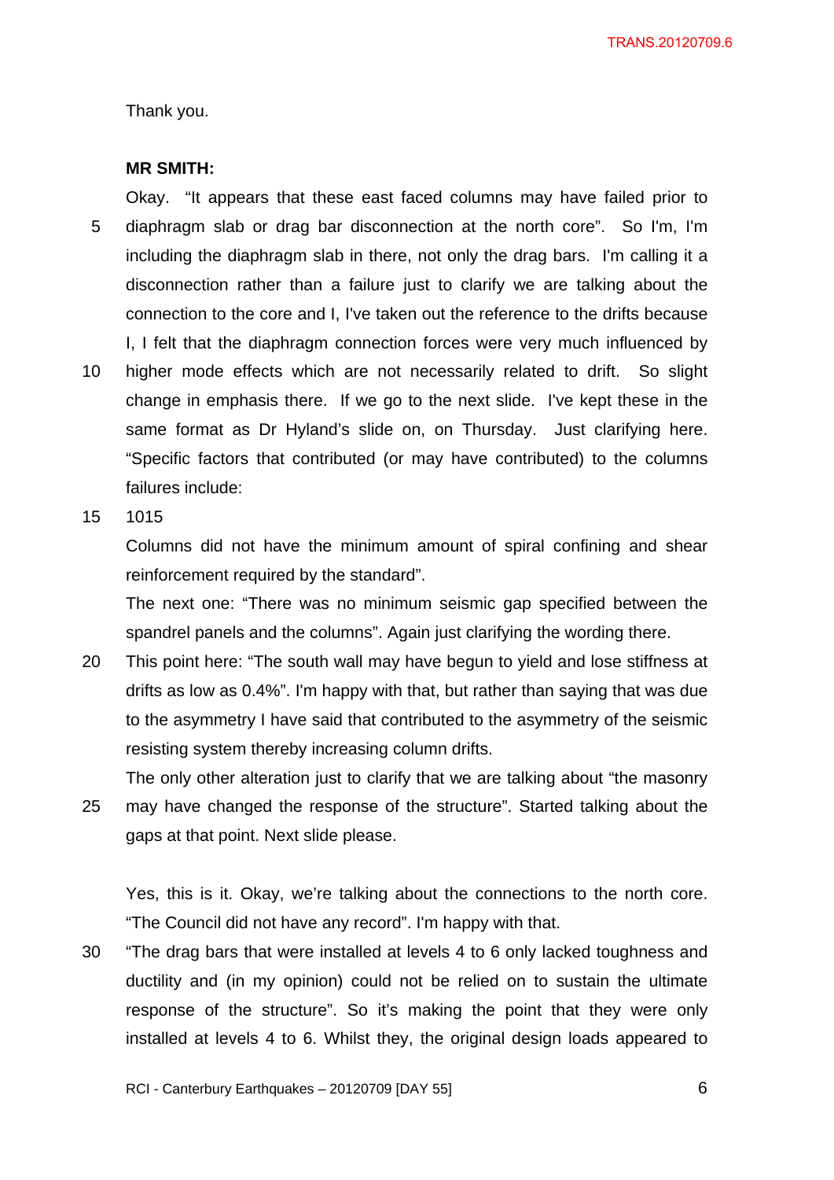Thank you.

**MR SMITH:**

Okay. "It appears that these east faced columns may have failed prior to diaphragm slab or drag bar disconnection at the north core". So I'm, I'm including the diaphragm slab in there, not only the drag bars. I'm calling it a disconnection rather than a failure just to clarify we are talking about the connection to the core and I, I've taken out the reference to the drifts because I, I felt that the diaphragm connection forces were very much influenced by higher mode effects which are not necessarily related to drift. So slight change in emphasis there. If we go to the next slide. I've kept these in the same format as Dr Hyland's slide on, on Thursday. Just clarifying here. "Specific factors that contributed (or may have contributed) to the columns failures include:

1015

Columns did not have the minimum amount of spiral confining and shear reinforcement required by the standard".

The next one: "There was no minimum seismic gap specified between the spandrel panels and the columns". Again just clarifying the wording there.

This point here: "The south wall may have begun to yield and lose stiffness at drifts as low as 0.4%". I'm happy with that, but rather than saying that was due to the asymmetry I have said that contributed to the asymmetry of the seismic resisting system thereby increasing column drifts.

The only other alteration just to clarify that we are talking about "the masonry may have changed the response of the structure". Started talking about the gaps at that point. Next slide please.

Yes, this is it. Okay, we're talking about the connections to the north core. "The Council did not have any record". I'm happy with that.

"The drag bars that were installed at levels 4 to 6 only lacked toughness and ductility and (in my opinion) could not be relied on to sustain the ultimate response of the structure". So it's making the point that they were only installed at levels 4 to 6. Whilst they, the original design loads appeared to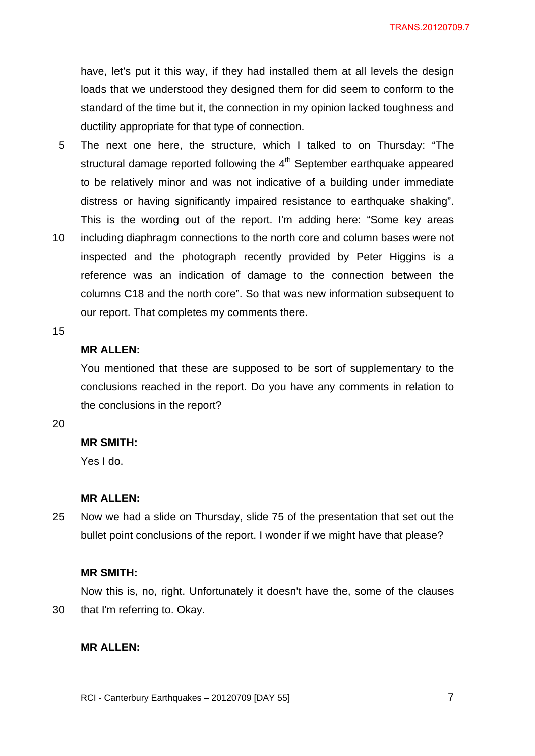have, let's put it this way, if they had installed them at all levels the design loads that we understood they designed them for did seem to conform to the standard of the time but it, the connection in my opinion lacked toughness and ductility appropriate for that type of connection.

5 The next one here, the structure, which I talked to on Thursday: "The structural damage reported following the 4th September earthquake appeared to be relatively minor and was not indicative of a building under immediate distress or having significantly impaired resistance to earthquake shaking". This is the wording out of the report. I'm adding here: "Some key areas

10 including diaphragm connections to the north core and column bases were not inspected and the photograph recently provided by Peter Higgins is a reference was an indication of damage to the connection between the columns C18 and the north core". So that was new information subsequent to our report. That completes my comments there.

15

**MR ALLEN:**

You mentioned that these are supposed to be sort of supplementary to the conclusions reached in the report. Do you have any comments in relation to the conclusions in the report?

20

**MR SMITH:**

Yes I do.

**MR ALLEN:**

25 Now we had a slide on Thursday, slide 75 of the presentation that set out the bullet point conclusions of the report. I wonder if we might have that please?

**MR SMITH:**

Now this is, no, right. Unfortunately it doesn't have the, some of the clauses

30 that I'm referring to. Okay.

**MR ALLEN:**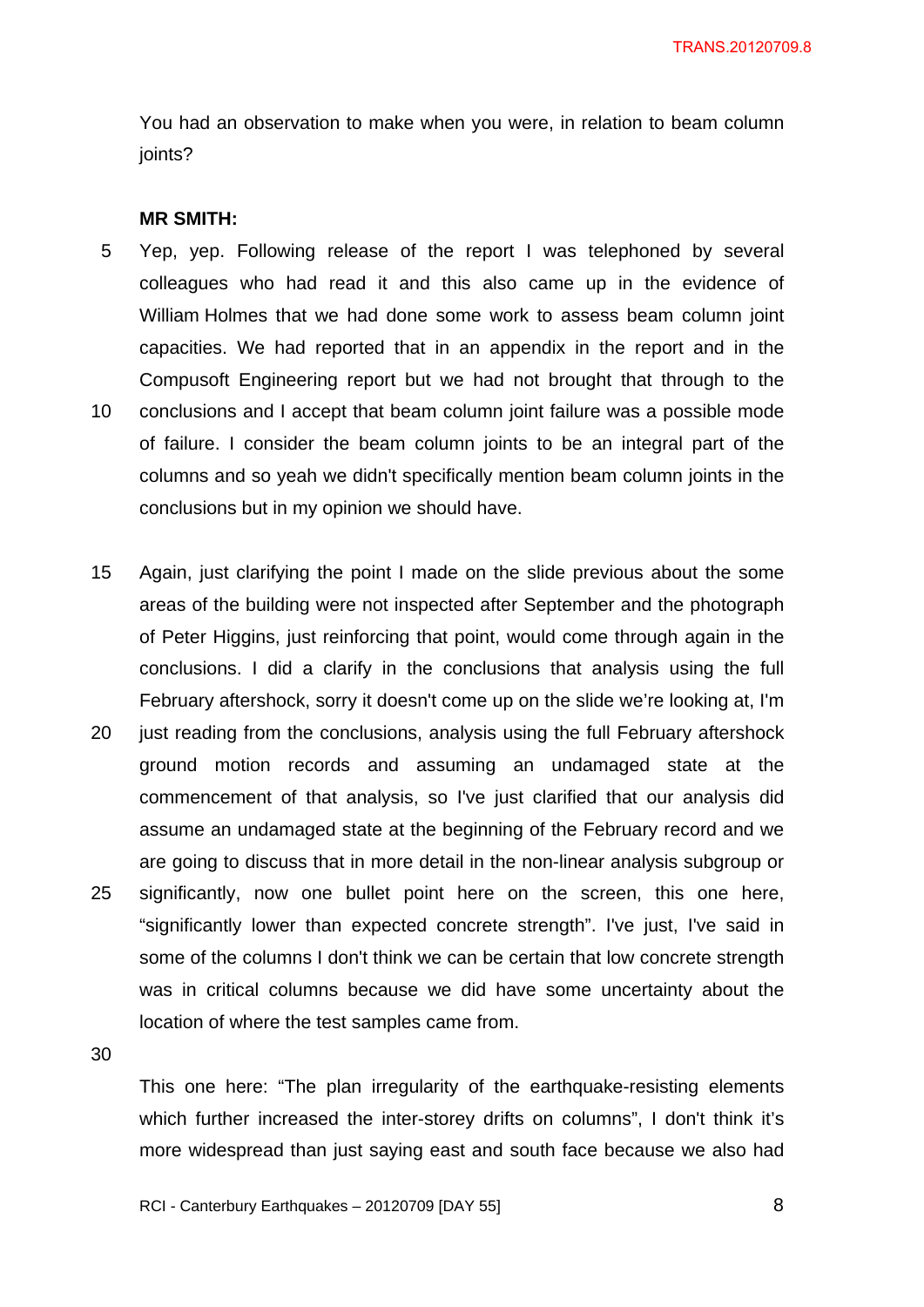You had an observation to make when you were, in relation to beam column joints?

**MR SMITH:**

Yep, yep. Following release of the report I was telephoned by several colleagues who had read it and this also came up in the evidence of William Holmes that we had done some work to assess beam column joint capacities. We had reported that in an appendix in the report and in the Compusoft Engineering report but we had not brought that through to the conclusions and I accept that beam column joint failure was a possible mode of failure. I consider the beam column joints to be an integral part of the columns and so yeah we didn't specifically mention beam column joints in the conclusions but in my opinion we should have.

Again, just clarifying the point I made on the slide previous about the some areas of the building were not inspected after September and the photograph of Peter Higgins, just reinforcing that point, would come through again in the conclusions. I did a clarify in the conclusions that analysis using the full February aftershock, sorry it doesn't come up on the slide we're looking at, I'm just reading from the conclusions, analysis using the full February aftershock ground motion records and assuming an undamaged state at the commencement of that analysis, so I've just clarified that our analysis did assume an undamaged state at the beginning of the February record and we are going to discuss that in more detail in the non-linear analysis subgroup or significantly, now one bullet point here on the screen, this one here, "significantly lower than expected concrete strength". I've just, I've said in some of the columns I don't think we can be certain that low concrete strength was in critical columns because we did have some uncertainty about the location of where the test samples came from.

This one here: "The plan irregularity of the earthquake-resisting elements which further increased the inter-storey drifts on columns", I don't think it's more widespread than just saying east and south face because we also had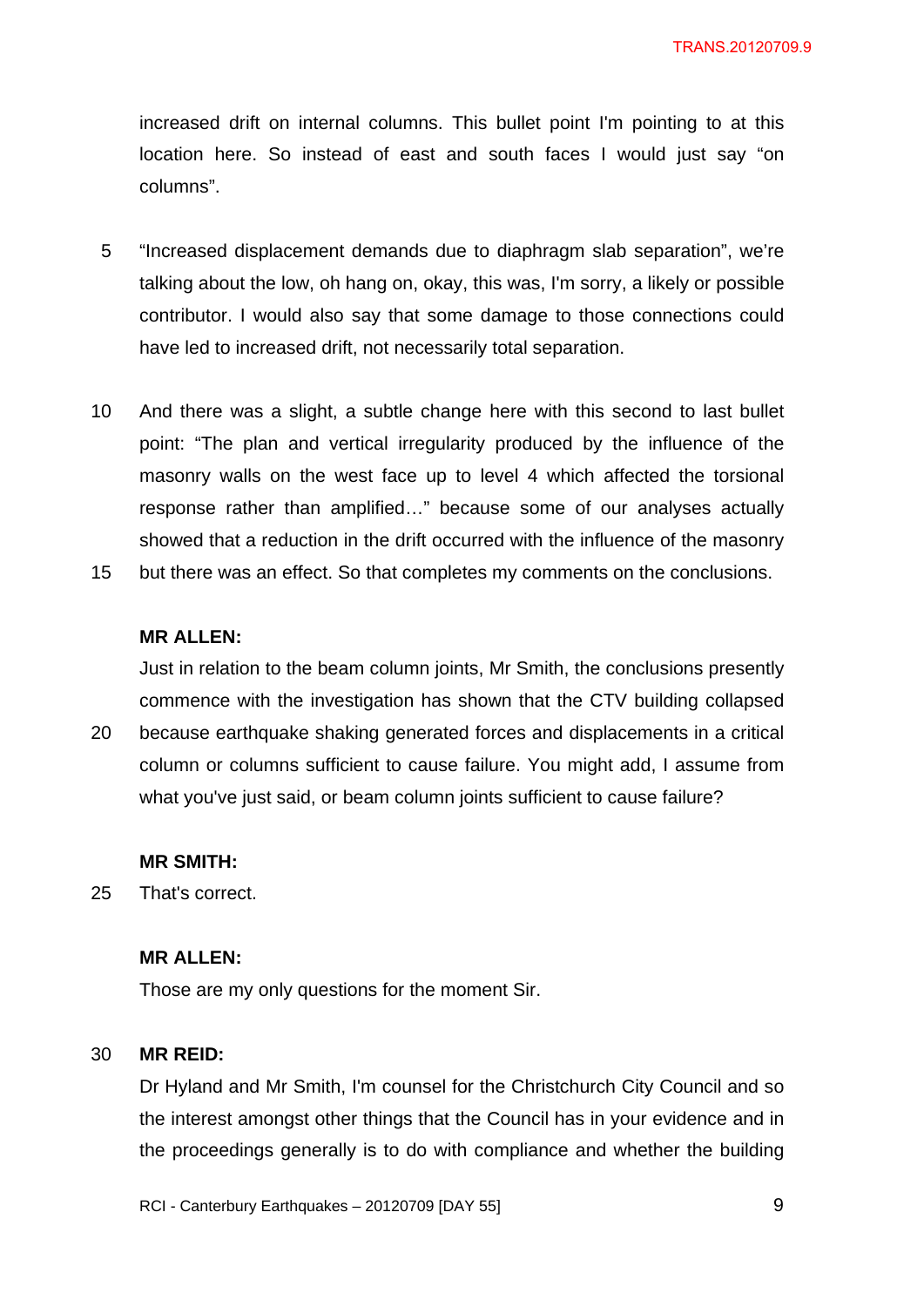increased drift on internal columns. This bullet point I'm pointing to at this location here. So instead of east and south faces I would just say "on columns".

"Increased displacement demands due to diaphragm slab separation", we're talking about the low, oh hang on, okay, this was, I'm sorry, a likely or possible contributor. I would also say that some damage to those connections could have led to increased drift, not necessarily total separation.

And there was a slight, a subtle change here with this second to last bullet point: "The plan and vertical irregularity produced by the influence of the masonry walls on the west face up to level 4 which affected the torsional response rather than amplified…" because some of our analyses actually showed that a reduction in the drift occurred with the influence of the masonry but there was an effect. So that completes my comments on the conclusions.

**MR ALLEN:**

Just in relation to the beam column joints, Mr Smith, the conclusions presently commence with the investigation has shown that the CTV building collapsed because earthquake shaking generated forces and displacements in a critical column or columns sufficient to cause failure. You might add, I assume from what you've just said, or beam column joints sufficient to cause failure?

**MR SMITH:**

That's correct.

**MR ALLEN:**

Those are my only questions for the moment Sir.

**MR REID:**

Dr Hyland and Mr Smith, I'm counsel for the Christchurch City Council and so the interest amongst other things that the Council has in your evidence and in the proceedings generally is to do with compliance and whether the building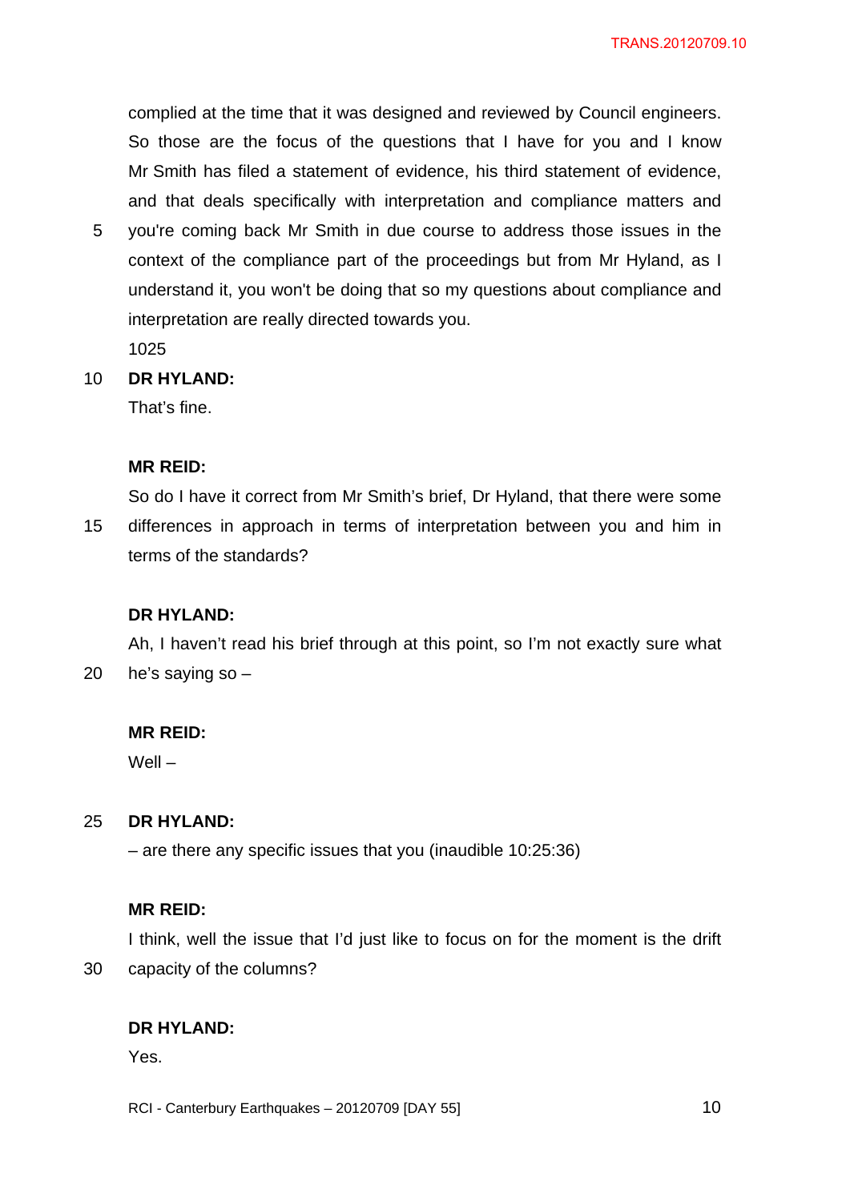complied at the time that it was designed and reviewed by Council engineers. So those are the focus of the questions that I have for you and I know Mr Smith has filed a statement of evidence, his third statement of evidence, and that deals specifically with interpretation and compliance matters and you're coming back Mr Smith in due course to address those issues in the context of the compliance part of the proceedings but from Mr Hyland, as I understand it, you won't be doing that so my questions about compliance and interpretation are really directed towards you.

1025

**DR HYLAND:**

That's fine.

**MR REID:**

So do I have it correct from Mr Smith's brief, Dr Hyland, that there were some differences in approach in terms of interpretation between you and him in terms of the standards?

**DR HYLAND:**

Ah, I haven't read his brief through at this point, so I'm not exactly sure what he's saying so –

**MR REID:**

Well –

**DR HYLAND:**

– are there any specific issues that you (inaudible 10:25:36)

**MR REID:**

I think, well the issue that I'd just like to focus on for the moment is the drift capacity of the columns?

**DR HYLAND:**

Yes.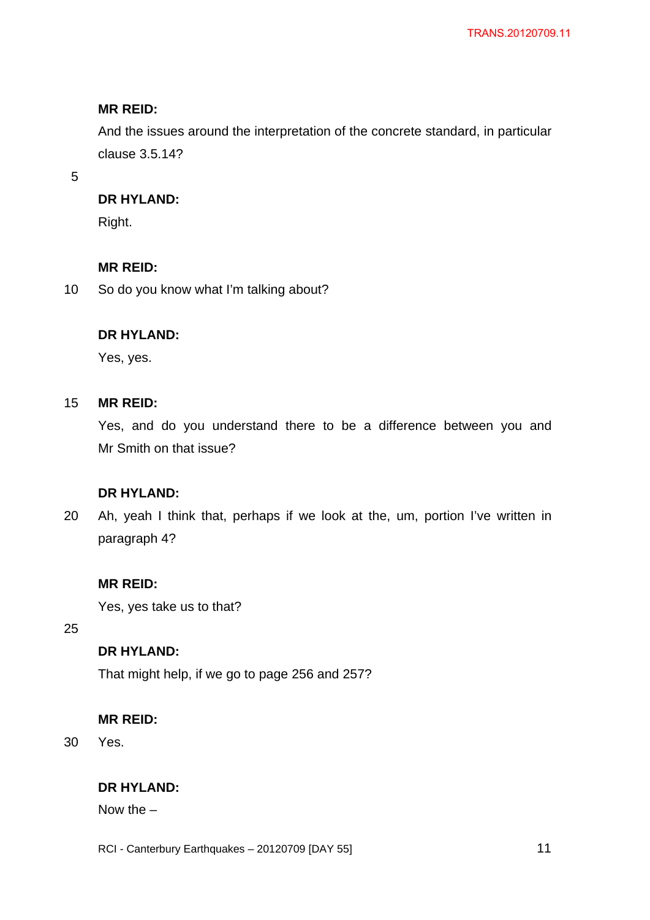**MR REID:**

And the issues around the interpretation of the concrete standard, in particular clause 3.5.14?

**DR HYLAND:**

Right.

**MR REID:**

So do you know what I'm talking about?

**DR HYLAND:**

Yes, yes.

**MR REID:**

Yes, and do you understand there to be a difference between you and Mr Smith on that issue?

**DR HYLAND:**

Ah, yeah I think that, perhaps if we look at the, um, portion I've written in paragraph 4?

**MR REID:**

Yes, yes take us to that?

**DR HYLAND:**

That might help, if we go to page 256 and 257?

**MR REID:**

Yes.

**DR HYLAND:**

Now the –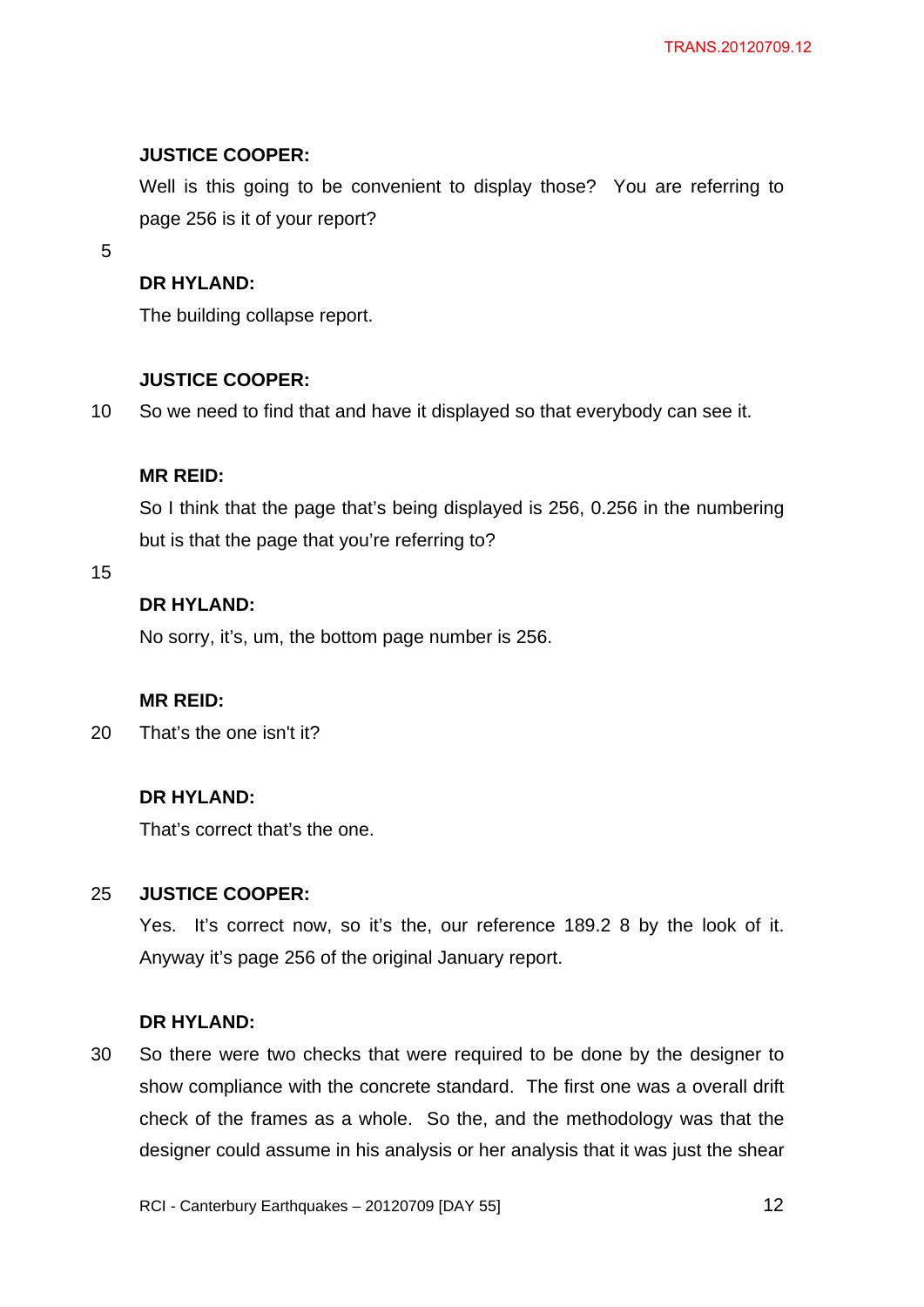**JUSTICE COOPER:**

Well is this going to be convenient to display those? You are referring to page 256 is it of your report?

**DR HYLAND:**

The building collapse report.

**JUSTICE COOPER:**

So we need to find that and have it displayed so that everybody can see it.

**MR REID:**

So I think that the page that's being displayed is 256, 0.256 in the numbering but is that the page that you're referring to?

**DR HYLAND:**

No sorry, it's, um, the bottom page number is 256.

**MR REID:**

That's the one isn't it?

**DR HYLAND:**

That's correct that's the one.

**JUSTICE COOPER:**

Yes. It's correct now, so it's the, our reference 189.2 8 by the look of it. Anyway it's page 256 of the original January report.

**DR HYLAND:**

So there were two checks that were required to be done by the designer to show compliance with the concrete standard. The first one was a overall drift check of the frames as a whole. So the, and the methodology was that the designer could assume in his analysis or her analysis that it was just the shear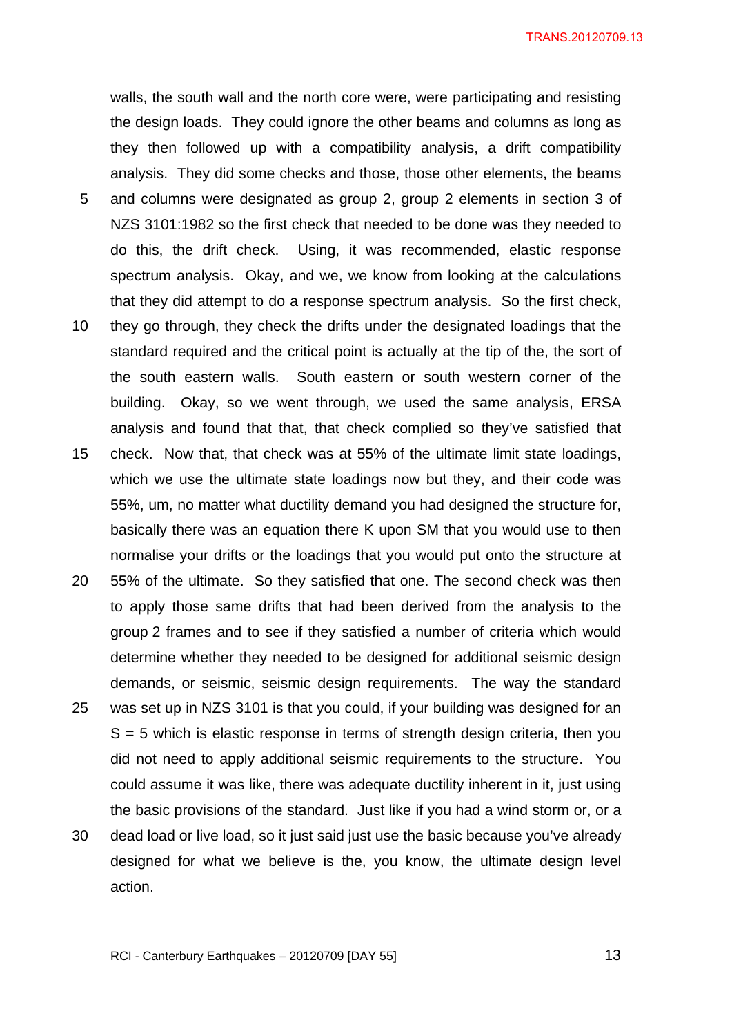walls, the south wall and the north core were, were participating and resisting the design loads. They could ignore the other beams and columns as long as they then followed up with a compatibility analysis, a drift compatibility analysis. They did some checks and those, those other elements, the beams and columns were designated as group 2, group 2 elements in section 3 of NZS 3101:1982 so the first check that needed to be done was they needed to do this, the drift check. Using, it was recommended, elastic response spectrum analysis. Okay, and we, we know from looking at the calculations that they did attempt to do a response spectrum analysis. So the first check, they go through, they check the drifts under the designated loadings that the standard required and the critical point is actually at the tip of the, the sort of the south eastern walls. South eastern or south western corner of the building. Okay, so we went through, we used the same analysis, ERSA analysis and found that that, that check complied so they've satisfied that check. Now that, that check was at 55% of the ultimate limit state loadings, which we use the ultimate state loadings now but they, and their code was 55%, um, no matter what ductility demand you had designed the structure for, basically there was an equation there K upon SM that you would use to then normalise your drifts or the loadings that you would put onto the structure at 55% of the ultimate. So they satisfied that one. The second check was then to apply those same drifts that had been derived from the analysis to the group 2 frames and to see if they satisfied a number of criteria which would determine whether they needed to be designed for additional seismic design demands, or seismic, seismic design requirements. The way the standard was set up in NZS 3101 is that you could, if your building was designed for an S = 5 which is elastic response in terms of strength design criteria, then you did not need to apply additional seismic requirements to the structure. You could assume it was like, there was adequate ductility inherent in it, just using the basic provisions of the standard. Just like if you had a wind storm or, or a dead load or live load, so it just said just use the basic because you've already designed for what we believe is the, you know, the ultimate design level action.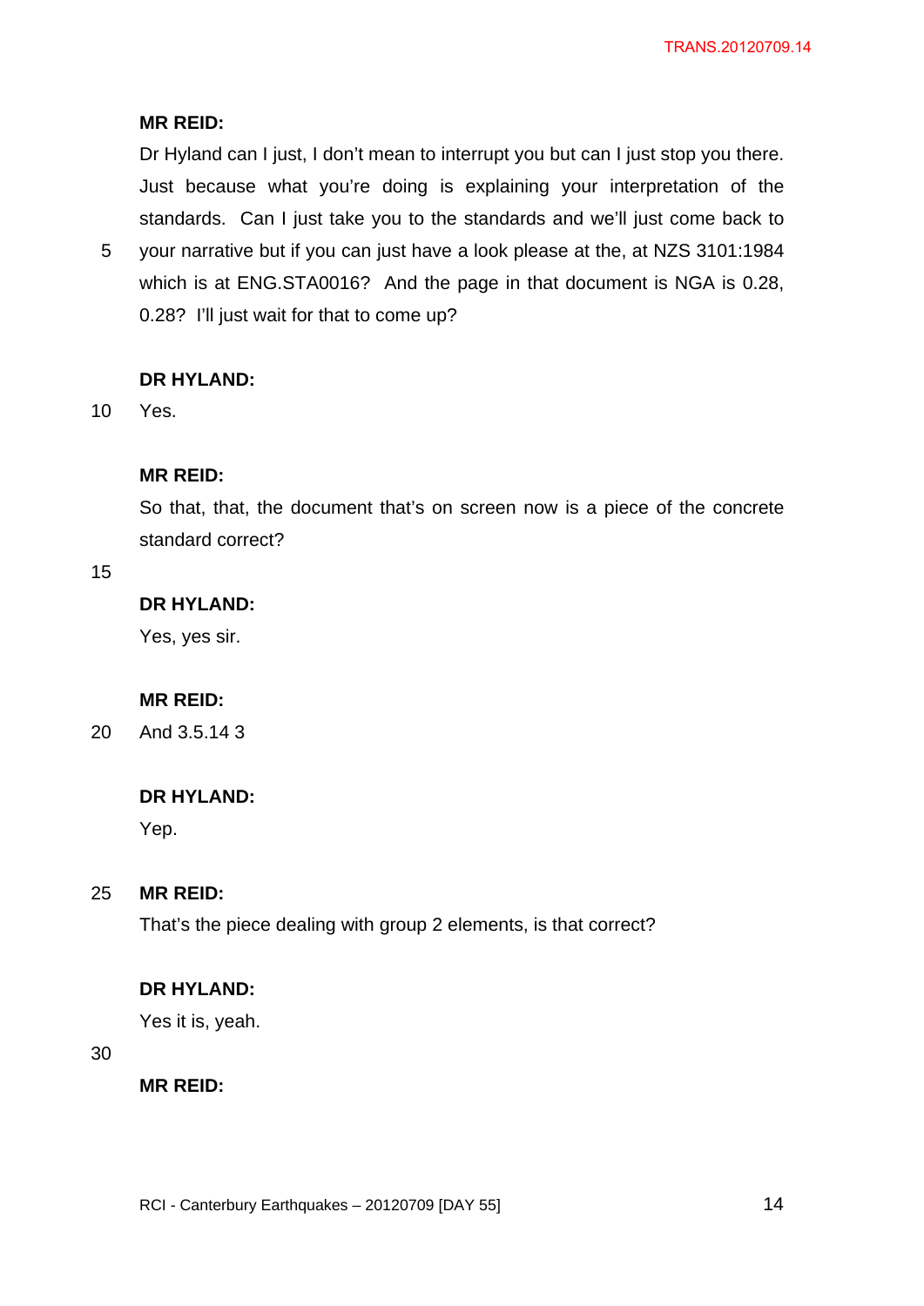**MR REID:**

Dr Hyland can I just, I don't mean to interrupt you but can I just stop you there. Just because what you're doing is explaining your interpretation of the standards. Can I just take you to the standards and we'll just come back to your narrative but if you can just have a look please at the, at NZS 3101:1984 which is at ENG.STA0016? And the page in that document is NGA is 0.28, 0.28? I'll just wait for that to come up?

**DR HYLAND:**

Yes.

**MR REID:**

So that, that, the document that's on screen now is a piece of the concrete standard correct?

**DR HYLAND:**

Yes, yes sir.

**MR REID:**

And 3.5.14 3

**DR HYLAND:**

Yep.

**MR REID:**

That's the piece dealing with group 2 elements, is that correct?

**DR HYLAND:**

Yes it is, yeah.

**MR REID:**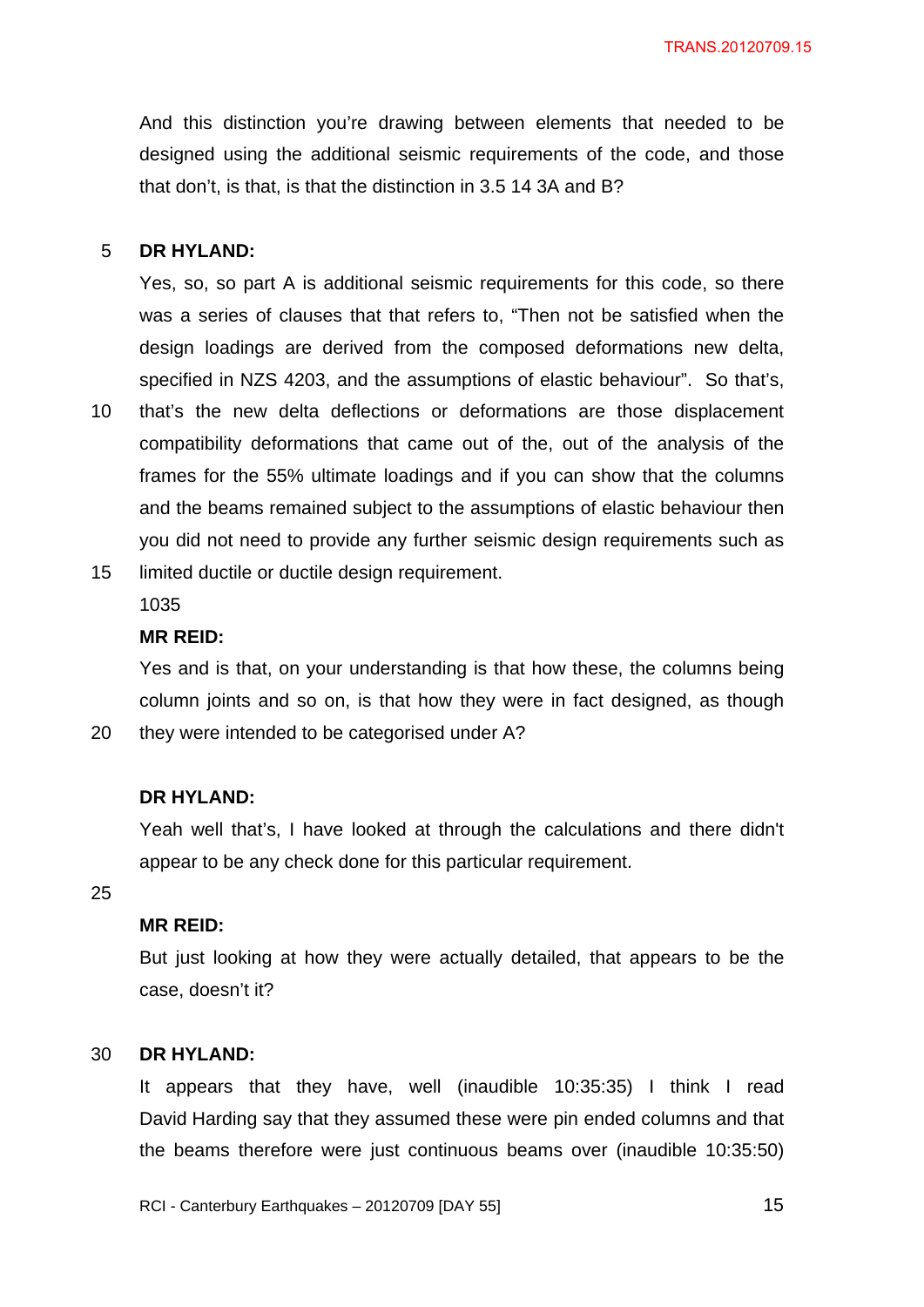And this distinction you're drawing between elements that needed to be designed using the additional seismic requirements of the code, and those that don't, is that, is that the distinction in 3.5 14 3A and B?

**DR HYLAND:**

Yes, so, so part A is additional seismic requirements for this code, so there was a series of clauses that that refers to, "Then not be satisfied when the design loadings are derived from the composed deformations new delta, specified in NZS 4203, and the assumptions of elastic behaviour". So that's, that's the new delta deflections or deformations are those displacement compatibility deformations that came out of the, out of the analysis of the frames for the 55% ultimate loadings and if you can show that the columns and the beams remained subject to the assumptions of elastic behaviour then you did not need to provide any further seismic design requirements such as limited ductile or ductile design requirement.

1035

**MR REID:**

Yes and is that, on your understanding is that how these, the columns being column joints and so on, is that how they were in fact designed, as though they were intended to be categorised under A?

**DR HYLAND:**

Yeah well that's, I have looked at through the calculations and there didn't appear to be any check done for this particular requirement.

**MR REID:**

But just looking at how they were actually detailed, that appears to be the case, doesn't it?

**DR HYLAND:**

It appears that they have, well (inaudible 10:35:35) I think I read David Harding say that they assumed these were pin ended columns and that the beams therefore were just continuous beams over (inaudible 10:35:50)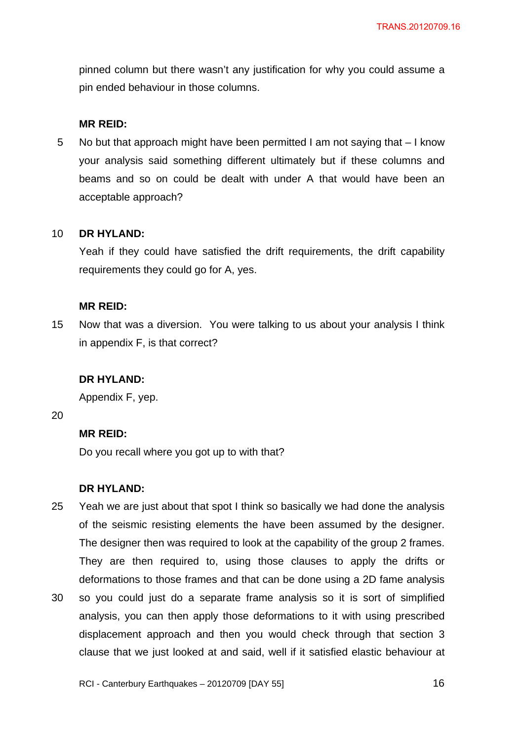pinned column but there wasn't any justification for why you could assume a pin ended behaviour in those columns.

**MR REID:**

No but that approach might have been permitted I am not saying that – I know your analysis said something different ultimately but if these columns and beams and so on could be dealt with under A that would have been an acceptable approach?

**DR HYLAND:**

Yeah if they could have satisfied the drift requirements, the drift capability requirements they could go for A, yes.

**MR REID:**

Now that was a diversion. You were talking to us about your analysis I think in appendix F, is that correct?

**DR HYLAND:**

Appendix F, yep.

**MR REID:**

Do you recall where you got up to with that?

**DR HYLAND:**

Yeah we are just about that spot I think so basically we had done the analysis of the seismic resisting elements the have been assumed by the designer. The designer then was required to look at the capability of the group 2 frames. They are then required to, using those clauses to apply the drifts or deformations to those frames and that can be done using a 2D fame analysis so you could just do a separate frame analysis so it is sort of simplified analysis, you can then apply those deformations to it with using prescribed displacement approach and then you would check through that section 3 clause that we just looked at and said, well if it satisfied elastic behaviour at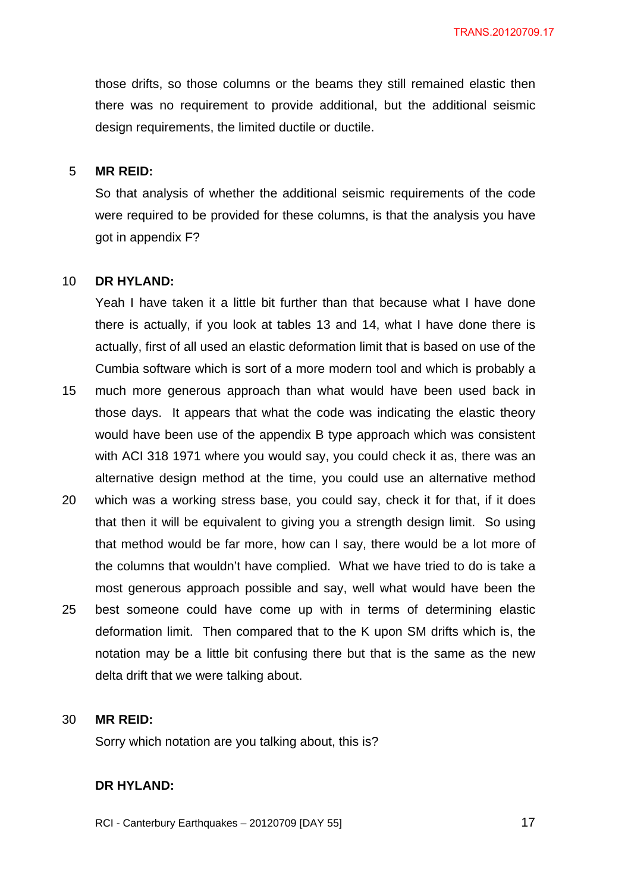those drifts, so those columns or the beams they still remained elastic then there was no requirement to provide additional, but the additional seismic design requirements, the limited ductile or ductile.

**MR REID:**

So that analysis of whether the additional seismic requirements of the code were required to be provided for these columns, is that the analysis you have got in appendix F?

**DR HYLAND:**

Yeah I have taken it a little bit further than that because what I have done there is actually, if you look at tables 13 and 14, what I have done there is actually, first of all used an elastic deformation limit that is based on use of the Cumbia software which is sort of a more modern tool and which is probably a much more generous approach than what would have been used back in those days. It appears that what the code was indicating the elastic theory would have been use of the appendix B type approach which was consistent with ACI 318 1971 where you would say, you could check it as, there was an alternative design method at the time, you could use an alternative method which was a working stress base, you could say, check it for that, if it does that then it will be equivalent to giving you a strength design limit. So using that method would be far more, how can I say, there would be a lot more of the columns that wouldn't have complied. What we have tried to do is take a most generous approach possible and say, well what would have been the best someone could have come up with in terms of determining elastic deformation limit. Then compared that to the K upon SM drifts which is, the notation may be a little bit confusing there but that is the same as the new delta drift that we were talking about.

**MR REID:**

Sorry which notation are you talking about, this is?

**DR HYLAND:**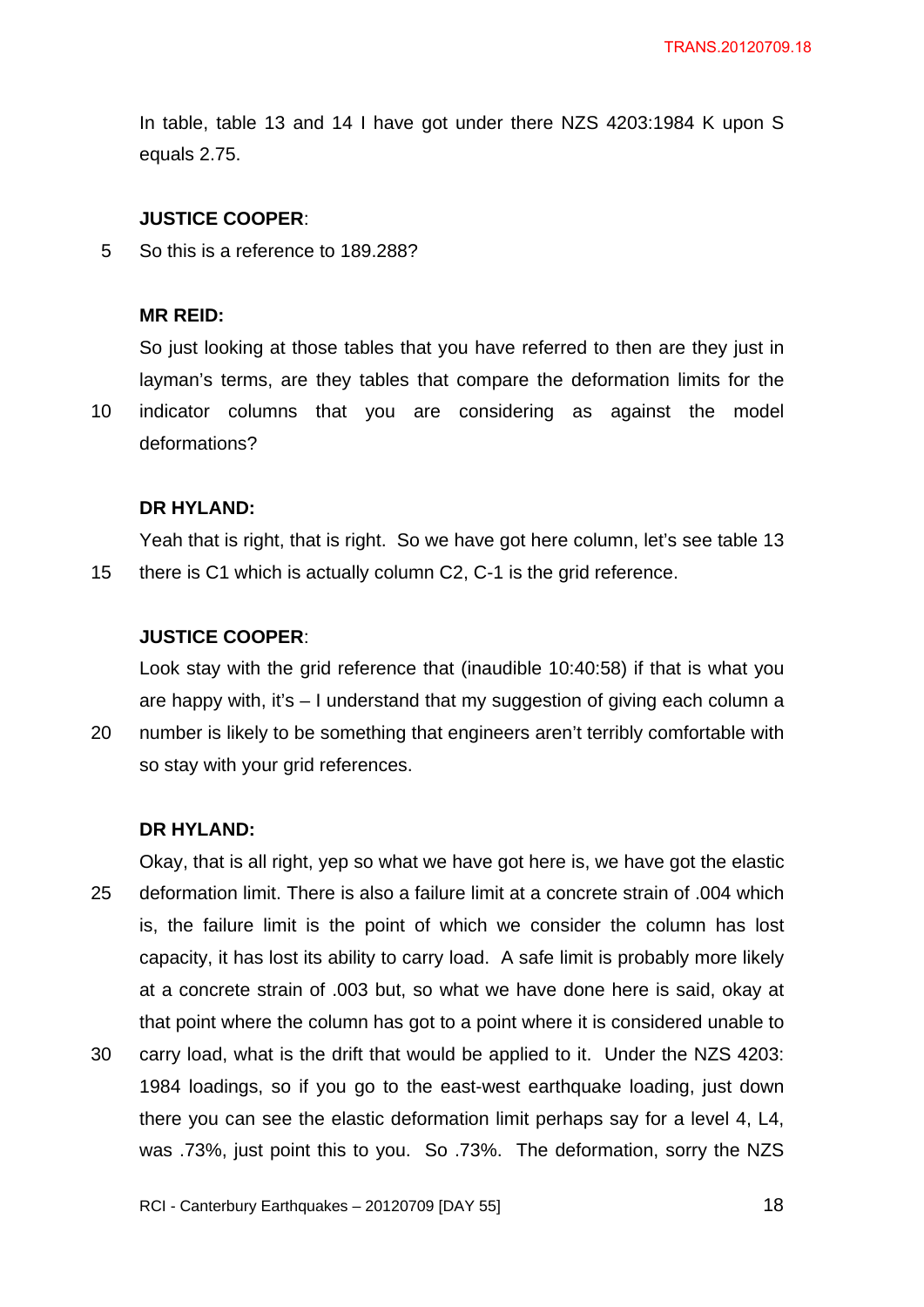In table, table 13 and 14 I have got under there NZS 4203:1984 K upon S equals 2.75.

**JUSTICE COOPER**:

So this is a reference to 189.288?

**MR REID:**

So just looking at those tables that you have referred to then are they just in layman's terms, are they tables that compare the deformation limits for the indicator columns that you are considering as against the model deformations?

**DR HYLAND:**

Yeah that is right, that is right. So we have got here column, let's see table 13 there is C1 which is actually column C2, C-1 is the grid reference.

**JUSTICE COOPER**:

Look stay with the grid reference that (inaudible 10:40:58) if that is what you are happy with, it's – I understand that my suggestion of giving each column a number is likely to be something that engineers aren't terribly comfortable with so stay with your grid references.

**DR HYLAND:**

Okay, that is all right, yep so what we have got here is, we have got the elastic deformation limit. There is also a failure limit at a concrete strain of .004 which is, the failure limit is the point of which we consider the column has lost capacity, it has lost its ability to carry load. A safe limit is probably more likely at a concrete strain of .003 but, so what we have done here is said, okay at that point where the column has got to a point where it is considered unable to carry load, what is the drift that would be applied to it. Under the NZS 4203: 1984 loadings, so if you go to the east-west earthquake loading, just down there you can see the elastic deformation limit perhaps say for a level 4, L4, was .73%, just point this to you. So .73%. The deformation, sorry the NZS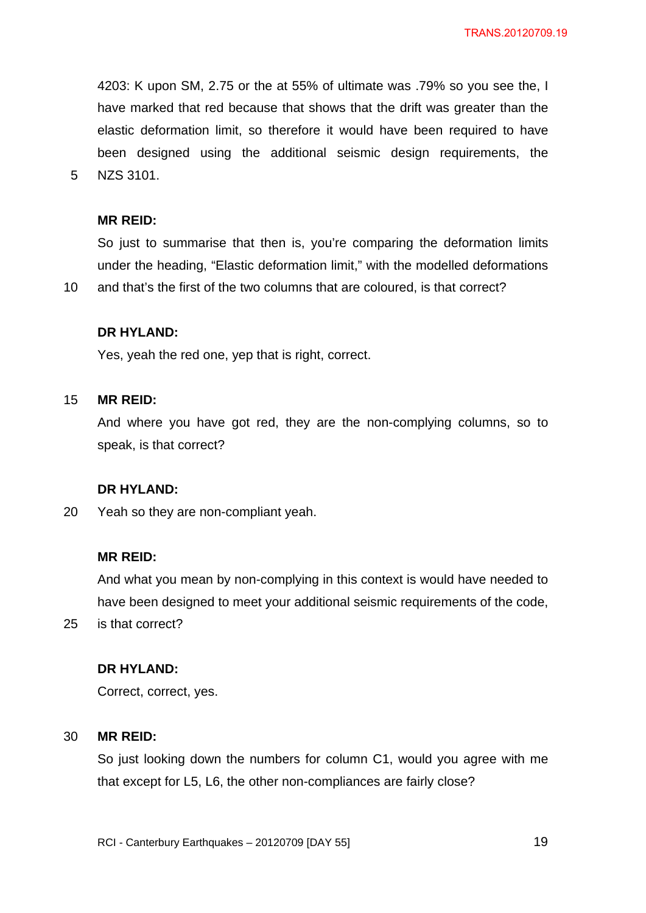4203: K upon SM, 2.75 or the at 55% of ultimate was .79% so you see the, I have marked that red because that shows that the drift was greater than the elastic deformation limit, so therefore it would have been required to have been designed using the additional seismic design requirements, the NZS 3101.

**MR REID:**

So just to summarise that then is, you're comparing the deformation limits under the heading, "Elastic deformation limit," with the modelled deformations and that's the first of the two columns that are coloured, is that correct?

**DR HYLAND:**

Yes, yeah the red one, yep that is right, correct.

**MR REID:**

And where you have got red, they are the non-complying columns, so to speak, is that correct?

**DR HYLAND:**

Yeah so they are non-compliant yeah.

**MR REID:**

And what you mean by non-complying in this context is would have needed to have been designed to meet your additional seismic requirements of the code, is that correct?

**DR HYLAND:**

Correct, correct, yes.

**MR REID:**

So just looking down the numbers for column C1, would you agree with me that except for L5, L6, the other non-compliances are fairly close?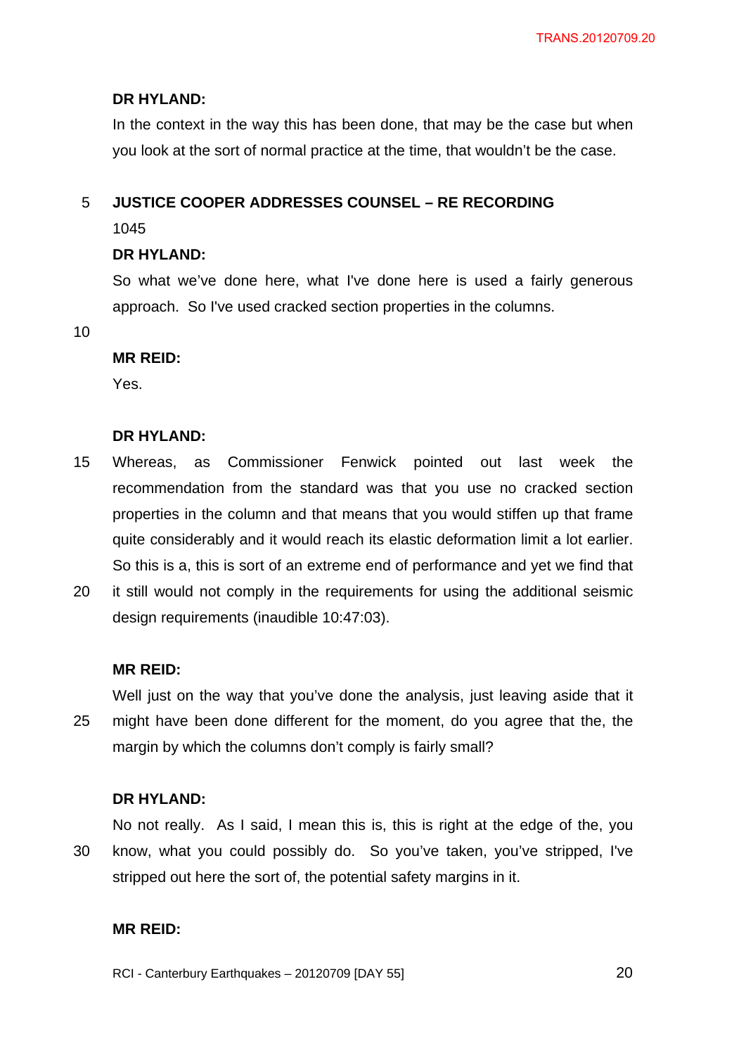**DR HYLAND:**

In the context in the way this has been done, that may be the case but when you look at the sort of normal practice at the time, that wouldn't be the case.

**JUSTICE COOPER ADDRESSES COUNSEL – RE RECORDING**

1045

**DR HYLAND:**

So what we've done here, what I've done here is used a fairly generous approach. So I've used cracked section properties in the columns.

**MR REID:**

Yes.

**DR HYLAND:**

Whereas, as Commissioner Fenwick pointed out last week the recommendation from the standard was that you use no cracked section properties in the column and that means that you would stiffen up that frame quite considerably and it would reach its elastic deformation limit a lot earlier. So this is a, this is sort of an extreme end of performance and yet we find that it still would not comply in the requirements for using the additional seismic design requirements (inaudible 10:47:03).

**MR REID:**

Well just on the way that you've done the analysis, just leaving aside that it might have been done different for the moment, do you agree that the, the margin by which the columns don't comply is fairly small?

**DR HYLAND:**

No not really. As I said, I mean this is, this is right at the edge of the, you know, what you could possibly do. So you've taken, you've stripped, I've stripped out here the sort of, the potential safety margins in it.

**MR REID:**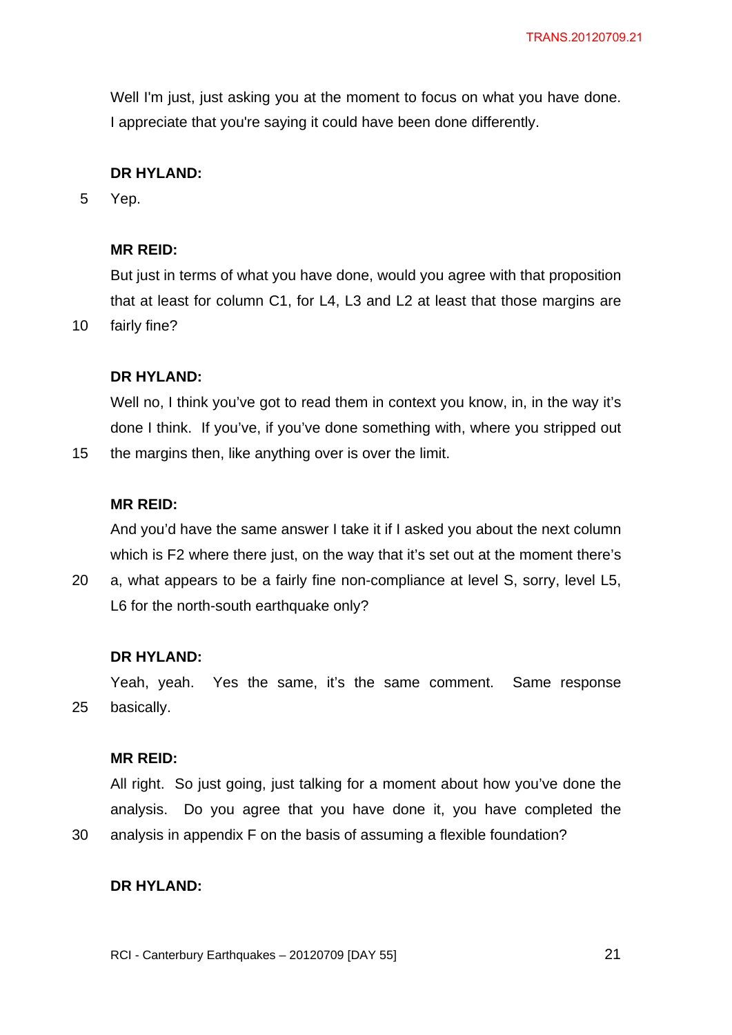Well I'm just, just asking you at the moment to focus on what you have done. I appreciate that you're saying it could have been done differently.

**DR HYLAND:**

Yep.

**MR REID:**

But just in terms of what you have done, would you agree with that proposition that at least for column C1, for L4, L3 and L2 at least that those margins are fairly fine?

**DR HYLAND:**

Well no, I think you've got to read them in context you know, in, in the way it's done I think. If you've, if you've done something with, where you stripped out the margins then, like anything over is over the limit.

**MR REID:**

And you'd have the same answer I take it if I asked you about the next column which is F2 where there just, on the way that it's set out at the moment there's a, what appears to be a fairly fine non-compliance at level S, sorry, level L5, L6 for the north-south earthquake only?

**DR HYLAND:**

Yeah, yeah. Yes the same, it's the same comment. Same response basically.

**MR REID:**

All right. So just going, just talking for a moment about how you've done the analysis. Do you agree that you have done it, you have completed the analysis in appendix F on the basis of assuming a flexible foundation?

**DR HYLAND:**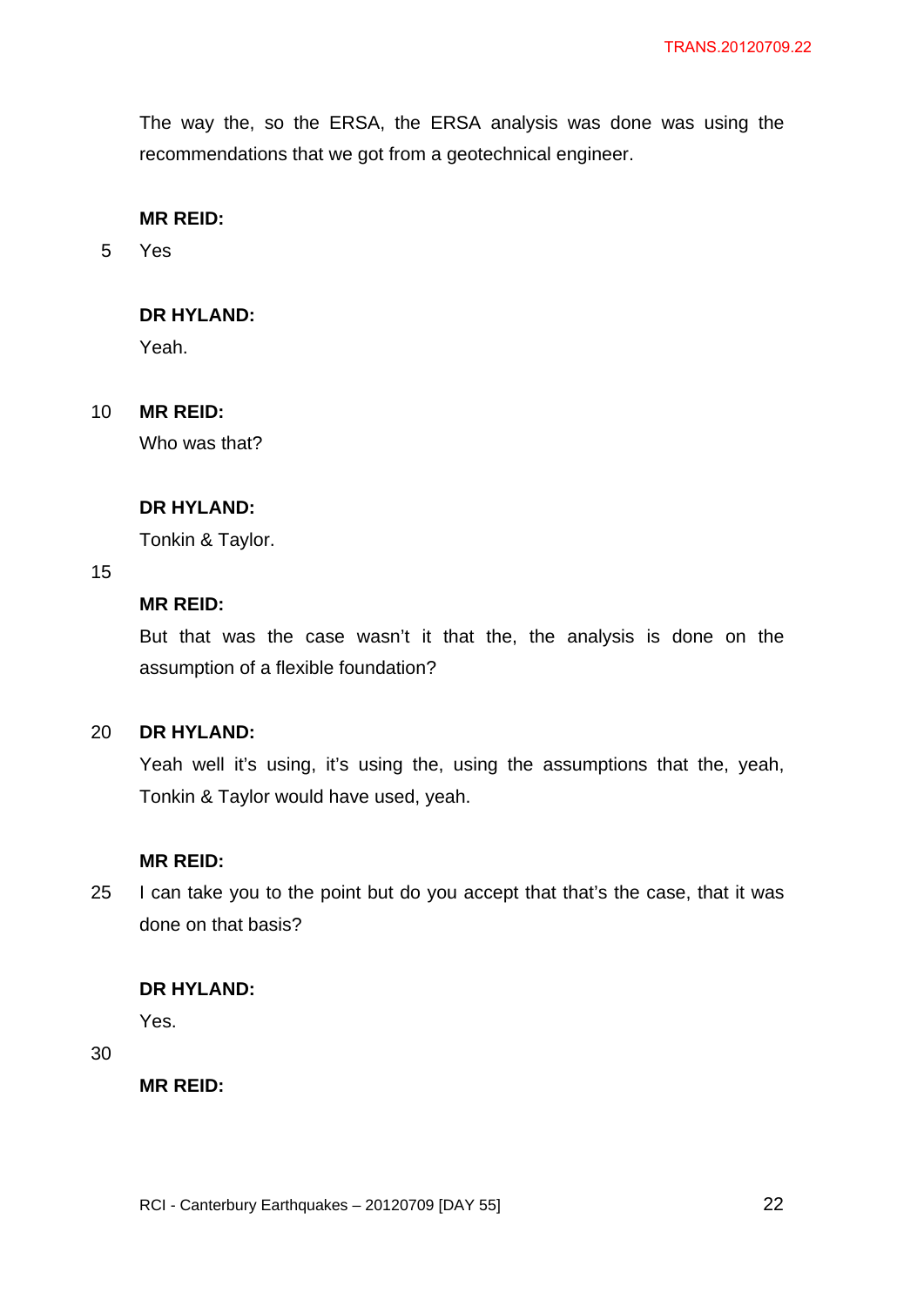The way the, so the ERSA, the ERSA analysis was done was using the recommendations that we got from a geotechnical engineer.

**MR REID:**

Yes

**DR HYLAND:**

Yeah.

**MR REID:**

Who was that?

**DR HYLAND:**

Tonkin & Taylor.

**MR REID:**

But that was the case wasn't it that the, the analysis is done on the assumption of a flexible foundation?

**DR HYLAND:**

Yeah well it's using, it's using the, using the assumptions that the, yeah, Tonkin & Taylor would have used, yeah.

**MR REID:**

I can take you to the point but do you accept that that's the case, that it was done on that basis?

**DR HYLAND:**

Yes.

**MR REID:**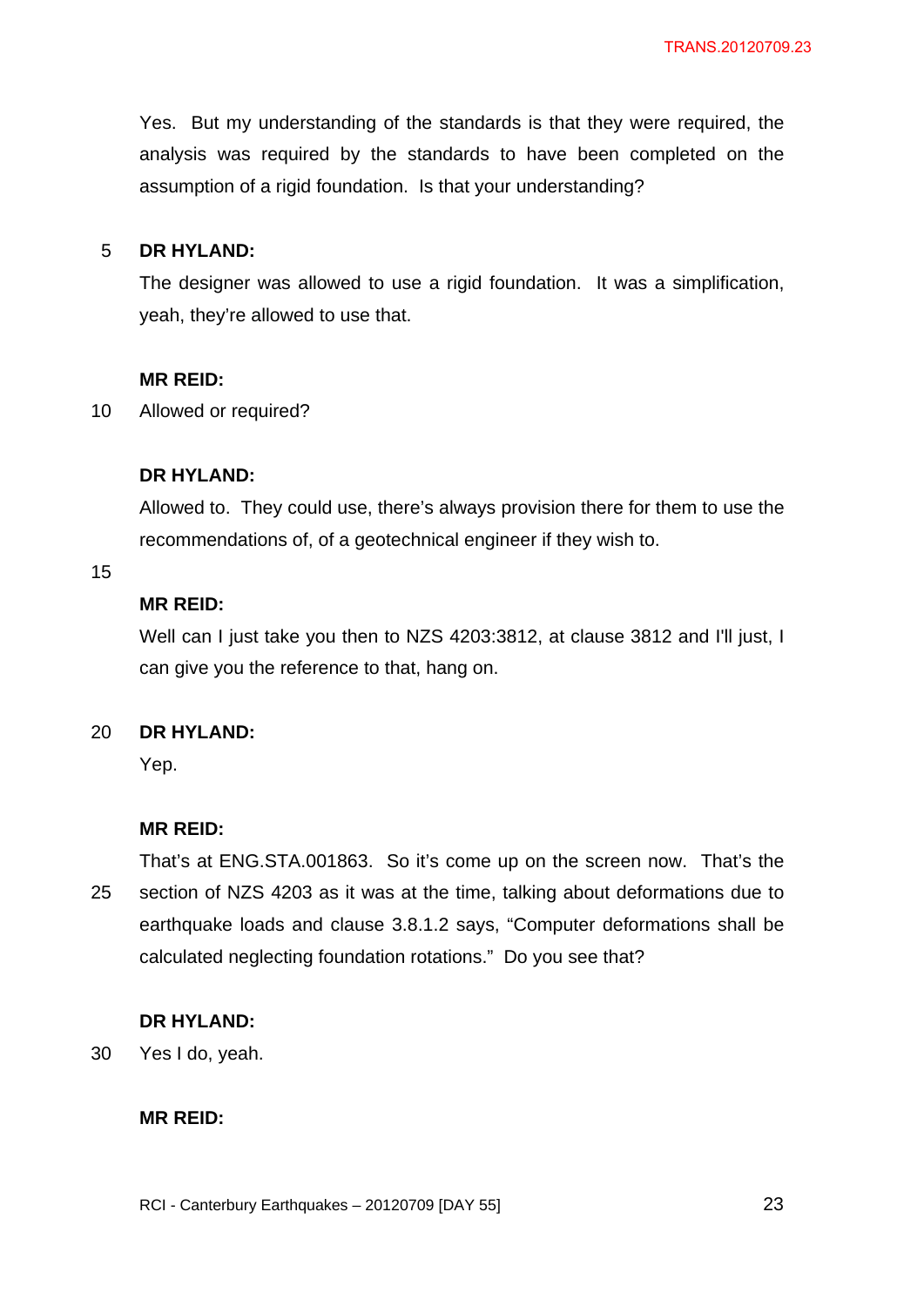Yes. But my understanding of the standards is that they were required, the analysis was required by the standards to have been completed on the assumption of a rigid foundation. Is that your understanding?

**DR HYLAND:**

The designer was allowed to use a rigid foundation. It was a simplification, yeah, they're allowed to use that.

**MR REID:**

Allowed or required?

**DR HYLAND:**

Allowed to. They could use, there's always provision there for them to use the recommendations of, of a geotechnical engineer if they wish to.

**MR REID:**

Well can I just take you then to NZS 4203:3812, at clause 3812 and I'll just, I can give you the reference to that, hang on.

**DR HYLAND:**

Yep.

**MR REID:**

That's at ENG.STA.001863. So it's come up on the screen now. That's the section of NZS 4203 as it was at the time, talking about deformations due to earthquake loads and clause 3.8.1.2 says, "Computer deformations shall be calculated neglecting foundation rotations." Do you see that?

**DR HYLAND:**

Yes I do, yeah.

**MR REID:**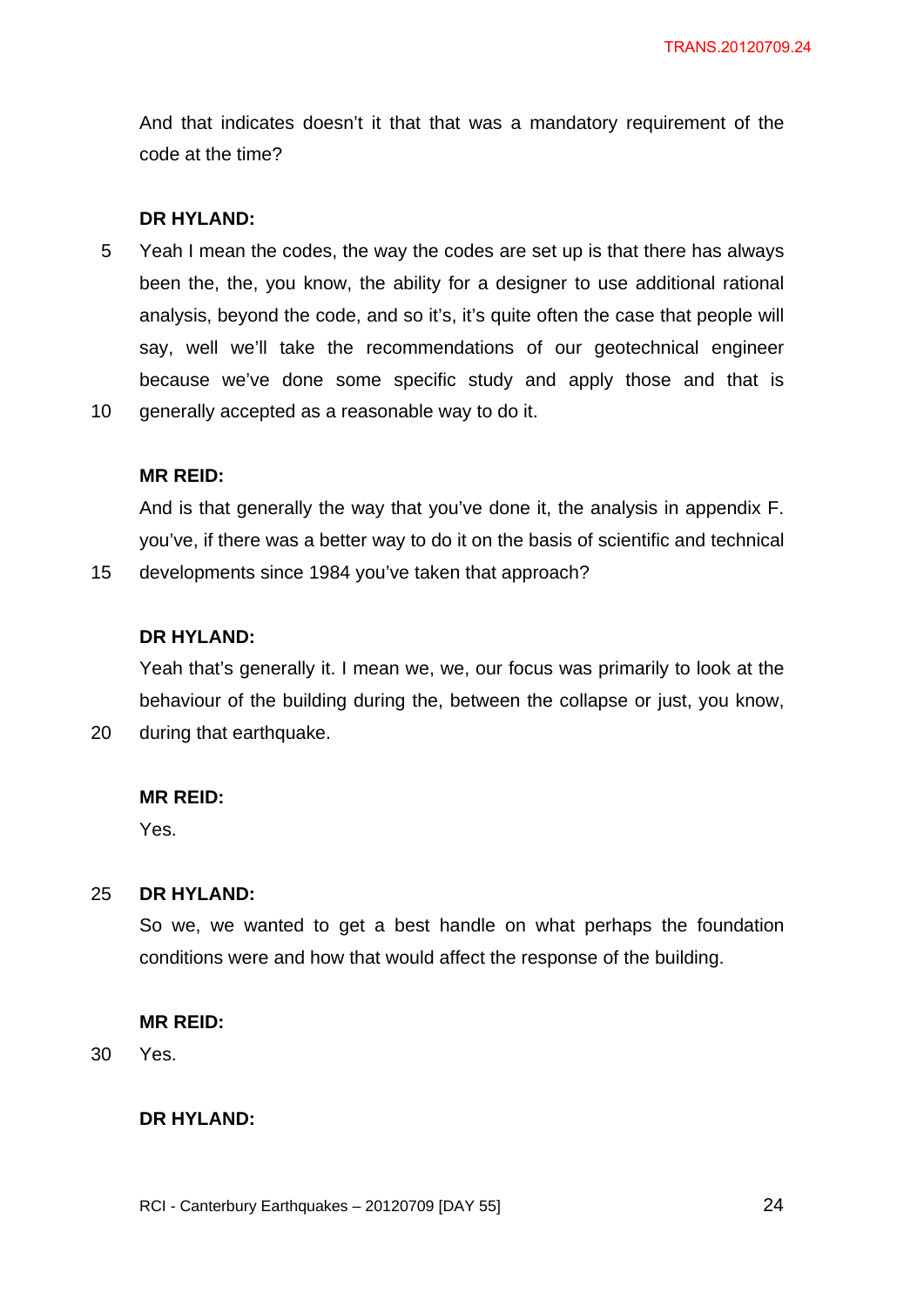And that indicates doesn't it that that was a mandatory requirement of the code at the time?

**DR HYLAND:**

Yeah I mean the codes, the way the codes are set up is that there has always been the, the, you know, the ability for a designer to use additional rational analysis, beyond the code, and so it's, it's quite often the case that people will say, well we'll take the recommendations of our geotechnical engineer because we've done some specific study and apply those and that is generally accepted as a reasonable way to do it.

**MR REID:**

And is that generally the way that you've done it, the analysis in appendix F. you've, if there was a better way to do it on the basis of scientific and technical developments since 1984 you've taken that approach?

**DR HYLAND:**

Yeah that's generally it. I mean we, we, our focus was primarily to look at the behaviour of the building during the, between the collapse or just, you know, during that earthquake.

**MR REID:**

Yes.

**DR HYLAND:**

So we, we wanted to get a best handle on what perhaps the foundation conditions were and how that would affect the response of the building.

**MR REID:**

Yes.

**DR HYLAND:**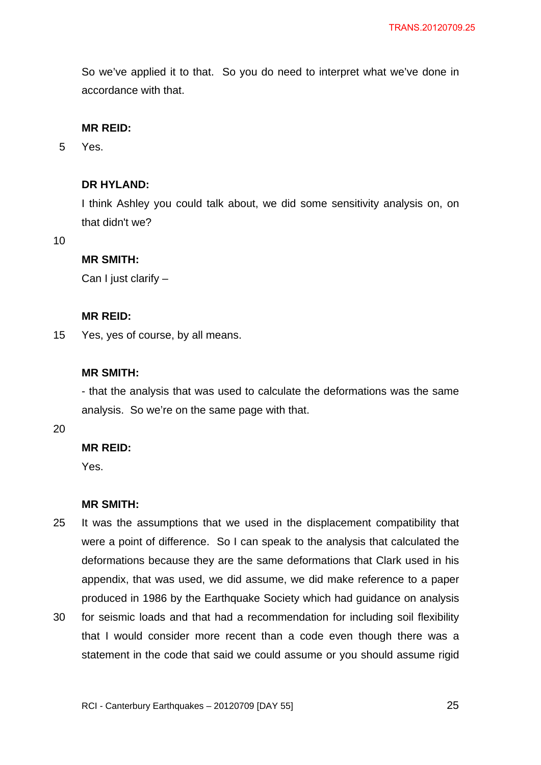So we've applied it to that. So you do need to interpret what we've done in accordance with that.

**MR REID:**

Yes.

**DR HYLAND:**

I think Ashley you could talk about, we did some sensitivity analysis on, on that didn't we?

**MR SMITH:**

Can I just clarify –

**MR REID:**

Yes, yes of course, by all means.

**MR SMITH:**

- that the analysis that was used to calculate the deformations was the same analysis. So we're on the same page with that.

**MR REID:**

Yes.

**MR SMITH:**

It was the assumptions that we used in the displacement compatibility that were a point of difference. So I can speak to the analysis that calculated the deformations because they are the same deformations that Clark used in his appendix, that was used, we did assume, we did make reference to a paper produced in 1986 by the Earthquake Society which had guidance on analysis for seismic loads and that had a recommendation for including soil flexibility that I would consider more recent than a code even though there was a statement in the code that said we could assume or you should assume rigid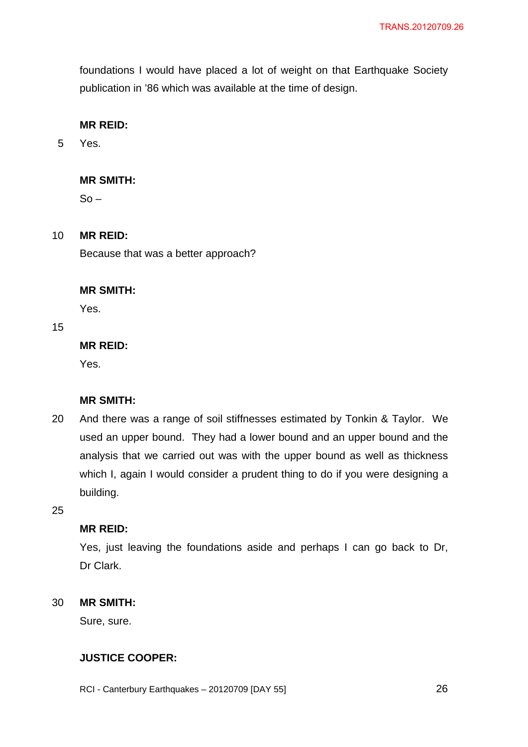foundations I would have placed a lot of weight on that Earthquake Society publication in '86 which was available at the time of design.

**MR REID:**

Yes.

**MR SMITH:**

So –

**MR REID:**

Because that was a better approach?

**MR SMITH:**

Yes.

**MR REID:**

Yes.

**MR SMITH:**

And there was a range of soil stiffnesses estimated by Tonkin & Taylor. We used an upper bound. They had a lower bound and an upper bound and the analysis that we carried out was with the upper bound as well as thickness which I, again I would consider a prudent thing to do if you were designing a building.

**MR REID:**

Yes, just leaving the foundations aside and perhaps I can go back to Dr, Dr Clark.

**MR SMITH:**

Sure, sure.

**JUSTICE COOPER:**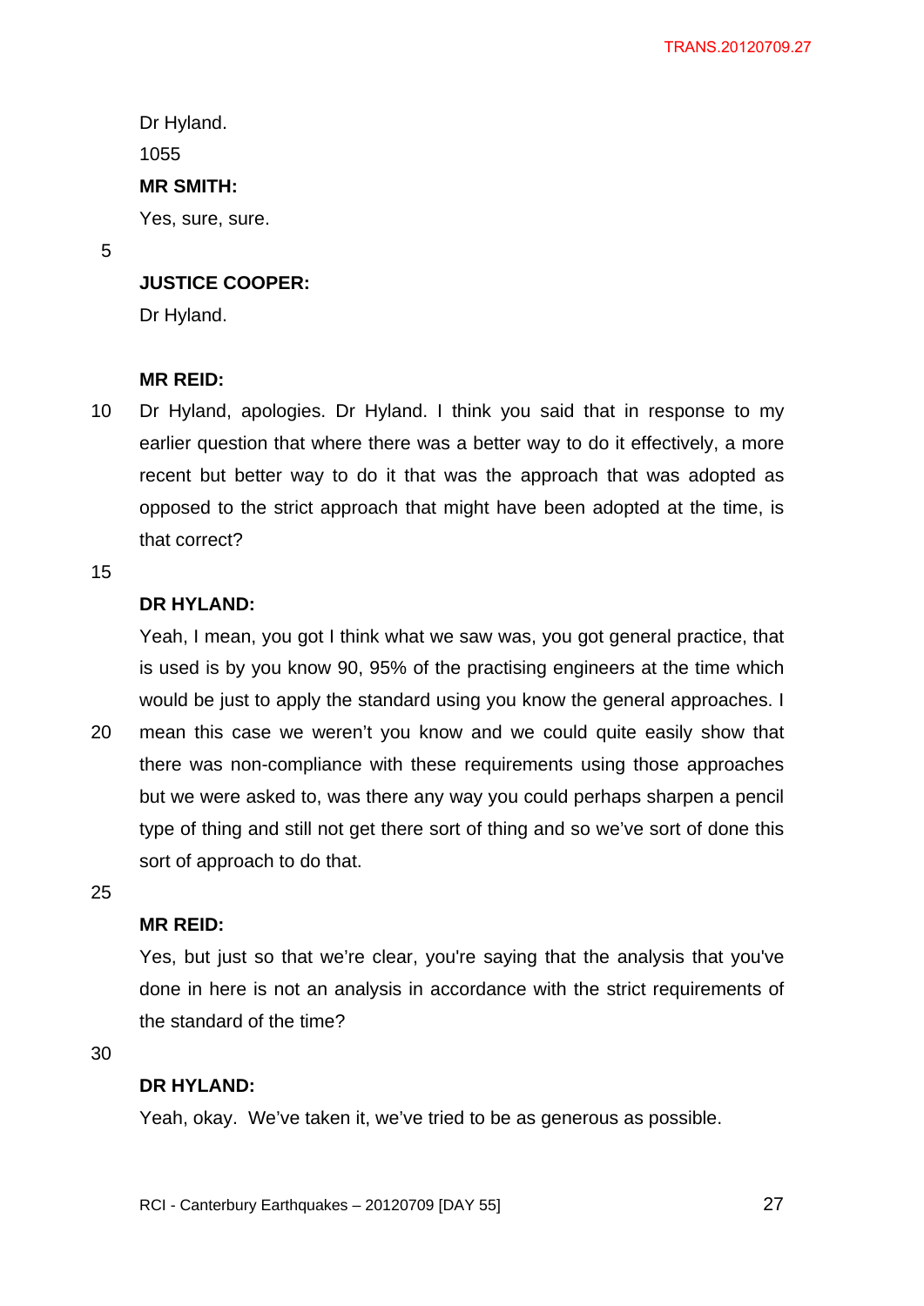Dr Hyland.

1055

**MR SMITH:**

Yes, sure, sure.

**JUSTICE COOPER:**

Dr Hyland.

**MR REID:**

Dr Hyland, apologies. Dr Hyland. I think you said that in response to my earlier question that where there was a better way to do it effectively, a more recent but better way to do it that was the approach that was adopted as opposed to the strict approach that might have been adopted at the time, is that correct?

**DR HYLAND:**

Yeah, I mean, you got I think what we saw was, you got general practice, that is used is by you know 90, 95% of the practising engineers at the time which would be just to apply the standard using you know the general approaches. I mean this case we weren't you know and we could quite easily show that there was non-compliance with these requirements using those approaches but we were asked to, was there any way you could perhaps sharpen a pencil type of thing and still not get there sort of thing and so we've sort of done this sort of approach to do that.

**MR REID:**

Yes, but just so that we're clear, you're saying that the analysis that you've done in here is not an analysis in accordance with the strict requirements of the standard of the time?

**DR HYLAND:**

Yeah, okay. We've taken it, we've tried to be as generous as possible.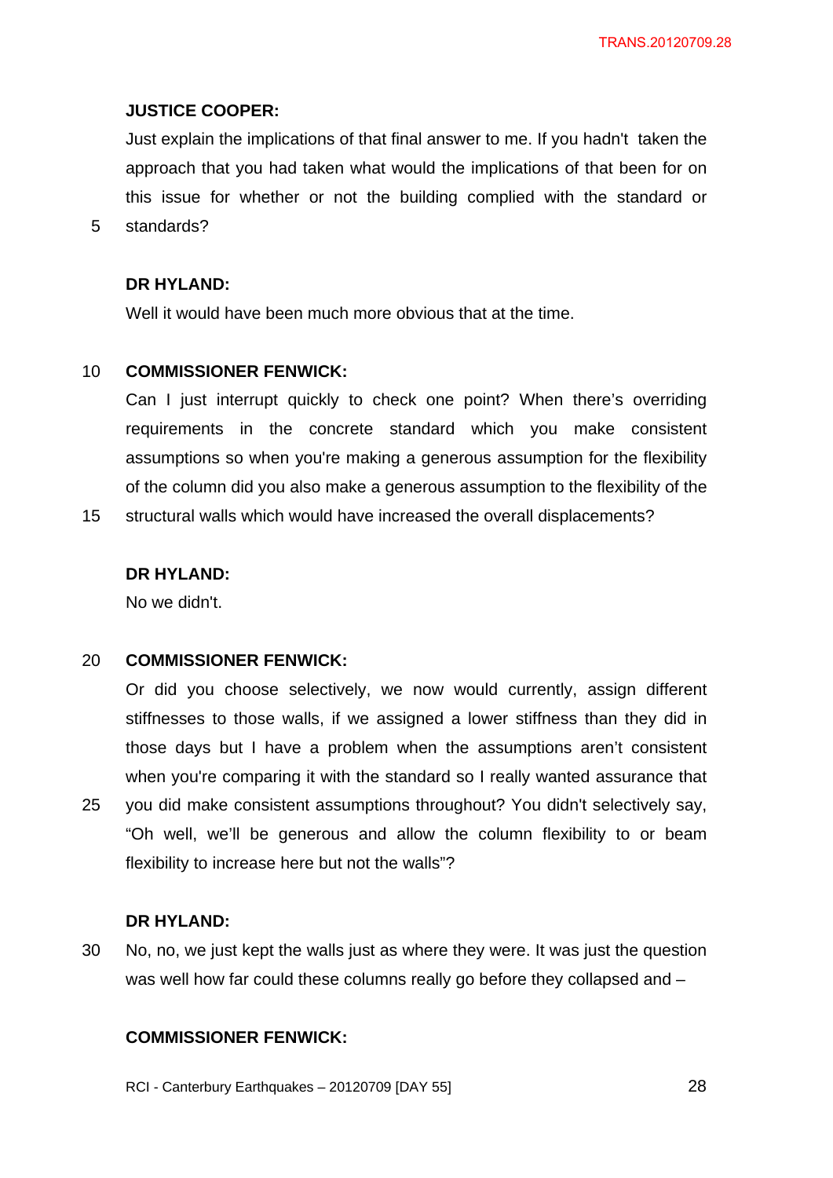**JUSTICE COOPER:**

Just explain the implications of that final answer to me. If you hadn't taken the approach that you had taken what would the implications of that been for on this issue for whether or not the building complied with the standard or standards?

**DR HYLAND:**

Well it would have been much more obvious that at the time.

**COMMISSIONER FENWICK:**

Can I just interrupt quickly to check one point? When there's overriding requirements in the concrete standard which you make consistent assumptions so when you're making a generous assumption for the flexibility of the column did you also make a generous assumption to the flexibility of the structural walls which would have increased the overall displacements?

**DR HYLAND:**

No we didn't.

**COMMISSIONER FENWICK:**

Or did you choose selectively, we now would currently, assign different stiffnesses to those walls, if we assigned a lower stiffness than they did in those days but I have a problem when the assumptions aren't consistent when you're comparing it with the standard so I really wanted assurance that you did make consistent assumptions throughout? You didn't selectively say, "Oh well, we'll be generous and allow the column flexibility to or beam flexibility to increase here but not the walls"?

**DR HYLAND:**

No, no, we just kept the walls just as where they were. It was just the question was well how far could these columns really go before they collapsed and –

**COMMISSIONER FENWICK:**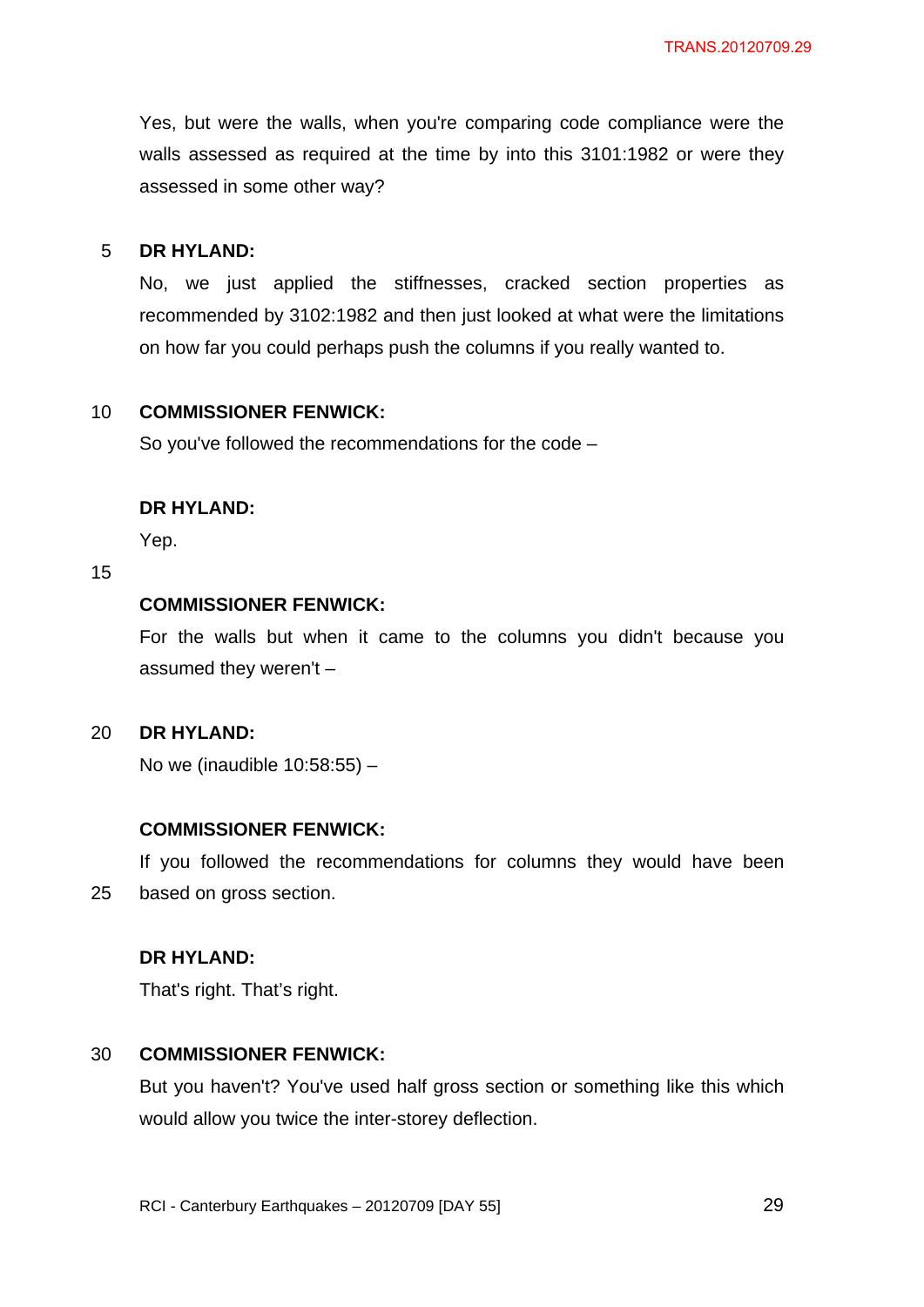Yes, but were the walls, when you're comparing code compliance were the walls assessed as required at the time by into this 3101:1982 or were they assessed in some other way?

**DR HYLAND:**

No, we just applied the stiffnesses, cracked section properties as recommended by 3102:1982 and then just looked at what were the limitations on how far you could perhaps push the columns if you really wanted to.

**COMMISSIONER FENWICK:**

So you've followed the recommendations for the code –

**DR HYLAND:**

Yep.

**COMMISSIONER FENWICK:**

For the walls but when it came to the columns you didn't because you assumed they weren't –

**DR HYLAND:**

No we (inaudible 10:58:55) –

**COMMISSIONER FENWICK:**

If you followed the recommendations for columns they would have been based on gross section.

**DR HYLAND:**

That's right. That's right.

**COMMISSIONER FENWICK:**

But you haven't? You've used half gross section or something like this which would allow you twice the inter-storey deflection.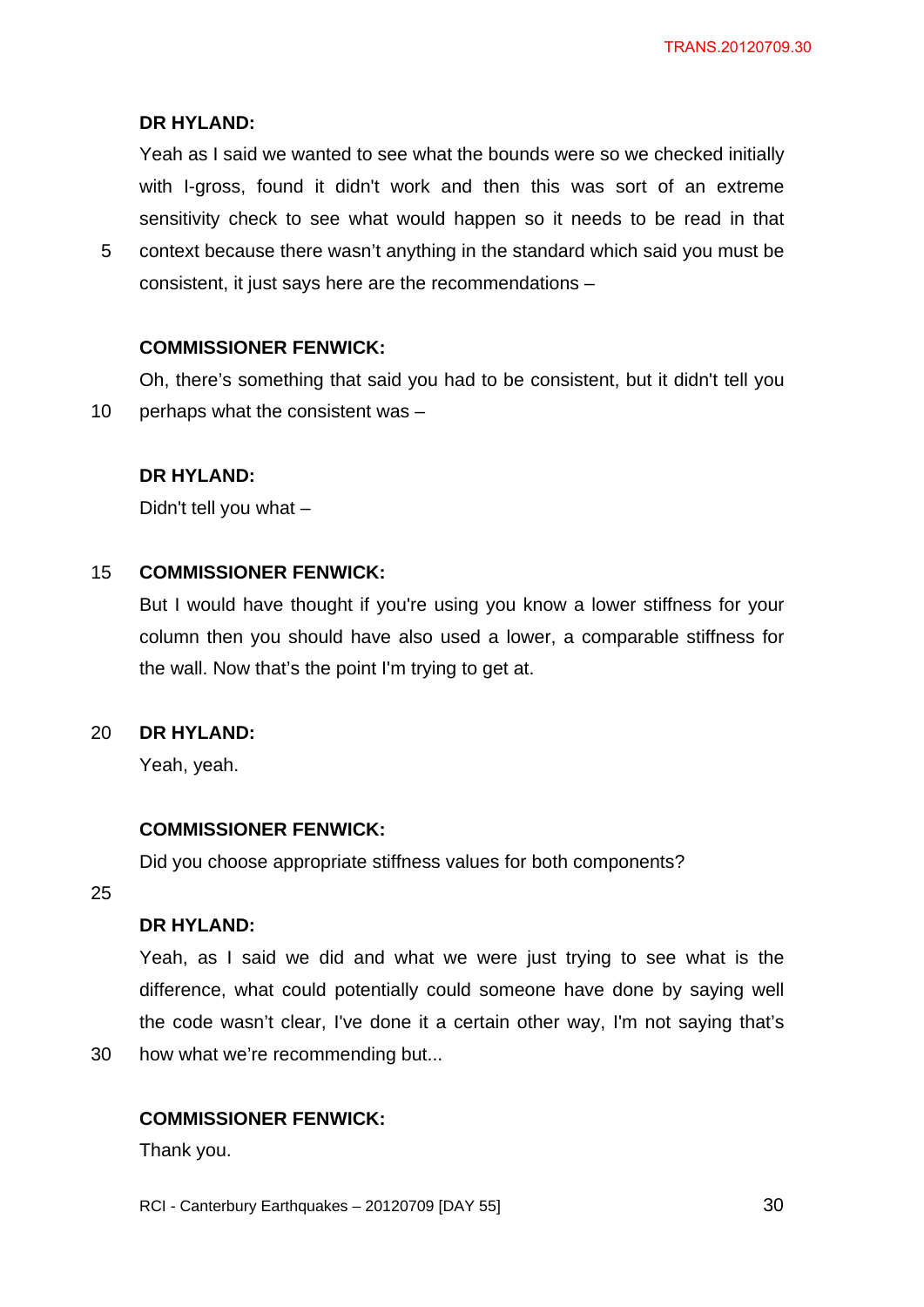**DR HYLAND:**

Yeah as I said we wanted to see what the bounds were so we checked initially with I-gross, found it didn't work and then this was sort of an extreme sensitivity check to see what would happen so it needs to be read in that context because there wasn't anything in the standard which said you must be consistent, it just says here are the recommendations –

**COMMISSIONER FENWICK:**

Oh, there's something that said you had to be consistent, but it didn't tell you perhaps what the consistent was –

**DR HYLAND:**

Didn't tell you what –

**COMMISSIONER FENWICK:**

But I would have thought if you're using you know a lower stiffness for your column then you should have also used a lower, a comparable stiffness for the wall. Now that's the point I'm trying to get at.

**DR HYLAND:**

Yeah, yeah.

**COMMISSIONER FENWICK:**

Did you choose appropriate stiffness values for both components?

**DR HYLAND:**

Yeah, as I said we did and what we were just trying to see what is the difference, what could potentially could someone have done by saying well the code wasn't clear, I've done it a certain other way, I'm not saying that's how what we're recommending but...

**COMMISSIONER FENWICK:**

Thank you.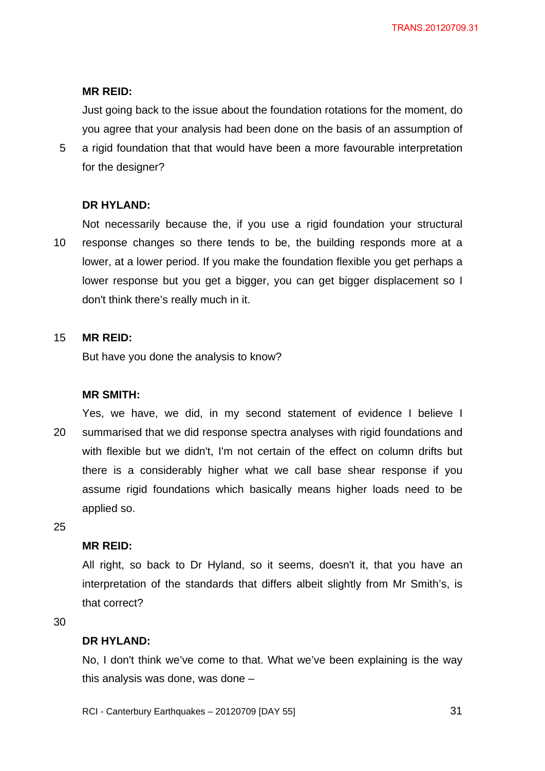**MR REID:**

Just going back to the issue about the foundation rotations for the moment, do you agree that your analysis had been done on the basis of an assumption of a rigid foundation that that would have been a more favourable interpretation for the designer?

**DR HYLAND:**

Not necessarily because the, if you use a rigid foundation your structural response changes so there tends to be, the building responds more at a lower, at a lower period. If you make the foundation flexible you get perhaps a lower response but you get a bigger, you can get bigger displacement so I don't think there's really much in it.

**MR REID:**

But have you done the analysis to know?

**MR SMITH:**

Yes, we have, we did, in my second statement of evidence I believe I summarised that we did response spectra analyses with rigid foundations and with flexible but we didn't, I'm not certain of the effect on column drifts but there is a considerably higher what we call base shear response if you assume rigid foundations which basically means higher loads need to be applied so.

**MR REID:**

All right, so back to Dr Hyland, so it seems, doesn't it, that you have an interpretation of the standards that differs albeit slightly from Mr Smith's, is that correct?

**DR HYLAND:**

No, I don't think we've come to that. What we've been explaining is the way this analysis was done, was done –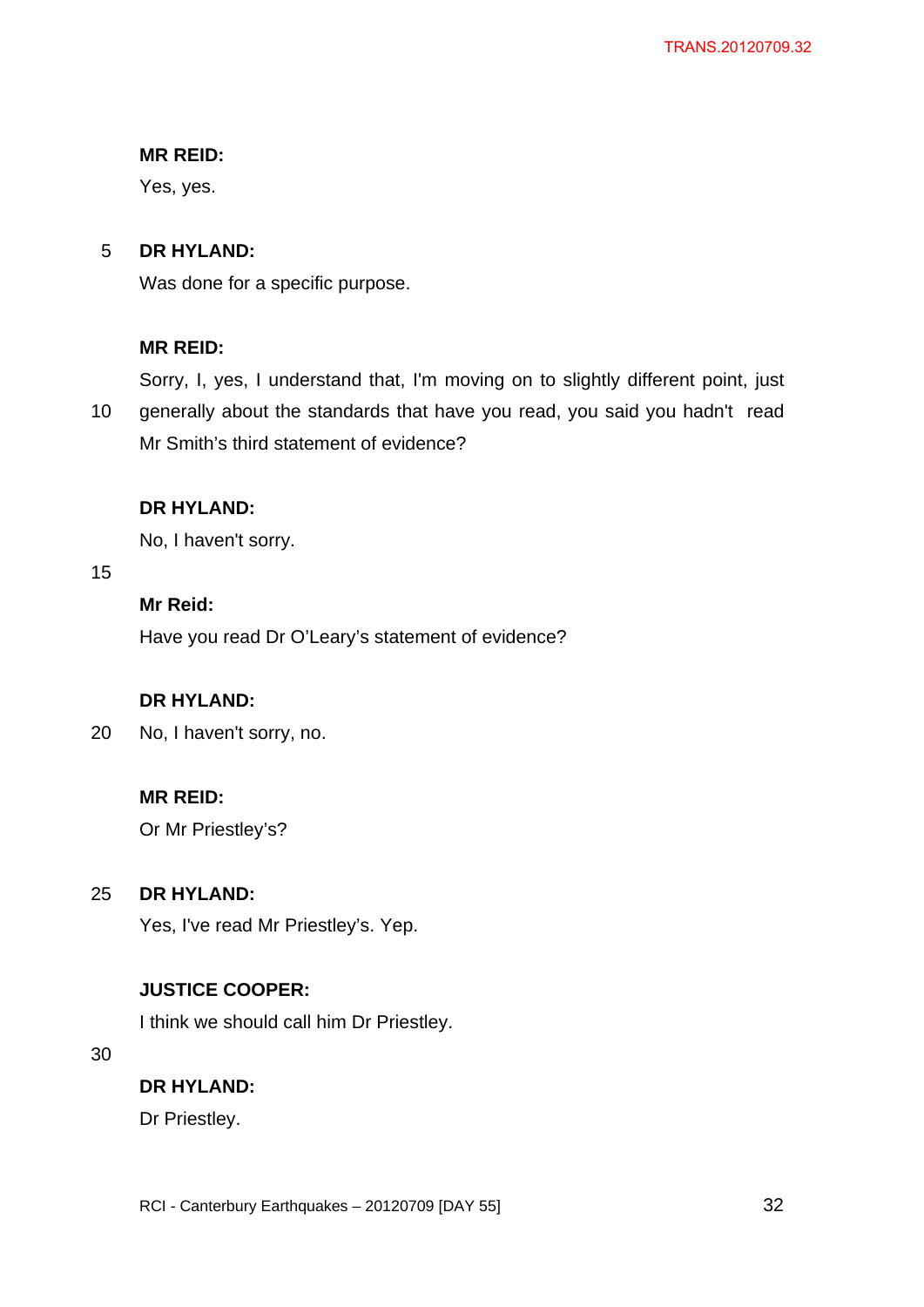**MR REID:**

Yes, yes.

**DR HYLAND:**

Was done for a specific purpose.

**MR REID:**

Sorry, I, yes, I understand that, I'm moving on to slightly different point, just generally about the standards that have you read, you said you hadn't read Mr Smith's third statement of evidence?

**DR HYLAND:**

No, I haven't sorry.

**Mr Reid:**

Have you read Dr O'Leary's statement of evidence?

**DR HYLAND:**

No, I haven't sorry, no.

**MR REID:**

Or Mr Priestley's?

**DR HYLAND:**

Yes, I've read Mr Priestley's. Yep.

**JUSTICE COOPER:**

I think we should call him Dr Priestley.

**DR HYLAND:**

Dr Priestley.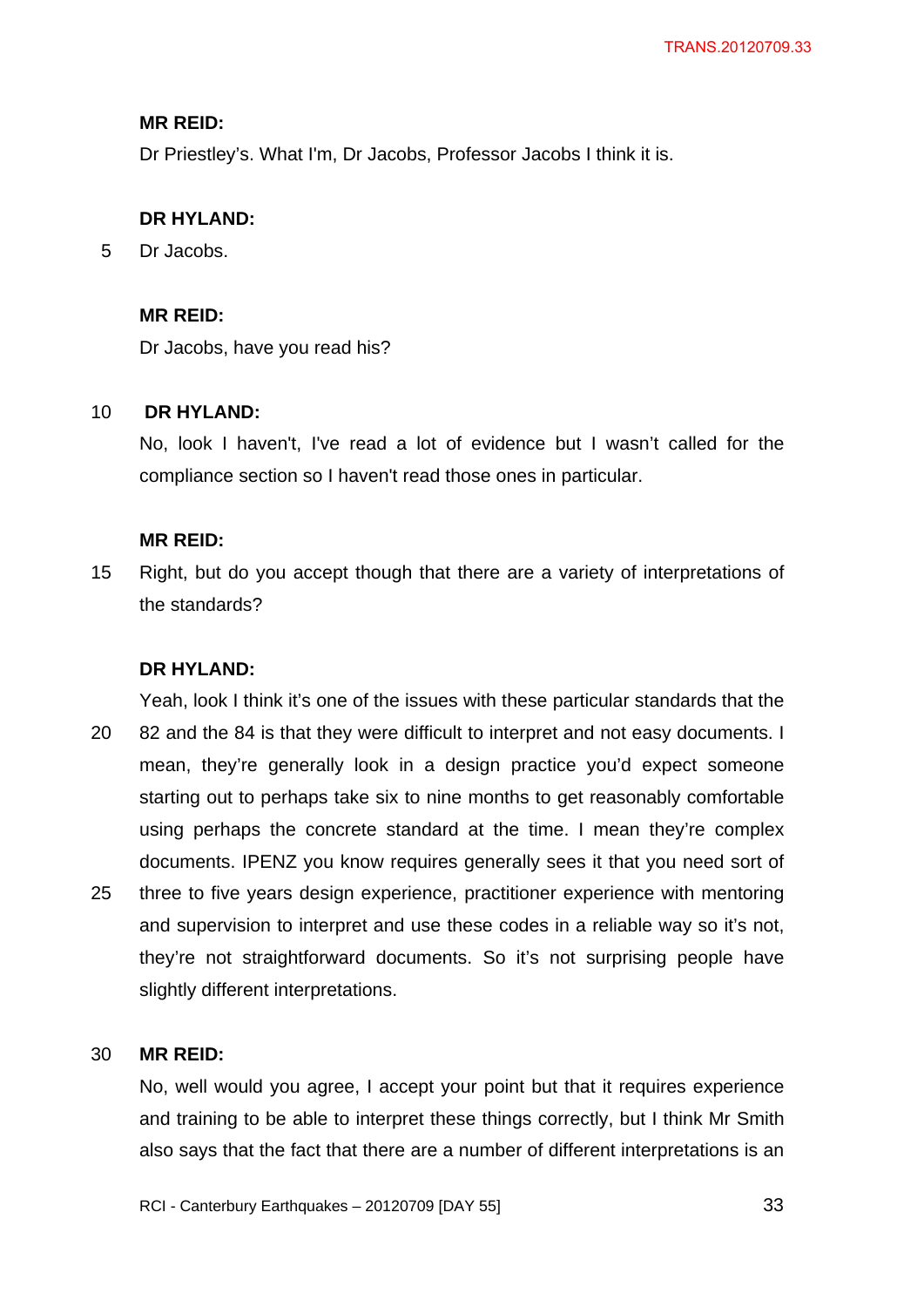**MR REID:**

Dr Priestley's. What I'm, Dr Jacobs, Professor Jacobs I think it is.

**DR HYLAND:**

Dr Jacobs.

**MR REID:**

Dr Jacobs, have you read his?

**DR HYLAND:**

No, look I haven't, I've read a lot of evidence but I wasn't called for the compliance section so I haven't read those ones in particular.

**MR REID:**

Right, but do you accept though that there are a variety of interpretations of the standards?

**DR HYLAND:**

Yeah, look I think it's one of the issues with these particular standards that the 82 and the 84 is that they were difficult to interpret and not easy documents. I mean, they're generally look in a design practice you'd expect someone starting out to perhaps take six to nine months to get reasonably comfortable using perhaps the concrete standard at the time. I mean they're complex documents. IPENZ you know requires generally sees it that you need sort of three to five years design experience, practitioner experience with mentoring and supervision to interpret and use these codes in a reliable way so it's not, they're not straightforward documents. So it's not surprising people have slightly different interpretations.

**MR REID:**

No, well would you agree, I accept your point but that it requires experience and training to be able to interpret these things correctly, but I think Mr Smith also says that the fact that there are a number of different interpretations is an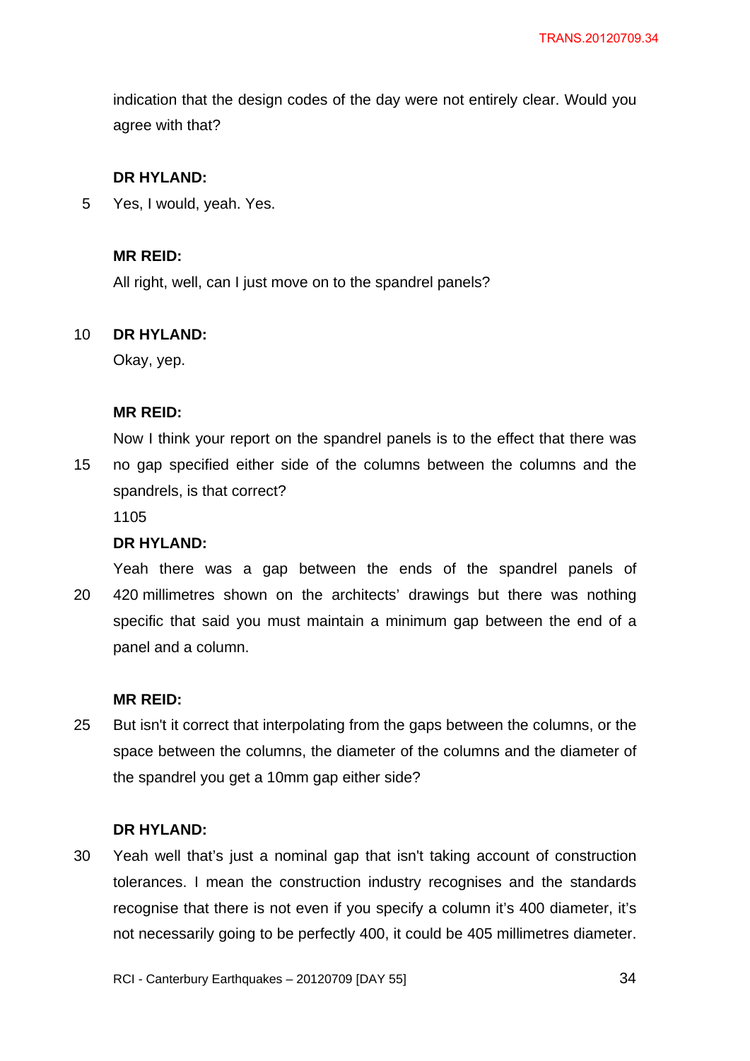indication that the design codes of the day were not entirely clear. Would you agree with that?

**DR HYLAND:**

Yes, I would, yeah. Yes.

**MR REID:**

All right, well, can I just move on to the spandrel panels?

**DR HYLAND:**

Okay, yep.

**MR REID:**

Now I think your report on the spandrel panels is to the effect that there was no gap specified either side of the columns between the columns and the spandrels, is that correct?

1105

**DR HYLAND:**

Yeah there was a gap between the ends of the spandrel panels of 420 millimetres shown on the architects' drawings but there was nothing specific that said you must maintain a minimum gap between the end of a panel and a column.

**MR REID:**

But isn't it correct that interpolating from the gaps between the columns, or the space between the columns, the diameter of the columns and the diameter of the spandrel you get a 10mm gap either side?

**DR HYLAND:**

Yeah well that's just a nominal gap that isn't taking account of construction tolerances. I mean the construction industry recognises and the standards recognise that there is not even if you specify a column it's 400 diameter, it's not necessarily going to be perfectly 400, it could be 405 millimetres diameter.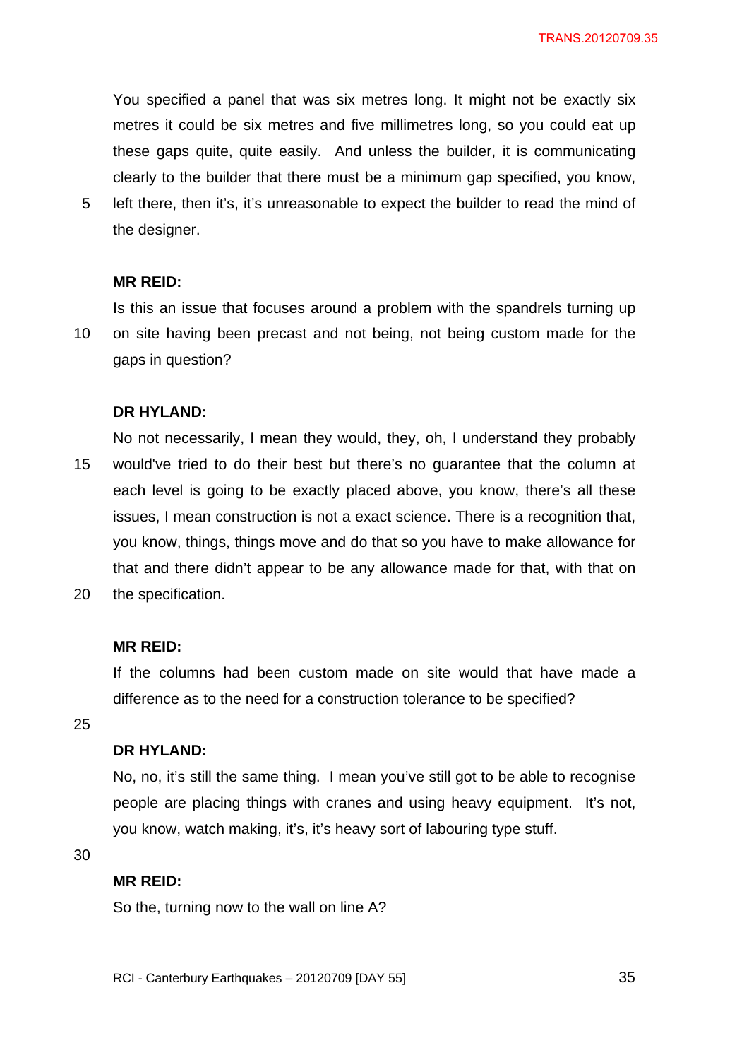You specified a panel that was six metres long. It might not be exactly six metres it could be six metres and five millimetres long, so you could eat up these gaps quite, quite easily. And unless the builder, it is communicating clearly to the builder that there must be a minimum gap specified, you know, left there, then it's, it's unreasonable to expect the builder to read the mind of the designer.

**MR REID:**

Is this an issue that focuses around a problem with the spandrels turning up on site having been precast and not being, not being custom made for the gaps in question?

**DR HYLAND:**

No not necessarily, I mean they would, they, oh, I understand they probably would've tried to do their best but there's no guarantee that the column at each level is going to be exactly placed above, you know, there's all these issues, I mean construction is not a exact science. There is a recognition that, you know, things, things move and do that so you have to make allowance for that and there didn't appear to be any allowance made for that, with that on the specification.

**MR REID:**

If the columns had been custom made on site would that have made a difference as to the need for a construction tolerance to be specified?

**DR HYLAND:**

No, no, it's still the same thing. I mean you've still got to be able to recognise people are placing things with cranes and using heavy equipment. It's not, you know, watch making, it's, it's heavy sort of labouring type stuff.

**MR REID:**

So the, turning now to the wall on line A?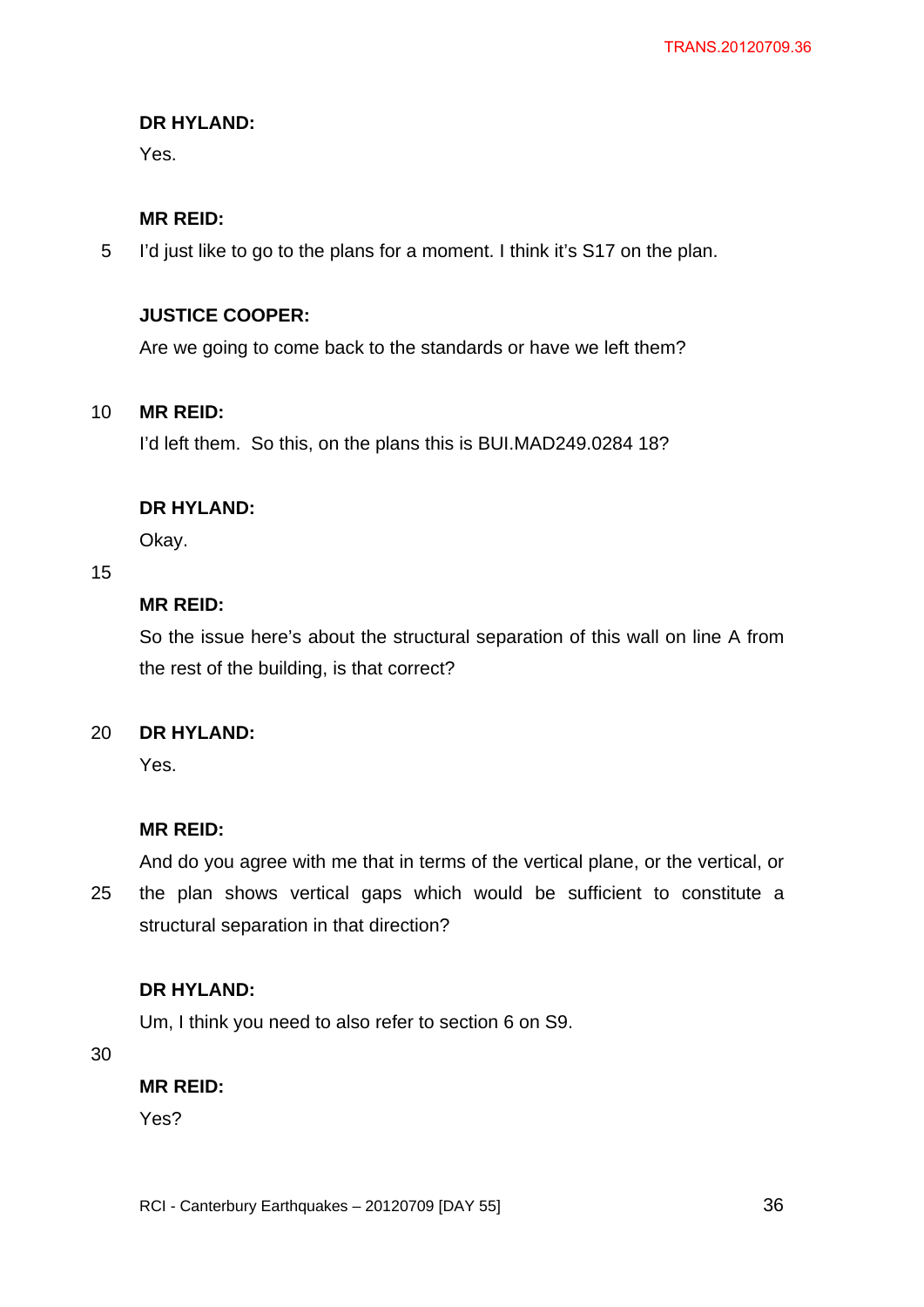**DR HYLAND:**

Yes.

**MR REID:**

I'd just like to go to the plans for a moment. I think it's S17 on the plan.

**JUSTICE COOPER:**

Are we going to come back to the standards or have we left them?

**MR REID:**

I'd left them. So this, on the plans this is BUI.MAD249.0284 18?

**DR HYLAND:**

Okay.

**MR REID:**

So the issue here's about the structural separation of this wall on line A from the rest of the building, is that correct?

**DR HYLAND:**

Yes.

**MR REID:**

And do you agree with me that in terms of the vertical plane, or the vertical, or the plan shows vertical gaps which would be sufficient to constitute a structural separation in that direction?

**DR HYLAND:**

Um, I think you need to also refer to section 6 on S9.

**MR REID:**

Yes?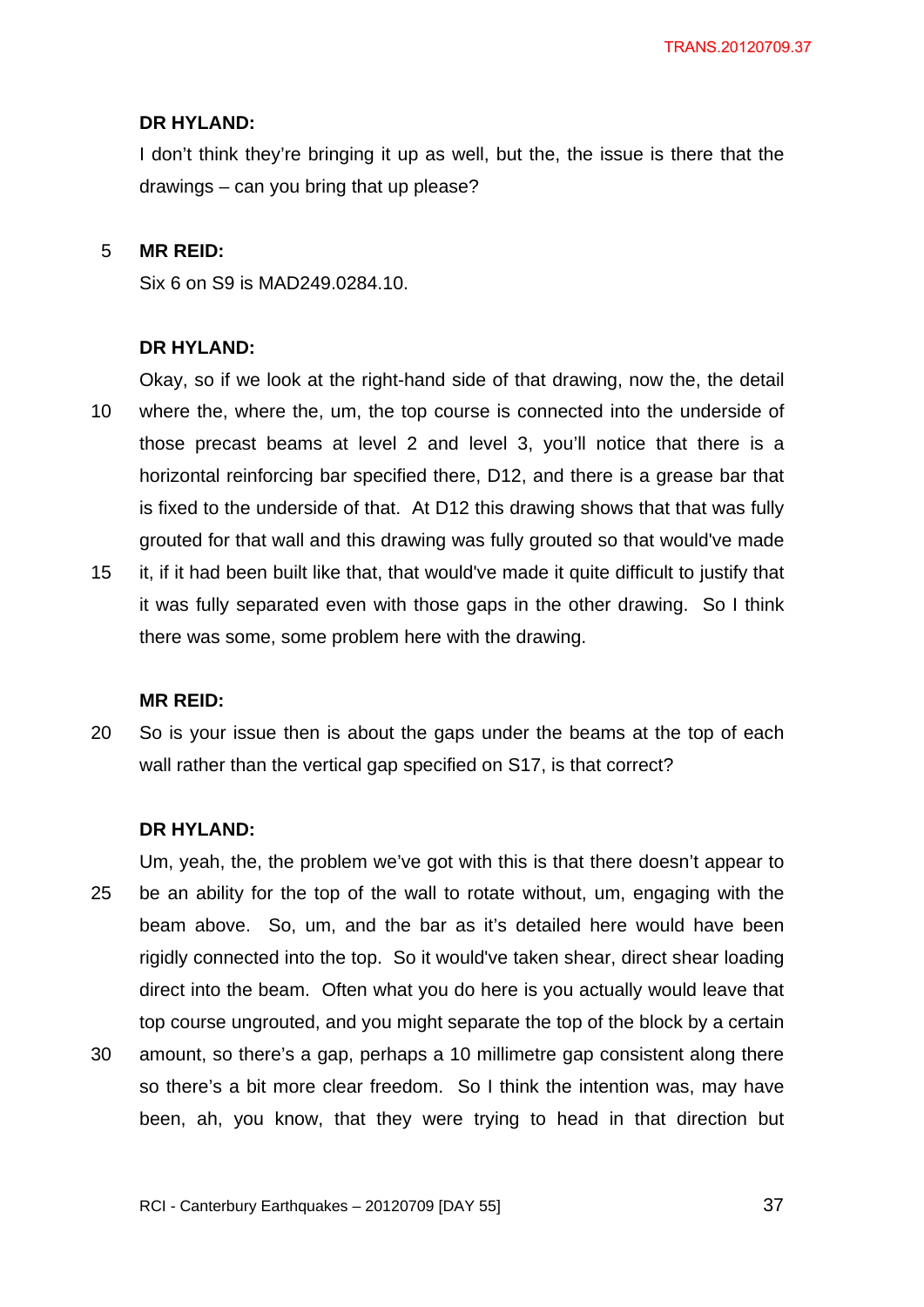**DR HYLAND:**

I don't think they're bringing it up as well, but the, the issue is there that the drawings – can you bring that up please?

**MR REID:**

Six 6 on S9 is MAD249.0284.10.

**DR HYLAND:**

Okay, so if we look at the right-hand side of that drawing, now the, the detail where the, where the, um, the top course is connected into the underside of those precast beams at level 2 and level 3, you'll notice that there is a horizontal reinforcing bar specified there, D12, and there is a grease bar that is fixed to the underside of that. At D12 this drawing shows that that was fully grouted for that wall and this drawing was fully grouted so that would've made it, if it had been built like that, that would've made it quite difficult to justify that it was fully separated even with those gaps in the other drawing. So I think there was some, some problem here with the drawing.

**MR REID:**

So is your issue then is about the gaps under the beams at the top of each wall rather than the vertical gap specified on S17, is that correct?

**DR HYLAND:**

Um, yeah, the, the problem we've got with this is that there doesn't appear to be an ability for the top of the wall to rotate without, um, engaging with the beam above. So, um, and the bar as it's detailed here would have been rigidly connected into the top. So it would've taken shear, direct shear loading direct into the beam. Often what you do here is you actually would leave that top course ungrouted, and you might separate the top of the block by a certain amount, so there's a gap, perhaps a 10 millimetre gap consistent along there so there's a bit more clear freedom. So I think the intention was, may have been, ah, you know, that they were trying to head in that direction but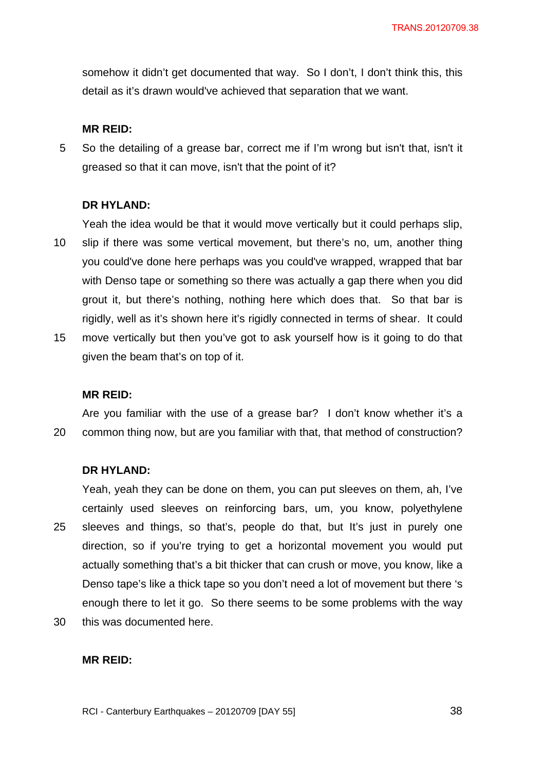somehow it didn't get documented that way. So I don't, I don't think this, this detail as it's drawn would've achieved that separation that we want.

**MR REID:**

So the detailing of a grease bar, correct me if I'm wrong but isn't that, isn't it greased so that it can move, isn't that the point of it?

**DR HYLAND:**

Yeah the idea would be that it would move vertically but it could perhaps slip, slip if there was some vertical movement, but there's no, um, another thing you could've done here perhaps was you could've wrapped, wrapped that bar with Denso tape or something so there was actually a gap there when you did grout it, but there's nothing, nothing here which does that. So that bar is rigidly, well as it's shown here it's rigidly connected in terms of shear. It could move vertically but then you've got to ask yourself how is it going to do that given the beam that's on top of it.

**MR REID:**

Are you familiar with the use of a grease bar? I don't know whether it's a common thing now, but are you familiar with that, that method of construction?

**DR HYLAND:**

Yeah, yeah they can be done on them, you can put sleeves on them, ah, I've certainly used sleeves on reinforcing bars, um, you know, polyethylene sleeves and things, so that's, people do that, but It's just in purely one direction, so if you're trying to get a horizontal movement you would put actually something that's a bit thicker that can crush or move, you know, like a Denso tape's like a thick tape so you don't need a lot of movement but there 's enough there to let it go. So there seems to be some problems with the way this was documented here.

**MR REID:**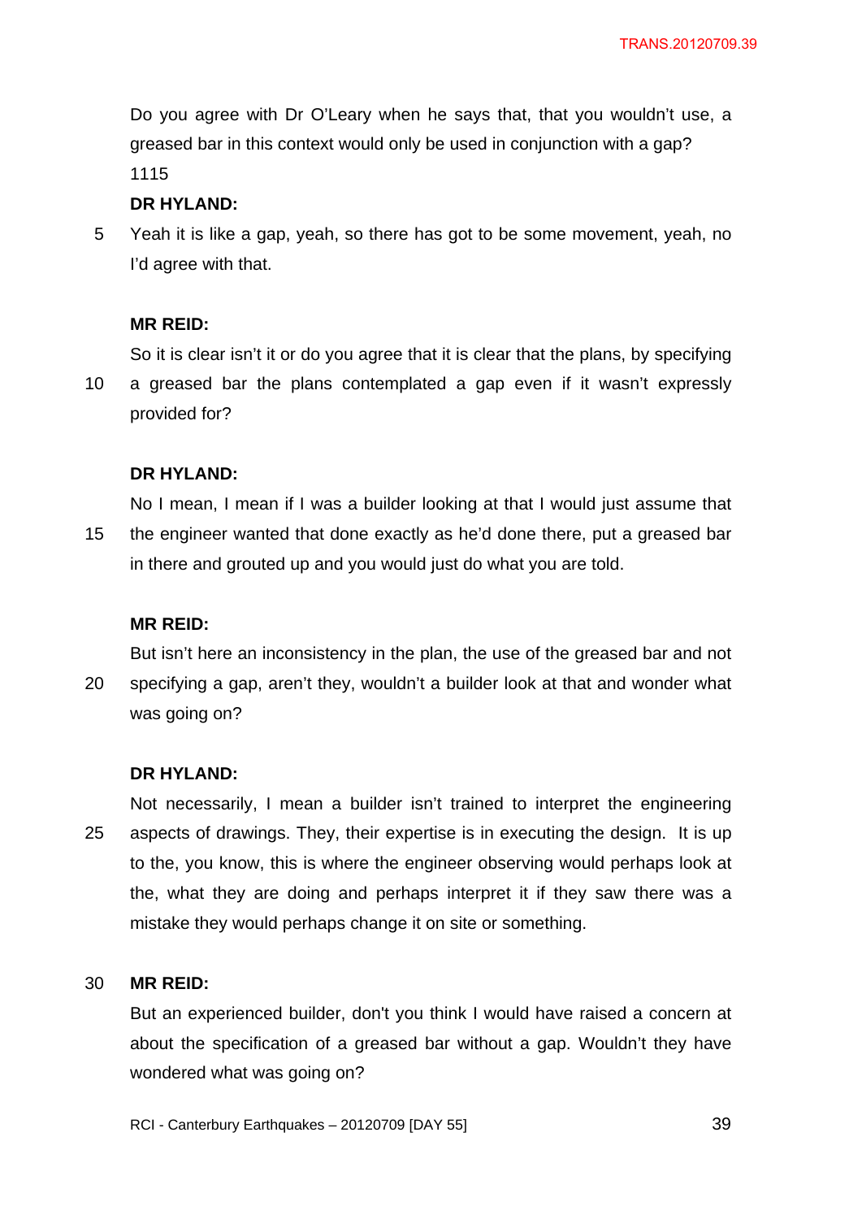Do you agree with Dr O'Leary when he says that, that you wouldn't use, a greased bar in this context would only be used in conjunction with a gap?
1115

**DR HYLAND:**

Yeah it is like a gap, yeah, so there has got to be some movement, yeah, no I'd agree with that.

**MR REID:**

So it is clear isn't it or do you agree that it is clear that the plans, by specifying a greased bar the plans contemplated a gap even if it wasn't expressly provided for?

**DR HYLAND:**

No I mean, I mean if I was a builder looking at that I would just assume that the engineer wanted that done exactly as he'd done there, put a greased bar in there and grouted up and you would just do what you are told.

**MR REID:**

But isn't here an inconsistency in the plan, the use of the greased bar and not specifying a gap, aren't they, wouldn't a builder look at that and wonder what was going on?

**DR HYLAND:**

Not necessarily, I mean a builder isn't trained to interpret the engineering aspects of drawings. They, their expertise is in executing the design. It is up to the, you know, this is where the engineer observing would perhaps look at the, what they are doing and perhaps interpret it if they saw there was a mistake they would perhaps change it on site or something.

**MR REID:**

But an experienced builder, don't you think I would have raised a concern at about the specification of a greased bar without a gap. Wouldn't they have wondered what was going on?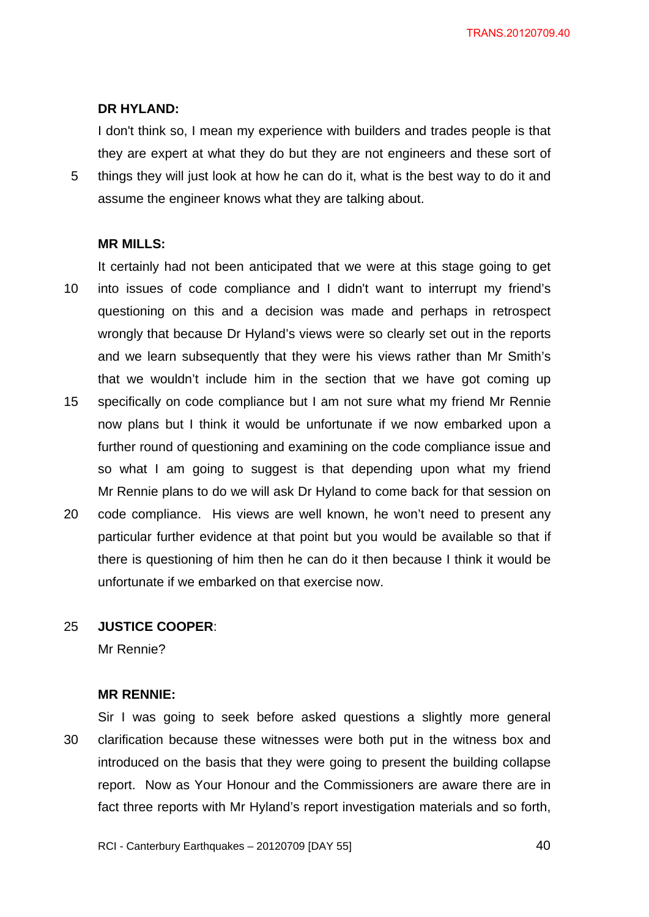**DR HYLAND:**

I don't think so, I mean my experience with builders and trades people is that they are expert at what they do but they are not engineers and these sort of things they will just look at how he can do it, what is the best way to do it and assume the engineer knows what they are talking about.

**MR MILLS:**

It certainly had not been anticipated that we were at this stage going to get into issues of code compliance and I didn't want to interrupt my friend's questioning on this and a decision was made and perhaps in retrospect wrongly that because Dr Hyland's views were so clearly set out in the reports and we learn subsequently that they were his views rather than Mr Smith's that we wouldn't include him in the section that we have got coming up specifically on code compliance but I am not sure what my friend Mr Rennie now plans but I think it would be unfortunate if we now embarked upon a further round of questioning and examining on the code compliance issue and so what I am going to suggest is that depending upon what my friend Mr Rennie plans to do we will ask Dr Hyland to come back for that session on code compliance. His views are well known, he won't need to present any particular further evidence at that point but you would be available so that if there is questioning of him then he can do it then because I think it would be unfortunate if we embarked on that exercise now.

**JUSTICE COOPER**:

Mr Rennie?

**MR RENNIE:**

Sir I was going to seek before asked questions a slightly more general clarification because these witnesses were both put in the witness box and introduced on the basis that they were going to present the building collapse report. Now as Your Honour and the Commissioners are aware there are in fact three reports with Mr Hyland's report investigation materials and so forth,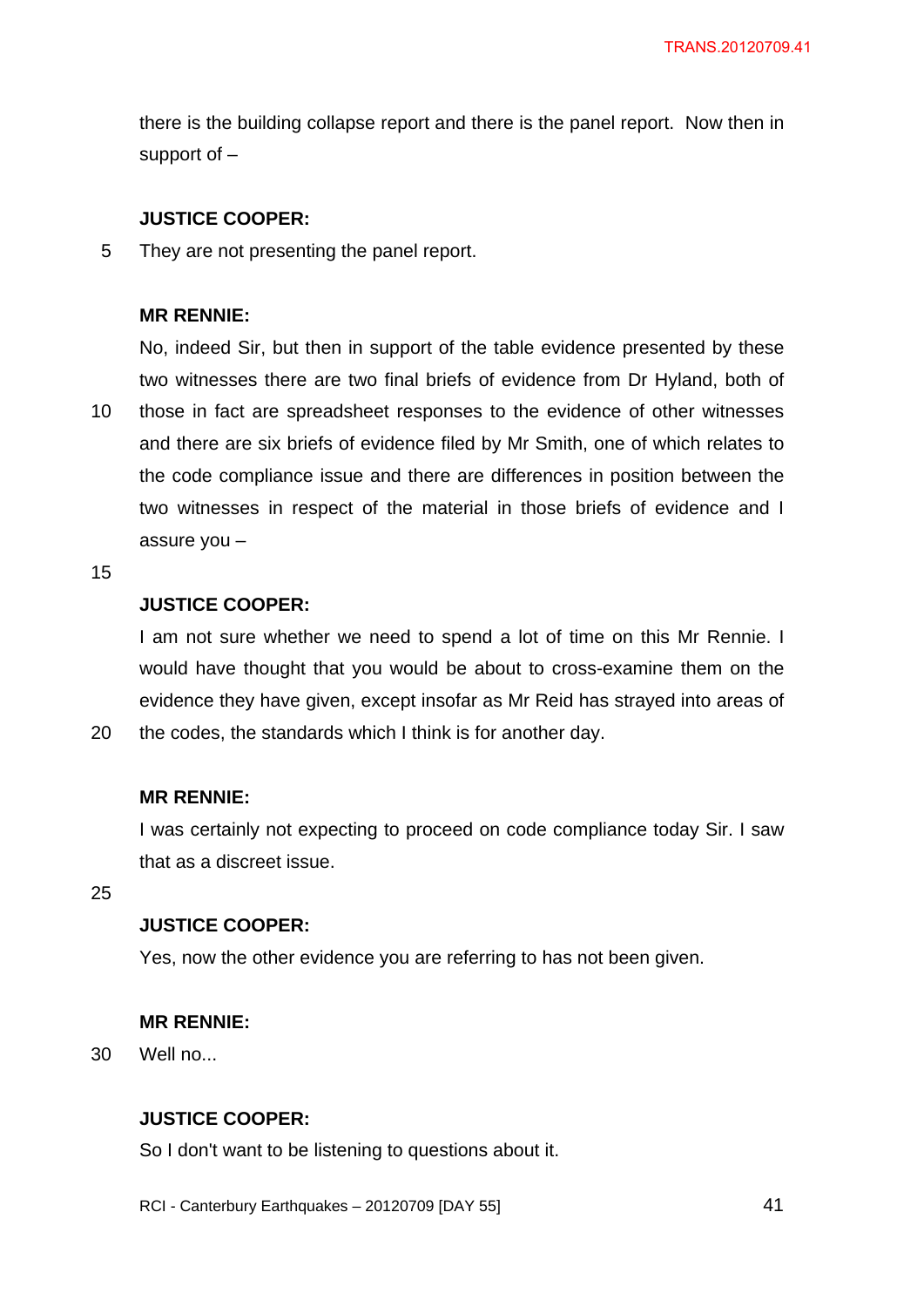there is the building collapse report and there is the panel report.  Now then in support of –

**JUSTICE COOPER:**

They are not presenting the panel report.

**MR RENNIE:**

No, indeed Sir, but then in support of the table evidence presented by these two witnesses there are two final briefs of evidence from Dr Hyland, both of those in fact are spreadsheet responses to the evidence of other witnesses and there are six briefs of evidence filed by Mr Smith, one of which relates to the code compliance issue and there are differences in position between the two witnesses in respect of the material in those briefs of evidence and I assure you –

**JUSTICE COOPER:**

I am not sure whether we need to spend a lot of time on this Mr Rennie. I would have thought that you would be about to cross-examine them on the evidence they have given, except insofar as Mr Reid has strayed into areas of the codes, the standards which I think is for another day.

**MR RENNIE:**

I was certainly not expecting to proceed on code compliance today Sir. I saw that as a discreet issue.

**JUSTICE COOPER:**

Yes, now the other evidence you are referring to has not been given.

**MR RENNIE:**

Well no...

**JUSTICE COOPER:**

So I don't want to be listening to questions about it.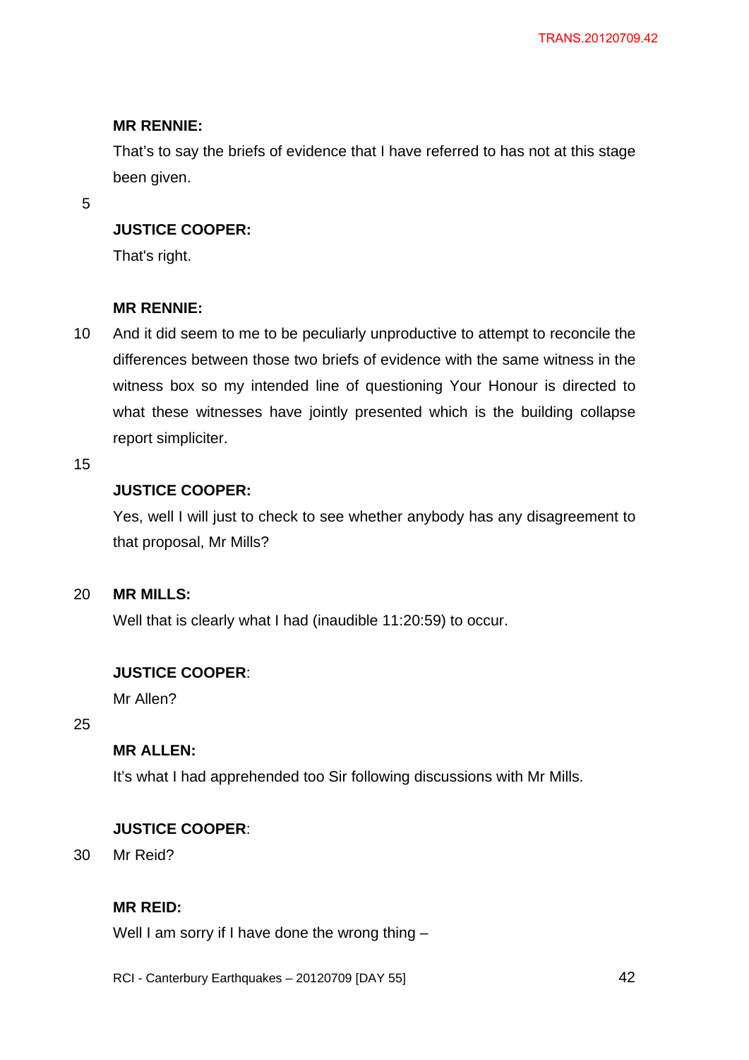**MR RENNIE:**

That's to say the briefs of evidence that I have referred to has not at this stage been given.

**JUSTICE COOPER:**

That's right.

**MR RENNIE:**

And it did seem to me to be peculiarly unproductive to attempt to reconcile the differences between those two briefs of evidence with the same witness in the witness box so my intended line of questioning Your Honour is directed to what these witnesses have jointly presented which is the building collapse report simpliciter.

**JUSTICE COOPER:**

Yes, well I will just to check to see whether anybody has any disagreement to that proposal, Mr Mills?

**MR MILLS:**

Well that is clearly what I had (inaudible 11:20:59) to occur.

**JUSTICE COOPER**:

Mr Allen?

**MR ALLEN:**

It's what I had apprehended too Sir following discussions with Mr Mills.

**JUSTICE COOPER**:

Mr Reid?

**MR REID:**

Well I am sorry if I have done the wrong thing –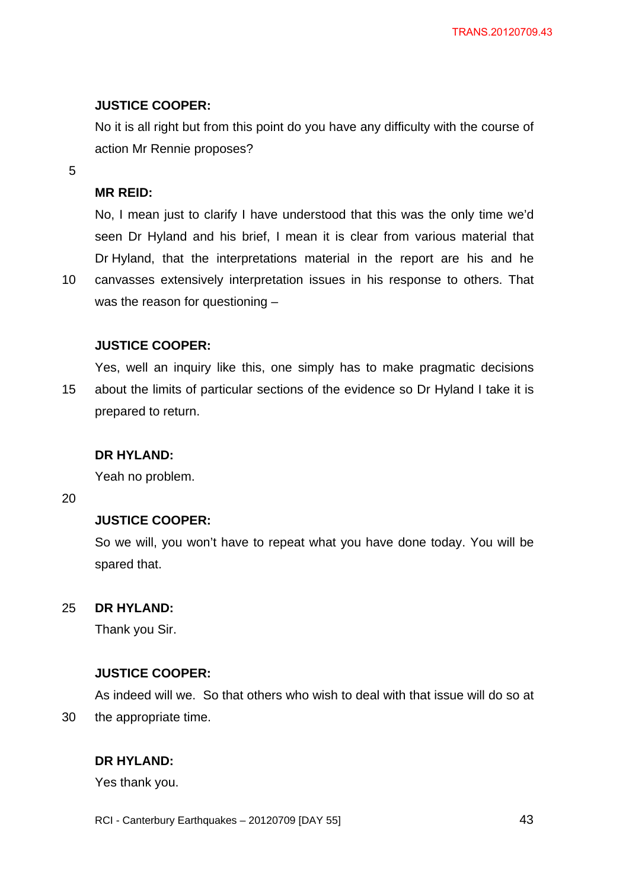**JUSTICE COOPER:**

No it is all right but from this point do you have any difficulty with the course of action Mr Rennie proposes?

**MR REID:**

No, I mean just to clarify I have understood that this was the only time we'd seen Dr Hyland and his brief, I mean it is clear from various material that Dr Hyland, that the interpretations material in the report are his and he canvasses extensively interpretation issues in his response to others. That was the reason for questioning –

**JUSTICE COOPER:**

Yes, well an inquiry like this, one simply has to make pragmatic decisions about the limits of particular sections of the evidence so Dr Hyland I take it is prepared to return.

**DR HYLAND:**

Yeah no problem.

**JUSTICE COOPER:**

So we will, you won't have to repeat what you have done today. You will be spared that.

**DR HYLAND:**

Thank you Sir.

**JUSTICE COOPER:**

As indeed will we. So that others who wish to deal with that issue will do so at the appropriate time.

**DR HYLAND:**

Yes thank you.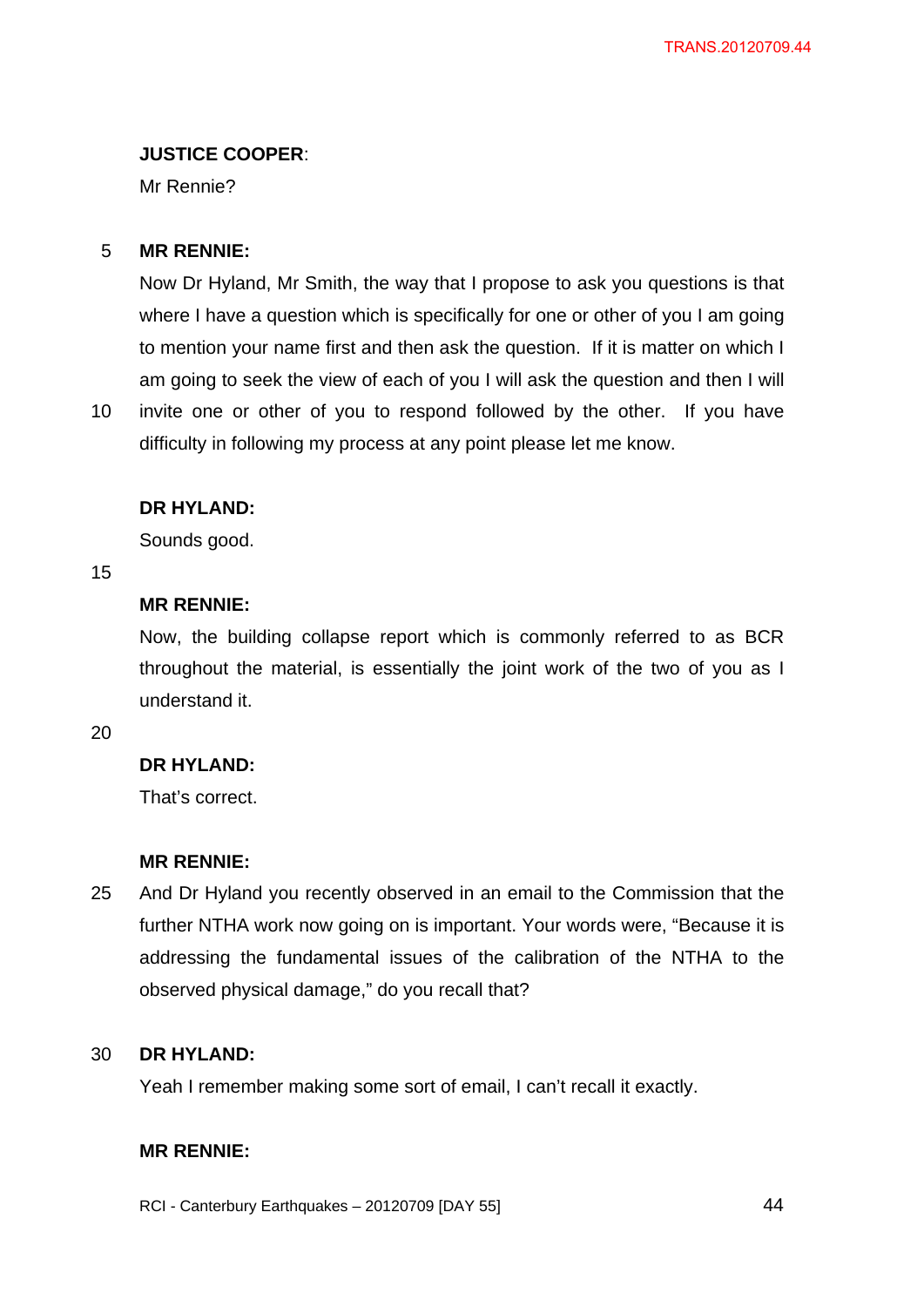**JUSTICE COOPER**:

Mr Rennie?

**MR RENNIE:**

Now Dr Hyland, Mr Smith, the way that I propose to ask you questions is that where I have a question which is specifically for one or other of you I am going to mention your name first and then ask the question. If it is matter on which I am going to seek the view of each of you I will ask the question and then I will invite one or other of you to respond followed by the other. If you have difficulty in following my process at any point please let me know.

**DR HYLAND:**

Sounds good.

**MR RENNIE:**

Now, the building collapse report which is commonly referred to as BCR throughout the material, is essentially the joint work of the two of you as I understand it.

**DR HYLAND:**

That's correct.

**MR RENNIE:**

And Dr Hyland you recently observed in an email to the Commission that the further NTHA work now going on is important. Your words were, "Because it is addressing the fundamental issues of the calibration of the NTHA to the observed physical damage," do you recall that?

**DR HYLAND:**

Yeah I remember making some sort of email, I can't recall it exactly.

**MR RENNIE:**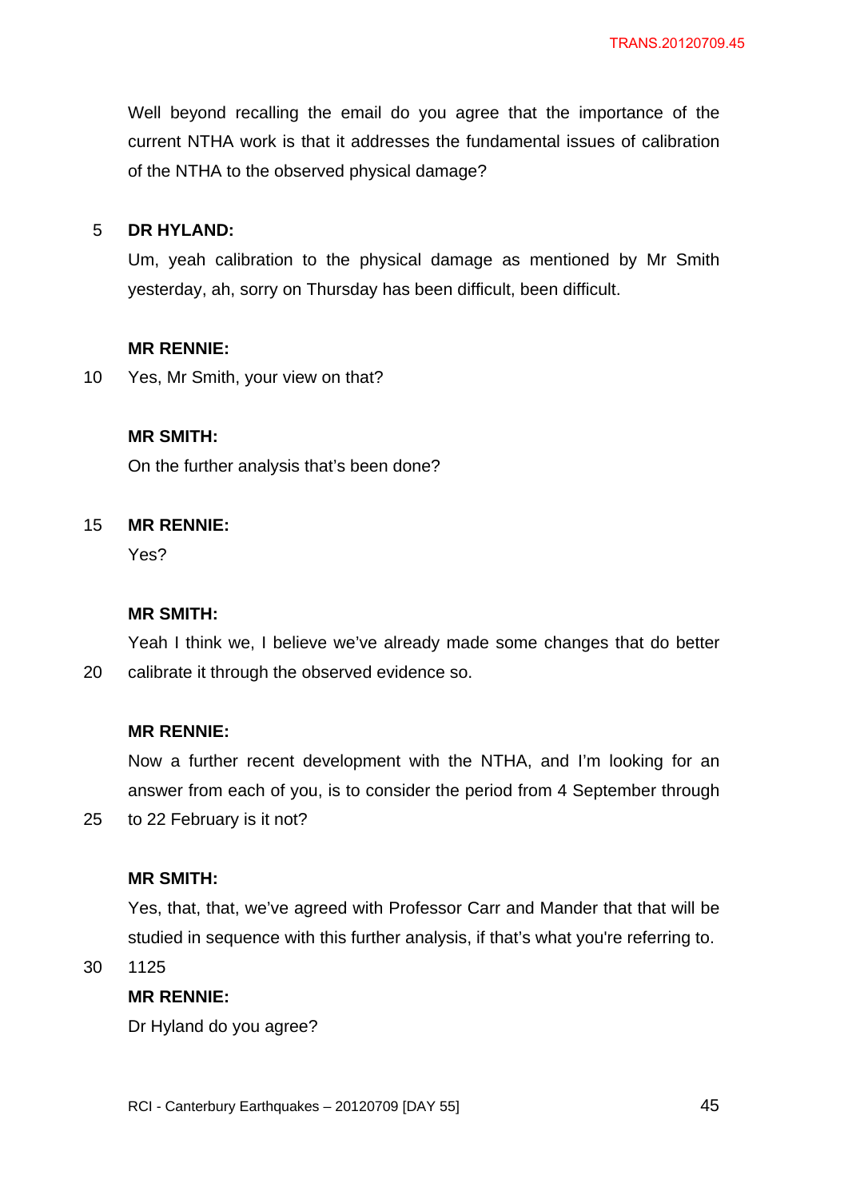Well beyond recalling the email do you agree that the importance of the current NTHA work is that it addresses the fundamental issues of calibration of the NTHA to the observed physical damage?

**DR HYLAND:**

Um, yeah calibration to the physical damage as mentioned by Mr Smith yesterday, ah, sorry on Thursday has been difficult, been difficult.

**MR RENNIE:**

Yes, Mr Smith, your view on that?

**MR SMITH:**

On the further analysis that's been done?

**MR RENNIE:**

Yes?

**MR SMITH:**

Yeah I think we, I believe we've already made some changes that do better calibrate it through the observed evidence so.

**MR RENNIE:**

Now a further recent development with the NTHA, and I'm looking for an answer from each of you, is to consider the period from 4 September through to 22 February is it not?

**MR SMITH:**

Yes, that, that, we've agreed with Professor Carr and Mander that that will be studied in sequence with this further analysis, if that's what you're referring to.

1125

**MR RENNIE:**

Dr Hyland do you agree?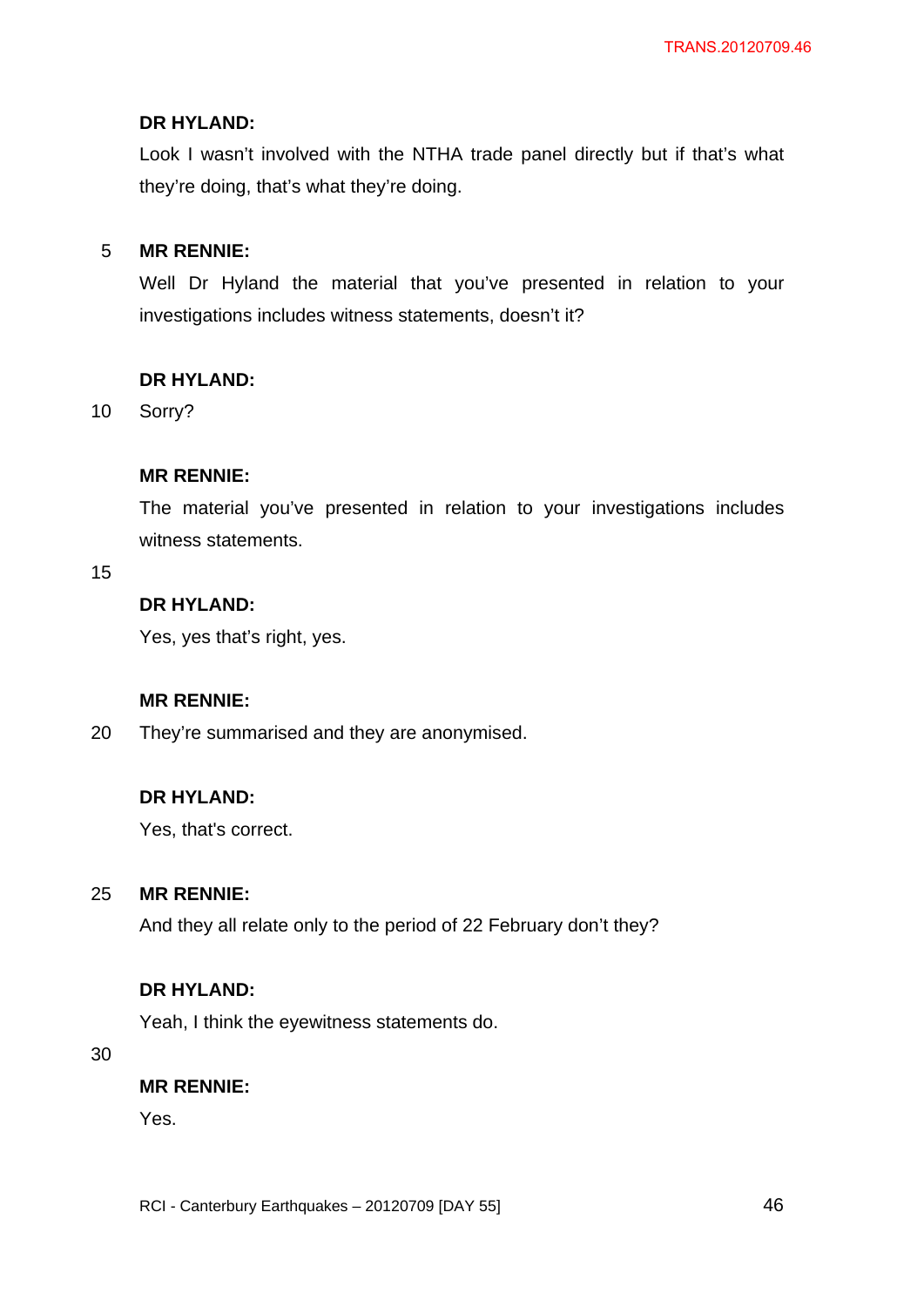**DR HYLAND:**

Look I wasn't involved with the NTHA trade panel directly but if that's what they're doing, that's what they're doing.

**MR RENNIE:**

Well Dr Hyland the material that you've presented in relation to your investigations includes witness statements, doesn't it?

**DR HYLAND:**

Sorry?

**MR RENNIE:**

The material you've presented in relation to your investigations includes witness statements.

**DR HYLAND:**

Yes, yes that's right, yes.

**MR RENNIE:**

They're summarised and they are anonymised.

**DR HYLAND:**

Yes, that's correct.

**MR RENNIE:**

And they all relate only to the period of 22 February don't they?

**DR HYLAND:**

Yeah, I think the eyewitness statements do.

**MR RENNIE:**

Yes.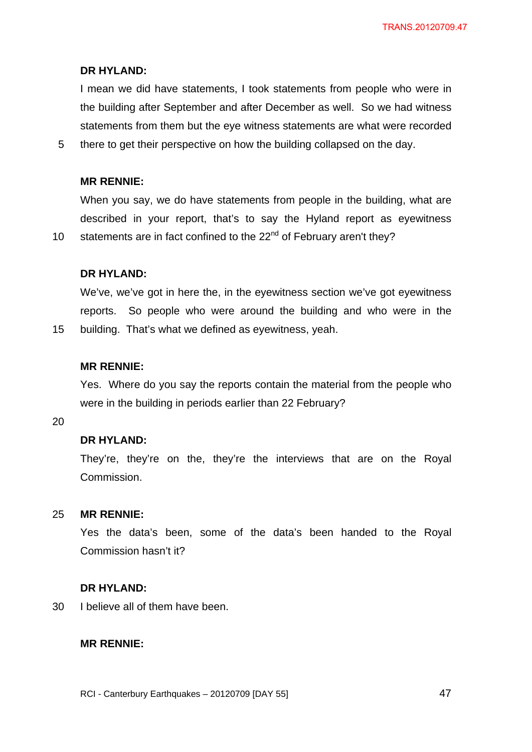**DR HYLAND:**

I mean we did have statements, I took statements from people who were in the building after September and after December as well. So we had witness statements from them but the eye witness statements are what were recorded there to get their perspective on how the building collapsed on the day.

**MR RENNIE:**

When you say, we do have statements from people in the building, what are described in your report, that's to say the Hyland report as eyewitness statements are in fact confined to the 22nd of February aren't they?

**DR HYLAND:**

We've, we've got in here the, in the eyewitness section we've got eyewitness reports. So people who were around the building and who were in the building. That's what we defined as eyewitness, yeah.

**MR RENNIE:**

Yes. Where do you say the reports contain the material from the people who were in the building in periods earlier than 22 February?

**DR HYLAND:**

They're, they're on the, they're the interviews that are on the Royal Commission.

**MR RENNIE:**

Yes the data's been, some of the data's been handed to the Royal Commission hasn't it?

**DR HYLAND:**

I believe all of them have been.

**MR RENNIE:**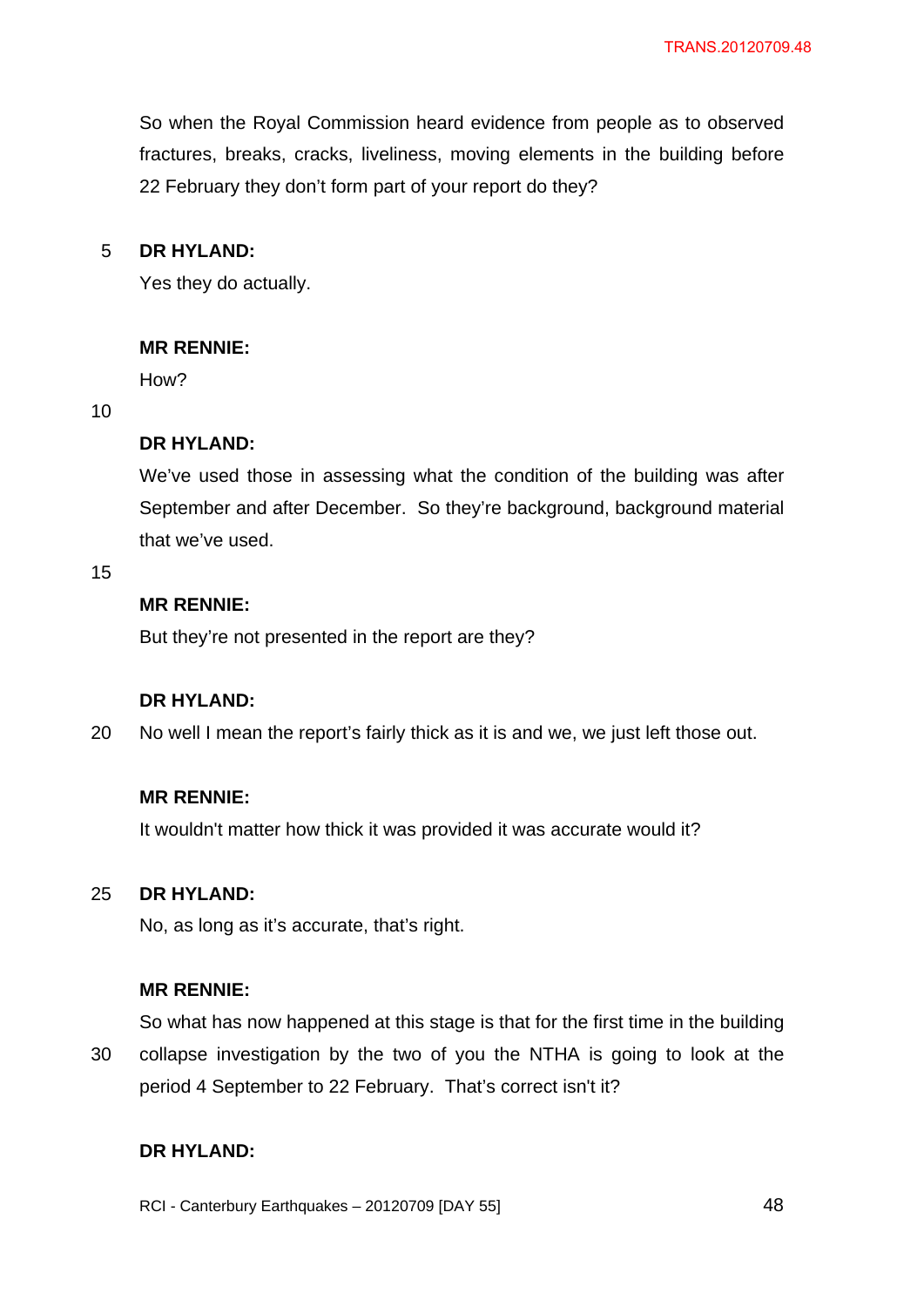So when the Royal Commission heard evidence from people as to observed fractures, breaks, cracks, liveliness, moving elements in the building before 22 February they don't form part of your report do they?

**DR HYLAND:**

Yes they do actually.

**MR RENNIE:**

How?

**DR HYLAND:**

We've used those in assessing what the condition of the building was after September and after December. So they're background, background material that we've used.

**MR RENNIE:**

But they're not presented in the report are they?

**DR HYLAND:**

No well I mean the report's fairly thick as it is and we, we just left those out.

**MR RENNIE:**

It wouldn't matter how thick it was provided it was accurate would it?

**DR HYLAND:**

No, as long as it's accurate, that's right.

**MR RENNIE:**

So what has now happened at this stage is that for the first time in the building collapse investigation by the two of you the NTHA is going to look at the period 4 September to 22 February. That's correct isn't it?

**DR HYLAND:**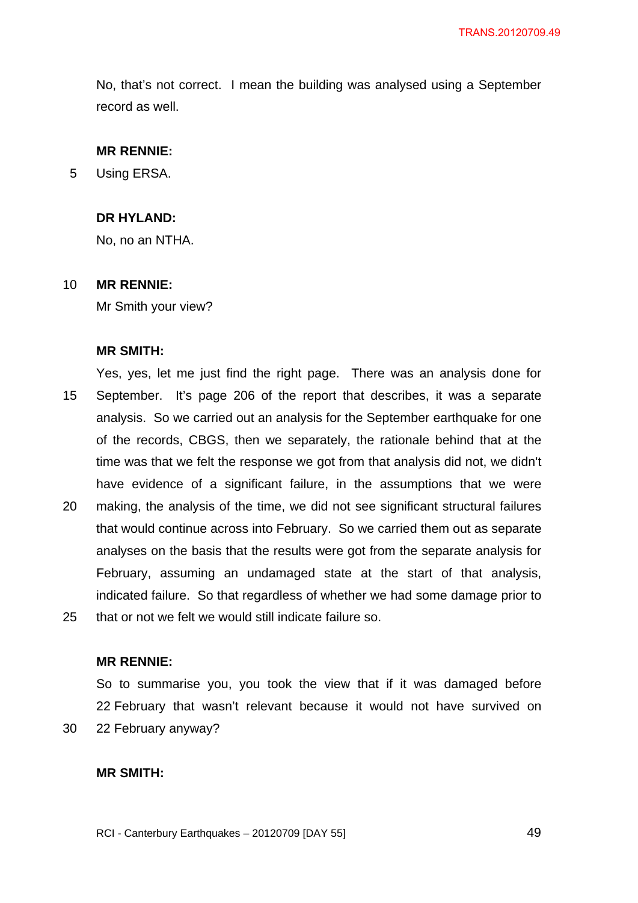No, that's not correct. I mean the building was analysed using a September record as well.

**MR RENNIE:**

Using ERSA.

**DR HYLAND:**

No, no an NTHA.

**MR RENNIE:**

Mr Smith your view?

**MR SMITH:**

Yes, yes, let me just find the right page. There was an analysis done for September. It's page 206 of the report that describes, it was a separate analysis. So we carried out an analysis for the September earthquake for one of the records, CBGS, then we separately, the rationale behind that at the time was that we felt the response we got from that analysis did not, we didn't have evidence of a significant failure, in the assumptions that we were making, the analysis of the time, we did not see significant structural failures that would continue across into February. So we carried them out as separate analyses on the basis that the results were got from the separate analysis for February, assuming an undamaged state at the start of that analysis, indicated failure. So that regardless of whether we had some damage prior to that or not we felt we would still indicate failure so.

**MR RENNIE:**

So to summarise you, you took the view that if it was damaged before 22 February that wasn't relevant because it would not have survived on 22 February anyway?

**MR SMITH:**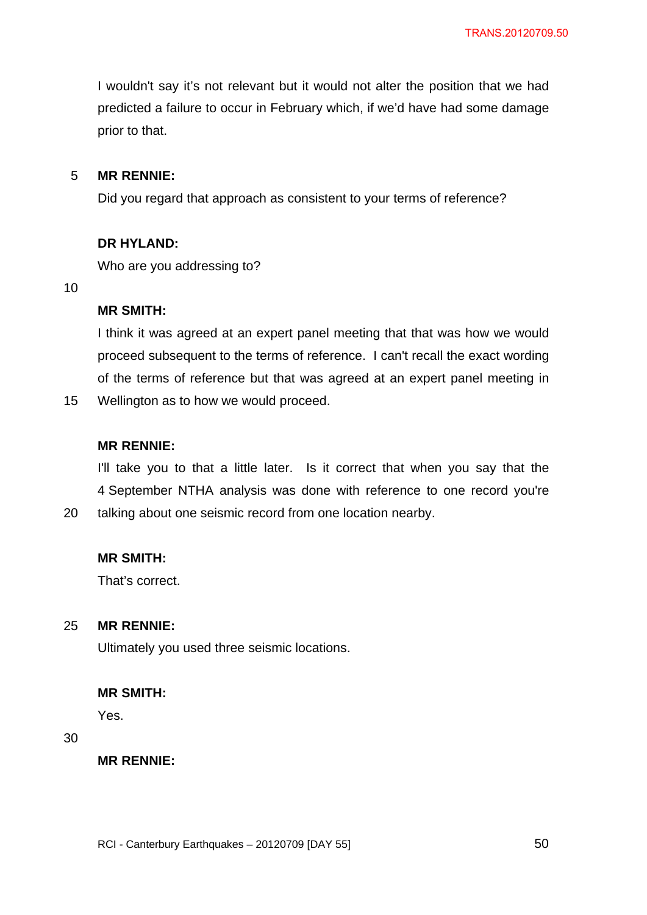I wouldn't say it's not relevant but it would not alter the position that we had predicted a failure to occur in February which, if we'd have had some damage prior to that.

**MR RENNIE:**

Did you regard that approach as consistent to your terms of reference?

**DR HYLAND:**

Who are you addressing to?

**MR SMITH:**

I think it was agreed at an expert panel meeting that that was how we would proceed subsequent to the terms of reference. I can't recall the exact wording of the terms of reference but that was agreed at an expert panel meeting in Wellington as to how we would proceed.

**MR RENNIE:**

I'll take you to that a little later. Is it correct that when you say that the 4 September NTHA analysis was done with reference to one record you're talking about one seismic record from one location nearby.

**MR SMITH:**

That's correct.

**MR RENNIE:**

Ultimately you used three seismic locations.

**MR SMITH:**

Yes.

**MR RENNIE:**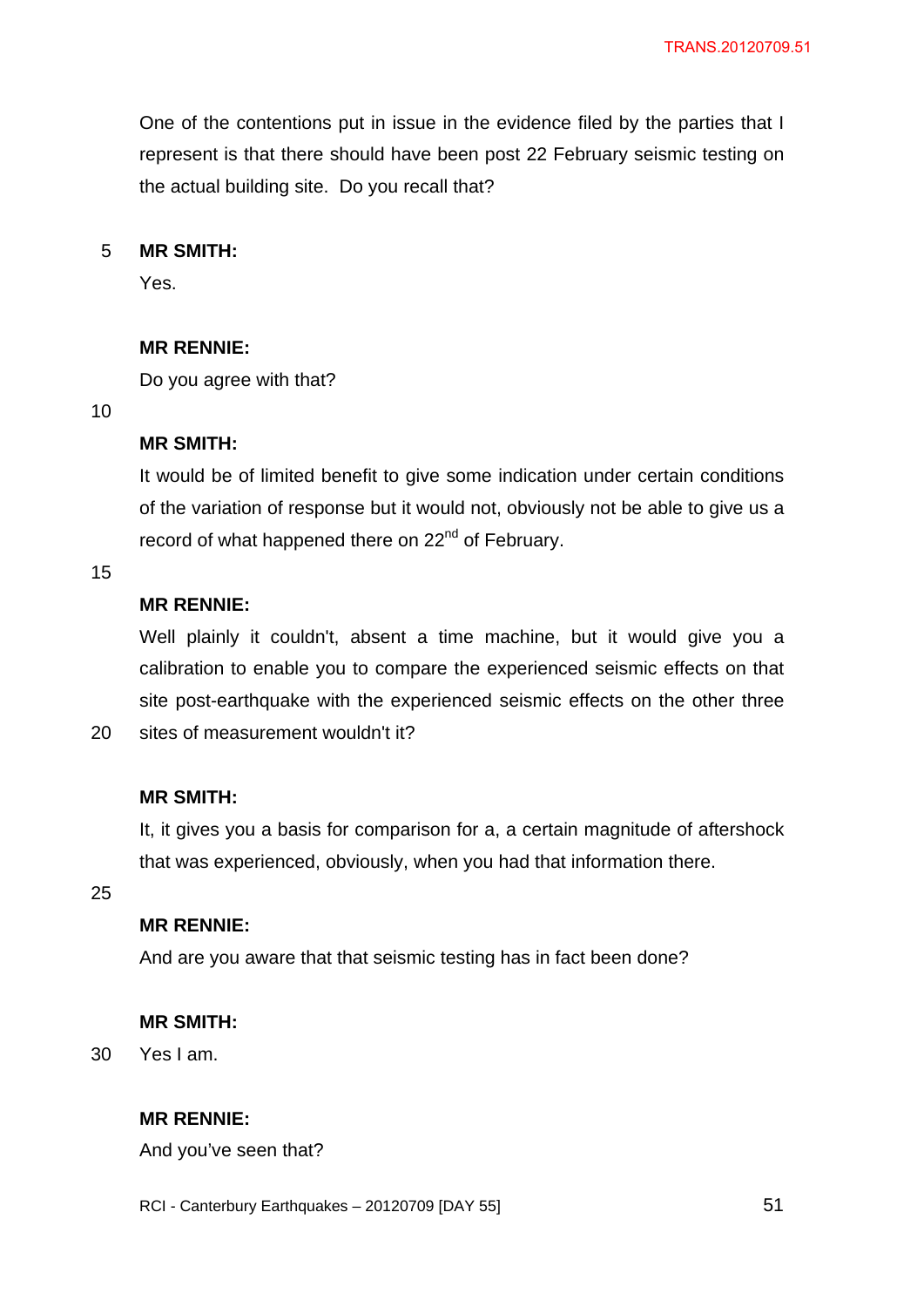One of the contentions put in issue in the evidence filed by the parties that I represent is that there should have been post 22 February seismic testing on the actual building site. Do you recall that?

**MR SMITH:**

Yes.

**MR RENNIE:**

Do you agree with that?

**MR SMITH:**

It would be of limited benefit to give some indication under certain conditions of the variation of response but it would not, obviously not be able to give us a record of what happened there on 22nd of February.

**MR RENNIE:**

Well plainly it couldn't, absent a time machine, but it would give you a calibration to enable you to compare the experienced seismic effects on that site post-earthquake with the experienced seismic effects on the other three sites of measurement wouldn't it?

**MR SMITH:**

It, it gives you a basis for comparison for a, a certain magnitude of aftershock that was experienced, obviously, when you had that information there.

**MR RENNIE:**

And are you aware that that seismic testing has in fact been done?

**MR SMITH:**

Yes I am.

**MR RENNIE:**

And you've seen that?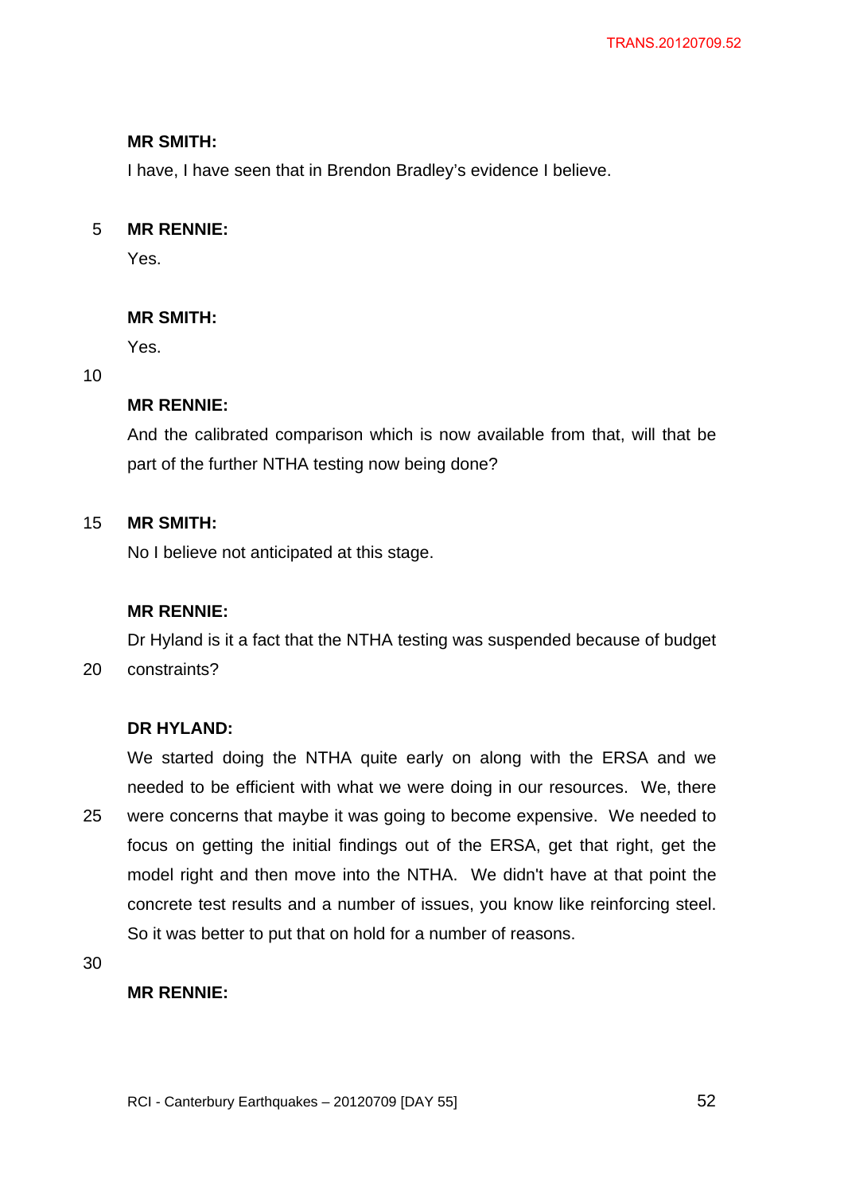**MR SMITH:**

I have, I have seen that in Brendon Bradley's evidence I believe.

**MR RENNIE:**

Yes.

**MR SMITH:**

Yes.

**MR RENNIE:**

And the calibrated comparison which is now available from that, will that be part of the further NTHA testing now being done?

**MR SMITH:**

No I believe not anticipated at this stage.

**MR RENNIE:**

Dr Hyland is it a fact that the NTHA testing was suspended because of budget constraints?

**DR HYLAND:**

We started doing the NTHA quite early on along with the ERSA and we needed to be efficient with what we were doing in our resources. We, there were concerns that maybe it was going to become expensive. We needed to focus on getting the initial findings out of the ERSA, get that right, get the model right and then move into the NTHA. We didn't have at that point the concrete test results and a number of issues, you know like reinforcing steel. So it was better to put that on hold for a number of reasons.

**MR RENNIE:**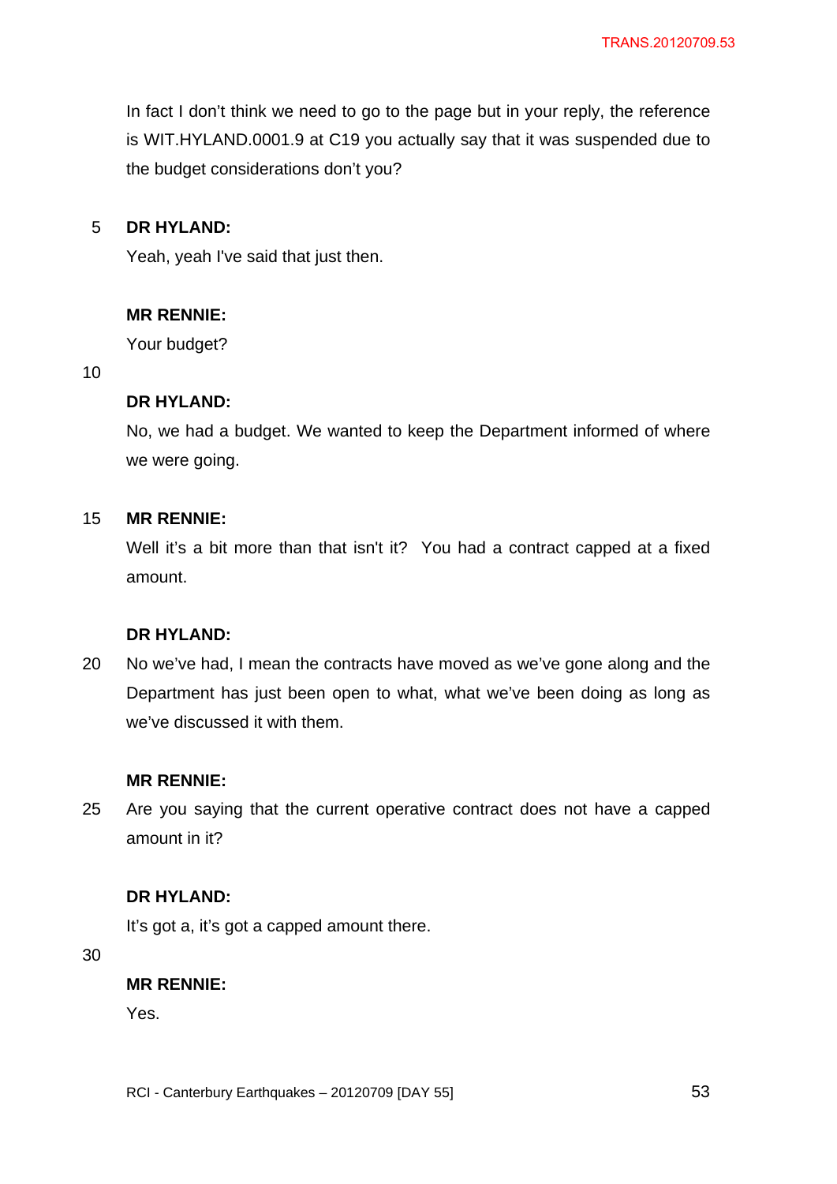In fact I don't think we need to go to the page but in your reply, the reference is WIT.HYLAND.0001.9 at C19 you actually say that it was suspended due to the budget considerations don't you?

**DR HYLAND:**

Yeah, yeah I've said that just then.

**MR RENNIE:**

Your budget?

**DR HYLAND:**

No, we had a budget. We wanted to keep the Department informed of where we were going.

**MR RENNIE:**

Well it's a bit more than that isn't it? You had a contract capped at a fixed amount.

**DR HYLAND:**

No we've had, I mean the contracts have moved as we've gone along and the Department has just been open to what, what we've been doing as long as we've discussed it with them.

**MR RENNIE:**

Are you saying that the current operative contract does not have a capped amount in it?

**DR HYLAND:**

It's got a, it's got a capped amount there.

**MR RENNIE:**

Yes.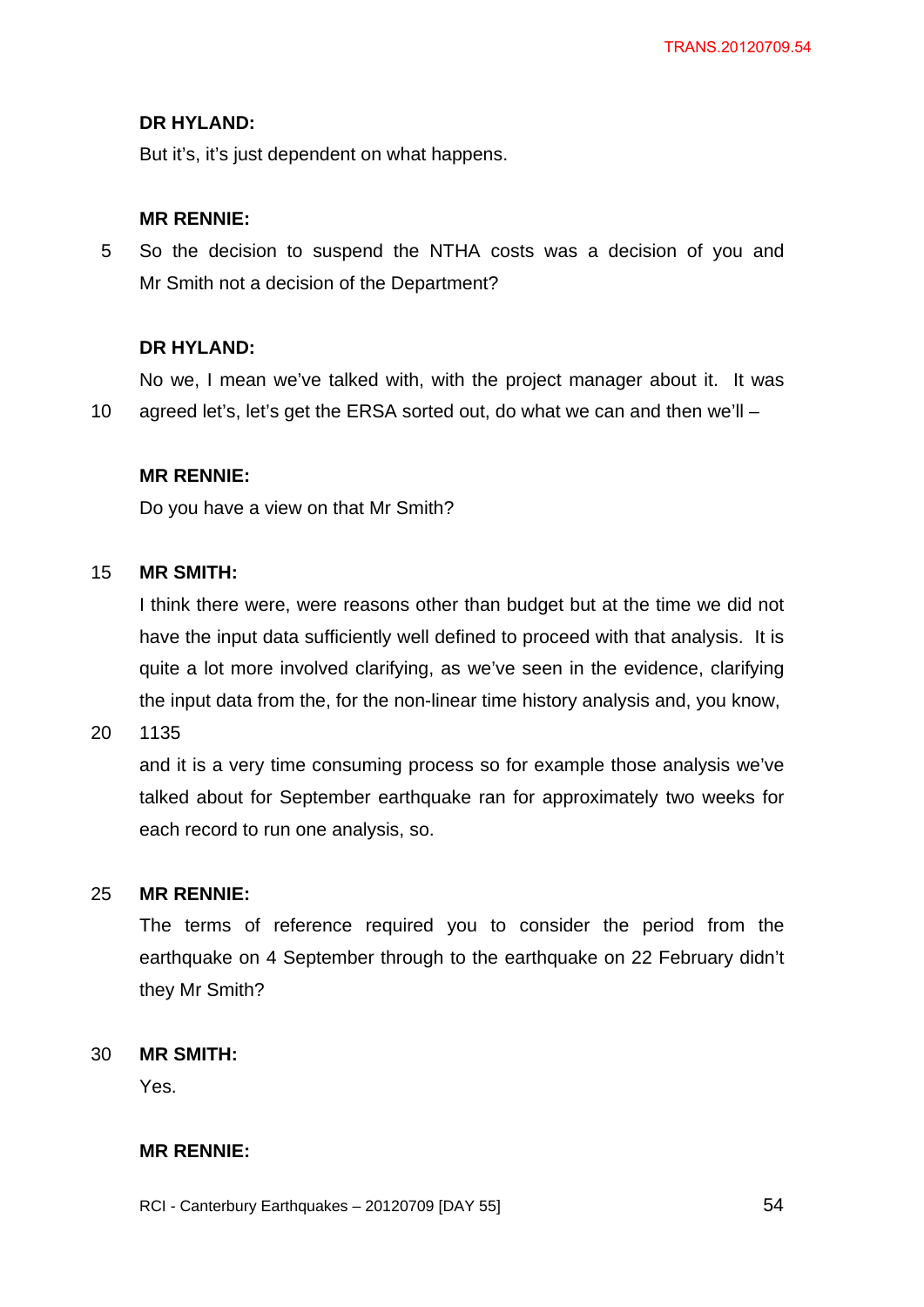**DR HYLAND:**

But it's, it's just dependent on what happens.

**MR RENNIE:**

So the decision to suspend the NTHA costs was a decision of you and Mr Smith not a decision of the Department?

**DR HYLAND:**

No we, I mean we've talked with, with the project manager about it. It was agreed let's, let's get the ERSA sorted out, do what we can and then we'll –

**MR RENNIE:**

Do you have a view on that Mr Smith?

**MR SMITH:**

I think there were, were reasons other than budget but at the time we did not have the input data sufficiently well defined to proceed with that analysis. It is quite a lot more involved clarifying, as we've seen in the evidence, clarifying the input data from the, for the non-linear time history analysis and, you know,

1135

and it is a very time consuming process so for example those analysis we've talked about for September earthquake ran for approximately two weeks for each record to run one analysis, so.

**MR RENNIE:**

The terms of reference required you to consider the period from the earthquake on 4 September through to the earthquake on 22 February didn't they Mr Smith?

**MR SMITH:**

Yes.

**MR RENNIE:**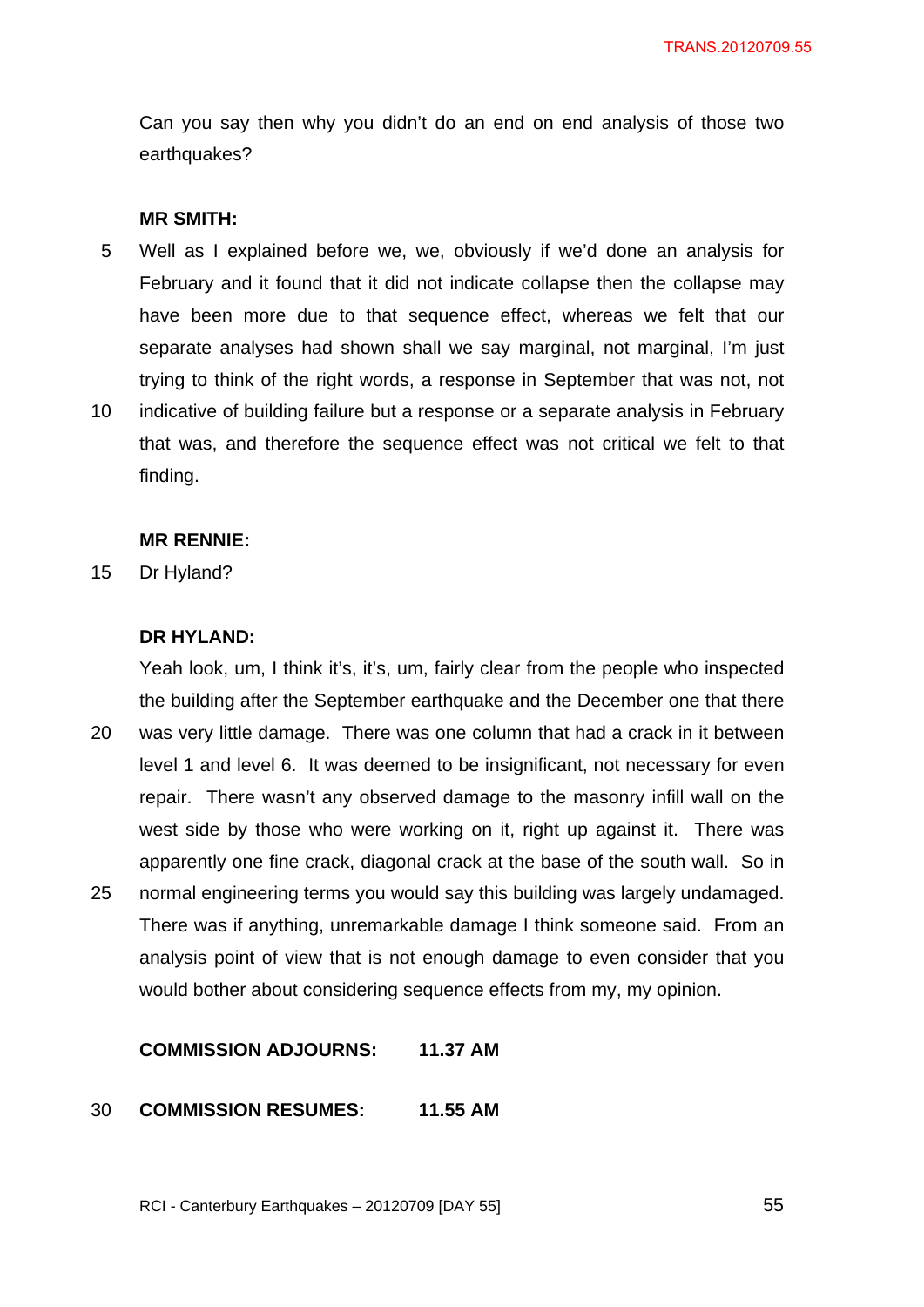Can you say then why you didn't do an end on end analysis of those two earthquakes?

**MR SMITH:**

Well as I explained before we, we, obviously if we'd done an analysis for February and it found that it did not indicate collapse then the collapse may have been more due to that sequence effect, whereas we felt that our separate analyses had shown shall we say marginal, not marginal, I'm just trying to think of the right words, a response in September that was not, not indicative of building failure but a response or a separate analysis in February that was, and therefore the sequence effect was not critical we felt to that finding.

**MR RENNIE:**

Dr Hyland?

**DR HYLAND:**

Yeah look, um, I think it's, it's, um, fairly clear from the people who inspected the building after the September earthquake and the December one that there was very little damage. There was one column that had a crack in it between level 1 and level 6. It was deemed to be insignificant, not necessary for even repair. There wasn't any observed damage to the masonry infill wall on the west side by those who were working on it, right up against it. There was apparently one fine crack, diagonal crack at the base of the south wall. So in normal engineering terms you would say this building was largely undamaged. There was if anything, unremarkable damage I think someone said. From an analysis point of view that is not enough damage to even consider that you would bother about considering sequence effects from my, my opinion.

**COMMISSION ADJOURNS: 11.37 AM**

**COMMISSION RESUMES: 11.55 AM**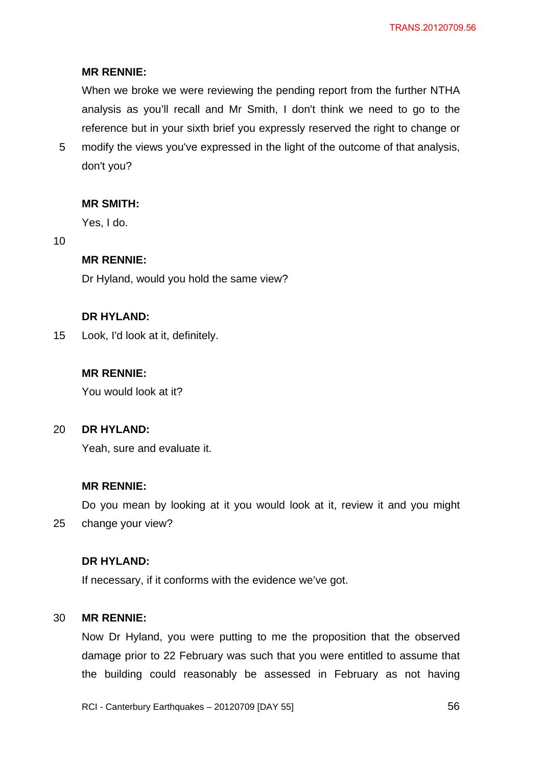**MR RENNIE:**

When we broke we were reviewing the pending report from the further NTHA analysis as you'll recall and Mr Smith, I don't think we need to go to the reference but in your sixth brief you expressly reserved the right to change or modify the views you've expressed in the light of the outcome of that analysis, don't you?

**MR SMITH:**

Yes, I do.

**MR RENNIE:**

Dr Hyland, would you hold the same view?

**DR HYLAND:**

Look, I'd look at it, definitely.

**MR RENNIE:**

You would look at it?

**DR HYLAND:**

Yeah, sure and evaluate it.

**MR RENNIE:**

Do you mean by looking at it you would look at it, review it and you might change your view?

**DR HYLAND:**

If necessary, if it conforms with the evidence we've got.

**MR RENNIE:**

Now Dr Hyland, you were putting to me the proposition that the observed damage prior to 22 February was such that you were entitled to assume that the building could reasonably be assessed in February as not having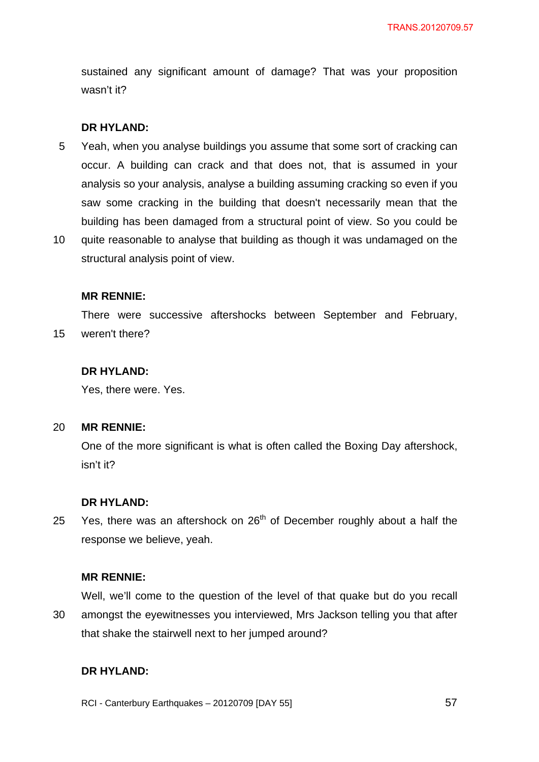sustained any significant amount of damage? That was your proposition wasn't it?

**DR HYLAND:**

Yeah, when you analyse buildings you assume that some sort of cracking can occur. A building can crack and that does not, that is assumed in your analysis so your analysis, analyse a building assuming cracking so even if you saw some cracking in the building that doesn't necessarily mean that the building has been damaged from a structural point of view. So you could be quite reasonable to analyse that building as though it was undamaged on the structural analysis point of view.

**MR RENNIE:**

There were successive aftershocks between September and February, weren't there?

**DR HYLAND:**

Yes, there were. Yes.

**MR RENNIE:**

One of the more significant is what is often called the Boxing Day aftershock, isn't it?

**DR HYLAND:**

Yes, there was an aftershock on 26th of December roughly about a half the response we believe, yeah.

**MR RENNIE:**

Well, we'll come to the question of the level of that quake but do you recall amongst the eyewitnesses you interviewed, Mrs Jackson telling you that after that shake the stairwell next to her jumped around?

**DR HYLAND:**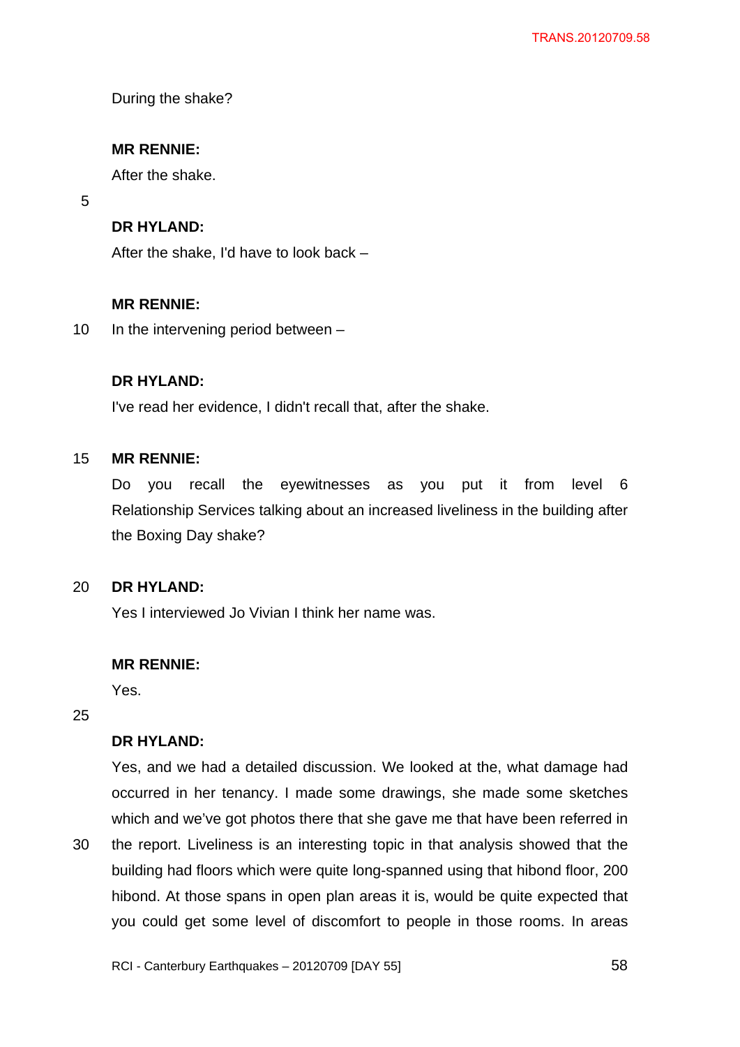During the shake?

**MR RENNIE:**

After the shake.

**DR HYLAND:**

After the shake, I'd have to look back –

**MR RENNIE:**

In the intervening period between –

**DR HYLAND:**

I've read her evidence, I didn't recall that, after the shake.

**MR RENNIE:**

Do you recall the eyewitnesses as you put it from level 6 Relationship Services talking about an increased liveliness in the building after the Boxing Day shake?

**DR HYLAND:**

Yes I interviewed Jo Vivian I think her name was.

**MR RENNIE:**

Yes.

**DR HYLAND:**

Yes, and we had a detailed discussion. We looked at the, what damage had occurred in her tenancy. I made some drawings, she made some sketches which and we've got photos there that she gave me that have been referred in the report. Liveliness is an interesting topic in that analysis showed that the building had floors which were quite long-spanned using that hibond floor, 200 hibond. At those spans in open plan areas it is, would be quite expected that you could get some level of discomfort to people in those rooms. In areas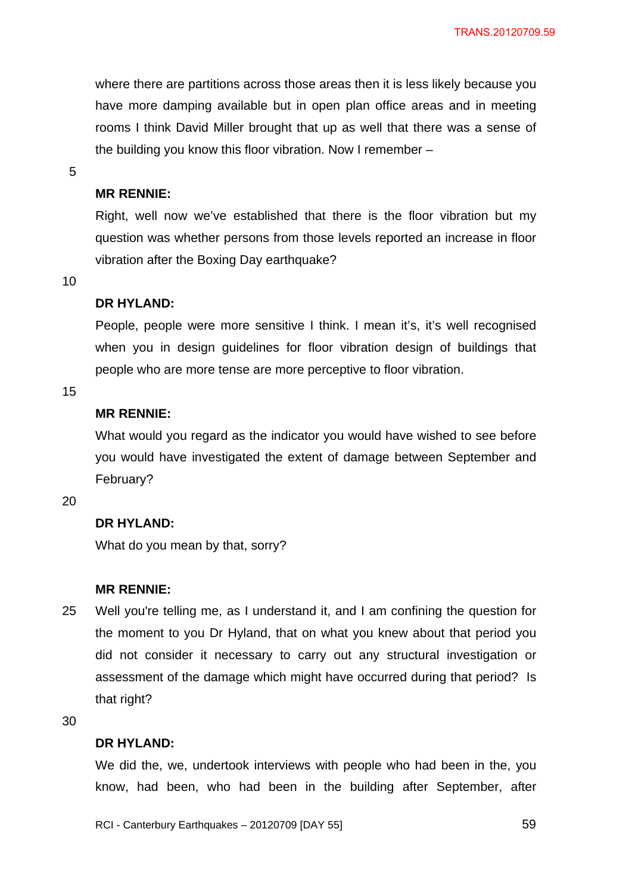where there are partitions across those areas then it is less likely because you have more damping available but in open plan office areas and in meeting rooms I think David Miller brought that up as well that there was a sense of the building you know this floor vibration. Now I remember –

**MR RENNIE:**

Right, well now we've established that there is the floor vibration but my question was whether persons from those levels reported an increase in floor vibration after the Boxing Day earthquake?

**DR HYLAND:**

People, people were more sensitive I think. I mean it's, it's well recognised when you in design guidelines for floor vibration design of buildings that people who are more tense are more perceptive to floor vibration.

**MR RENNIE:**

What would you regard as the indicator you would have wished to see before you would have investigated the extent of damage between September and February?

**DR HYLAND:**

What do you mean by that, sorry?

**MR RENNIE:**

Well you're telling me, as I understand it, and I am confining the question for the moment to you Dr Hyland, that on what you knew about that period you did not consider it necessary to carry out any structural investigation or assessment of the damage which might have occurred during that period? Is that right?

**DR HYLAND:**

We did the, we, undertook interviews with people who had been in the, you know, had been, who had been in the building after September, after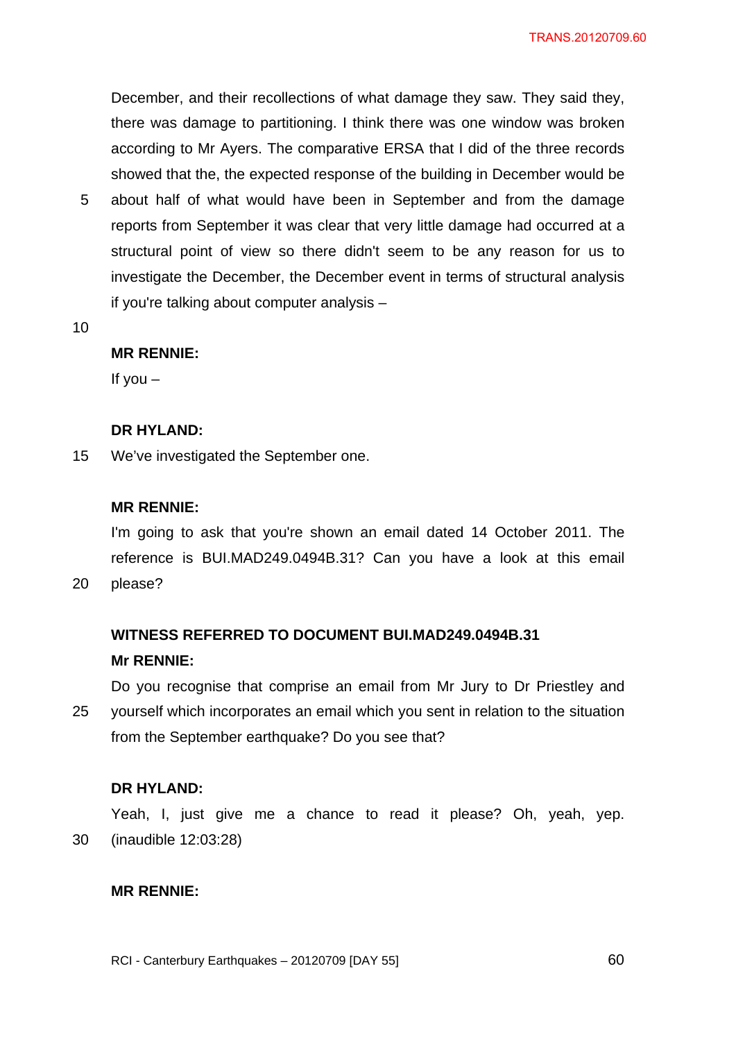December, and their recollections of what damage they saw. They said they, there was damage to partitioning. I think there was one window was broken according to Mr Ayers. The comparative ERSA that I did of the three records showed that the, the expected response of the building in December would be about half of what would have been in September and from the damage reports from September it was clear that very little damage had occurred at a structural point of view so there didn't seem to be any reason for us to investigate the December, the December event in terms of structural analysis if you're talking about computer analysis –

**MR RENNIE:**

If you –

**DR HYLAND:**

We've investigated the September one.

**MR RENNIE:**

I'm going to ask that you're shown an email dated 14 October 2011. The reference is BUI.MAD249.0494B.31? Can you have a look at this email please?

**WITNESS REFERRED TO DOCUMENT BUI.MAD249.0494B.31**

**Mr RENNIE:**

Do you recognise that comprise an email from Mr Jury to Dr Priestley and yourself which incorporates an email which you sent in relation to the situation from the September earthquake? Do you see that?

**DR HYLAND:**

Yeah, I, just give me a chance to read it please? Oh, yeah, yep. (inaudible 12:03:28)

**MR RENNIE:**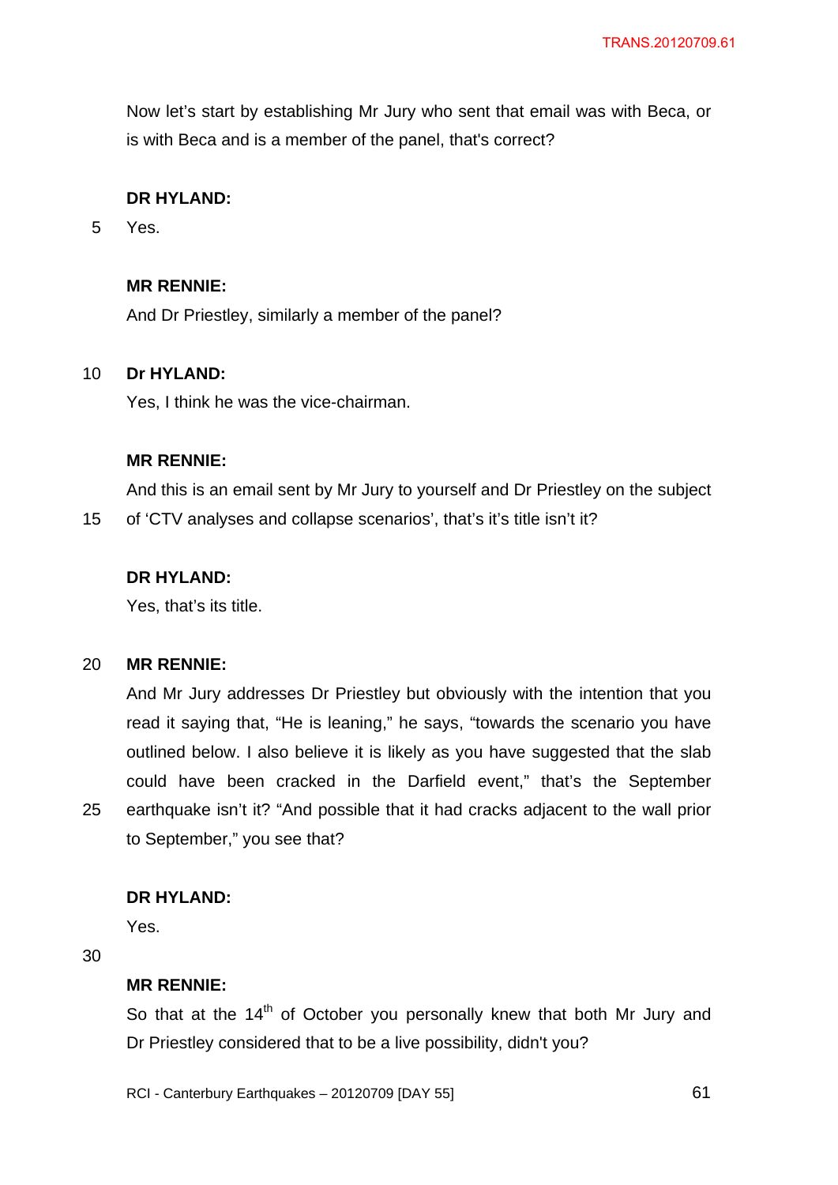Now let's start by establishing Mr Jury who sent that email was with Beca, or is with Beca and is a member of the panel, that's correct?

**DR HYLAND:**

Yes.

**MR RENNIE:**

And Dr Priestley, similarly a member of the panel?

**Dr HYLAND:**

Yes, I think he was the vice-chairman.

**MR RENNIE:**

And this is an email sent by Mr Jury to yourself and Dr Priestley on the subject of 'CTV analyses and collapse scenarios', that's it's title isn't it?

**DR HYLAND:**

Yes, that's its title.

**MR RENNIE:**

And Mr Jury addresses Dr Priestley but obviously with the intention that you read it saying that, "He is leaning," he says, "towards the scenario you have outlined below. I also believe it is likely as you have suggested that the slab could have been cracked in the Darfield event," that's the September earthquake isn't it? "And possible that it had cracks adjacent to the wall prior to September," you see that?

**DR HYLAND:**

Yes.

**MR RENNIE:**

So that at the 14th of October you personally knew that both Mr Jury and Dr Priestley considered that to be a live possibility, didn't you?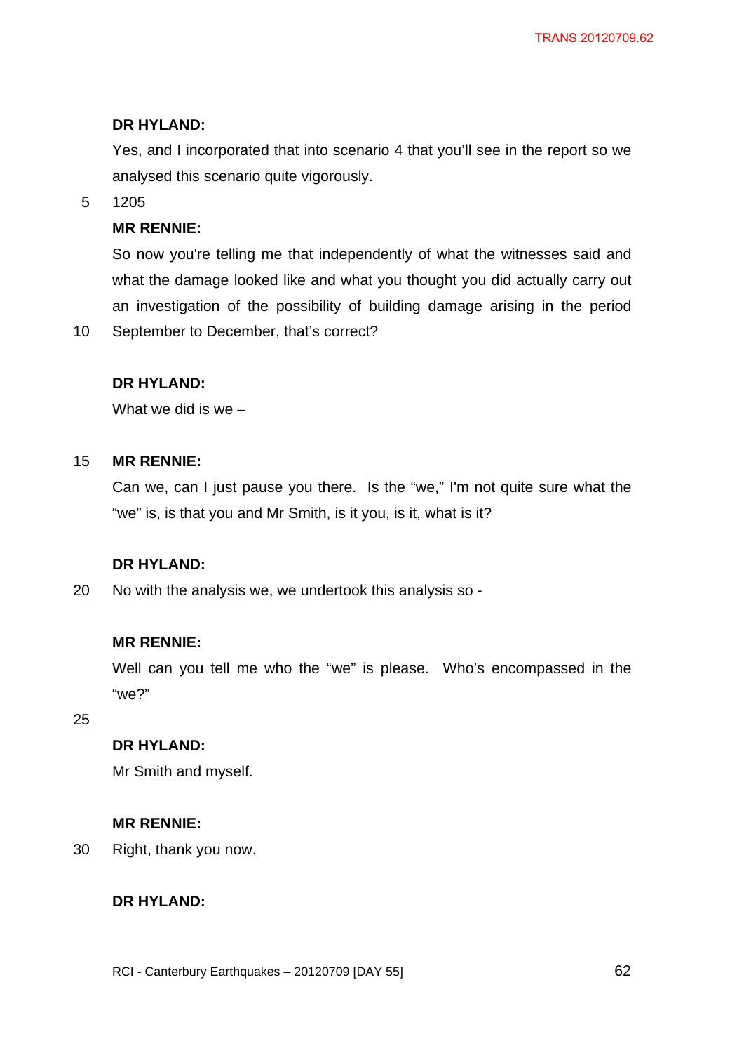**DR HYLAND:**

Yes, and I incorporated that into scenario 4 that you'll see in the report so we analysed this scenario quite vigorously.

1205

**MR RENNIE:**

So now you're telling me that independently of what the witnesses said and what the damage looked like and what you thought you did actually carry out an investigation of the possibility of building damage arising in the period September to December, that's correct?

**DR HYLAND:**

What we did is we –

**MR RENNIE:**

Can we, can I just pause you there. Is the "we," I'm not quite sure what the "we" is, is that you and Mr Smith, is it you, is it, what is it?

**DR HYLAND:**

No with the analysis we, we undertook this analysis so -

**MR RENNIE:**

Well can you tell me who the "we" is please. Who's encompassed in the "we?"

**DR HYLAND:**

Mr Smith and myself.

**MR RENNIE:**

Right, thank you now.

**DR HYLAND:**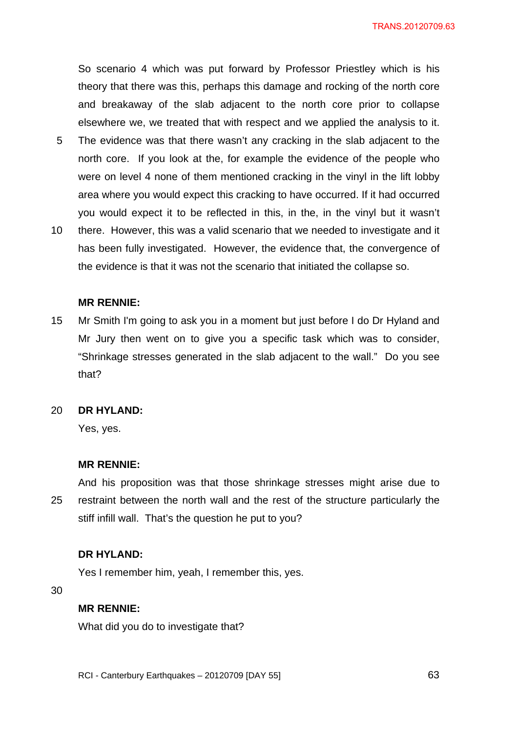So scenario 4 which was put forward by Professor Priestley which is his theory that there was this, perhaps this damage and rocking of the north core and breakaway of the slab adjacent to the north core prior to collapse elsewhere we, we treated that with respect and we applied the analysis to it. The evidence was that there wasn't any cracking in the slab adjacent to the north core. If you look at the, for example the evidence of the people who were on level 4 none of them mentioned cracking in the vinyl in the lift lobby area where you would expect this cracking to have occurred. If it had occurred you would expect it to be reflected in this, in the, in the vinyl but it wasn't there. However, this was a valid scenario that we needed to investigate and it has been fully investigated. However, the evidence that, the convergence of the evidence is that it was not the scenario that initiated the collapse so.

**MR RENNIE:**

Mr Smith I'm going to ask you in a moment but just before I do Dr Hyland and Mr Jury then went on to give you a specific task which was to consider, "Shrinkage stresses generated in the slab adjacent to the wall." Do you see that?

**DR HYLAND:**

Yes, yes.

**MR RENNIE:**

And his proposition was that those shrinkage stresses might arise due to restraint between the north wall and the rest of the structure particularly the stiff infill wall. That's the question he put to you?

**DR HYLAND:**

Yes I remember him, yeah, I remember this, yes.

**MR RENNIE:**

What did you do to investigate that?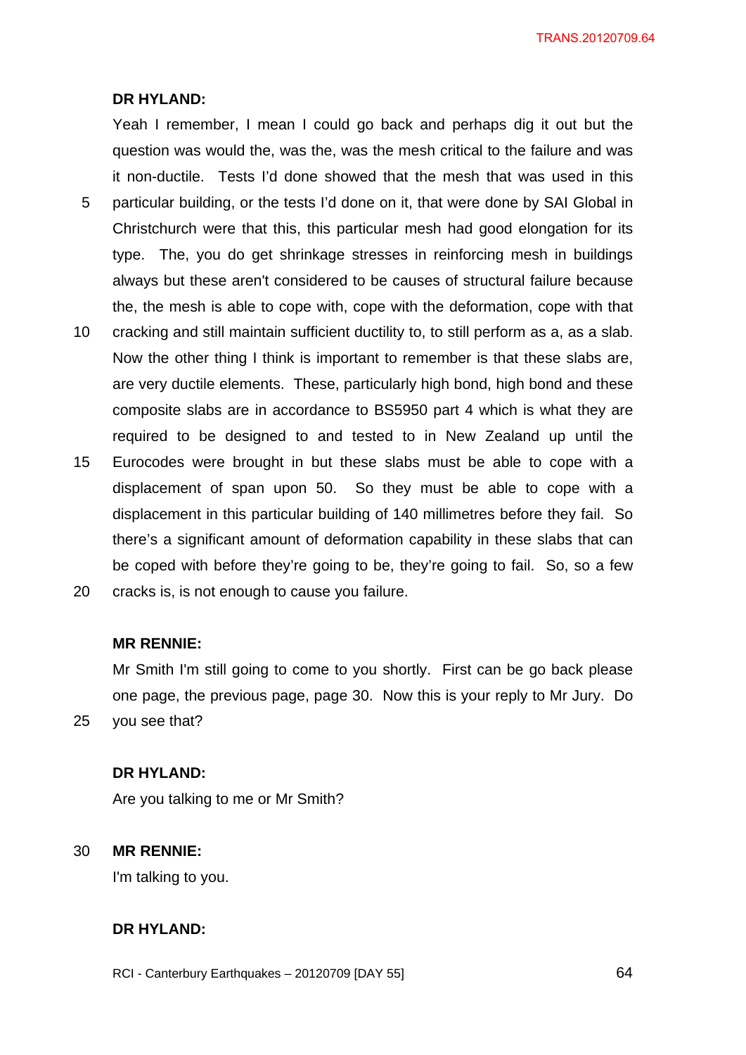**DR HYLAND:**

Yeah I remember, I mean I could go back and perhaps dig it out but the question was would the, was the, was the mesh critical to the failure and was it non-ductile. Tests I'd done showed that the mesh that was used in this particular building, or the tests I'd done on it, that were done by SAI Global in Christchurch were that this, this particular mesh had good elongation for its type. The, you do get shrinkage stresses in reinforcing mesh in buildings always but these aren't considered to be causes of structural failure because the, the mesh is able to cope with, cope with the deformation, cope with that cracking and still maintain sufficient ductility to, to still perform as a, as a slab. Now the other thing I think is important to remember is that these slabs are, are very ductile elements. These, particularly high bond, high bond and these composite slabs are in accordance to BS5950 part 4 which is what they are required to be designed to and tested to in New Zealand up until the Eurocodes were brought in but these slabs must be able to cope with a displacement of span upon 50. So they must be able to cope with a displacement in this particular building of 140 millimetres before they fail. So there's a significant amount of deformation capability in these slabs that can be coped with before they're going to be, they're going to fail. So, so a few cracks is, is not enough to cause you failure.

**MR RENNIE:**

Mr Smith I'm still going to come to you shortly. First can be go back please one page, the previous page, page 30. Now this is your reply to Mr Jury. Do you see that?

**DR HYLAND:**

Are you talking to me or Mr Smith?

**MR RENNIE:**

I'm talking to you.

**DR HYLAND:**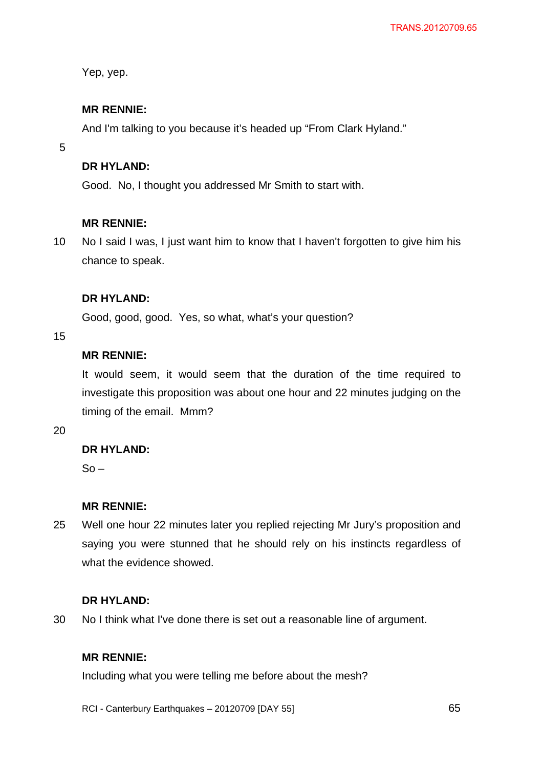Yep, yep.

**MR RENNIE:**

And I'm talking to you because it's headed up "From Clark Hyland."

**DR HYLAND:**

Good. No, I thought you addressed Mr Smith to start with.

**MR RENNIE:**

No I said I was, I just want him to know that I haven't forgotten to give him his chance to speak.

**DR HYLAND:**

Good, good, good. Yes, so what, what's your question?

**MR RENNIE:**

It would seem, it would seem that the duration of the time required to investigate this proposition was about one hour and 22 minutes judging on the timing of the email. Mmm?

**DR HYLAND:**

So –

**MR RENNIE:**

Well one hour 22 minutes later you replied rejecting Mr Jury's proposition and saying you were stunned that he should rely on his instincts regardless of what the evidence showed.

**DR HYLAND:**

No I think what I've done there is set out a reasonable line of argument.

**MR RENNIE:**

Including what you were telling me before about the mesh?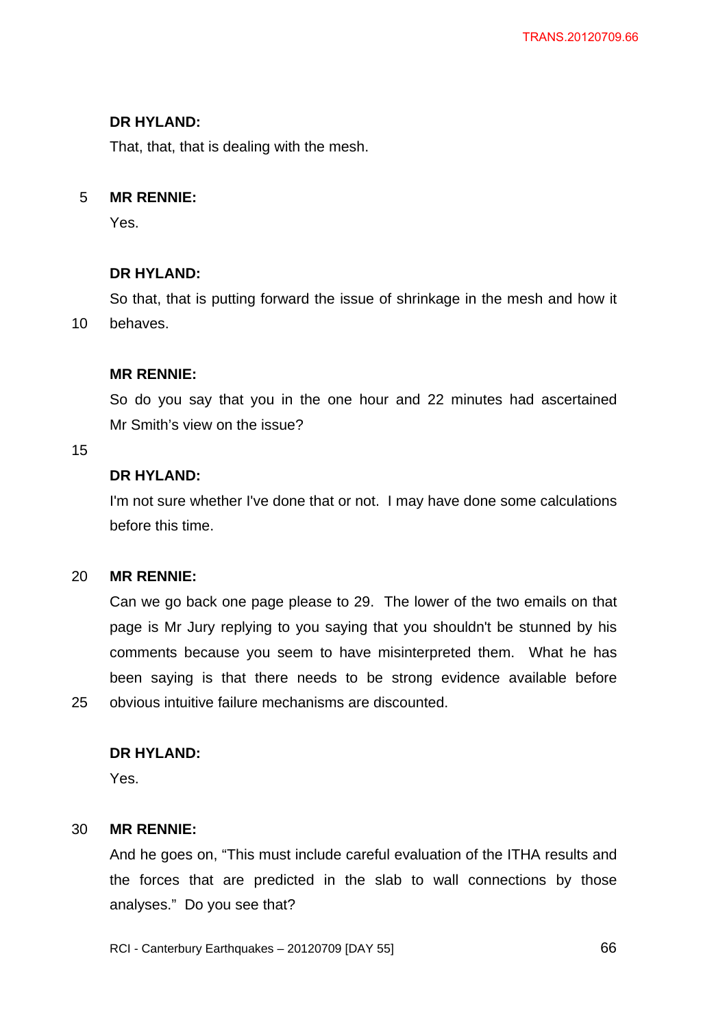**DR HYLAND:**

That, that, that is dealing with the mesh.

**MR RENNIE:**

Yes.

**DR HYLAND:**

So that, that is putting forward the issue of shrinkage in the mesh and how it behaves.

**MR RENNIE:**

So do you say that you in the one hour and 22 minutes had ascertained Mr Smith's view on the issue?

**DR HYLAND:**

I'm not sure whether I've done that or not. I may have done some calculations before this time.

**MR RENNIE:**

Can we go back one page please to 29. The lower of the two emails on that page is Mr Jury replying to you saying that you shouldn't be stunned by his comments because you seem to have misinterpreted them. What he has been saying is that there needs to be strong evidence available before obvious intuitive failure mechanisms are discounted.

**DR HYLAND:**

Yes.

**MR RENNIE:**

And he goes on, "This must include careful evaluation of the ITHA results and the forces that are predicted in the slab to wall connections by those analyses." Do you see that?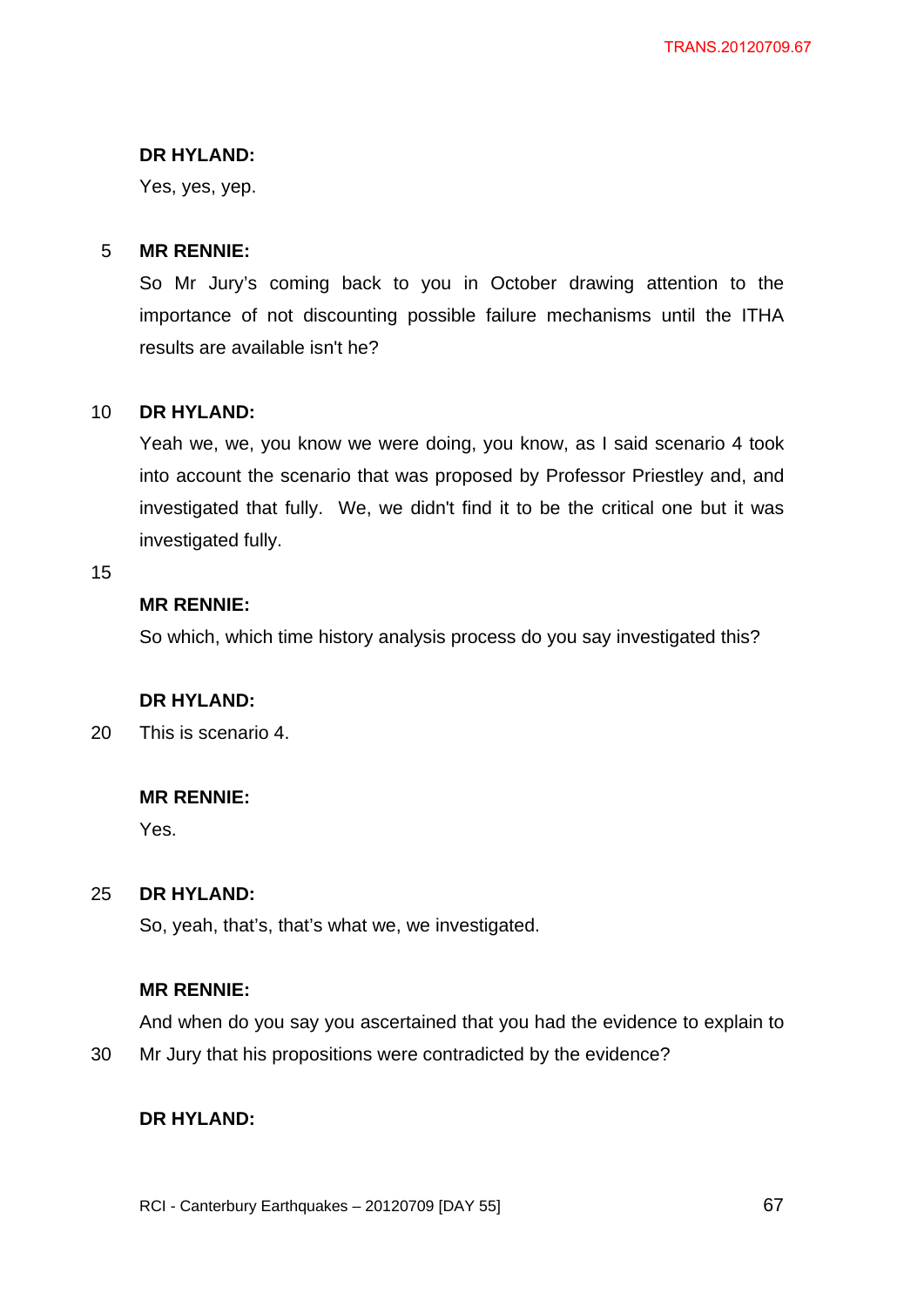**DR HYLAND:**

Yes, yes, yep.

**MR RENNIE:**

So Mr Jury's coming back to you in October drawing attention to the importance of not discounting possible failure mechanisms until the ITHA results are available isn't he?

**DR HYLAND:**

Yeah we, we, you know we were doing, you know, as I said scenario 4 took into account the scenario that was proposed by Professor Priestley and, and investigated that fully. We, we didn't find it to be the critical one but it was investigated fully.

**MR RENNIE:**

So which, which time history analysis process do you say investigated this?

**DR HYLAND:**

This is scenario 4.

**MR RENNIE:**

Yes.

**DR HYLAND:**

So, yeah, that's, that's what we, we investigated.

**MR RENNIE:**

And when do you say you ascertained that you had the evidence to explain to Mr Jury that his propositions were contradicted by the evidence?

**DR HYLAND:**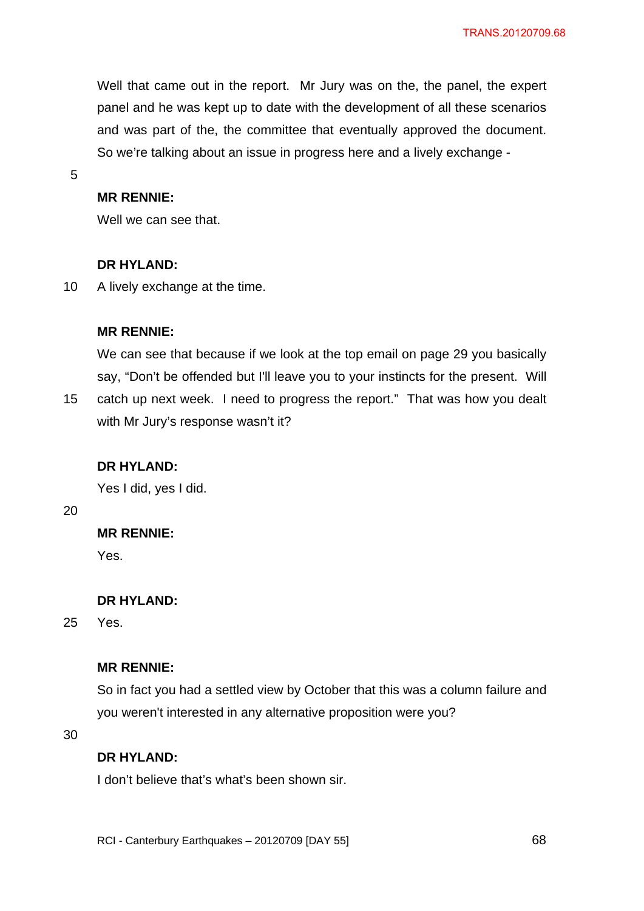Well that came out in the report. Mr Jury was on the, the panel, the expert panel and he was kept up to date with the development of all these scenarios and was part of the, the committee that eventually approved the document. So we're talking about an issue in progress here and a lively exchange -

**MR RENNIE:**

Well we can see that.

**DR HYLAND:**

A lively exchange at the time.

**MR RENNIE:**

We can see that because if we look at the top email on page 29 you basically say, "Don't be offended but I'll leave you to your instincts for the present. Will catch up next week. I need to progress the report." That was how you dealt with Mr Jury's response wasn't it?

**DR HYLAND:**

Yes I did, yes I did.

**MR RENNIE:**

Yes.

**DR HYLAND:**

Yes.

**MR RENNIE:**

So in fact you had a settled view by October that this was a column failure and you weren't interested in any alternative proposition were you?

**DR HYLAND:**

I don't believe that's what's been shown sir.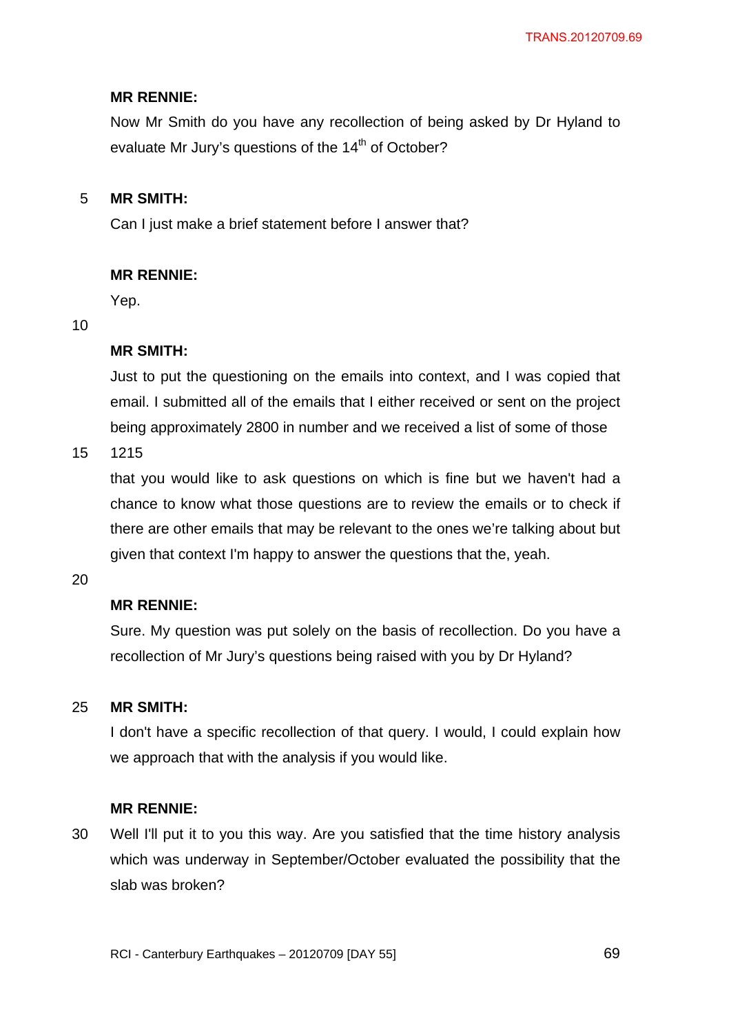**MR RENNIE:**

Now Mr Smith do you have any recollection of being asked by Dr Hyland to evaluate Mr Jury's questions of the 14th of October?

**MR SMITH:**

Can I just make a brief statement before I answer that?

**MR RENNIE:**

Yep.

**MR SMITH:**

Just to put the questioning on the emails into context, and I was copied that email. I submitted all of the emails that I either received or sent on the project being approximately 2800 in number and we received a list of some of those

1215

that you would like to ask questions on which is fine but we haven't had a chance to know what those questions are to review the emails or to check if there are other emails that may be relevant to the ones we're talking about but given that context I'm happy to answer the questions that the, yeah.

**MR RENNIE:**

Sure. My question was put solely on the basis of recollection. Do you have a recollection of Mr Jury's questions being raised with you by Dr Hyland?

**MR SMITH:**

I don't have a specific recollection of that query. I would, I could explain how we approach that with the analysis if you would like.

**MR RENNIE:**

Well I'll put it to you this way. Are you satisfied that the time history analysis which was underway in September/October evaluated the possibility that the slab was broken?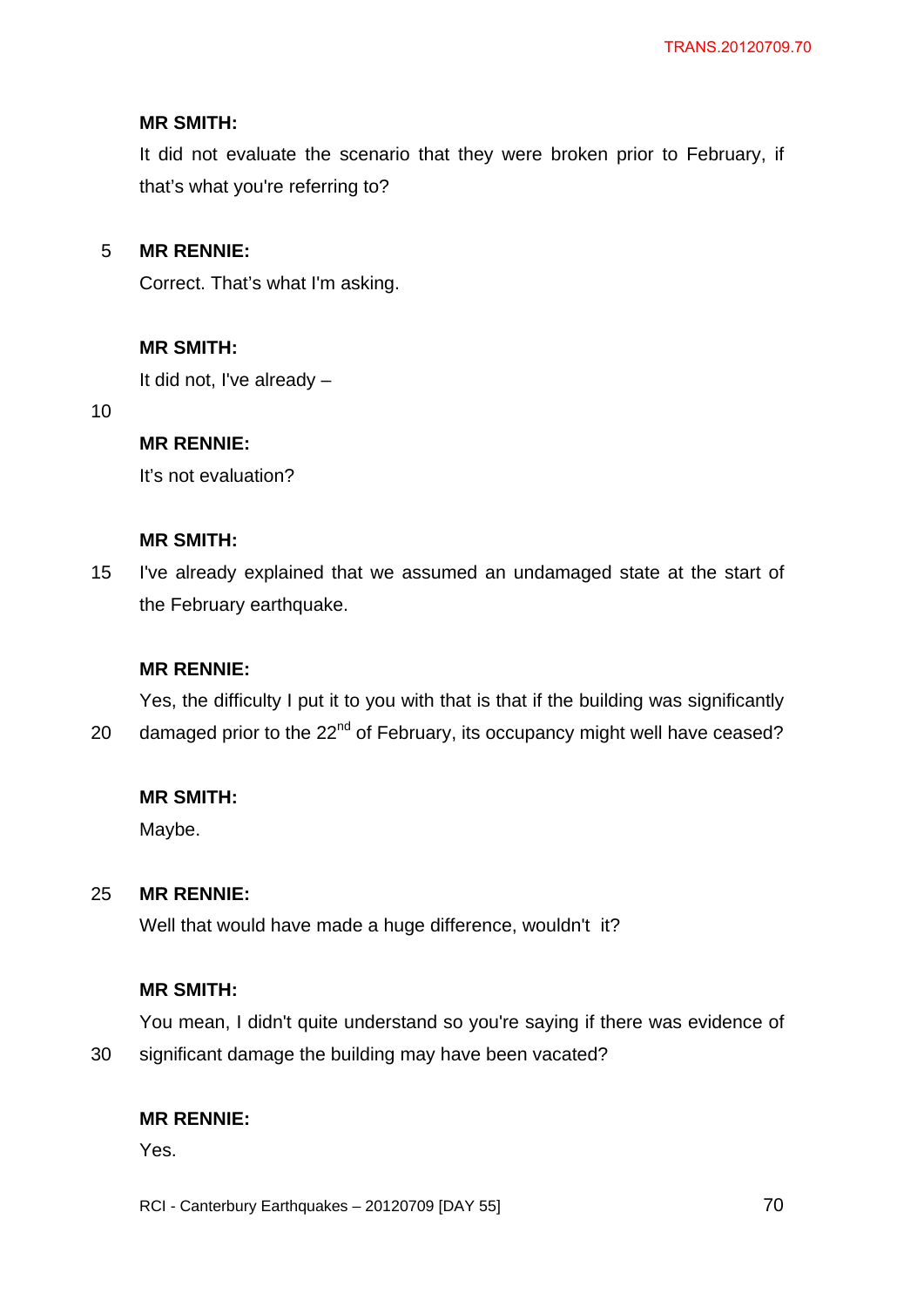**MR SMITH:**

It did not evaluate the scenario that they were broken prior to February, if that's what you're referring to?

**MR RENNIE:**

Correct. That's what I'm asking.

**MR SMITH:**

It did not, I've already –

**MR RENNIE:**

It's not evaluation?

**MR SMITH:**

I've already explained that we assumed an undamaged state at the start of the February earthquake.

**MR RENNIE:**

Yes, the difficulty I put it to you with that is that if the building was significantly damaged prior to the 22nd of February, its occupancy might well have ceased?

**MR SMITH:**

Maybe.

**MR RENNIE:**

Well that would have made a huge difference, wouldn't it?

**MR SMITH:**

You mean, I didn't quite understand so you're saying if there was evidence of significant damage the building may have been vacated?

**MR RENNIE:**

Yes.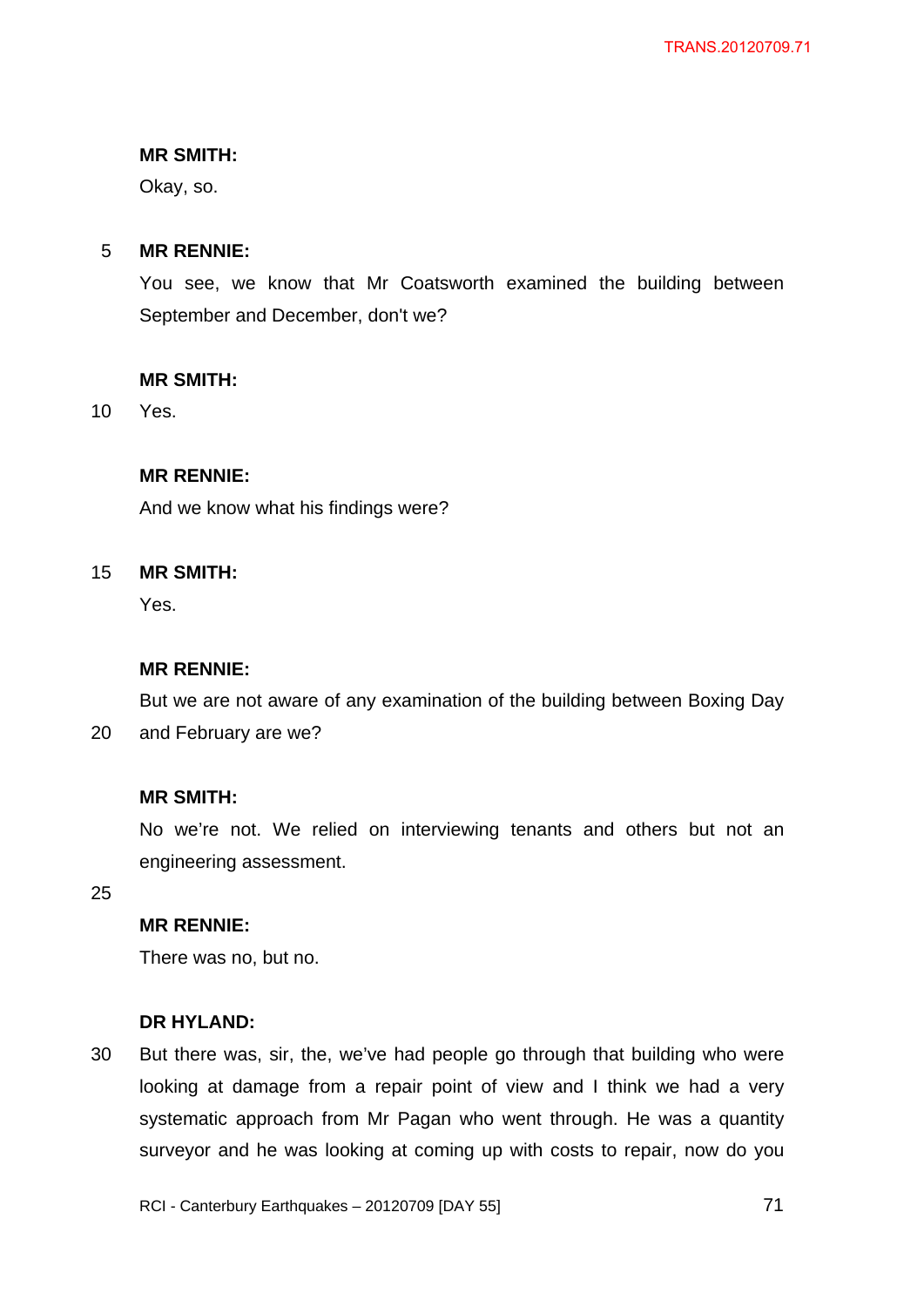**MR SMITH:**

Okay, so.

**MR RENNIE:**

You see, we know that Mr Coatsworth examined the building between September and December, don't we?

**MR SMITH:**

Yes.

**MR RENNIE:**

And we know what his findings were?

**MR SMITH:**

Yes.

**MR RENNIE:**

But we are not aware of any examination of the building between Boxing Day and February are we?

**MR SMITH:**

No we're not. We relied on interviewing tenants and others but not an engineering assessment.

**MR RENNIE:**

There was no, but no.

**DR HYLAND:**

But there was, sir, the, we've had people go through that building who were looking at damage from a repair point of view and I think we had a very systematic approach from Mr Pagan who went through. He was a quantity surveyor and he was looking at coming up with costs to repair, now do you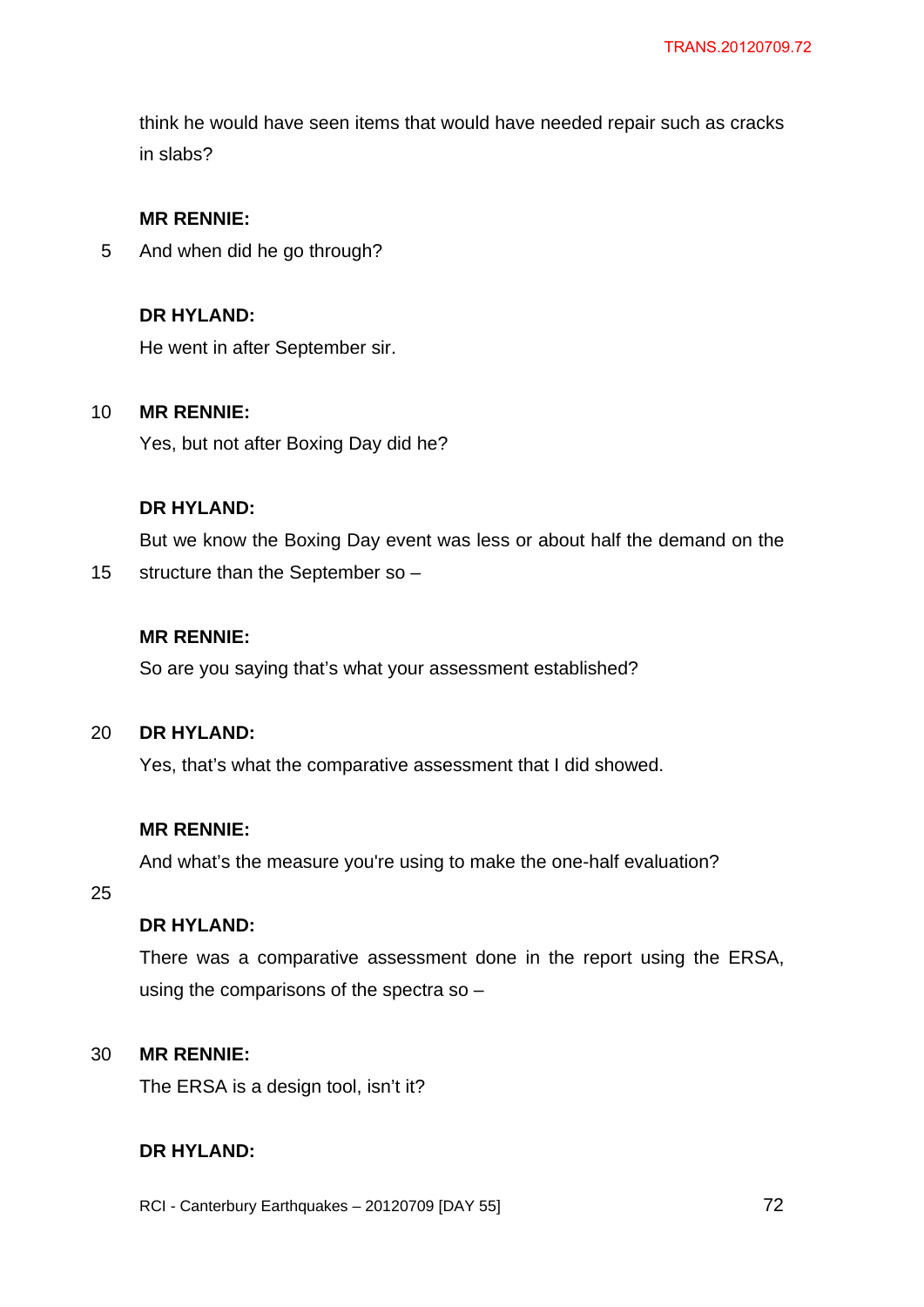think he would have seen items that would have needed repair such as cracks in slabs?

**MR RENNIE:**
And when did he go through?

**DR HYLAND:**
He went in after September sir.

**MR RENNIE:**
Yes, but not after Boxing Day did he?

**DR HYLAND:**
But we know the Boxing Day event was less or about half the demand on the structure than the September so –

**MR RENNIE:**
So are you saying that's what your assessment established?

**DR HYLAND:**
Yes, that's what the comparative assessment that I did showed.

**MR RENNIE:**
And what's the measure you're using to make the one-half evaluation?

**DR HYLAND:**
There was a comparative assessment done in the report using the ERSA, using the comparisons of the spectra so –

**MR RENNIE:**
The ERSA is a design tool, isn't it?

**DR HYLAND:**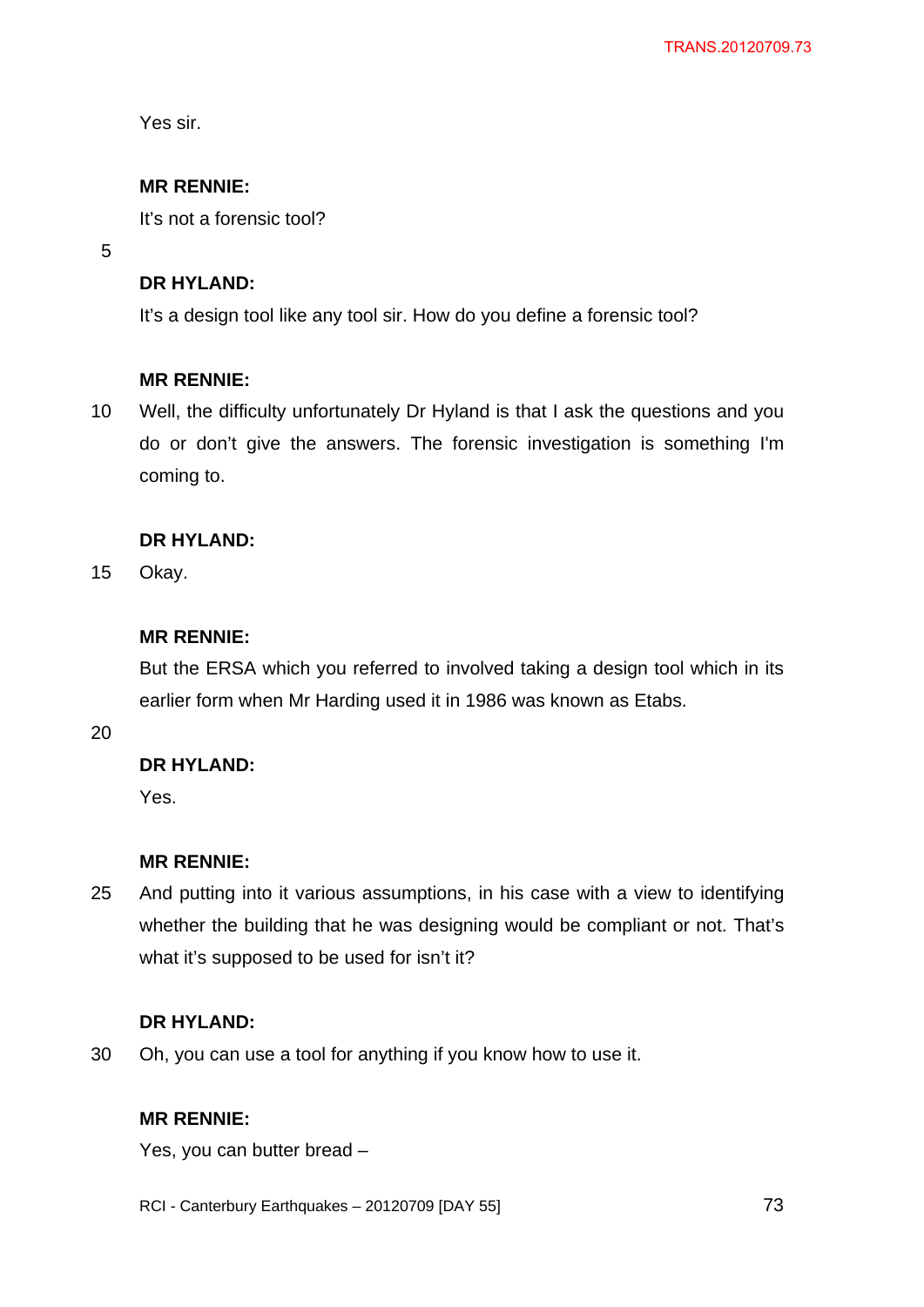Yes sir.

**MR RENNIE:**

It's not a forensic tool?

**DR HYLAND:**

It's a design tool like any tool sir. How do you define a forensic tool?

**MR RENNIE:**

Well, the difficulty unfortunately Dr Hyland is that I ask the questions and you do or don't give the answers. The forensic investigation is something I'm coming to.

**DR HYLAND:**

Okay.

**MR RENNIE:**

But the ERSA which you referred to involved taking a design tool which in its earlier form when Mr Harding used it in 1986 was known as Etabs.

**DR HYLAND:**

Yes.

**MR RENNIE:**

And putting into it various assumptions, in his case with a view to identifying whether the building that he was designing would be compliant or not. That's what it's supposed to be used for isn't it?

**DR HYLAND:**

Oh, you can use a tool for anything if you know how to use it.

**MR RENNIE:**

Yes, you can butter bread –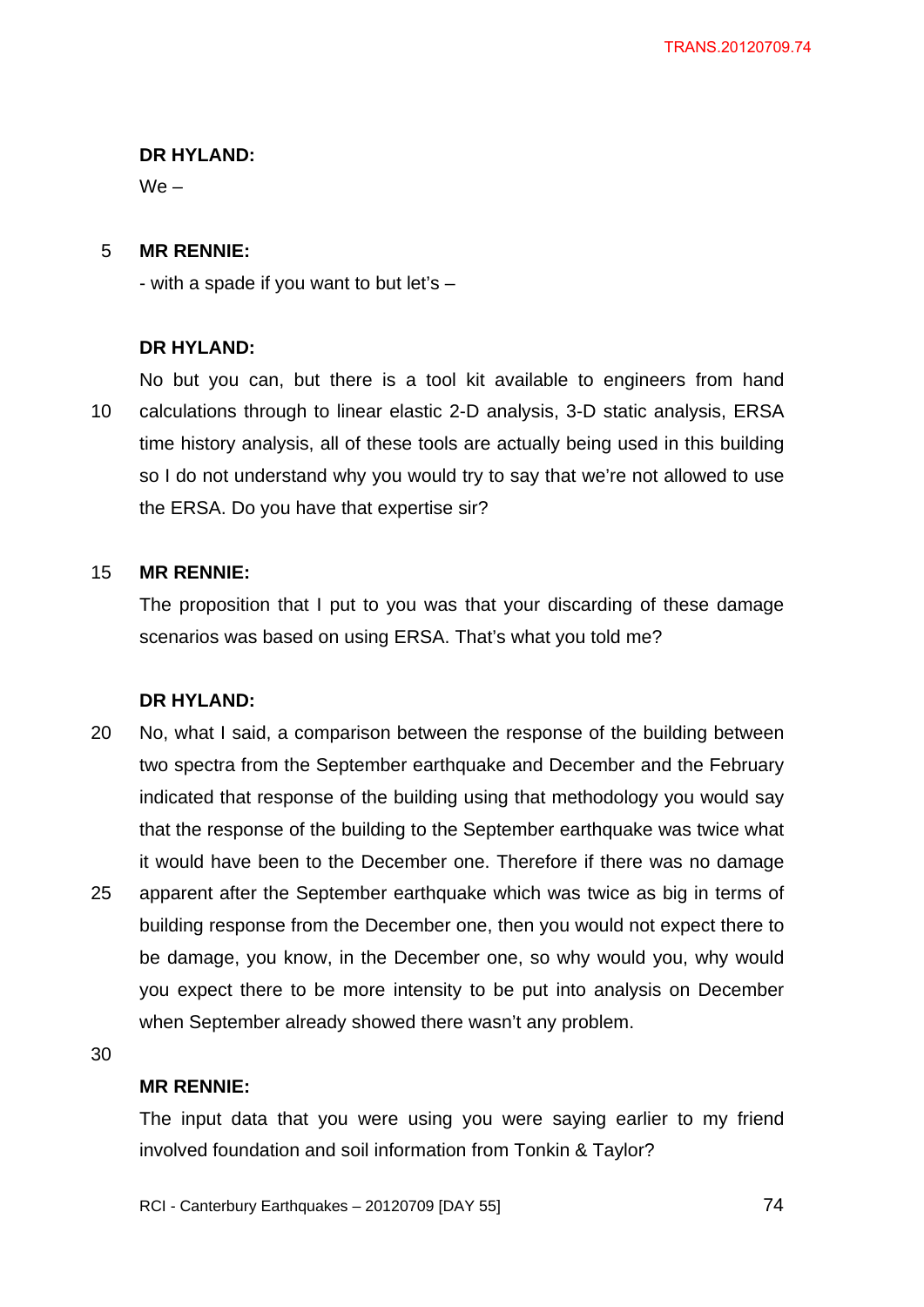**DR HYLAND:**

We –

**MR RENNIE:**

- with a spade if you want to but let's –

**DR HYLAND:**

No but you can, but there is a tool kit available to engineers from hand calculations through to linear elastic 2-D analysis, 3-D static analysis, ERSA time history analysis, all of these tools are actually being used in this building so I do not understand why you would try to say that we're not allowed to use the ERSA. Do you have that expertise sir?

**MR RENNIE:**

The proposition that I put to you was that your discarding of these damage scenarios was based on using ERSA. That's what you told me?

**DR HYLAND:**

No, what I said, a comparison between the response of the building between two spectra from the September earthquake and December and the February indicated that response of the building using that methodology you would say that the response of the building to the September earthquake was twice what it would have been to the December one. Therefore if there was no damage apparent after the September earthquake which was twice as big in terms of building response from the December one, then you would not expect there to be damage, you know, in the December one, so why would you, why would you expect there to be more intensity to be put into analysis on December when September already showed there wasn't any problem.

**MR RENNIE:**

The input data that you were using you were saying earlier to my friend involved foundation and soil information from Tonkin & Taylor?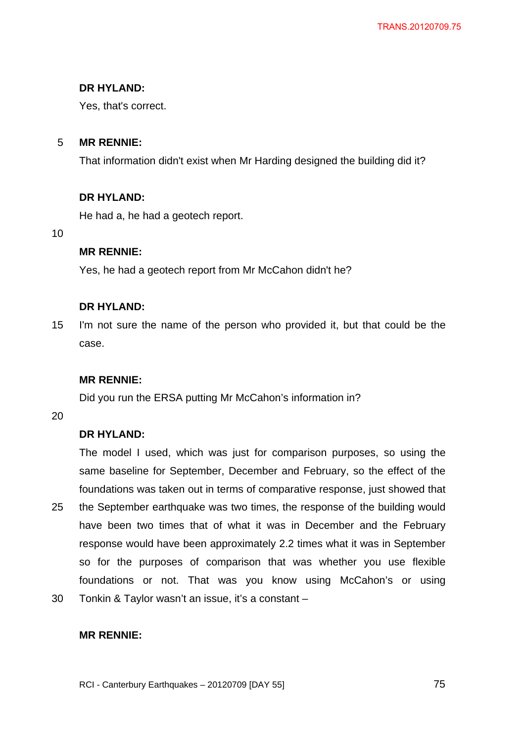**DR HYLAND:**

Yes, that's correct.

**MR RENNIE:**

That information didn't exist when Mr Harding designed the building did it?

**DR HYLAND:**

He had a, he had a geotech report.

**MR RENNIE:**

Yes, he had a geotech report from Mr McCahon didn't he?

**DR HYLAND:**

I'm not sure the name of the person who provided it, but that could be the case.

**MR RENNIE:**

Did you run the ERSA putting Mr McCahon's information in?

**DR HYLAND:**

The model I used, which was just for comparison purposes, so using the same baseline for September, December and February, so the effect of the foundations was taken out in terms of comparative response, just showed that the September earthquake was two times, the response of the building would have been two times that of what it was in December and the February response would have been approximately 2.2 times what it was in September so for the purposes of comparison that was whether you use flexible foundations or not. That was you know using McCahon's or using Tonkin & Taylor wasn't an issue, it's a constant –

**MR RENNIE:**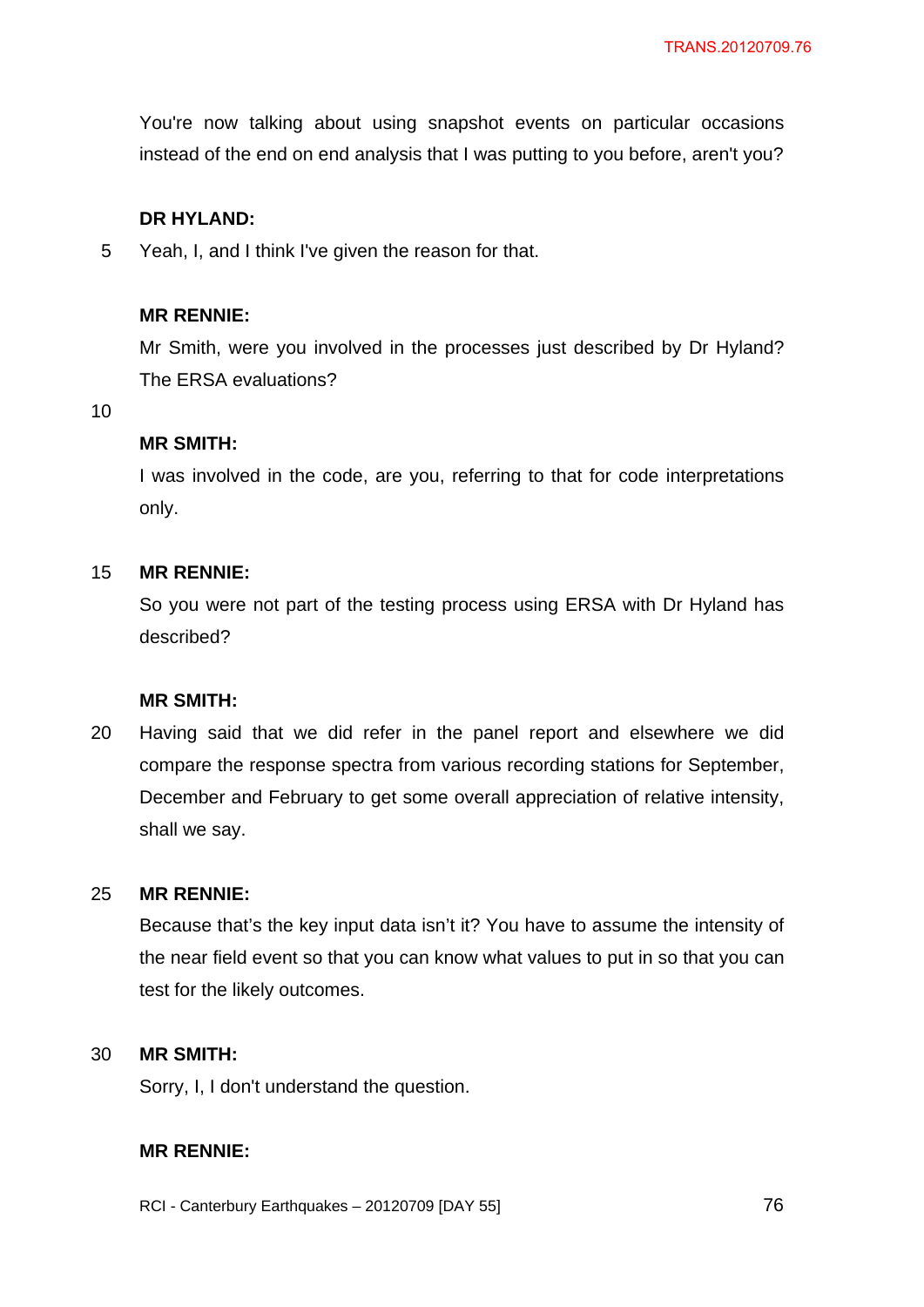You're now talking about using snapshot events on particular occasions instead of the end on end analysis that I was putting to you before, aren't you?

**DR HYLAND:**

Yeah, I, and I think I've given the reason for that.

**MR RENNIE:**

Mr Smith, were you involved in the processes just described by Dr Hyland? The ERSA evaluations?

**MR SMITH:**

I was involved in the code, are you, referring to that for code interpretations only.

**MR RENNIE:**

So you were not part of the testing process using ERSA with Dr Hyland has described?

**MR SMITH:**

Having said that we did refer in the panel report and elsewhere we did compare the response spectra from various recording stations for September, December and February to get some overall appreciation of relative intensity, shall we say.

**MR RENNIE:**

Because that's the key input data isn't it? You have to assume the intensity of the near field event so that you can know what values to put in so that you can test for the likely outcomes.

**MR SMITH:**

Sorry, I, I don't understand the question.

**MR RENNIE:**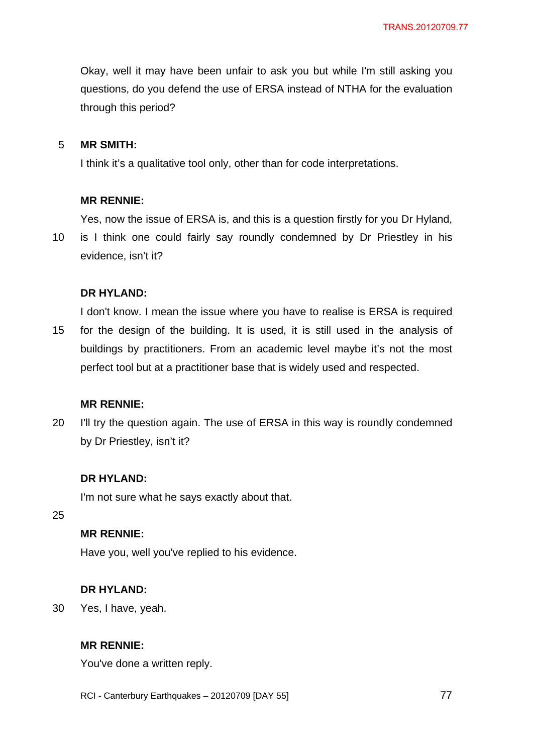Okay, well it may have been unfair to ask you but while I'm still asking you questions, do you defend the use of ERSA instead of NTHA for the evaluation through this period?

**MR SMITH:**

I think it's a qualitative tool only, other than for code interpretations.

**MR RENNIE:**

Yes, now the issue of ERSA is, and this is a question firstly for you Dr Hyland, is I think one could fairly say roundly condemned by Dr Priestley in his evidence, isn't it?

**DR HYLAND:**

I don't know. I mean the issue where you have to realise is ERSA is required for the design of the building. It is used, it is still used in the analysis of buildings by practitioners. From an academic level maybe it's not the most perfect tool but at a practitioner base that is widely used and respected.

**MR RENNIE:**

I'll try the question again. The use of ERSA in this way is roundly condemned by Dr Priestley, isn't it?

**DR HYLAND:**

I'm not sure what he says exactly about that.

**MR RENNIE:**

Have you, well you've replied to his evidence.

**DR HYLAND:**

Yes, I have, yeah.

**MR RENNIE:**

You've done a written reply.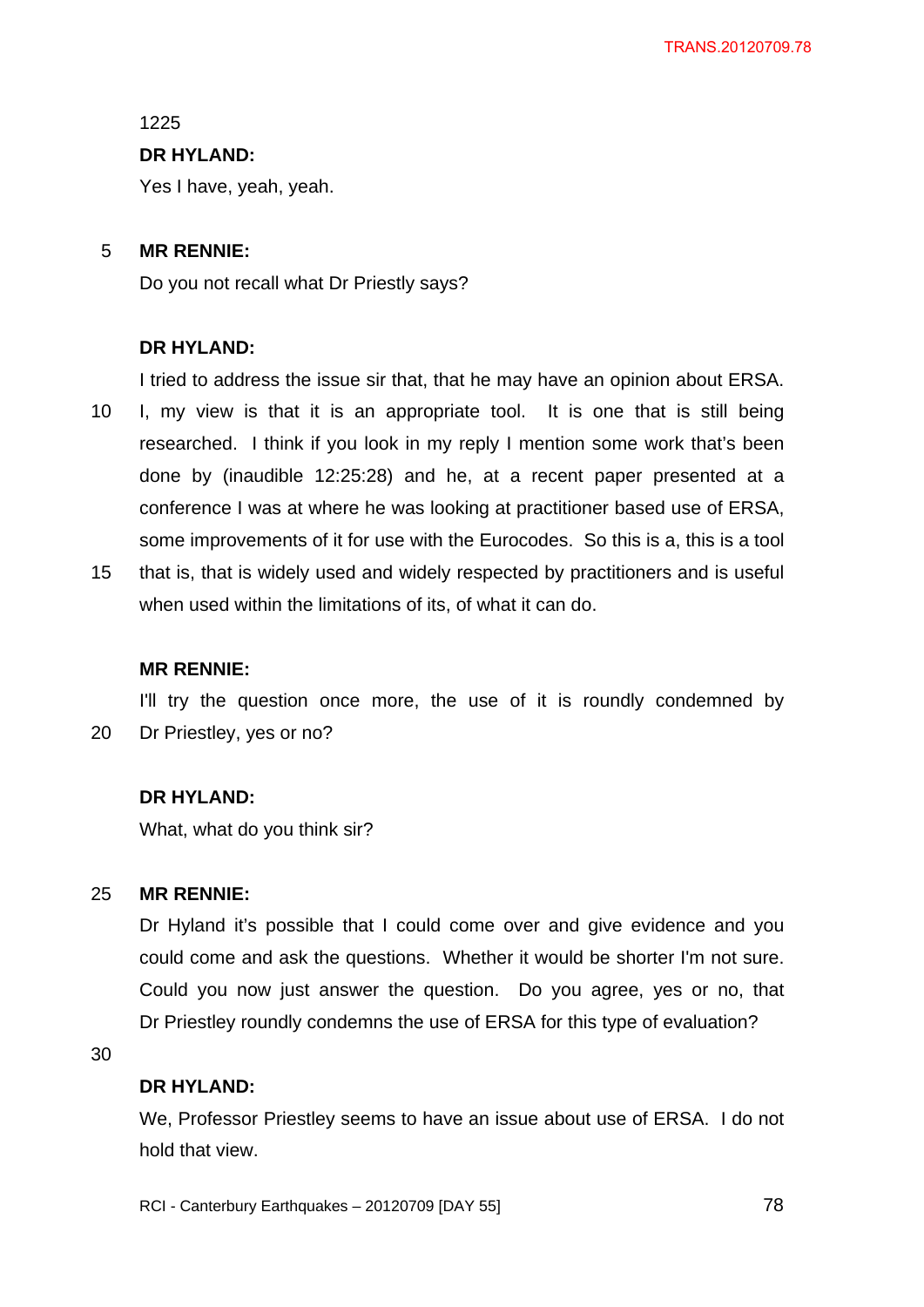1225

**DR HYLAND:**

Yes I have, yeah, yeah.

**MR RENNIE:**

Do you not recall what Dr Priestly says?

**DR HYLAND:**

I tried to address the issue sir that, that he may have an opinion about ERSA. I, my view is that it is an appropriate tool. It is one that is still being researched. I think if you look in my reply I mention some work that's been done by (inaudible 12:25:28) and he, at a recent paper presented at a conference I was at where he was looking at practitioner based use of ERSA, some improvements of it for use with the Eurocodes. So this is a, this is a tool that is, that is widely used and widely respected by practitioners and is useful when used within the limitations of its, of what it can do.

**MR RENNIE:**

I'll try the question once more, the use of it is roundly condemned by Dr Priestley, yes or no?

**DR HYLAND:**

What, what do you think sir?

**MR RENNIE:**

Dr Hyland it's possible that I could come over and give evidence and you could come and ask the questions. Whether it would be shorter I'm not sure. Could you now just answer the question. Do you agree, yes or no, that Dr Priestley roundly condemns the use of ERSA for this type of evaluation?

**DR HYLAND:**

We, Professor Priestley seems to have an issue about use of ERSA. I do not hold that view.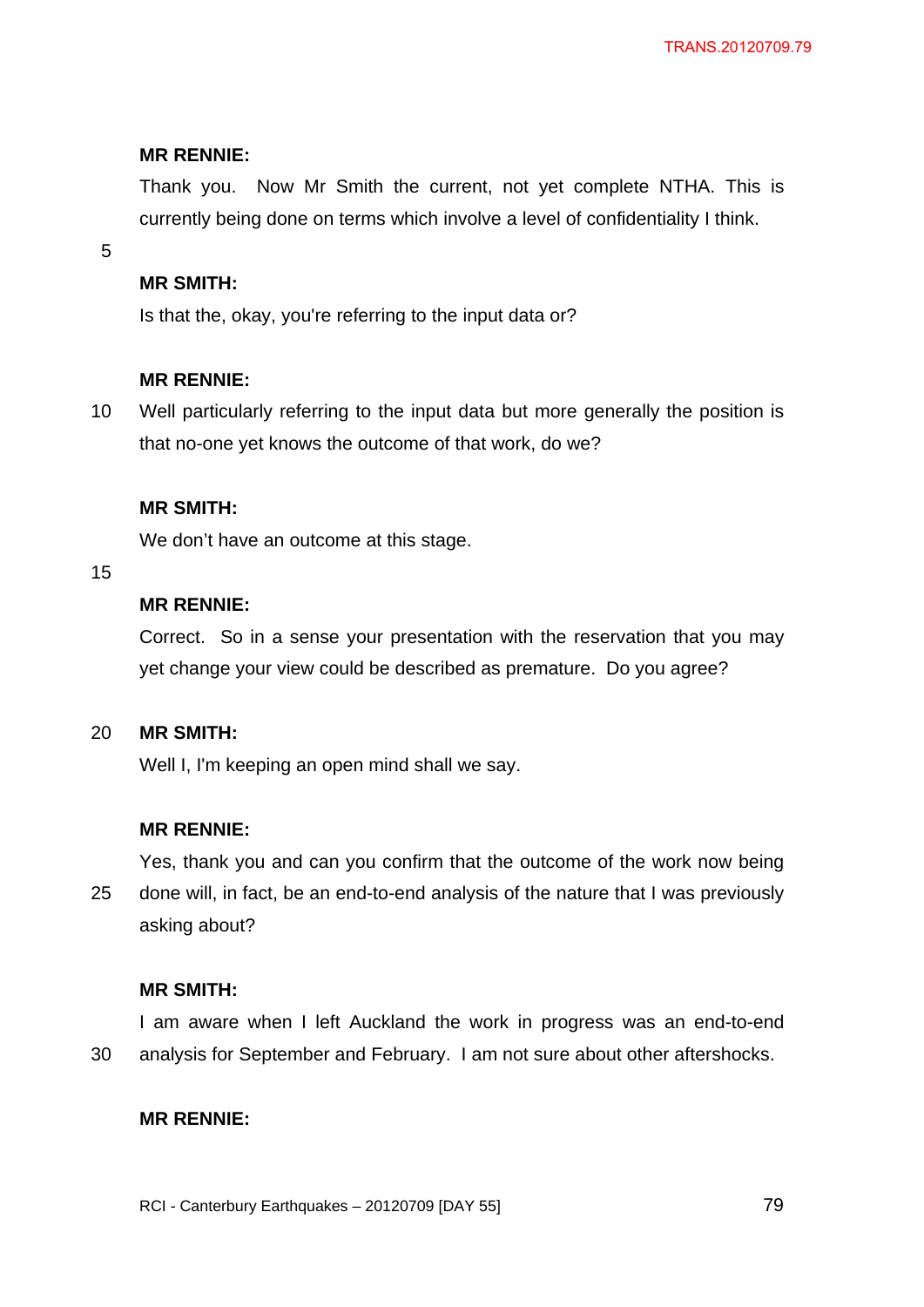**MR RENNIE:**

Thank you. Now Mr Smith the current, not yet complete NTHA. This is currently being done on terms which involve a level of confidentiality I think.

**MR SMITH:**

Is that the, okay, you're referring to the input data or?

**MR RENNIE:**

Well particularly referring to the input data but more generally the position is that no-one yet knows the outcome of that work, do we?

**MR SMITH:**

We don't have an outcome at this stage.

**MR RENNIE:**

Correct. So in a sense your presentation with the reservation that you may yet change your view could be described as premature. Do you agree?

**MR SMITH:**

Well I, I'm keeping an open mind shall we say.

**MR RENNIE:**

Yes, thank you and can you confirm that the outcome of the work now being done will, in fact, be an end-to-end analysis of the nature that I was previously asking about?

**MR SMITH:**

I am aware when I left Auckland the work in progress was an end-to-end analysis for September and February. I am not sure about other aftershocks.

**MR RENNIE:**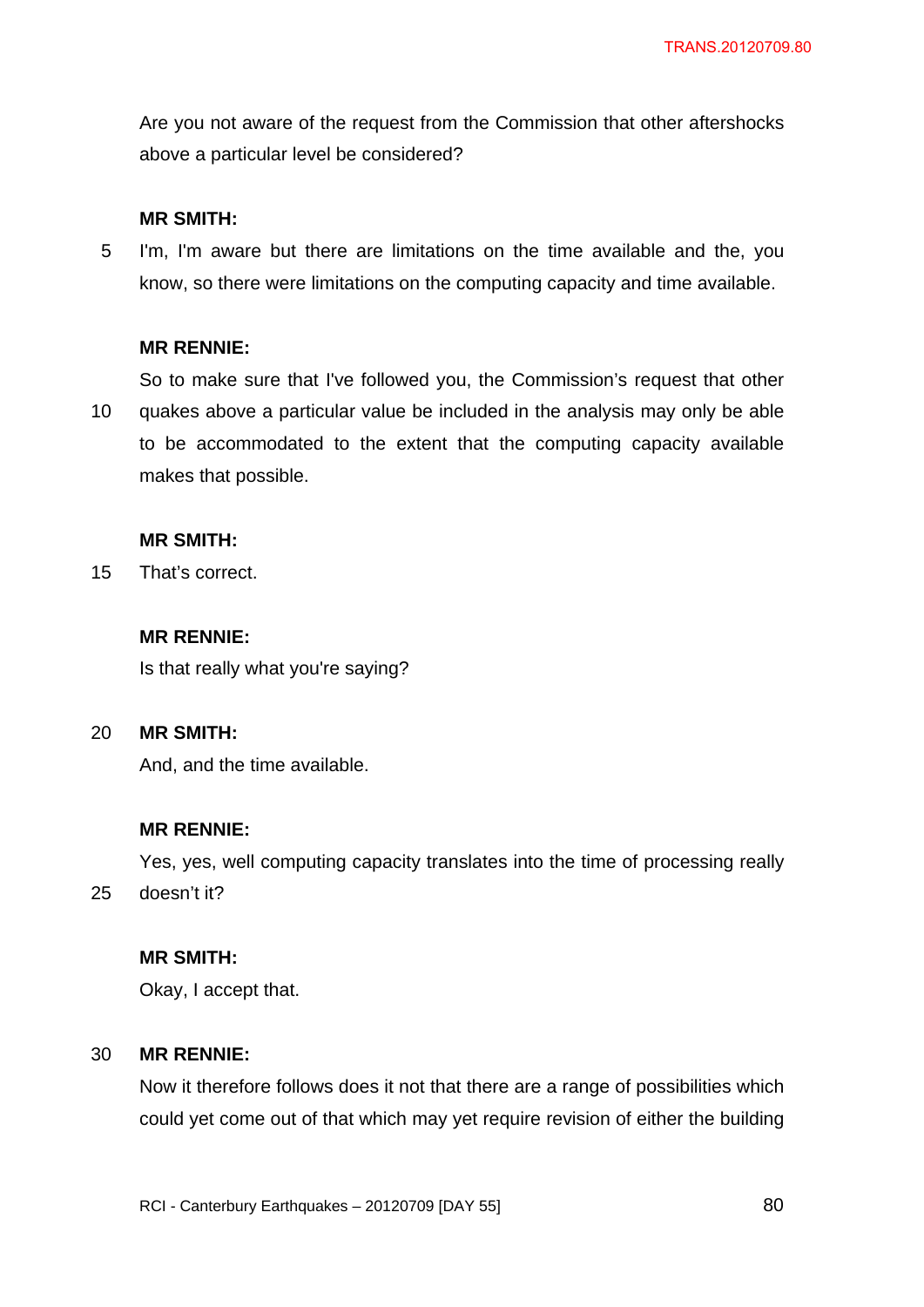Are you not aware of the request from the Commission that other aftershocks above a particular level be considered?

**MR SMITH:**

I'm, I'm aware but there are limitations on the time available and the, you know, so there were limitations on the computing capacity and time available.

**MR RENNIE:**

So to make sure that I've followed you, the Commission's request that other quakes above a particular value be included in the analysis may only be able to be accommodated to the extent that the computing capacity available makes that possible.

**MR SMITH:**

That's correct.

**MR RENNIE:**

Is that really what you're saying?

**MR SMITH:**

And, and the time available.

**MR RENNIE:**

Yes, yes, well computing capacity translates into the time of processing really doesn't it?

**MR SMITH:**

Okay, I accept that.

**MR RENNIE:**

Now it therefore follows does it not that there are a range of possibilities which could yet come out of that which may yet require revision of either the building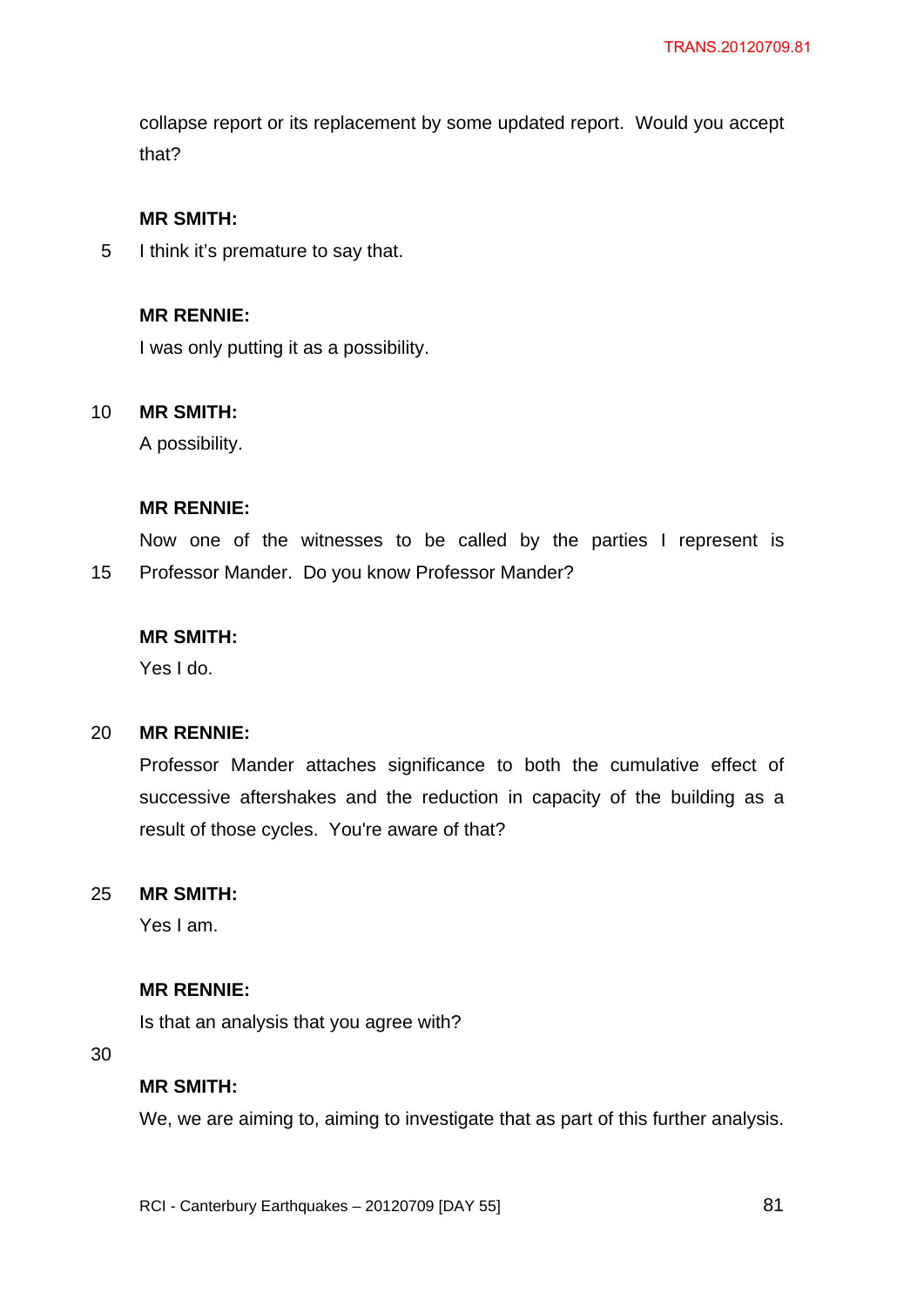collapse report or its replacement by some updated report. Would you accept that?

**MR SMITH:**

I think it's premature to say that.

**MR RENNIE:**

I was only putting it as a possibility.

**MR SMITH:**

A possibility.

**MR RENNIE:**

Now one of the witnesses to be called by the parties I represent is Professor Mander. Do you know Professor Mander?

**MR SMITH:**

Yes I do.

**MR RENNIE:**

Professor Mander attaches significance to both the cumulative effect of successive aftershakes and the reduction in capacity of the building as a result of those cycles. You're aware of that?

**MR SMITH:**

Yes I am.

**MR RENNIE:**

Is that an analysis that you agree with?

**MR SMITH:**

We, we are aiming to, aiming to investigate that as part of this further analysis.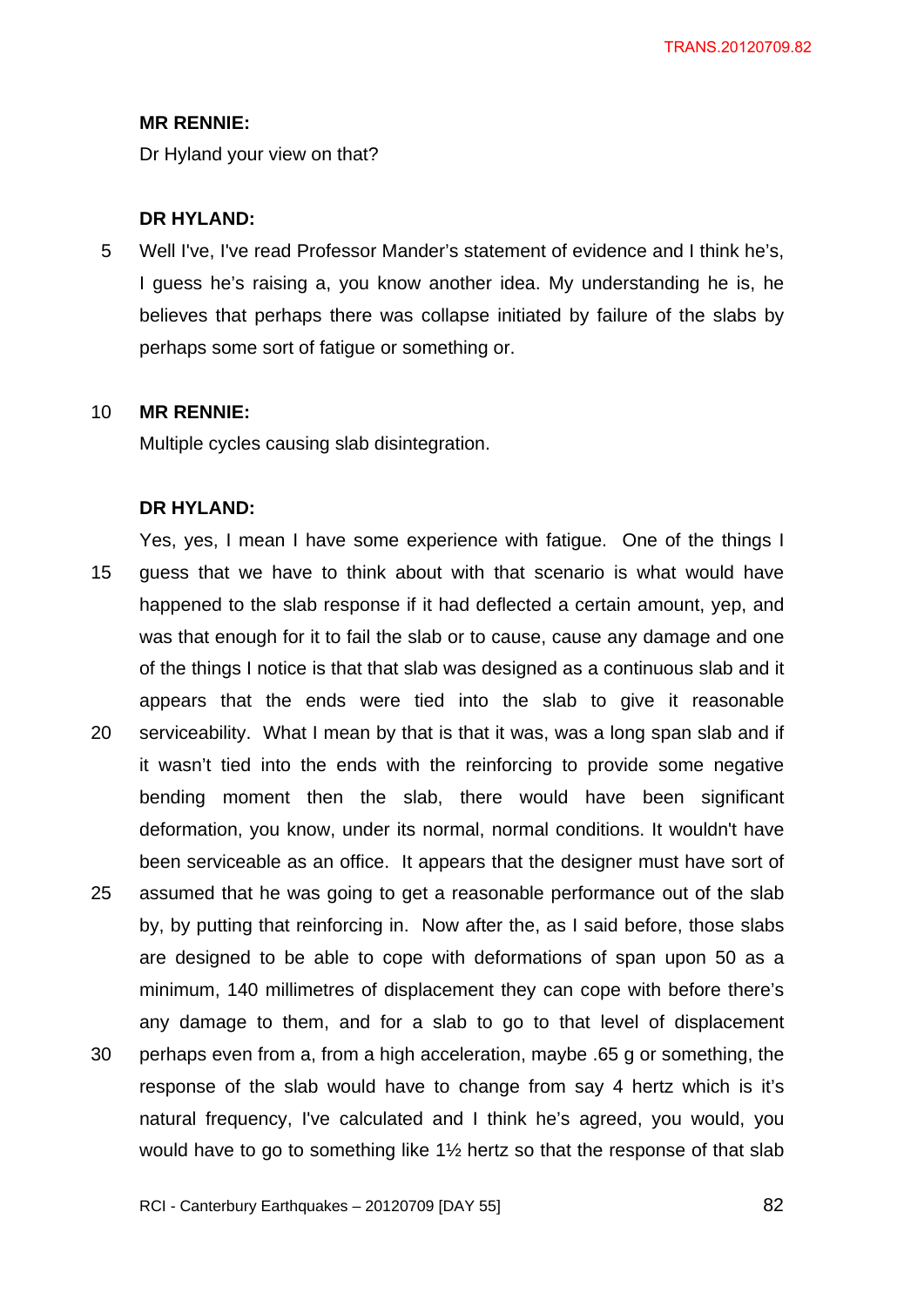**MR RENNIE:**

Dr Hyland your view on that?

**DR HYLAND:**

Well I've, I've read Professor Mander's statement of evidence and I think he's, I guess he's raising a, you know another idea. My understanding he is, he believes that perhaps there was collapse initiated by failure of the slabs by perhaps some sort of fatigue or something or.

**MR RENNIE:**

Multiple cycles causing slab disintegration.

**DR HYLAND:**

Yes, yes, I mean I have some experience with fatigue. One of the things I guess that we have to think about with that scenario is what would have happened to the slab response if it had deflected a certain amount, yep, and was that enough for it to fail the slab or to cause, cause any damage and one of the things I notice is that that slab was designed as a continuous slab and it appears that the ends were tied into the slab to give it reasonable serviceability. What I mean by that is that it was, was a long span slab and if it wasn't tied into the ends with the reinforcing to provide some negative bending moment then the slab, there would have been significant deformation, you know, under its normal, normal conditions. It wouldn't have been serviceable as an office. It appears that the designer must have sort of assumed that he was going to get a reasonable performance out of the slab by, by putting that reinforcing in. Now after the, as I said before, those slabs are designed to be able to cope with deformations of span upon 50 as a minimum, 140 millimetres of displacement they can cope with before there's any damage to them, and for a slab to go to that level of displacement perhaps even from a, from a high acceleration, maybe .65 g or something, the response of the slab would have to change from say 4 hertz which is it's natural frequency, I've calculated and I think he's agreed, you would, you would have to go to something like 1½ hertz so that the response of that slab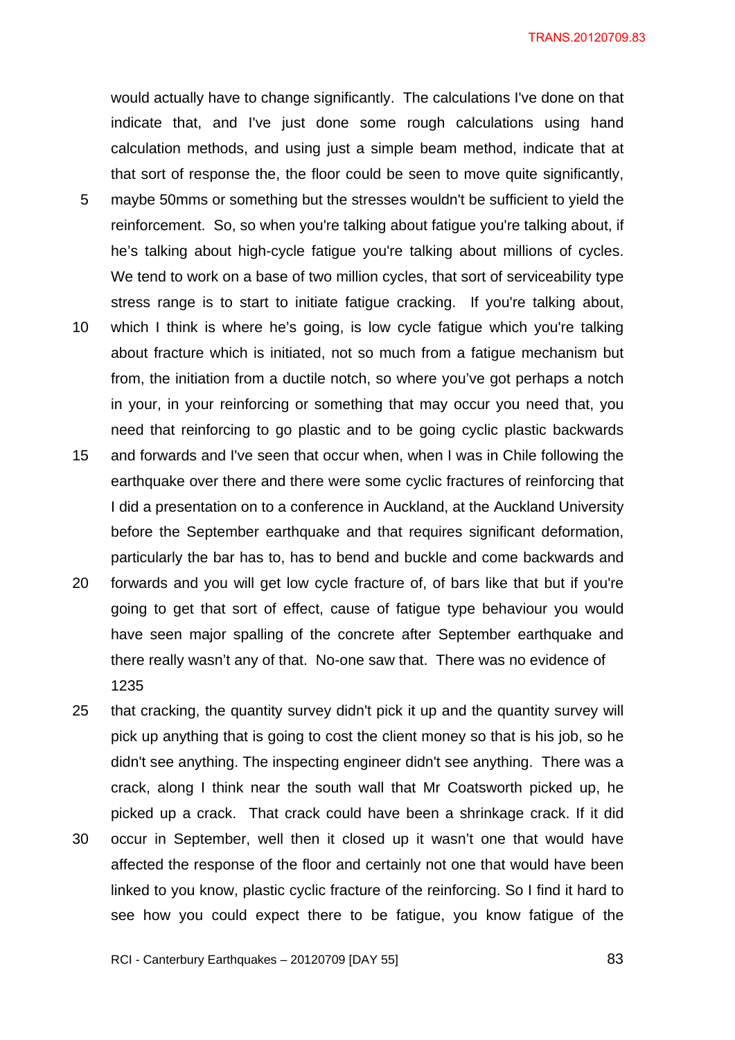would actually have to change significantly. The calculations I've done on that indicate that, and I've just done some rough calculations using hand calculation methods, and using just a simple beam method, indicate that at that sort of response the, the floor could be seen to move quite significantly, maybe 50mms or something but the stresses wouldn't be sufficient to yield the reinforcement. So, so when you're talking about fatigue you're talking about, if he's talking about high-cycle fatigue you're talking about millions of cycles. We tend to work on a base of two million cycles, that sort of serviceability type stress range is to start to initiate fatigue cracking. If you're talking about, which I think is where he's going, is low cycle fatigue which you're talking about fracture which is initiated, not so much from a fatigue mechanism but from, the initiation from a ductile notch, so where you've got perhaps a notch in your, in your reinforcing or something that may occur you need that, you need that reinforcing to go plastic and to be going cyclic plastic backwards and forwards and I've seen that occur when, when I was in Chile following the earthquake over there and there were some cyclic fractures of reinforcing that I did a presentation on to a conference in Auckland, at the Auckland University before the September earthquake and that requires significant deformation, particularly the bar has to, has to bend and buckle and come backwards and forwards and you will get low cycle fracture of, of bars like that but if you're going to get that sort of effect, cause of fatigue type behaviour you would have seen major spalling of the concrete after September earthquake and there really wasn't any of that. No-one saw that. There was no evidence of

1235

that cracking, the quantity survey didn't pick it up and the quantity survey will pick up anything that is going to cost the client money so that is his job, so he didn't see anything. The inspecting engineer didn't see anything. There was a crack, along I think near the south wall that Mr Coatsworth picked up, he picked up a crack. That crack could have been a shrinkage crack. If it did occur in September, well then it closed up it wasn't one that would have affected the response of the floor and certainly not one that would have been linked to you know, plastic cyclic fracture of the reinforcing. So I find it hard to see how you could expect there to be fatigue, you know fatigue of the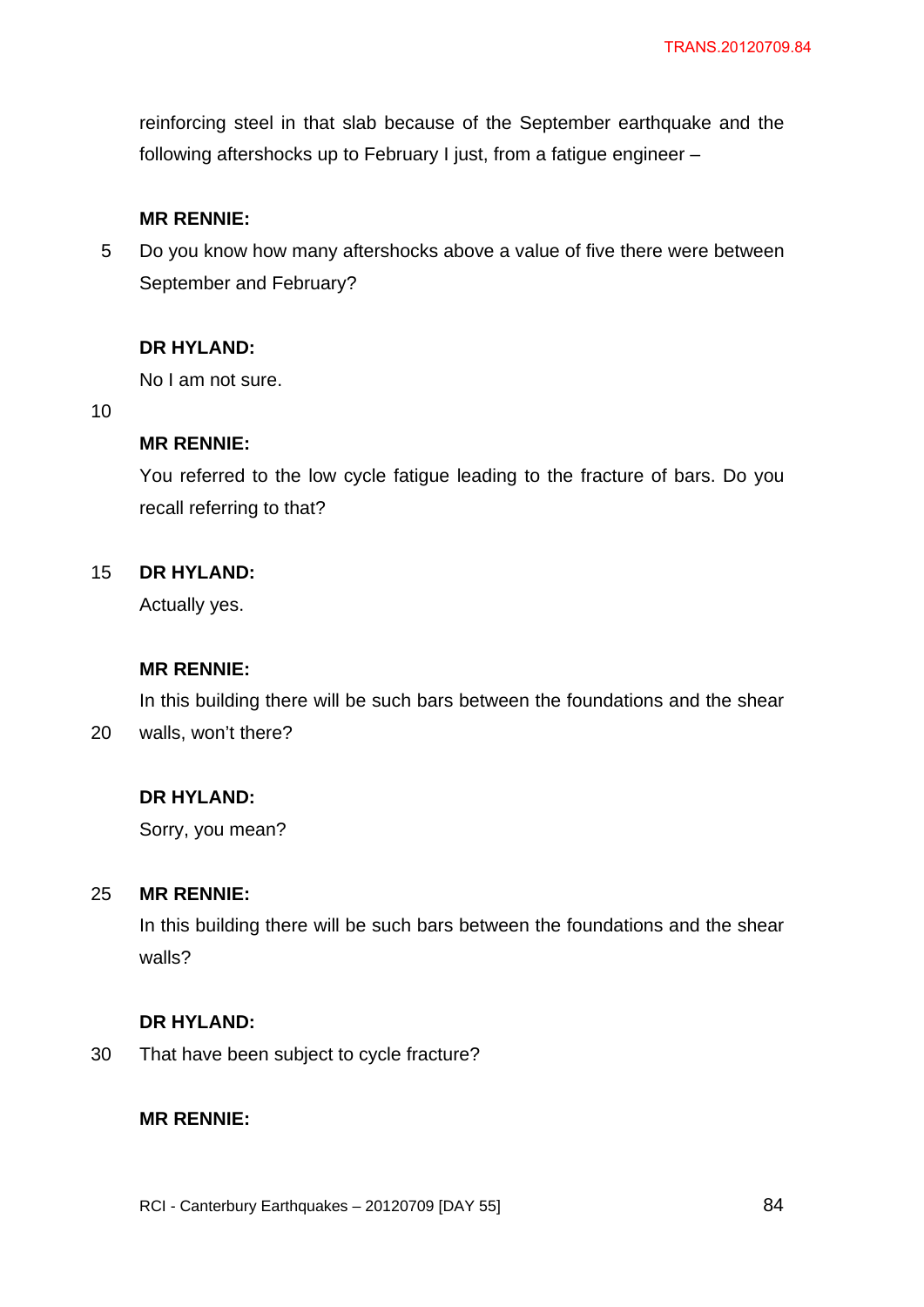reinforcing steel in that slab because of the September earthquake and the following aftershocks up to February I just, from a fatigue engineer –

**MR RENNIE:**

Do you know how many aftershocks above a value of five there were between September and February?

**DR HYLAND:**

No I am not sure.

**MR RENNIE:**

You referred to the low cycle fatigue leading to the fracture of bars. Do you recall referring to that?

**DR HYLAND:**

Actually yes.

**MR RENNIE:**

In this building there will be such bars between the foundations and the shear walls, won't there?

**DR HYLAND:**

Sorry, you mean?

**MR RENNIE:**

In this building there will be such bars between the foundations and the shear walls?

**DR HYLAND:**

That have been subject to cycle fracture?

**MR RENNIE:**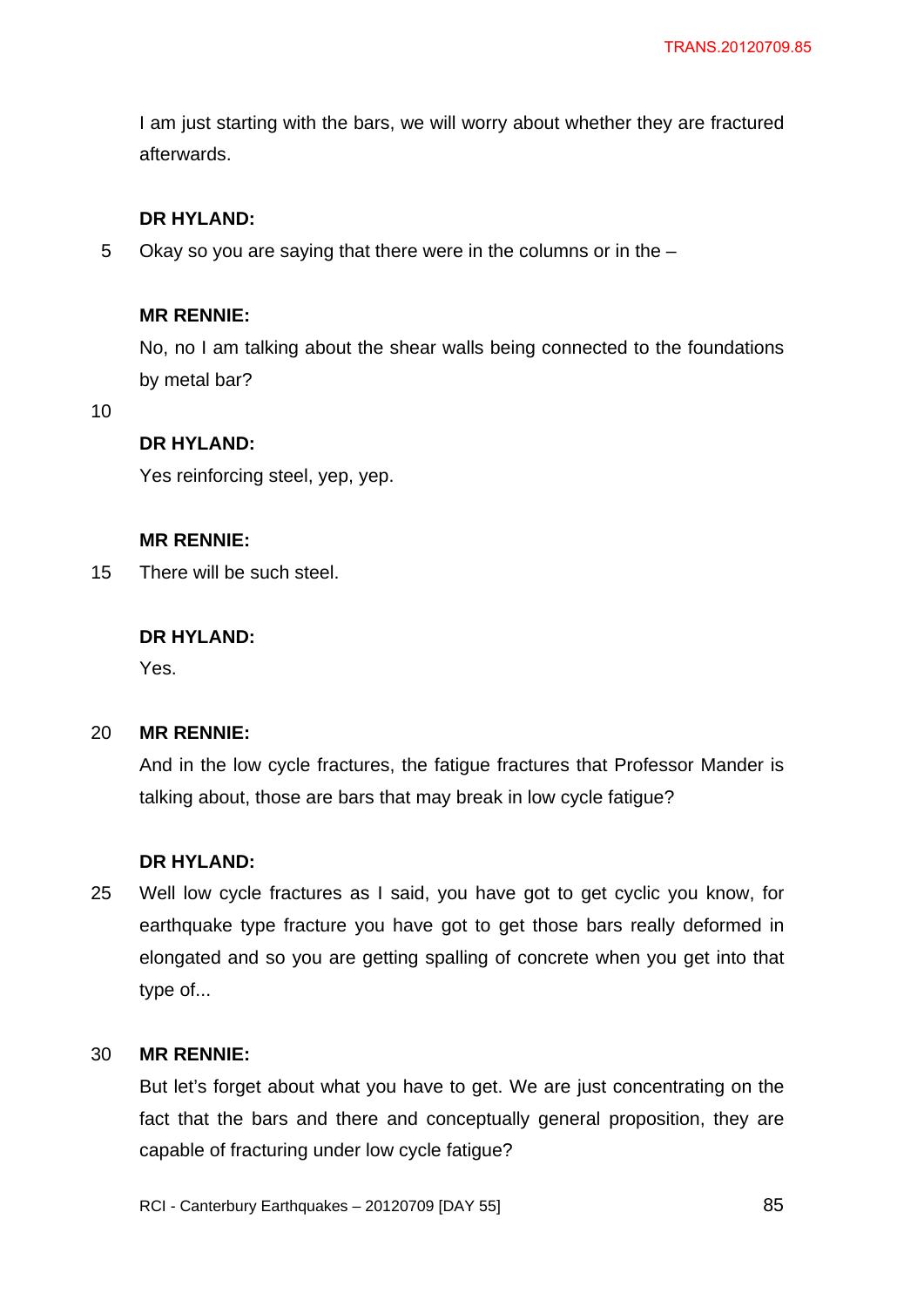I am just starting with the bars, we will worry about whether they are fractured afterwards.

**DR HYLAND:**

Okay so you are saying that there were in the columns or in the –

**MR RENNIE:**

No, no I am talking about the shear walls being connected to the foundations by metal bar?

**DR HYLAND:**

Yes reinforcing steel, yep, yep.

**MR RENNIE:**

There will be such steel.

**DR HYLAND:**

Yes.

**MR RENNIE:**

And in the low cycle fractures, the fatigue fractures that Professor Mander is talking about, those are bars that may break in low cycle fatigue?

**DR HYLAND:**

Well low cycle fractures as I said, you have got to get cyclic you know, for earthquake type fracture you have got to get those bars really deformed in elongated and so you are getting spalling of concrete when you get into that type of...

**MR RENNIE:**

But let's forget about what you have to get. We are just concentrating on the fact that the bars and there and conceptually general proposition, they are capable of fracturing under low cycle fatigue?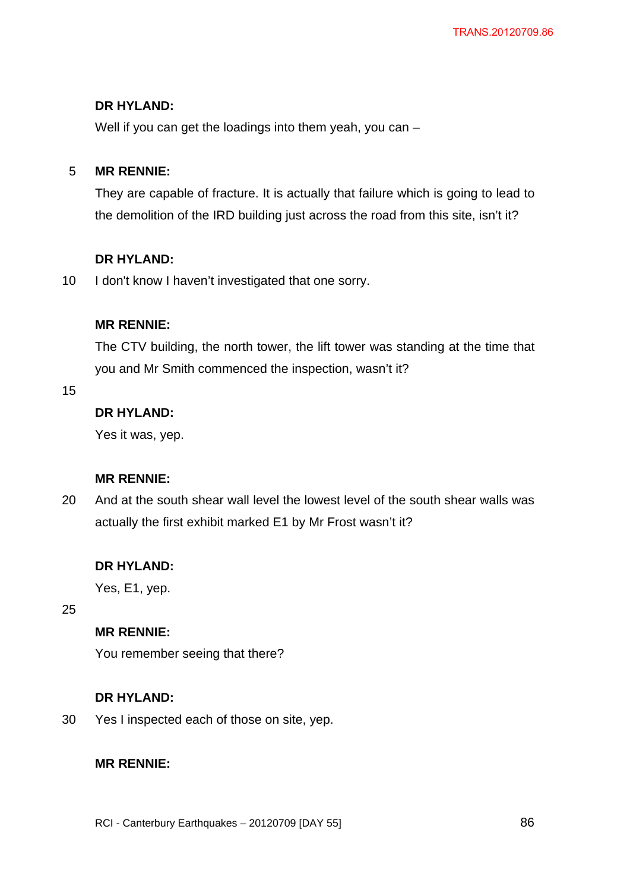**DR HYLAND:**

Well if you can get the loadings into them yeah, you can –

**MR RENNIE:**

They are capable of fracture. It is actually that failure which is going to lead to the demolition of the IRD building just across the road from this site, isn't it?

**DR HYLAND:**

I don't know I haven't investigated that one sorry.

**MR RENNIE:**

The CTV building, the north tower, the lift tower was standing at the time that you and Mr Smith commenced the inspection, wasn't it?

**DR HYLAND:**

Yes it was, yep.

**MR RENNIE:**

And at the south shear wall level the lowest level of the south shear walls was actually the first exhibit marked E1 by Mr Frost wasn't it?

**DR HYLAND:**

Yes, E1, yep.

**MR RENNIE:**

You remember seeing that there?

**DR HYLAND:**

Yes I inspected each of those on site, yep.

**MR RENNIE:**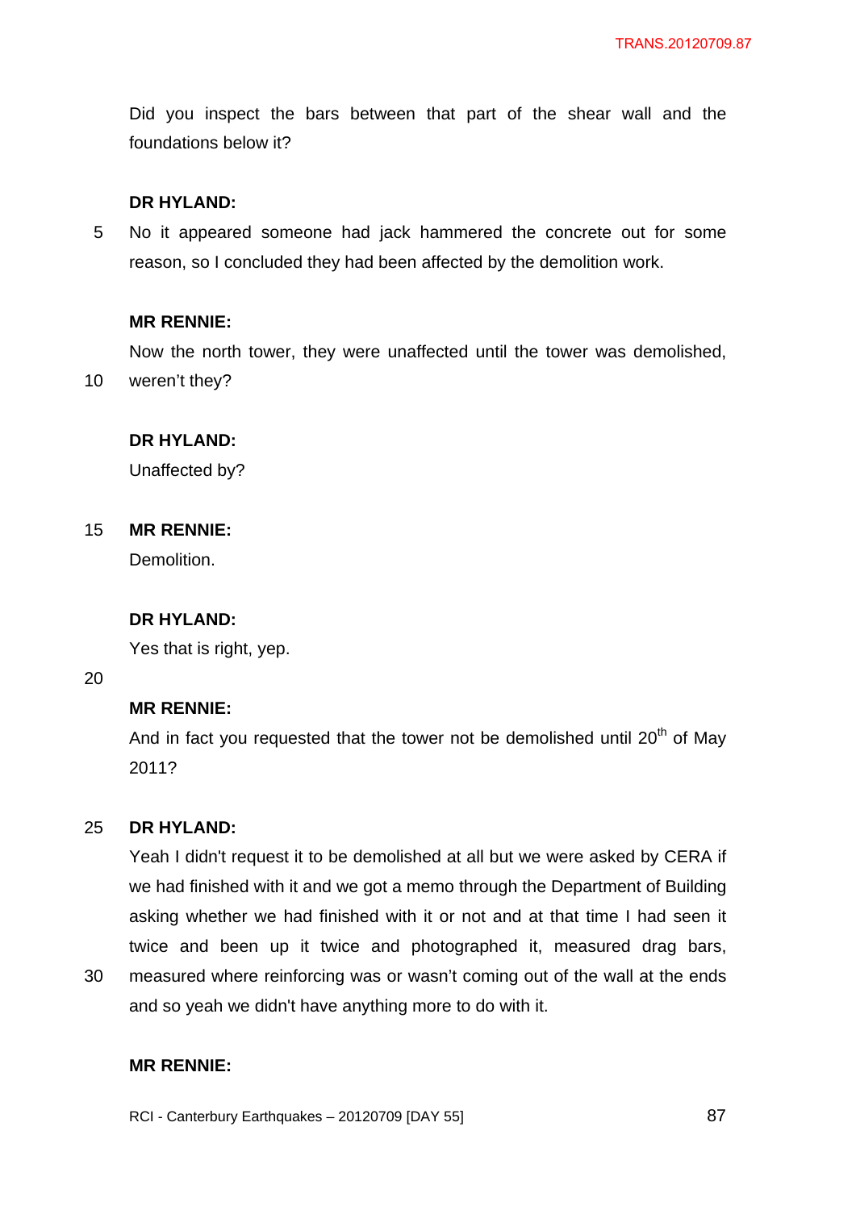Did you inspect the bars between that part of the shear wall and the foundations below it?

**DR HYLAND:**

No it appeared someone had jack hammered the concrete out for some reason, so I concluded they had been affected by the demolition work.

**MR RENNIE:**

Now the north tower, they were unaffected until the tower was demolished, weren't they?

**DR HYLAND:**

Unaffected by?

**MR RENNIE:**

Demolition.

**DR HYLAND:**

Yes that is right, yep.

**MR RENNIE:**

And in fact you requested that the tower not be demolished until $20^{th}$ of May 2011?

**DR HYLAND:**

Yeah I didn't request it to be demolished at all but we were asked by CERA if we had finished with it and we got a memo through the Department of Building asking whether we had finished with it or not and at that time I had seen it twice and been up it twice and photographed it, measured drag bars, measured where reinforcing was or wasn't coming out of the wall at the ends and so yeah we didn't have anything more to do with it.

**MR RENNIE:**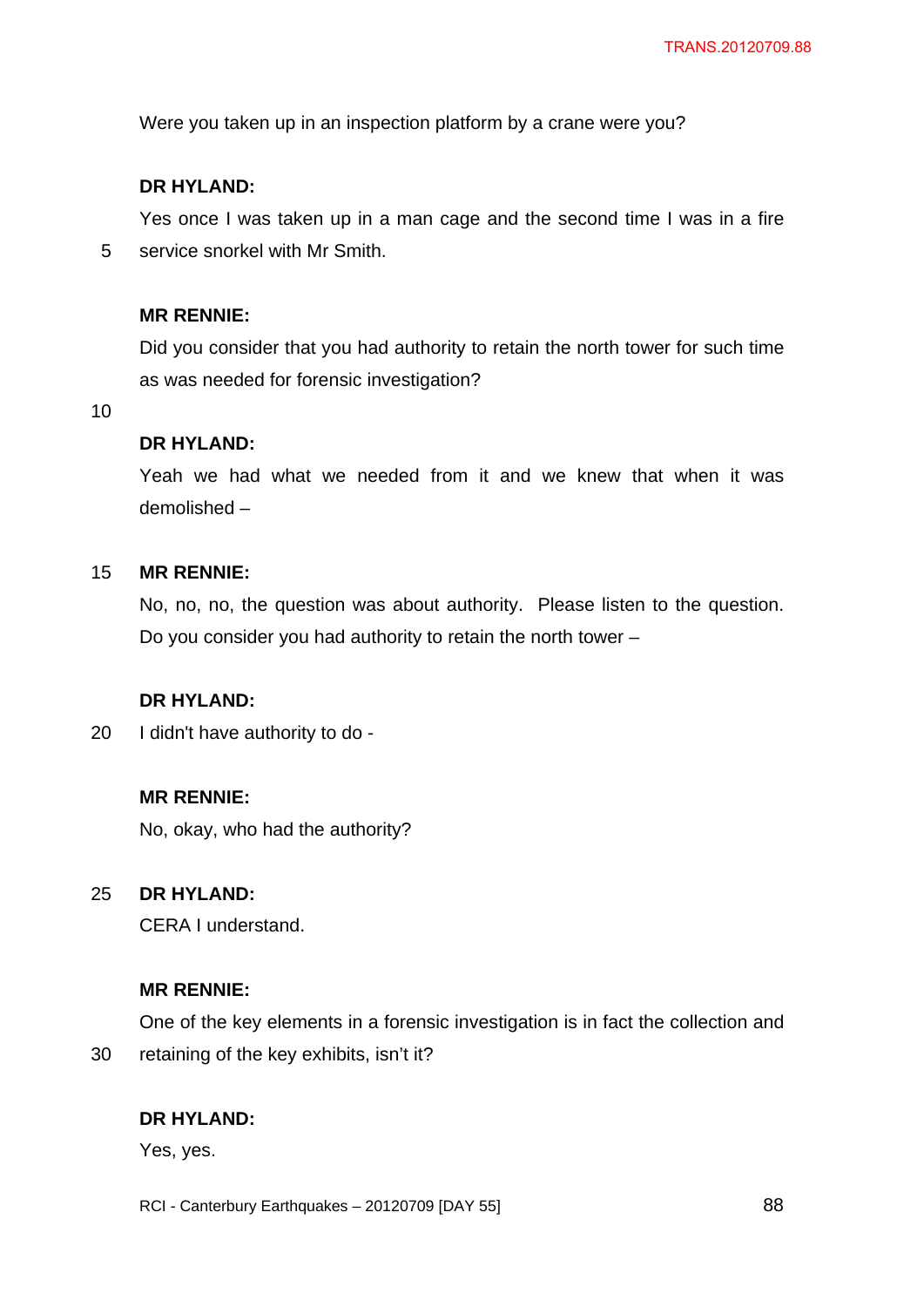Were you taken up in an inspection platform by a crane were you?

**DR HYLAND:**

Yes once I was taken up in a man cage and the second time I was in a fire service snorkel with Mr Smith.

**MR RENNIE:**

Did you consider that you had authority to retain the north tower for such time as was needed for forensic investigation?

**DR HYLAND:**

Yeah we had what we needed from it and we knew that when it was demolished –

**MR RENNIE:**

No, no, no, the question was about authority. Please listen to the question. Do you consider you had authority to retain the north tower –

**DR HYLAND:**

I didn't have authority to do -

**MR RENNIE:**

No, okay, who had the authority?

**DR HYLAND:**

CERA I understand.

**MR RENNIE:**

One of the key elements in a forensic investigation is in fact the collection and retaining of the key exhibits, isn't it?

**DR HYLAND:**

Yes, yes.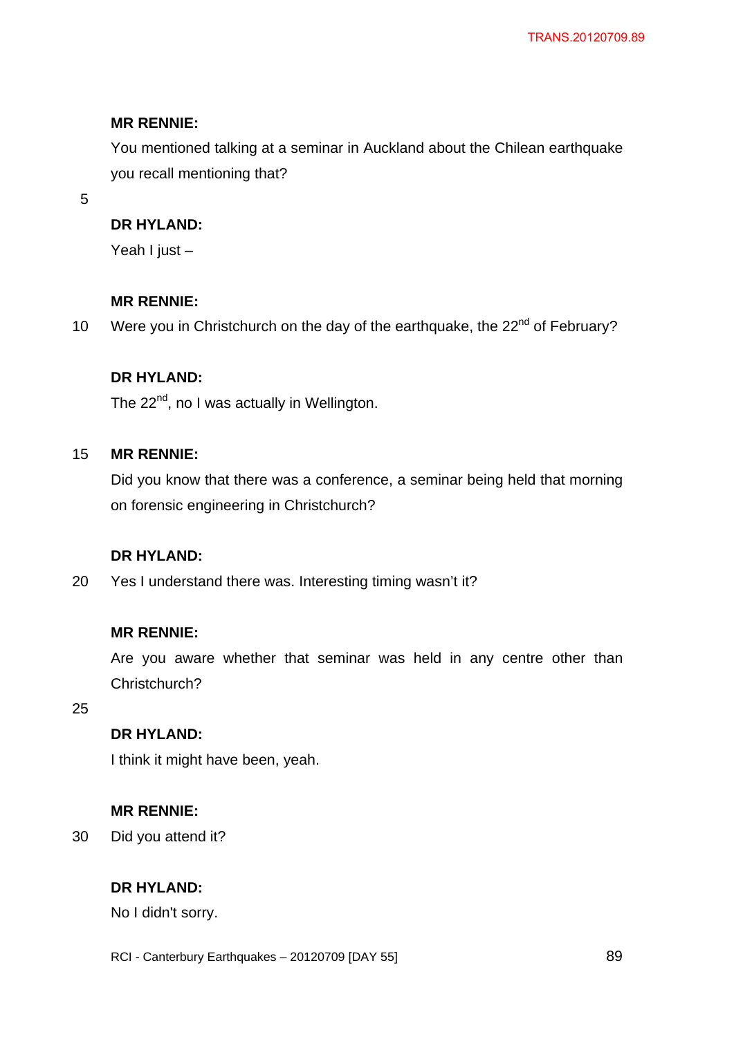**MR RENNIE:**

You mentioned talking at a seminar in Auckland about the Chilean earthquake you recall mentioning that?

**DR HYLAND:**

Yeah I just –

**MR RENNIE:**

Were you in Christchurch on the day of the earthquake, the 22nd of February?

**DR HYLAND:**

The 22nd, no I was actually in Wellington.

**MR RENNIE:**

Did you know that there was a conference, a seminar being held that morning on forensic engineering in Christchurch?

**DR HYLAND:**

Yes I understand there was. Interesting timing wasn't it?

**MR RENNIE:**

Are you aware whether that seminar was held in any centre other than Christchurch?

**DR HYLAND:**

I think it might have been, yeah.

**MR RENNIE:**

Did you attend it?

**DR HYLAND:**

No I didn't sorry.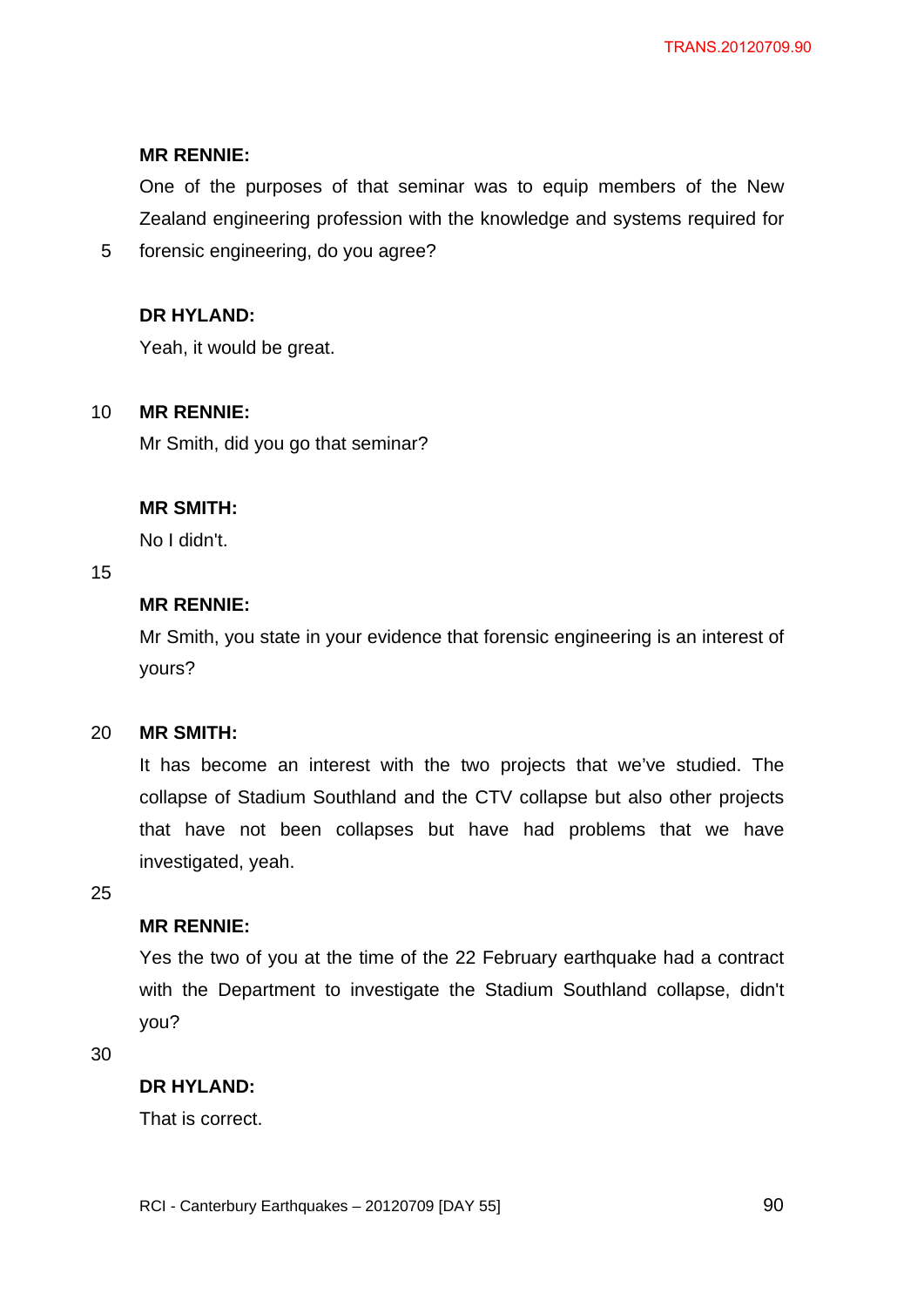**MR RENNIE:**

One of the purposes of that seminar was to equip members of the New Zealand engineering profession with the knowledge and systems required for forensic engineering, do you agree?

**DR HYLAND:**

Yeah, it would be great.

**MR RENNIE:**

Mr Smith, did you go that seminar?

**MR SMITH:**

No I didn't.

**MR RENNIE:**

Mr Smith, you state in your evidence that forensic engineering is an interest of yours?

**MR SMITH:**

It has become an interest with the two projects that we've studied. The collapse of Stadium Southland and the CTV collapse but also other projects that have not been collapses but have had problems that we have investigated, yeah.

**MR RENNIE:**

Yes the two of you at the time of the 22 February earthquake had a contract with the Department to investigate the Stadium Southland collapse, didn't you?

**DR HYLAND:**

That is correct.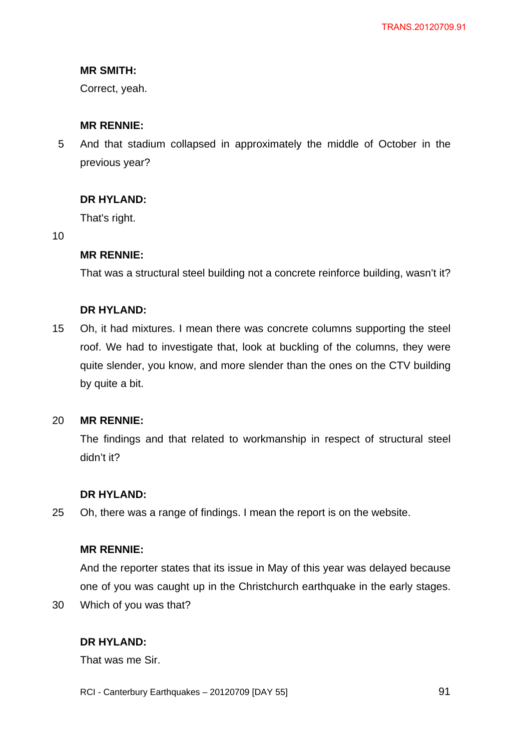**MR SMITH:**

Correct, yeah.

**MR RENNIE:**

And that stadium collapsed in approximately the middle of October in the previous year?

**DR HYLAND:**

That's right.

**MR RENNIE:**

That was a structural steel building not a concrete reinforce building, wasn't it?

**DR HYLAND:**

Oh, it had mixtures. I mean there was concrete columns supporting the steel roof. We had to investigate that, look at buckling of the columns, they were quite slender, you know, and more slender than the ones on the CTV building by quite a bit.

**MR RENNIE:**

The findings and that related to workmanship in respect of structural steel didn't it?

**DR HYLAND:**

Oh, there was a range of findings. I mean the report is on the website.

**MR RENNIE:**

And the reporter states that its issue in May of this year was delayed because one of you was caught up in the Christchurch earthquake in the early stages. Which of you was that?

**DR HYLAND:**

That was me Sir.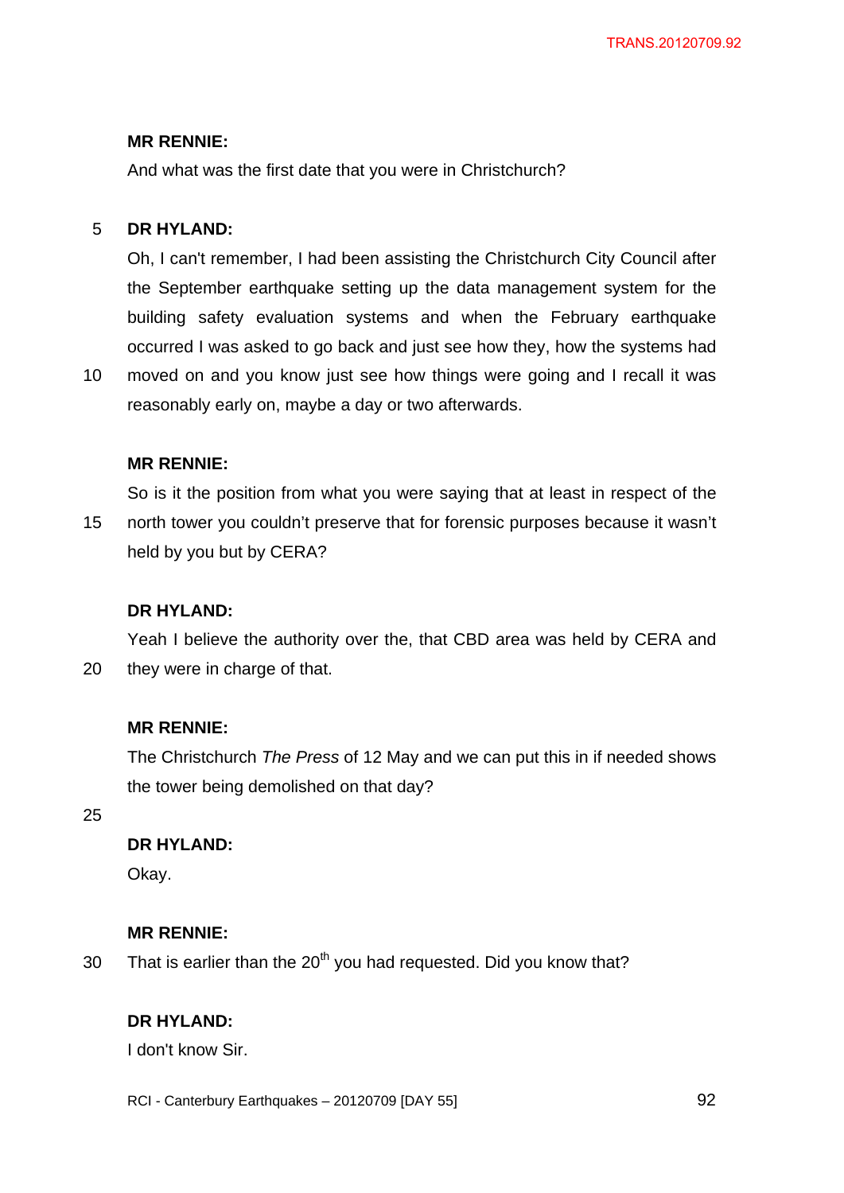**MR RENNIE:**

And what was the first date that you were in Christchurch?

**DR HYLAND:**

Oh, I can't remember, I had been assisting the Christchurch City Council after the September earthquake setting up the data management system for the building safety evaluation systems and when the February earthquake occurred I was asked to go back and just see how they, how the systems had moved on and you know just see how things were going and I recall it was reasonably early on, maybe a day or two afterwards.

**MR RENNIE:**

So is it the position from what you were saying that at least in respect of the north tower you couldn't preserve that for forensic purposes because it wasn't held by you but by CERA?

**DR HYLAND:**

Yeah I believe the authority over the, that CBD area was held by CERA and they were in charge of that.

**MR RENNIE:**

The Christchurch *The Press* of 12 May and we can put this in if needed shows the tower being demolished on that day?

**DR HYLAND:**

Okay.

**MR RENNIE:**

That is earlier than the 20th you had requested. Did you know that?

**DR HYLAND:**

I don't know Sir.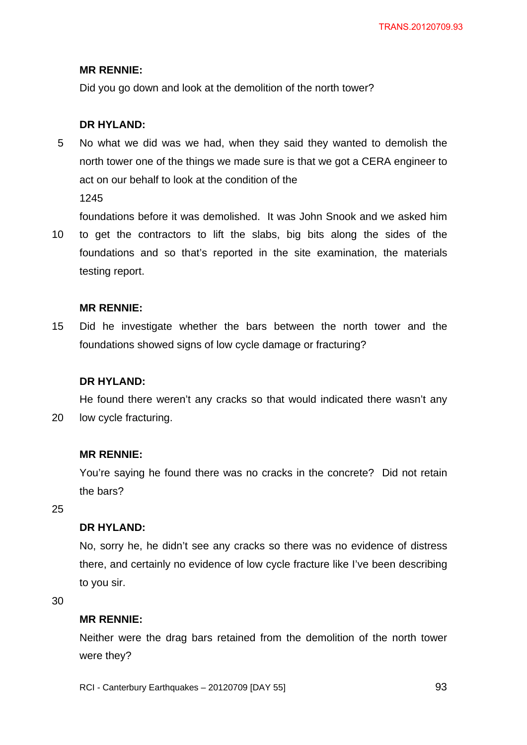**MR RENNIE:**

Did you go down and look at the demolition of the north tower?

**DR HYLAND:**

No what we did was we had, when they said they wanted to demolish the north tower one of the things we made sure is that we got a CERA engineer to act on our behalf to look at the condition of the

1245

foundations before it was demolished. It was John Snook and we asked him to get the contractors to lift the slabs, big bits along the sides of the foundations and so that's reported in the site examination, the materials testing report.

**MR RENNIE:**

Did he investigate whether the bars between the north tower and the foundations showed signs of low cycle damage or fracturing?

**DR HYLAND:**

He found there weren't any cracks so that would indicated there wasn't any low cycle fracturing.

**MR RENNIE:**

You're saying he found there was no cracks in the concrete? Did not retain the bars?

**DR HYLAND:**

No, sorry he, he didn't see any cracks so there was no evidence of distress there, and certainly no evidence of low cycle fracture like I've been describing to you sir.

**MR RENNIE:**

Neither were the drag bars retained from the demolition of the north tower were they?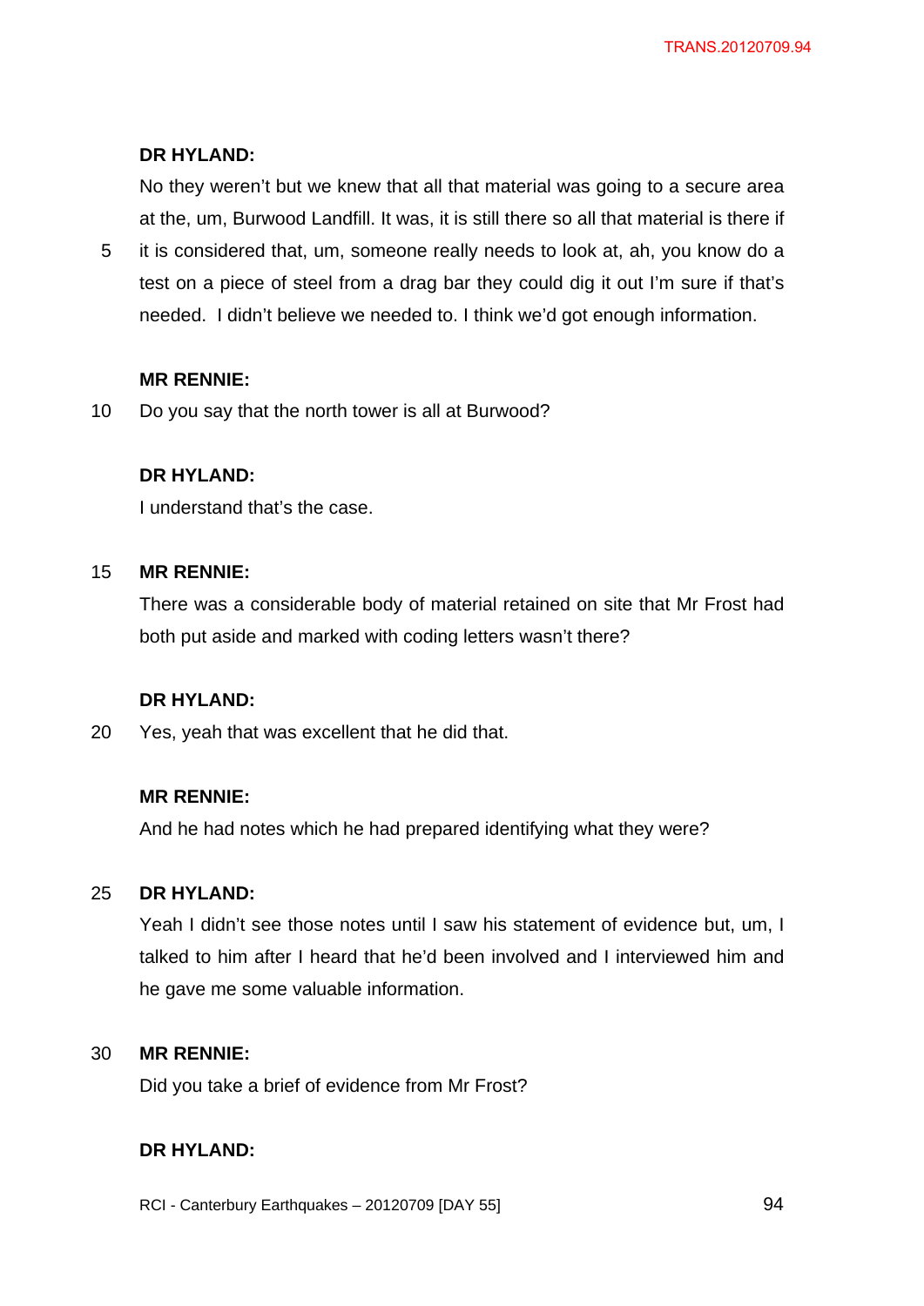**DR HYLAND:**

No they weren't but we knew that all that material was going to a secure area at the, um, Burwood Landfill. It was, it is still there so all that material is there if it is considered that, um, someone really needs to look at, ah, you know do a test on a piece of steel from a drag bar they could dig it out I'm sure if that's needed. I didn't believe we needed to. I think we'd got enough information.

**MR RENNIE:**

Do you say that the north tower is all at Burwood?

**DR HYLAND:**

I understand that's the case.

**MR RENNIE:**

There was a considerable body of material retained on site that Mr Frost had both put aside and marked with coding letters wasn't there?

**DR HYLAND:**

Yes, yeah that was excellent that he did that.

**MR RENNIE:**

And he had notes which he had prepared identifying what they were?

**DR HYLAND:**

Yeah I didn't see those notes until I saw his statement of evidence but, um, I talked to him after I heard that he'd been involved and I interviewed him and he gave me some valuable information.

**MR RENNIE:**

Did you take a brief of evidence from Mr Frost?

**DR HYLAND:**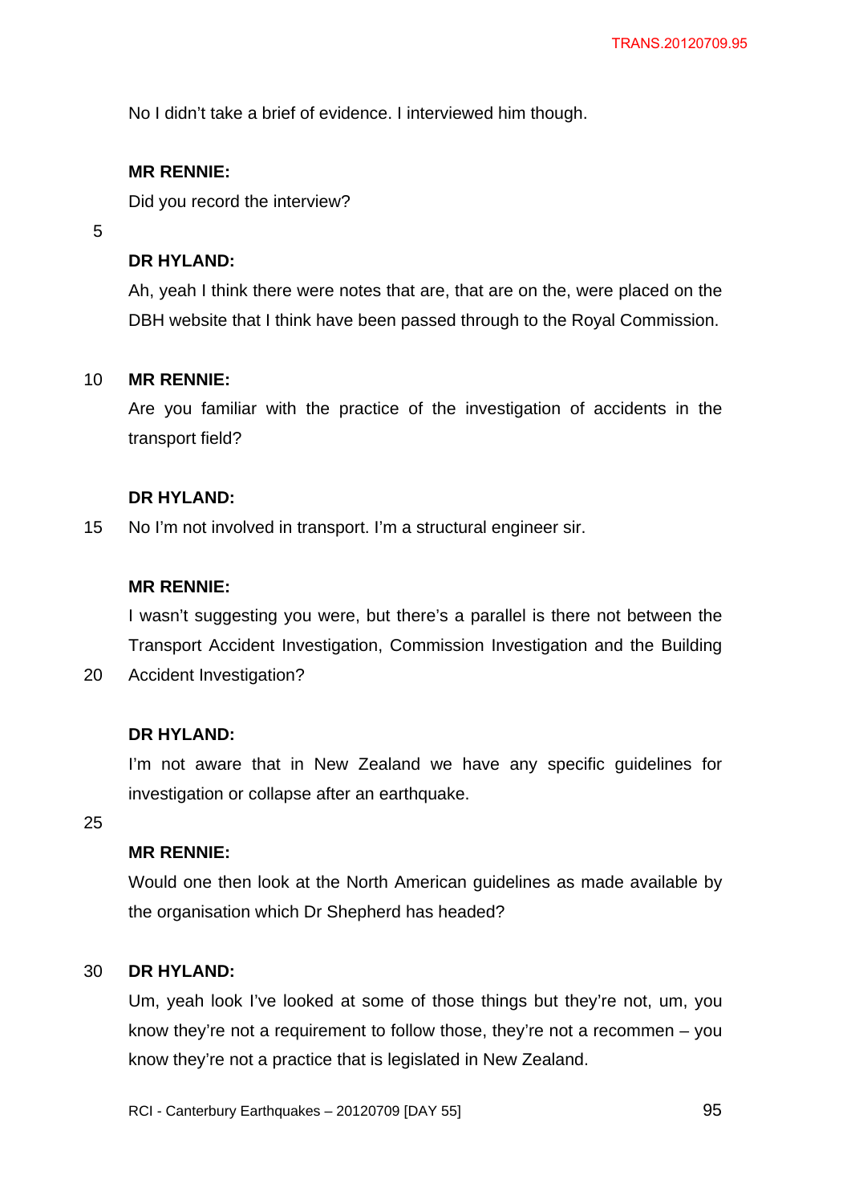No I didn't take a brief of evidence. I interviewed him though.

**MR RENNIE:**

Did you record the interview?

**DR HYLAND:**

Ah, yeah I think there were notes that are, that are on the, were placed on the DBH website that I think have been passed through to the Royal Commission.

**MR RENNIE:**

Are you familiar with the practice of the investigation of accidents in the transport field?

**DR HYLAND:**

No I'm not involved in transport. I'm a structural engineer sir.

**MR RENNIE:**

I wasn't suggesting you were, but there's a parallel is there not between the Transport Accident Investigation, Commission Investigation and the Building Accident Investigation?

**DR HYLAND:**

I'm not aware that in New Zealand we have any specific guidelines for investigation or collapse after an earthquake.

**MR RENNIE:**

Would one then look at the North American guidelines as made available by the organisation which Dr Shepherd has headed?

**DR HYLAND:**

Um, yeah look I've looked at some of those things but they're not, um, you know they're not a requirement to follow those, they're not a recommen – you know they're not a practice that is legislated in New Zealand.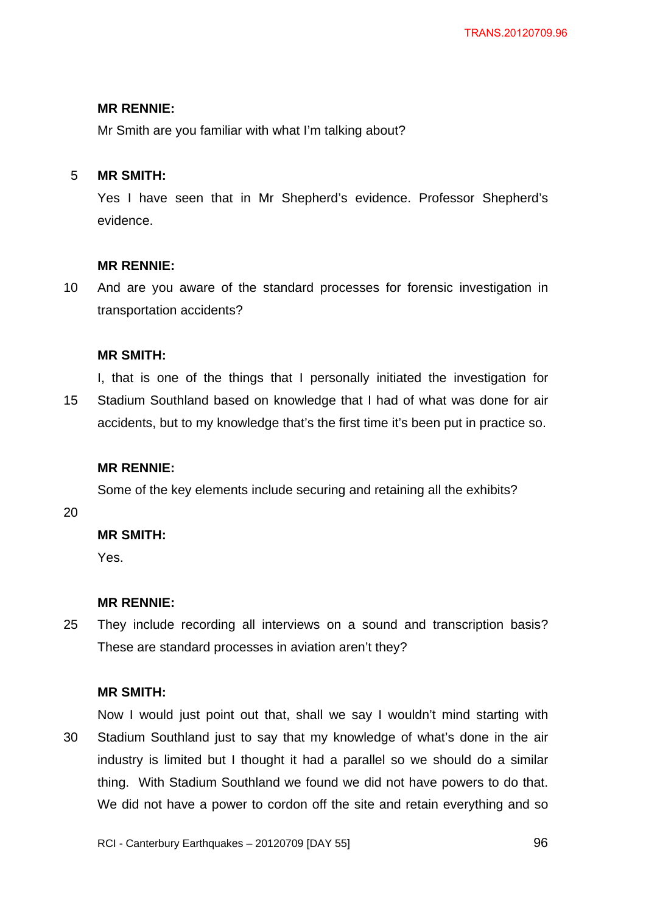**MR RENNIE:**

Mr Smith are you familiar with what I'm talking about?

**MR SMITH:**

Yes I have seen that in Mr Shepherd's evidence. Professor Shepherd's evidence.

**MR RENNIE:**

And are you aware of the standard processes for forensic investigation in transportation accidents?

**MR SMITH:**

I, that is one of the things that I personally initiated the investigation for Stadium Southland based on knowledge that I had of what was done for air accidents, but to my knowledge that's the first time it's been put in practice so.

**MR RENNIE:**

Some of the key elements include securing and retaining all the exhibits?

**MR SMITH:**

Yes.

**MR RENNIE:**

They include recording all interviews on a sound and transcription basis? These are standard processes in aviation aren't they?

**MR SMITH:**

Now I would just point out that, shall we say I wouldn't mind starting with Stadium Southland just to say that my knowledge of what's done in the air industry is limited but I thought it had a parallel so we should do a similar thing. With Stadium Southland we found we did not have powers to do that. We did not have a power to cordon off the site and retain everything and so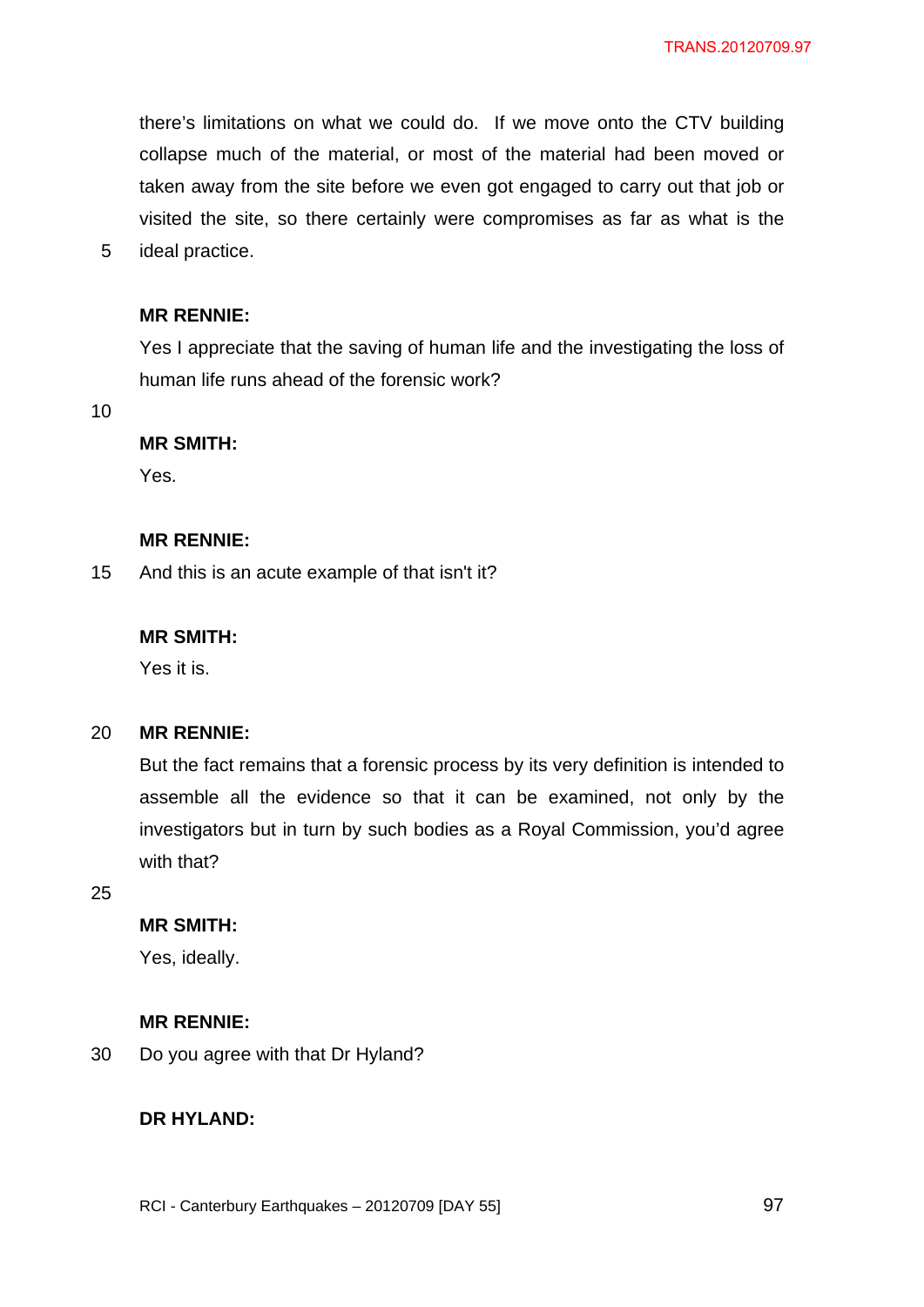there's limitations on what we could do. If we move onto the CTV building collapse much of the material, or most of the material had been moved or taken away from the site before we even got engaged to carry out that job or visited the site, so there certainly were compromises as far as what is the ideal practice.

**MR RENNIE:**

Yes I appreciate that the saving of human life and the investigating the loss of human life runs ahead of the forensic work?

**MR SMITH:**

Yes.

**MR RENNIE:**

And this is an acute example of that isn't it?

**MR SMITH:**

Yes it is.

**MR RENNIE:**

But the fact remains that a forensic process by its very definition is intended to assemble all the evidence so that it can be examined, not only by the investigators but in turn by such bodies as a Royal Commission, you'd agree with that?

**MR SMITH:**

Yes, ideally.

**MR RENNIE:**

Do you agree with that Dr Hyland?

**DR HYLAND:**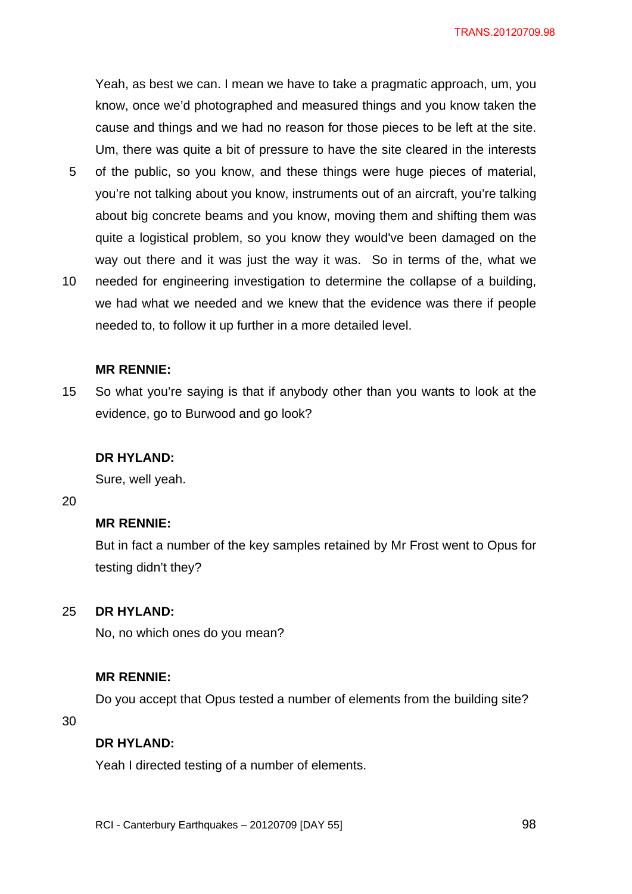Yeah, as best we can. I mean we have to take a pragmatic approach, um, you know, once we'd photographed and measured things and you know taken the cause and things and we had no reason for those pieces to be left at the site. Um, there was quite a bit of pressure to have the site cleared in the interests of the public, so you know, and these things were huge pieces of material, you're not talking about you know, instruments out of an aircraft, you're talking about big concrete beams and you know, moving them and shifting them was quite a logistical problem, so you know they would've been damaged on the way out there and it was just the way it was. So in terms of the, what we needed for engineering investigation to determine the collapse of a building, we had what we needed and we knew that the evidence was there if people needed to, to follow it up further in a more detailed level.

**MR RENNIE:**

So what you're saying is that if anybody other than you wants to look at the evidence, go to Burwood and go look?

**DR HYLAND:**

Sure, well yeah.

**MR RENNIE:**

But in fact a number of the key samples retained by Mr Frost went to Opus for testing didn't they?

**DR HYLAND:**

No, no which ones do you mean?

**MR RENNIE:**

Do you accept that Opus tested a number of elements from the building site?

**DR HYLAND:**

Yeah I directed testing of a number of elements.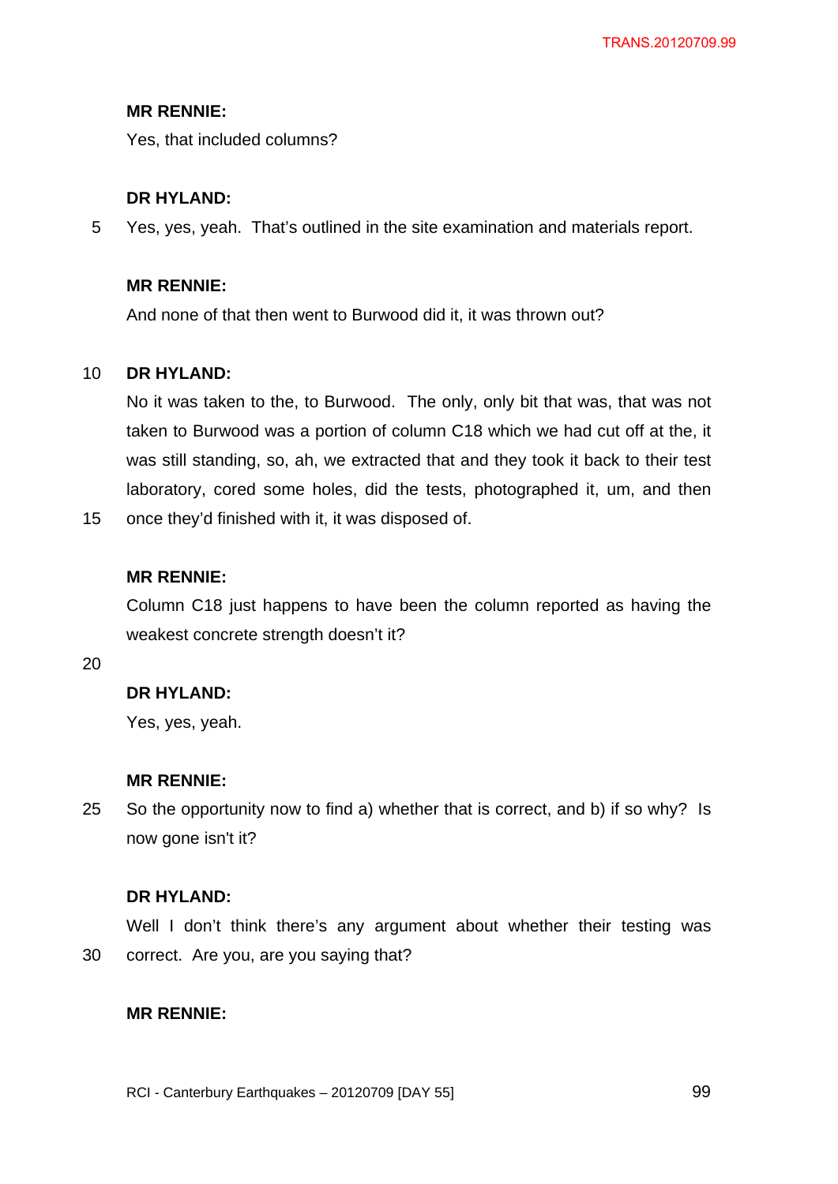**MR RENNIE:**

Yes, that included columns?

**DR HYLAND:**

Yes, yes, yeah. That's outlined in the site examination and materials report.

**MR RENNIE:**

And none of that then went to Burwood did it, it was thrown out?

**DR HYLAND:**

No it was taken to the, to Burwood. The only, only bit that was, that was not taken to Burwood was a portion of column C18 which we had cut off at the, it was still standing, so, ah, we extracted that and they took it back to their test laboratory, cored some holes, did the tests, photographed it, um, and then once they'd finished with it, it was disposed of.

**MR RENNIE:**

Column C18 just happens to have been the column reported as having the weakest concrete strength doesn't it?

**DR HYLAND:**

Yes, yes, yeah.

**MR RENNIE:**

So the opportunity now to find a) whether that is correct, and b) if so why? Is now gone isn't it?

**DR HYLAND:**

Well I don't think there's any argument about whether their testing was correct. Are you, are you saying that?

**MR RENNIE:**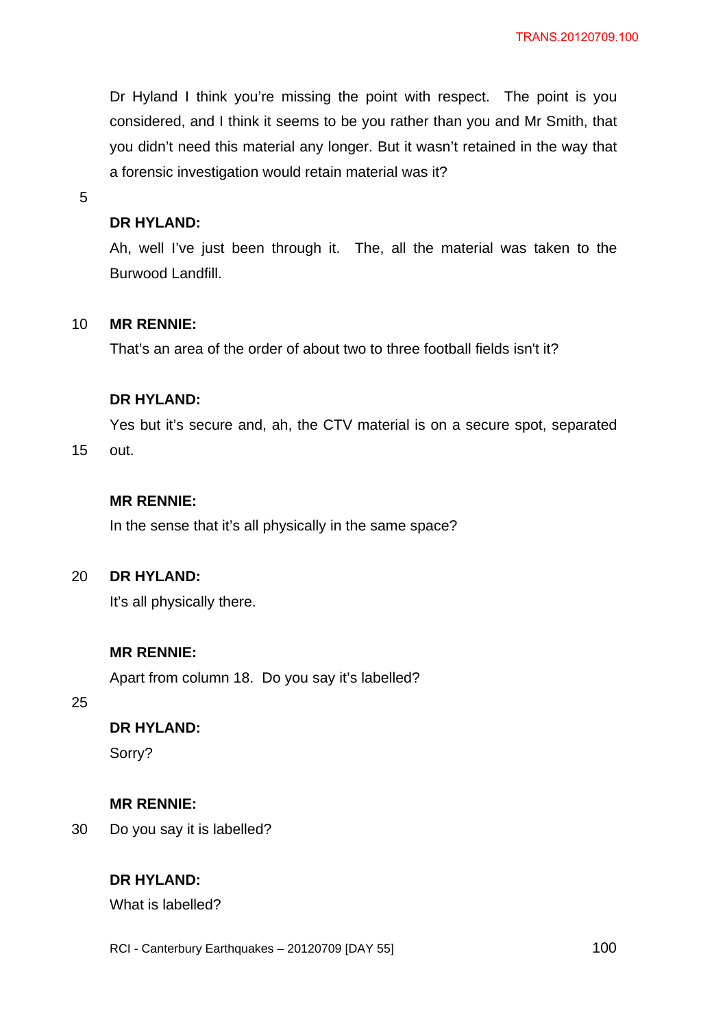Dr Hyland I think you're missing the point with respect. The point is you considered, and I think it seems to be you rather than you and Mr Smith, that you didn't need this material any longer. But it wasn't retained in the way that a forensic investigation would retain material was it?

**DR HYLAND:**

Ah, well I've just been through it. The, all the material was taken to the Burwood Landfill.

**MR RENNIE:**

That's an area of the order of about two to three football fields isn't it?

**DR HYLAND:**

Yes but it's secure and, ah, the CTV material is on a secure spot, separated out.

**MR RENNIE:**

In the sense that it's all physically in the same space?

**DR HYLAND:**

It's all physically there.

**MR RENNIE:**

Apart from column 18. Do you say it's labelled?

**DR HYLAND:**

Sorry?

**MR RENNIE:**

Do you say it is labelled?

**DR HYLAND:**

What is labelled?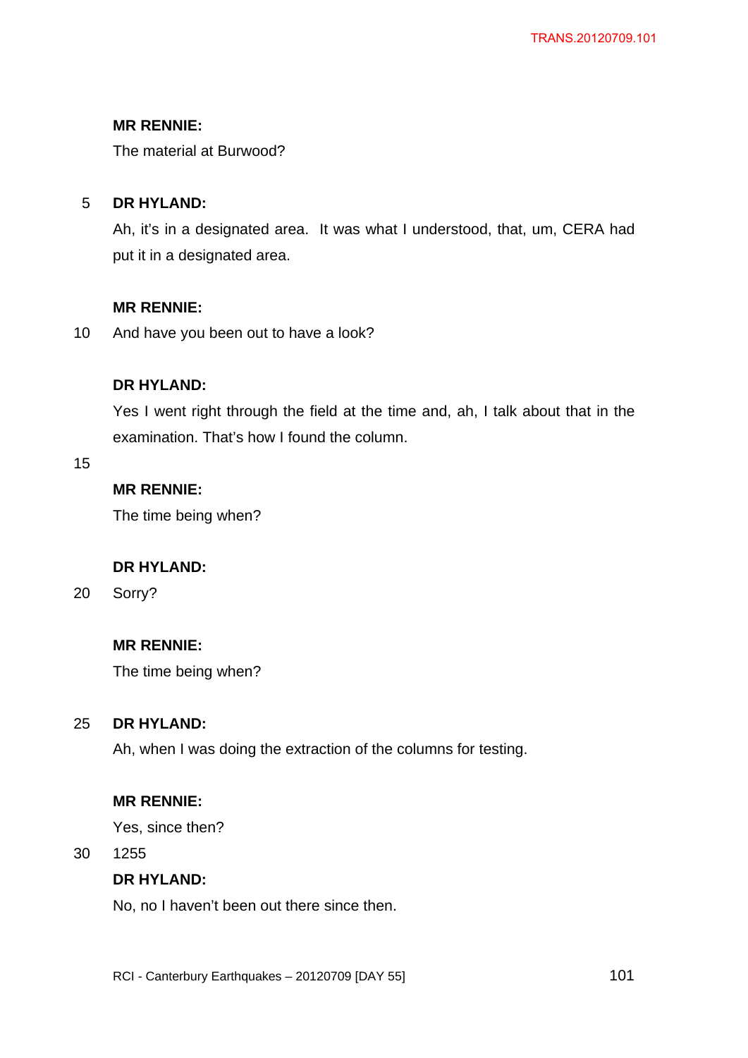**MR RENNIE:**

The material at Burwood?

**DR HYLAND:**

Ah, it's in a designated area. It was what I understood, that, um, CERA had put it in a designated area.

**MR RENNIE:**

And have you been out to have a look?

**DR HYLAND:**

Yes I went right through the field at the time and, ah, I talk about that in the examination. That's how I found the column.

**MR RENNIE:**

The time being when?

**DR HYLAND:**

Sorry?

**MR RENNIE:**

The time being when?

**DR HYLAND:**

Ah, when I was doing the extraction of the columns for testing.

**MR RENNIE:**

Yes, since then?

1255

**DR HYLAND:**

No, no I haven't been out there since then.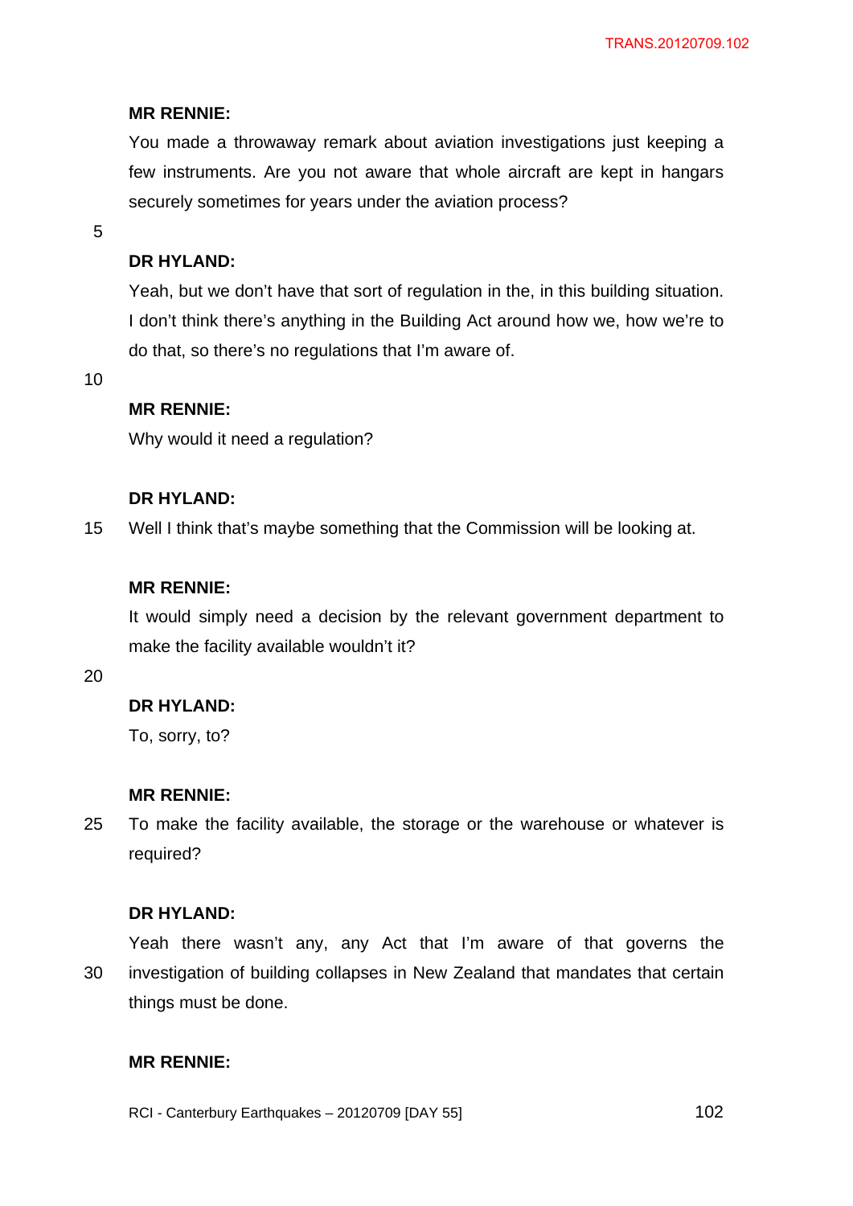**MR RENNIE:**

You made a throwaway remark about aviation investigations just keeping a few instruments. Are you not aware that whole aircraft are kept in hangars securely sometimes for years under the aviation process?

**DR HYLAND:**

Yeah, but we don't have that sort of regulation in the, in this building situation. I don't think there's anything in the Building Act around how we, how we're to do that, so there's no regulations that I'm aware of.

**MR RENNIE:**

Why would it need a regulation?

**DR HYLAND:**

Well I think that's maybe something that the Commission will be looking at.

**MR RENNIE:**

It would simply need a decision by the relevant government department to make the facility available wouldn't it?

**DR HYLAND:**

To, sorry, to?

**MR RENNIE:**

To make the facility available, the storage or the warehouse or whatever is required?

**DR HYLAND:**

Yeah there wasn't any, any Act that I'm aware of that governs the investigation of building collapses in New Zealand that mandates that certain things must be done.

**MR RENNIE:**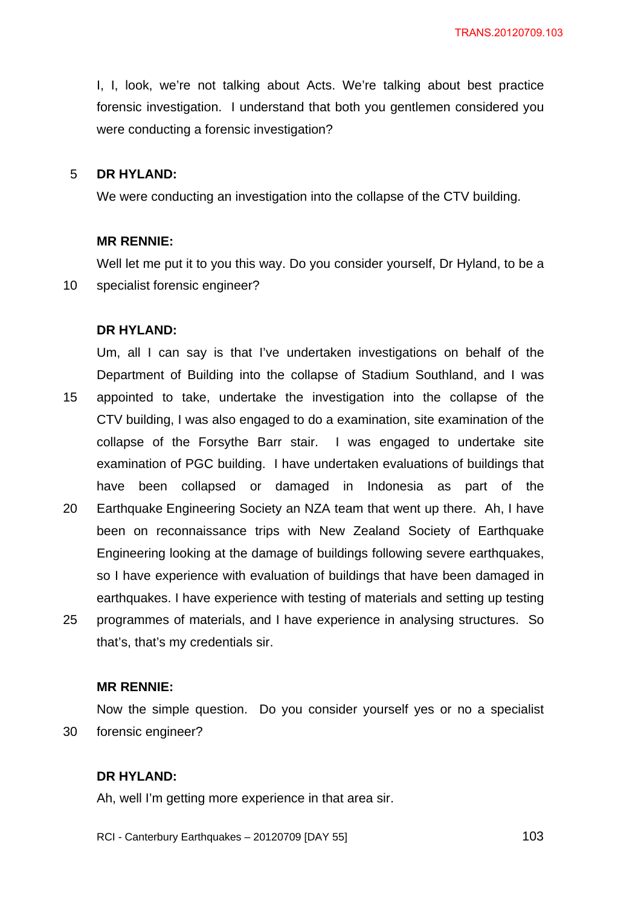I, I, look, we're not talking about Acts. We're talking about best practice forensic investigation. I understand that both you gentlemen considered you were conducting a forensic investigation?

**DR HYLAND:**

We were conducting an investigation into the collapse of the CTV building.

**MR RENNIE:**

Well let me put it to you this way. Do you consider yourself, Dr Hyland, to be a specialist forensic engineer?

**DR HYLAND:**

Um, all I can say is that I've undertaken investigations on behalf of the Department of Building into the collapse of Stadium Southland, and I was appointed to take, undertake the investigation into the collapse of the CTV building, I was also engaged to do a examination, site examination of the collapse of the Forsythe Barr stair. I was engaged to undertake site examination of PGC building. I have undertaken evaluations of buildings that have been collapsed or damaged in Indonesia as part of the Earthquake Engineering Society an NZA team that went up there. Ah, I have been on reconnaissance trips with New Zealand Society of Earthquake Engineering looking at the damage of buildings following severe earthquakes, so I have experience with evaluation of buildings that have been damaged in earthquakes. I have experience with testing of materials and setting up testing programmes of materials, and I have experience in analysing structures. So that's, that's my credentials sir.

**MR RENNIE:**

Now the simple question. Do you consider yourself yes or no a specialist forensic engineer?

**DR HYLAND:**

Ah, well I'm getting more experience in that area sir.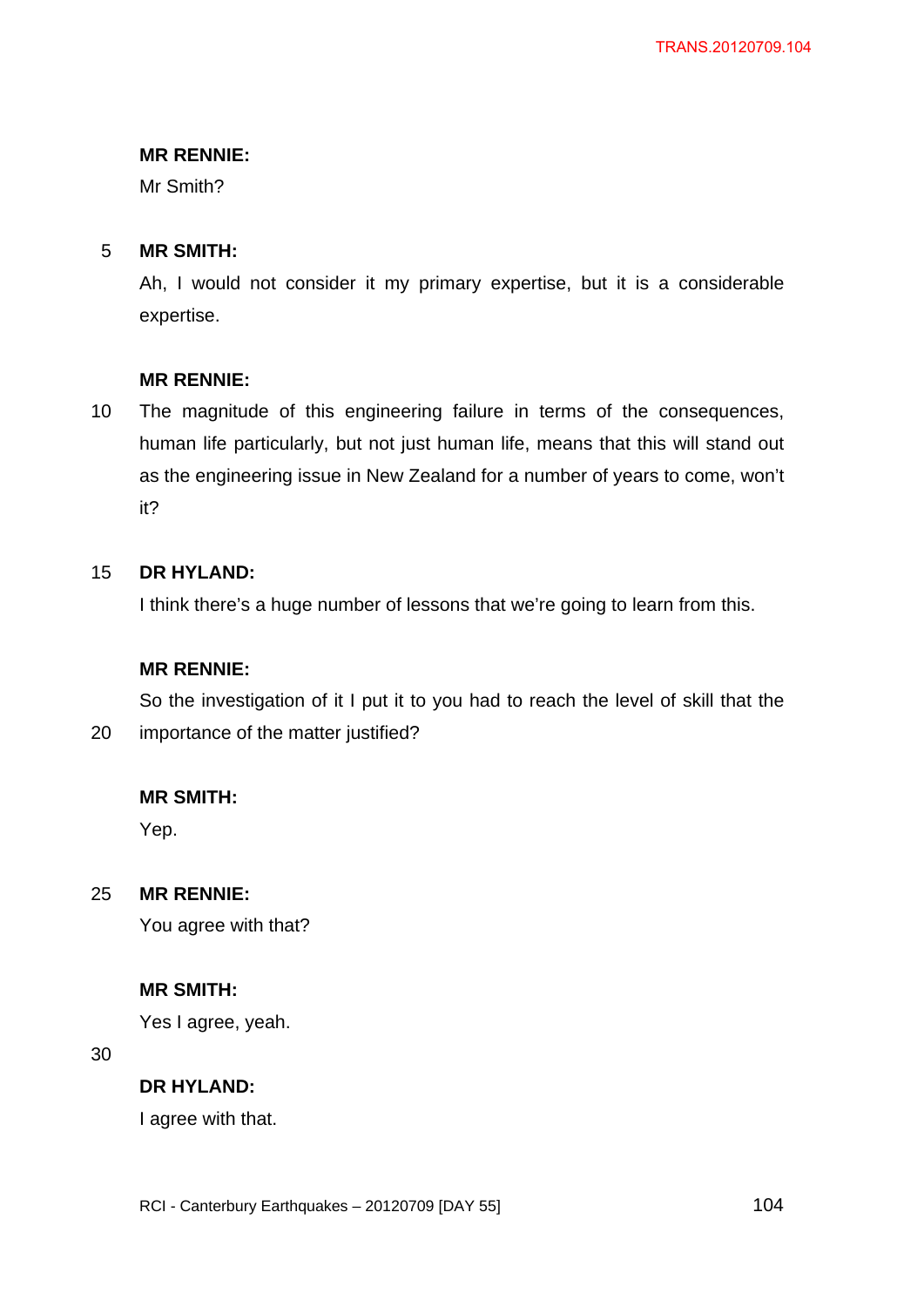**MR RENNIE:**
Mr Smith?

**MR SMITH:**
Ah, I would not consider it my primary expertise, but it is a considerable expertise.

**MR RENNIE:**
The magnitude of this engineering failure in terms of the consequences, human life particularly, but not just human life, means that this will stand out as the engineering issue in New Zealand for a number of years to come, won't it?

**DR HYLAND:**
I think there's a huge number of lessons that we're going to learn from this.

**MR RENNIE:**
So the investigation of it I put it to you had to reach the level of skill that the importance of the matter justified?

**MR SMITH:**
Yep.

**MR RENNIE:**
You agree with that?

**MR SMITH:**
Yes I agree, yeah.

**DR HYLAND:**
I agree with that.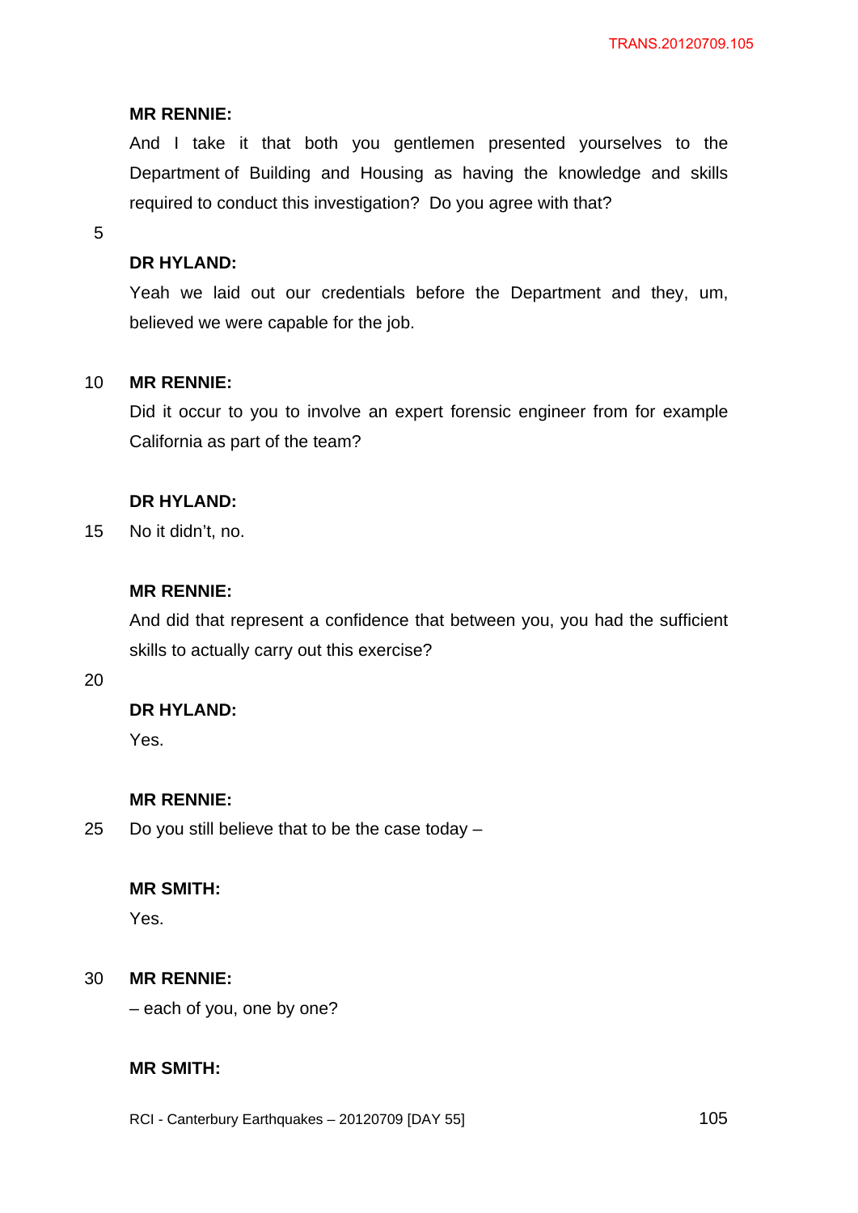**MR RENNIE:**

And I take it that both you gentlemen presented yourselves to the Department of Building and Housing as having the knowledge and skills required to conduct this investigation? Do you agree with that?

**DR HYLAND:**

Yeah we laid out our credentials before the Department and they, um, believed we were capable for the job.

**MR RENNIE:**

Did it occur to you to involve an expert forensic engineer from for example California as part of the team?

**DR HYLAND:**

No it didn't, no.

**MR RENNIE:**

And did that represent a confidence that between you, you had the sufficient skills to actually carry out this exercise?

**DR HYLAND:**

Yes.

**MR RENNIE:**

Do you still believe that to be the case today –

**MR SMITH:**

Yes.

**MR RENNIE:**

– each of you, one by one?

**MR SMITH:**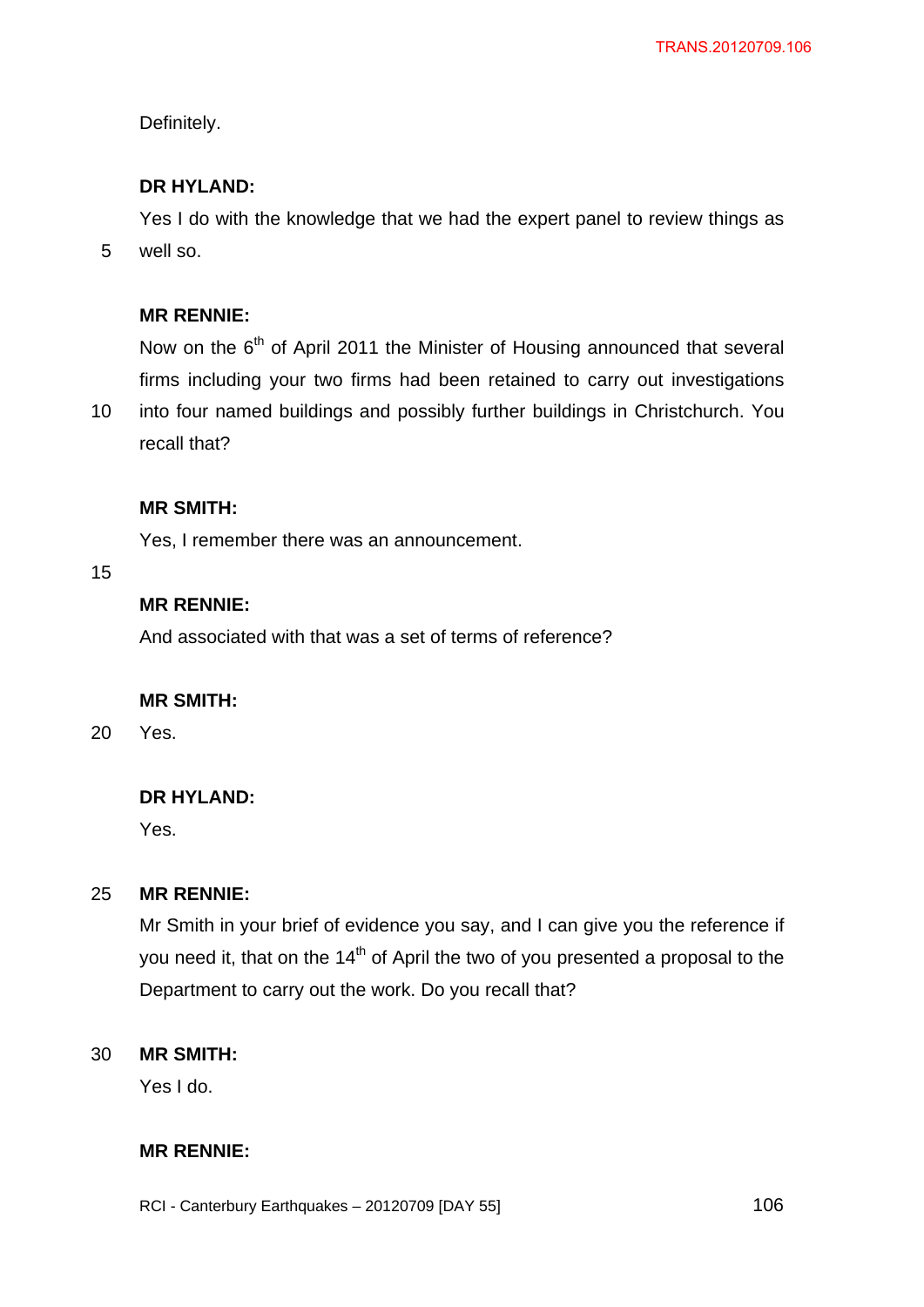Definitely.

**DR HYLAND:**

Yes I do with the knowledge that we had the expert panel to review things as well so.

**MR RENNIE:**

Now on the 6th of April 2011 the Minister of Housing announced that several firms including your two firms had been retained to carry out investigations into four named buildings and possibly further buildings in Christchurch. You recall that?

**MR SMITH:**

Yes, I remember there was an announcement.

**MR RENNIE:**

And associated with that was a set of terms of reference?

**MR SMITH:**

Yes.

**DR HYLAND:**

Yes.

**MR RENNIE:**

Mr Smith in your brief of evidence you say, and I can give you the reference if you need it, that on the 14th of April the two of you presented a proposal to the Department to carry out the work. Do you recall that?

**MR SMITH:**

Yes I do.

**MR RENNIE:**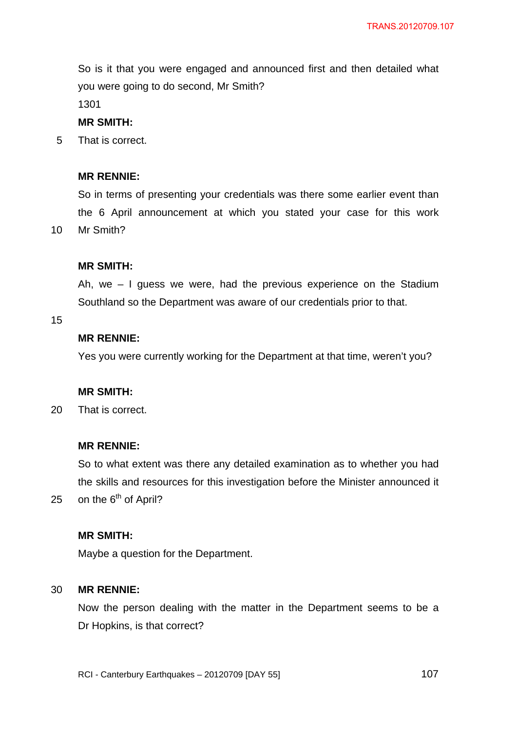So is it that you were engaged and announced first and then detailed what you were going to do second, Mr Smith?

1301

**MR SMITH:**

That is correct.

**MR RENNIE:**

So in terms of presenting your credentials was there some earlier event than the 6 April announcement at which you stated your case for this work Mr Smith?

**MR SMITH:**

Ah, we – I guess we were, had the previous experience on the Stadium Southland so the Department was aware of our credentials prior to that.

**MR RENNIE:**

Yes you were currently working for the Department at that time, weren't you?

**MR SMITH:**

That is correct.

**MR RENNIE:**

So to what extent was there any detailed examination as to whether you had the skills and resources for this investigation before the Minister announced it on the 6th of April?

**MR SMITH:**

Maybe a question for the Department.

**MR RENNIE:**

Now the person dealing with the matter in the Department seems to be a Dr Hopkins, is that correct?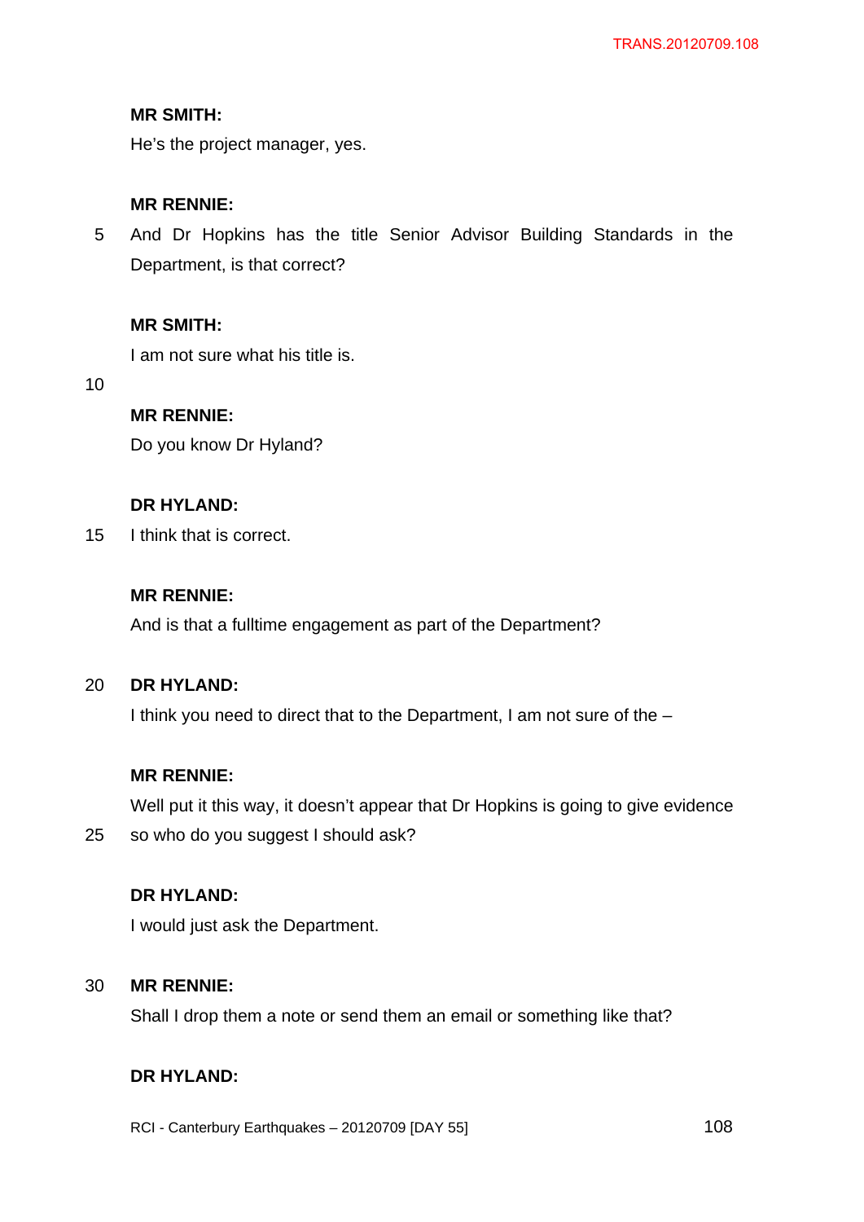**MR SMITH:**

He's the project manager, yes.

**MR RENNIE:**

And Dr Hopkins has the title Senior Advisor Building Standards in the Department, is that correct?

**MR SMITH:**

I am not sure what his title is.

**MR RENNIE:**

Do you know Dr Hyland?

**DR HYLAND:**

I think that is correct.

**MR RENNIE:**

And is that a fulltime engagement as part of the Department?

**DR HYLAND:**

I think you need to direct that to the Department, I am not sure of the –

**MR RENNIE:**

Well put it this way, it doesn't appear that Dr Hopkins is going to give evidence so who do you suggest I should ask?

**DR HYLAND:**

I would just ask the Department.

**MR RENNIE:**

Shall I drop them a note or send them an email or something like that?

**DR HYLAND:**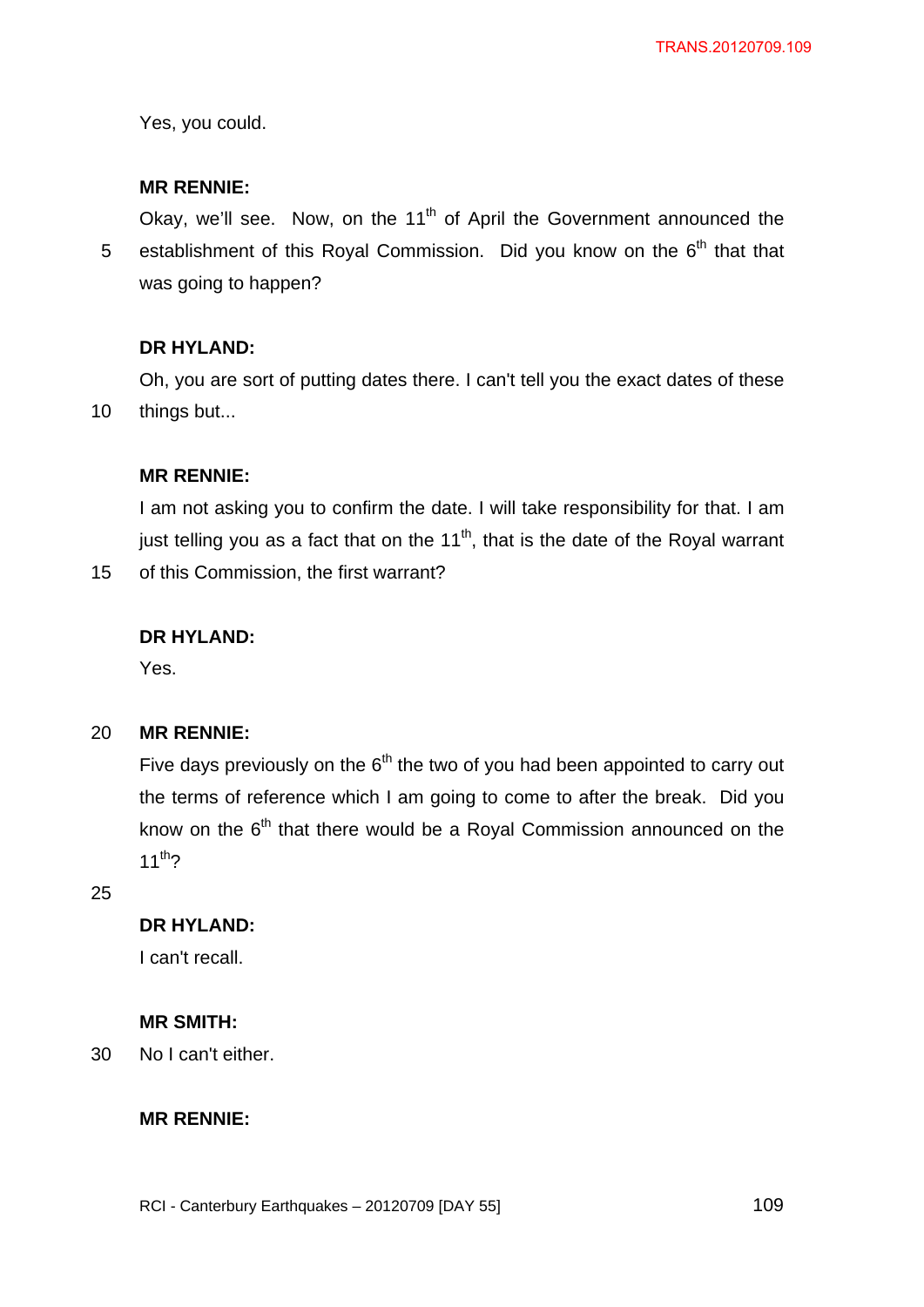Yes, you could.

**MR RENNIE:**

Okay, we'll see. Now, on the 11th of April the Government announced the establishment of this Royal Commission. Did you know on the 6th that that was going to happen?

**DR HYLAND:**

Oh, you are sort of putting dates there. I can't tell you the exact dates of these things but...

**MR RENNIE:**

I am not asking you to confirm the date. I will take responsibility for that. I am just telling you as a fact that on the 11th, that is the date of the Royal warrant of this Commission, the first warrant?

**DR HYLAND:**

Yes.

**MR RENNIE:**

Five days previously on the 6th the two of you had been appointed to carry out the terms of reference which I am going to come to after the break. Did you know on the 6th that there would be a Royal Commission announced on the 11th?

**DR HYLAND:**

I can't recall.

**MR SMITH:**

No I can't either.

**MR RENNIE:**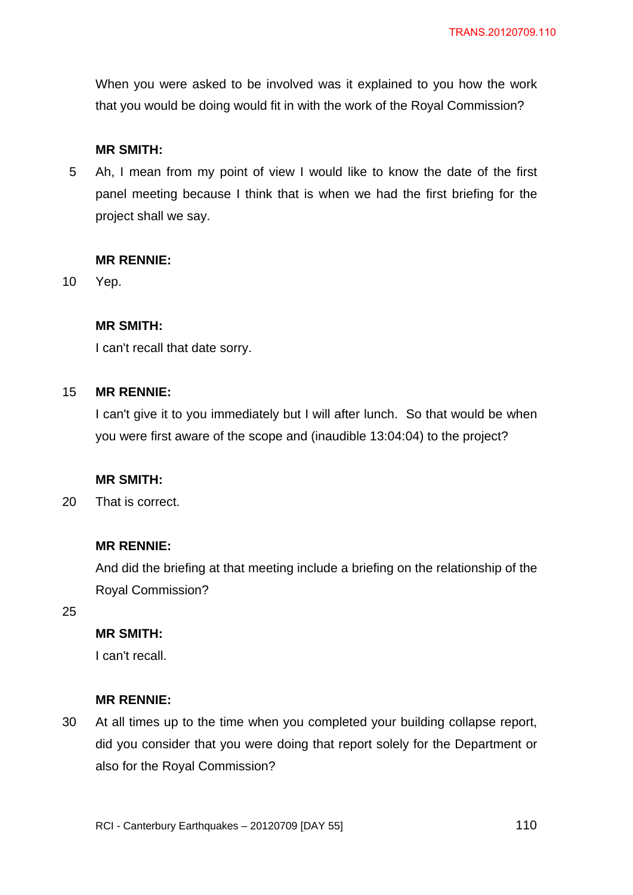When you were asked to be involved was it explained to you how the work that you would be doing would fit in with the work of the Royal Commission?

**MR SMITH:**

Ah, I mean from my point of view I would like to know the date of the first panel meeting because I think that is when we had the first briefing for the project shall we say.

**MR RENNIE:**

Yep.

**MR SMITH:**

I can't recall that date sorry.

**MR RENNIE:**

I can't give it to you immediately but I will after lunch. So that would be when you were first aware of the scope and (inaudible 13:04:04) to the project?

**MR SMITH:**

That is correct.

**MR RENNIE:**

And did the briefing at that meeting include a briefing on the relationship of the Royal Commission?

**MR SMITH:**

I can't recall.

**MR RENNIE:**

At all times up to the time when you completed your building collapse report, did you consider that you were doing that report solely for the Department or also for the Royal Commission?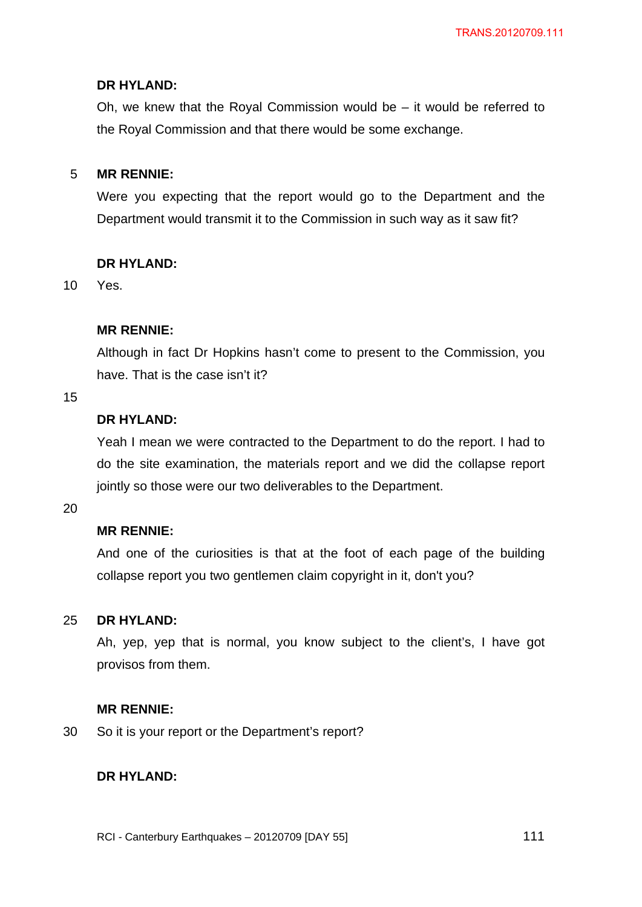**DR HYLAND:**

Oh, we knew that the Royal Commission would be – it would be referred to the Royal Commission and that there would be some exchange.

**MR RENNIE:**

Were you expecting that the report would go to the Department and the Department would transmit it to the Commission in such way as it saw fit?

**DR HYLAND:**

Yes.

**MR RENNIE:**

Although in fact Dr Hopkins hasn't come to present to the Commission, you have. That is the case isn't it?

**DR HYLAND:**

Yeah I mean we were contracted to the Department to do the report. I had to do the site examination, the materials report and we did the collapse report jointly so those were our two deliverables to the Department.

**MR RENNIE:**

And one of the curiosities is that at the foot of each page of the building collapse report you two gentlemen claim copyright in it, don't you?

**DR HYLAND:**

Ah, yep, yep that is normal, you know subject to the client's, I have got provisos from them.

**MR RENNIE:**

So it is your report or the Department's report?

**DR HYLAND:**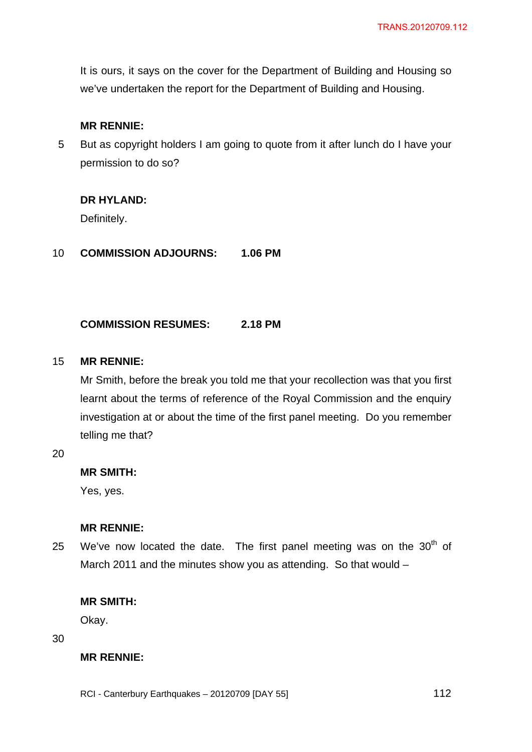It is ours, it says on the cover for the Department of Building and Housing so we've undertaken the report for the Department of Building and Housing.

**MR RENNIE:**

But as copyright holders I am going to quote from it after lunch do I have your permission to do so?

**DR HYLAND:**

Definitely.

**COMMISSION ADJOURNS: 1.06 PM**

**COMMISSION RESUMES: 2.18 PM**

**MR RENNIE:**

Mr Smith, before the break you told me that your recollection was that you first learnt about the terms of reference of the Royal Commission and the enquiry investigation at or about the time of the first panel meeting. Do you remember telling me that?

**MR SMITH:**

Yes, yes.

**MR RENNIE:**

We've now located the date. The first panel meeting was on the 30th of March 2011 and the minutes show you as attending. So that would –

**MR SMITH:**

Okay.

**MR RENNIE:**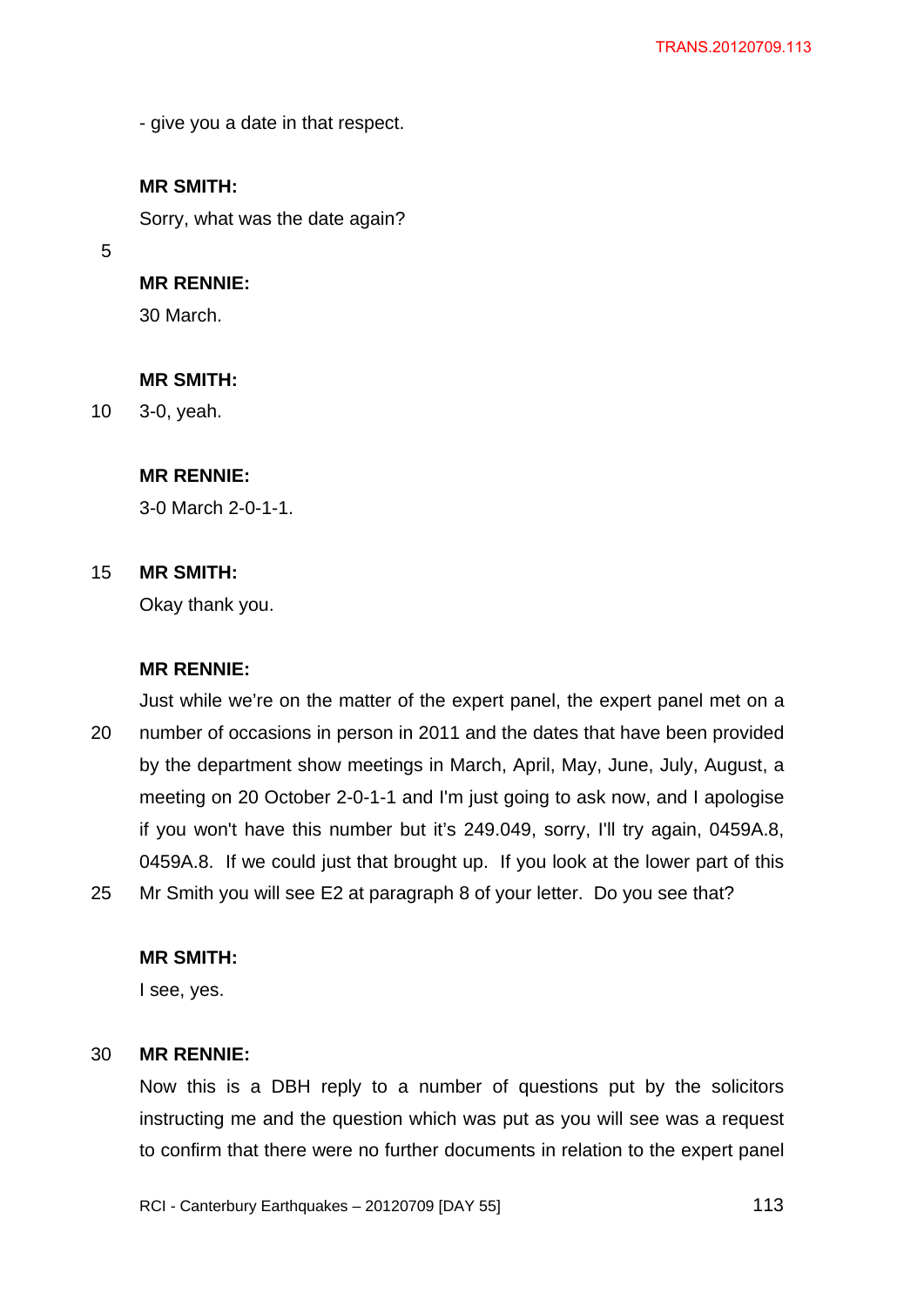- give you a date in that respect.

**MR SMITH:**

Sorry, what was the date again?

**MR RENNIE:**

30 March.

**MR SMITH:**

3-0, yeah.

**MR RENNIE:**

3-0 March 2-0-1-1.

**MR SMITH:**

Okay thank you.

**MR RENNIE:**

Just while we're on the matter of the expert panel, the expert panel met on a number of occasions in person in 2011 and the dates that have been provided by the department show meetings in March, April, May, June, July, August, a meeting on 20 October 2-0-1-1 and I'm just going to ask now, and I apologise if you won't have this number but it's 249.049, sorry, I'll try again, 0459A.8, 0459A.8. If we could just that brought up. If you look at the lower part of this Mr Smith you will see E2 at paragraph 8 of your letter. Do you see that?

**MR SMITH:**

I see, yes.

**MR RENNIE:**

Now this is a DBH reply to a number of questions put by the solicitors instructing me and the question which was put as you will see was a request to confirm that there were no further documents in relation to the expert panel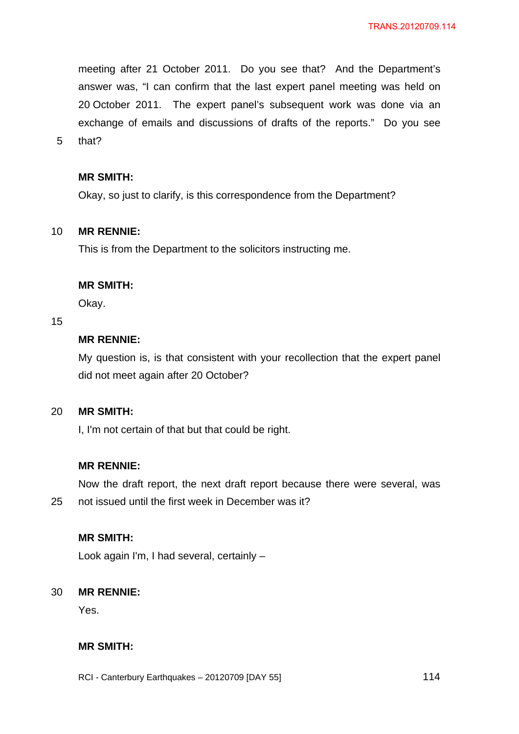meeting after 21 October 2011. Do you see that? And the Department's answer was, "I can confirm that the last expert panel meeting was held on 20 October 2011. The expert panel's subsequent work was done via an exchange of emails and discussions of drafts of the reports." Do you see that?

**MR SMITH:**

Okay, so just to clarify, is this correspondence from the Department?

**MR RENNIE:**

This is from the Department to the solicitors instructing me.

**MR SMITH:**

Okay.

**MR RENNIE:**

My question is, is that consistent with your recollection that the expert panel did not meet again after 20 October?

**MR SMITH:**

I, I'm not certain of that but that could be right.

**MR RENNIE:**

Now the draft report, the next draft report because there were several, was not issued until the first week in December was it?

**MR SMITH:**

Look again I'm, I had several, certainly –

**MR RENNIE:**

Yes.

**MR SMITH:**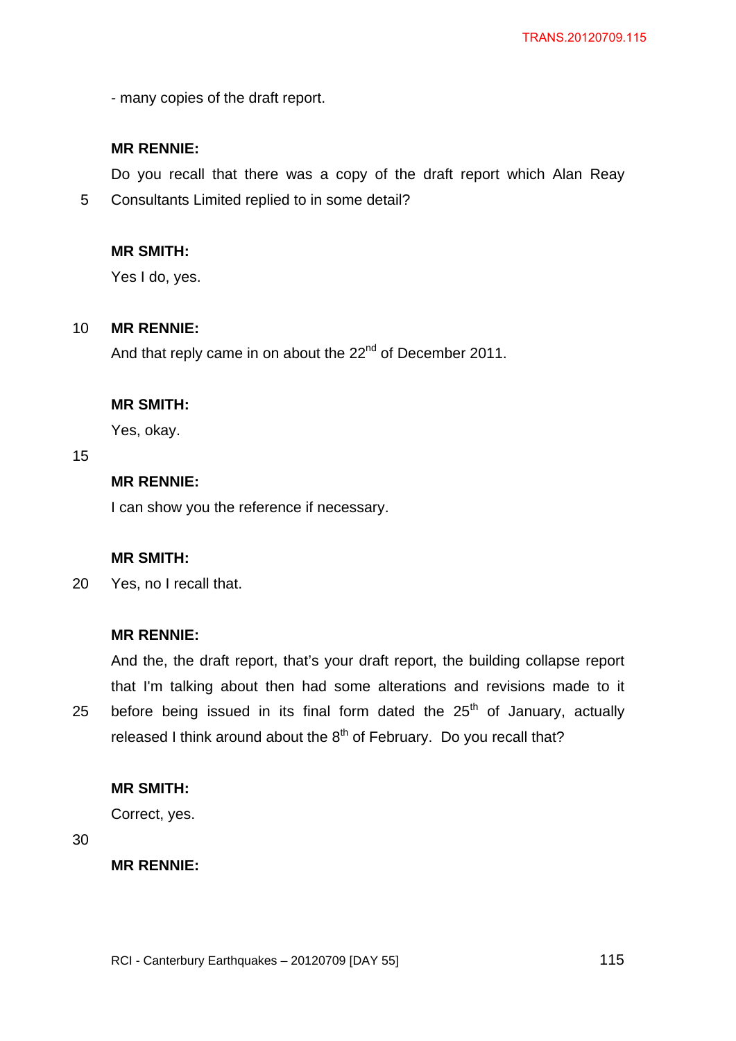- many copies of the draft report.

**MR RENNIE:**

Do you recall that there was a copy of the draft report which Alan Reay Consultants Limited replied to in some detail?

**MR SMITH:**

Yes I do, yes.

**MR RENNIE:**

And that reply came in on about the 22nd of December 2011.

**MR SMITH:**

Yes, okay.

**MR RENNIE:**

I can show you the reference if necessary.

**MR SMITH:**

Yes, no I recall that.

**MR RENNIE:**

And the, the draft report, that's your draft report, the building collapse report that I'm talking about then had some alterations and revisions made to it before being issued in its final form dated the 25th of January, actually released I think around about the 8th of February. Do you recall that?

**MR SMITH:**

Correct, yes.

**MR RENNIE:**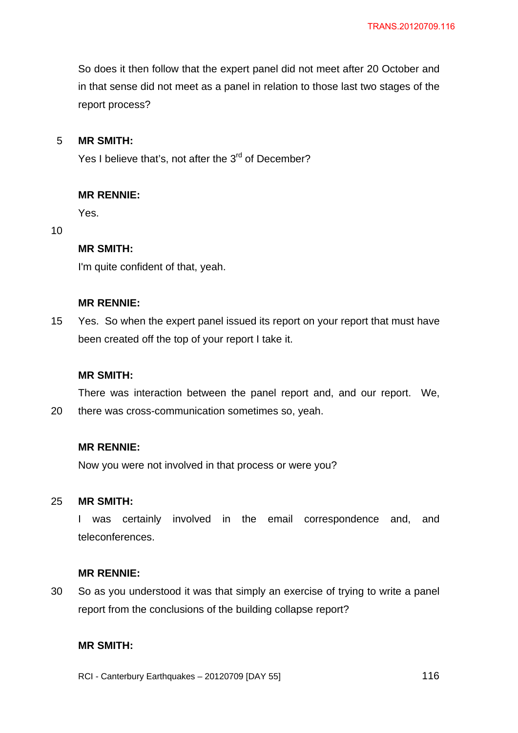So does it then follow that the expert panel did not meet after 20 October and in that sense did not meet as a panel in relation to those last two stages of the report process?

**MR SMITH:**

Yes I believe that's, not after the 3rd of December?

**MR RENNIE:**

Yes.

**MR SMITH:**

I'm quite confident of that, yeah.

**MR RENNIE:**

Yes. So when the expert panel issued its report on your report that must have been created off the top of your report I take it.

**MR SMITH:**

There was interaction between the panel report and, and our report. We, there was cross-communication sometimes so, yeah.

**MR RENNIE:**

Now you were not involved in that process or were you?

**MR SMITH:**

I was certainly involved in the email correspondence and, and teleconferences.

**MR RENNIE:**

So as you understood it was that simply an exercise of trying to write a panel report from the conclusions of the building collapse report?

**MR SMITH:**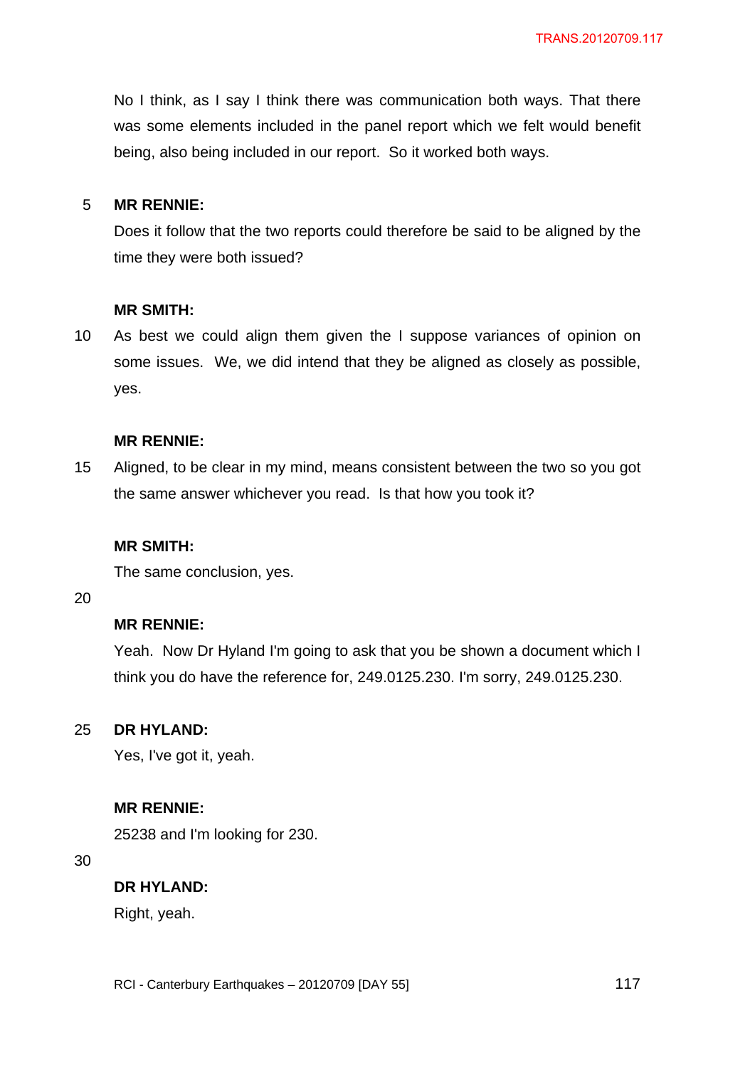No I think, as I say I think there was communication both ways. That there was some elements included in the panel report which we felt would benefit being, also being included in our report. So it worked both ways.

**MR RENNIE:**

Does it follow that the two reports could therefore be said to be aligned by the time they were both issued?

**MR SMITH:**

As best we could align them given the I suppose variances of opinion on some issues. We, we did intend that they be aligned as closely as possible, yes.

**MR RENNIE:**

Aligned, to be clear in my mind, means consistent between the two so you got the same answer whichever you read. Is that how you took it?

**MR SMITH:**

The same conclusion, yes.

**MR RENNIE:**

Yeah. Now Dr Hyland I'm going to ask that you be shown a document which I think you do have the reference for, 249.0125.230. I'm sorry, 249.0125.230.

**DR HYLAND:**

Yes, I've got it, yeah.

**MR RENNIE:**

25238 and I'm looking for 230.

**DR HYLAND:**

Right, yeah.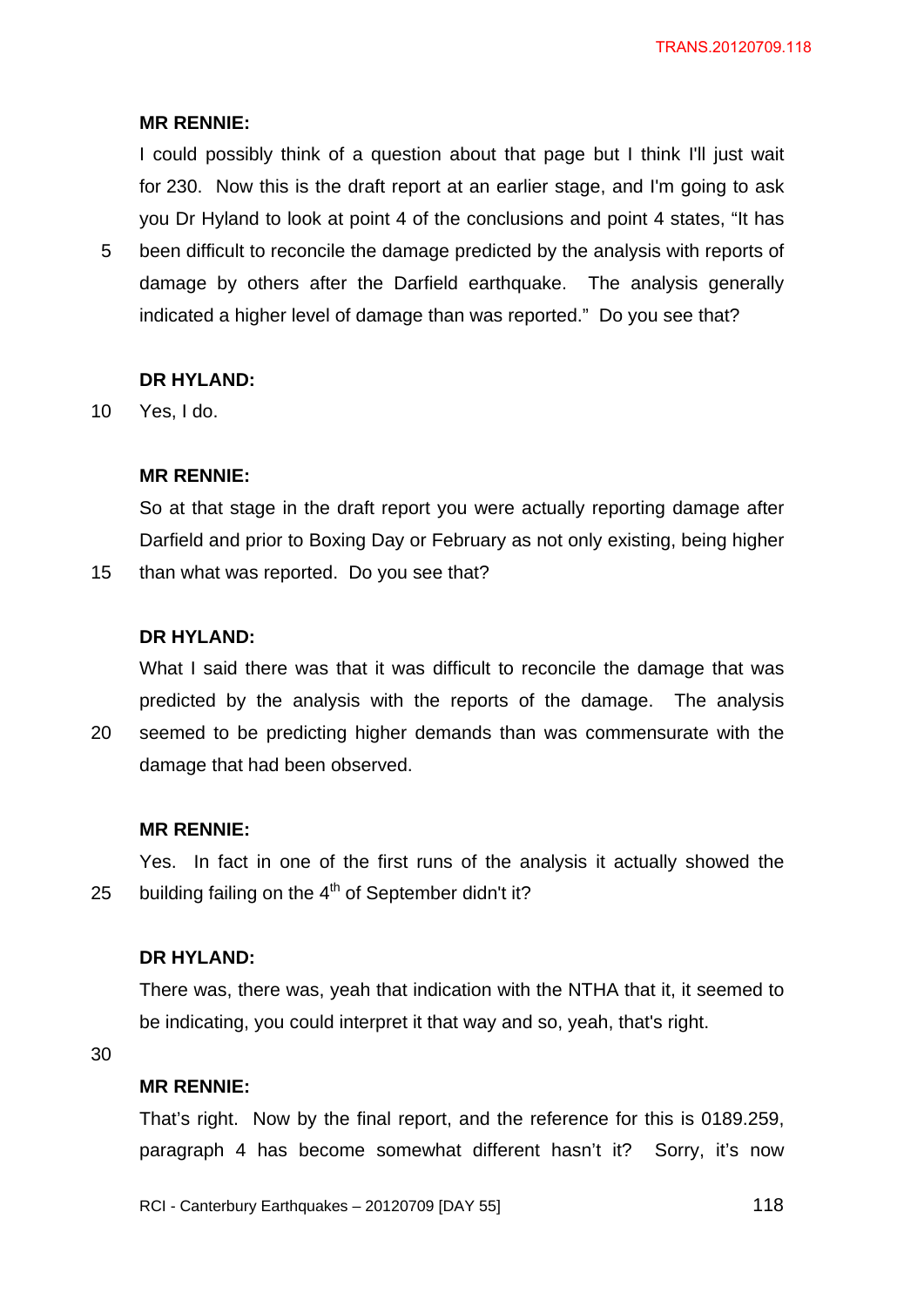**MR RENNIE:**

I could possibly think of a question about that page but I think I'll just wait for 230. Now this is the draft report at an earlier stage, and I'm going to ask you Dr Hyland to look at point 4 of the conclusions and point 4 states, "It has been difficult to reconcile the damage predicted by the analysis with reports of damage by others after the Darfield earthquake. The analysis generally indicated a higher level of damage than was reported." Do you see that?

**DR HYLAND:**

Yes, I do.

**MR RENNIE:**

So at that stage in the draft report you were actually reporting damage after Darfield and prior to Boxing Day or February as not only existing, being higher than what was reported. Do you see that?

**DR HYLAND:**

What I said there was that it was difficult to reconcile the damage that was predicted by the analysis with the reports of the damage. The analysis seemed to be predicting higher demands than was commensurate with the damage that had been observed.

**MR RENNIE:**

Yes. In fact in one of the first runs of the analysis it actually showed the building failing on the 4th of September didn't it?

**DR HYLAND:**

There was, there was, yeah that indication with the NTHA that it, it seemed to be indicating, you could interpret it that way and so, yeah, that's right.

**MR RENNIE:**

That's right. Now by the final report, and the reference for this is 0189.259, paragraph 4 has become somewhat different hasn't it? Sorry, it's now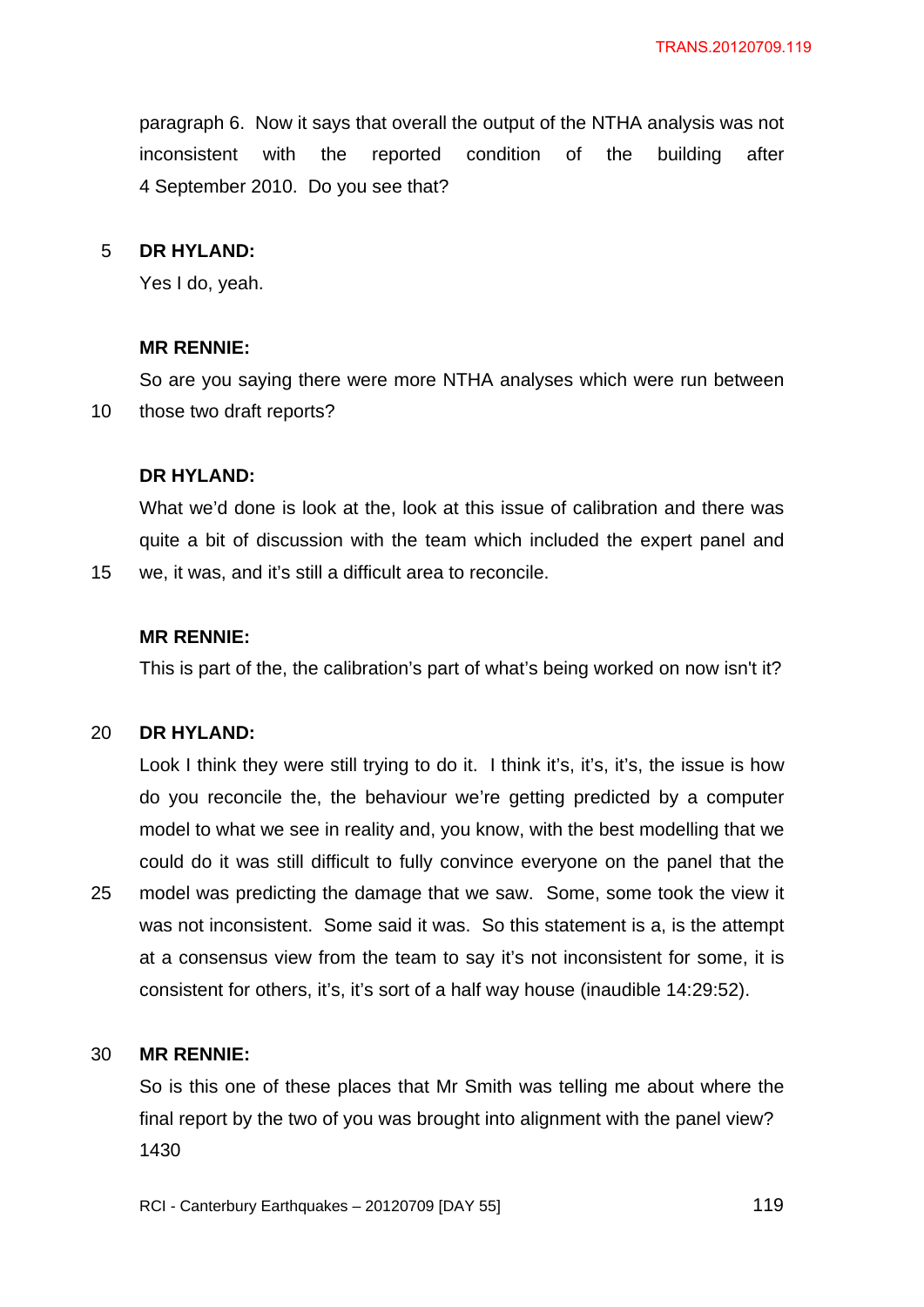paragraph 6. Now it says that overall the output of the NTHA analysis was not inconsistent with the reported condition of the building after 4 September 2010. Do you see that?

**DR HYLAND:**

Yes I do, yeah.

**MR RENNIE:**

So are you saying there were more NTHA analyses which were run between those two draft reports?

**DR HYLAND:**

What we'd done is look at the, look at this issue of calibration and there was quite a bit of discussion with the team which included the expert panel and we, it was, and it's still a difficult area to reconcile.

**MR RENNIE:**

This is part of the, the calibration's part of what's being worked on now isn't it?

**DR HYLAND:**

Look I think they were still trying to do it. I think it's, it's, it's, the issue is how do you reconcile the, the behaviour we're getting predicted by a computer model to what we see in reality and, you know, with the best modelling that we could do it was still difficult to fully convince everyone on the panel that the model was predicting the damage that we saw. Some, some took the view it was not inconsistent. Some said it was. So this statement is a, is the attempt at a consensus view from the team to say it's not inconsistent for some, it is consistent for others, it's, it's sort of a half way house (inaudible 14:29:52).

**MR RENNIE:**

So is this one of these places that Mr Smith was telling me about where the final report by the two of you was brought into alignment with the panel view?

1430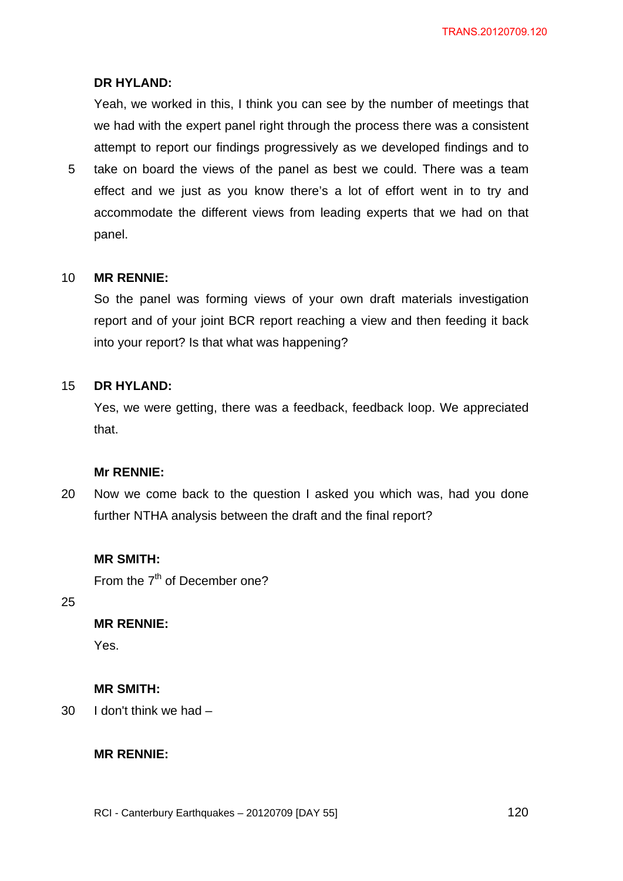**DR HYLAND:**

Yeah, we worked in this, I think you can see by the number of meetings that we had with the expert panel right through the process there was a consistent attempt to report our findings progressively as we developed findings and to take on board the views of the panel as best we could. There was a team effect and we just as you know there's a lot of effort went in to try and accommodate the different views from leading experts that we had on that panel.

**MR RENNIE:**

So the panel was forming views of your own draft materials investigation report and of your joint BCR report reaching a view and then feeding it back into your report? Is that what was happening?

**DR HYLAND:**

Yes, we were getting, there was a feedback, feedback loop. We appreciated that.

**Mr RENNIE:**

Now we come back to the question I asked you which was, had you done further NTHA analysis between the draft and the final report?

**MR SMITH:**

From the 7th of December one?

**MR RENNIE:**

Yes.

**MR SMITH:**

I don't think we had –

**MR RENNIE:**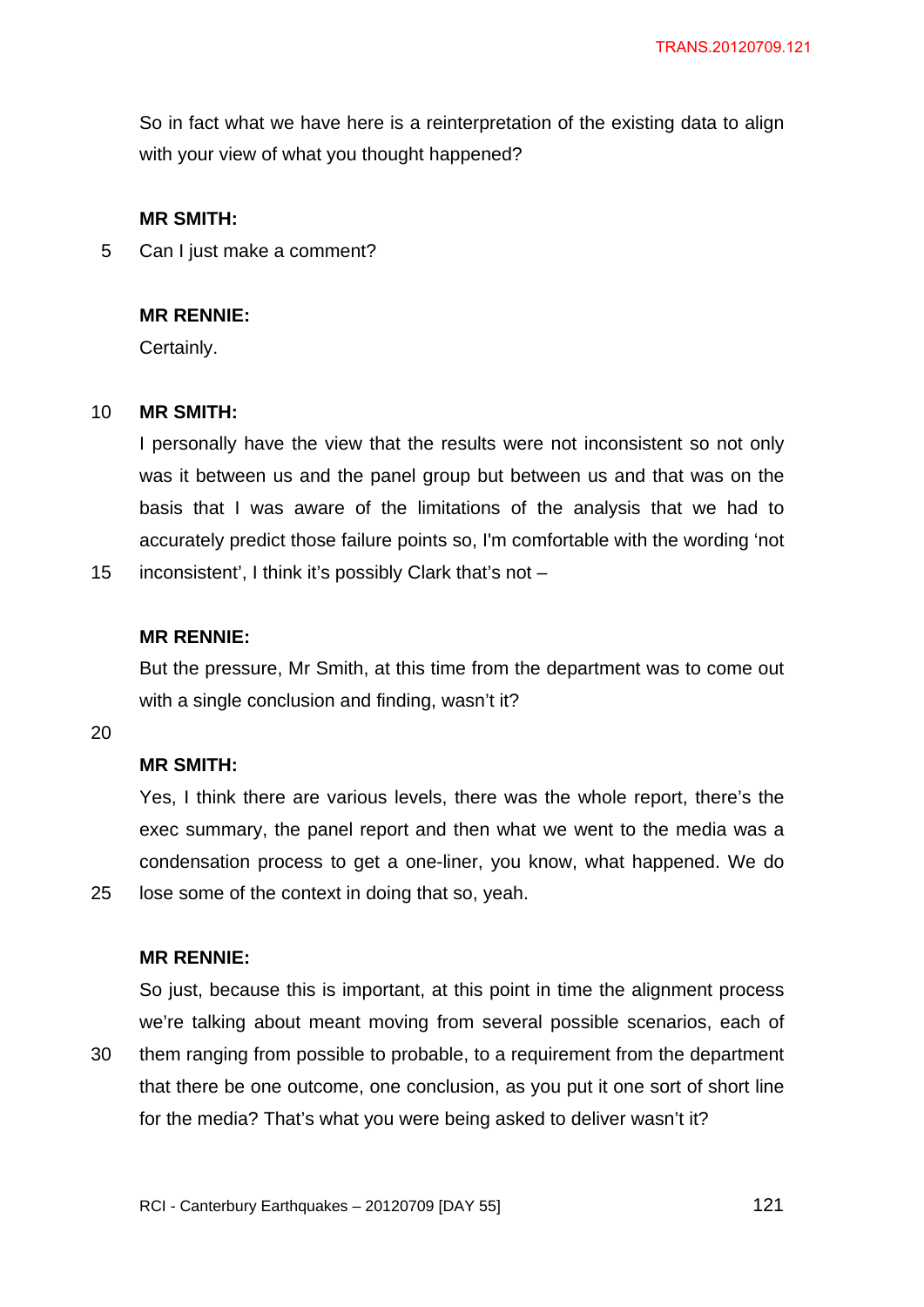So in fact what we have here is a reinterpretation of the existing data to align with your view of what you thought happened?

**MR SMITH:**

Can I just make a comment?

**MR RENNIE:**

Certainly.

**MR SMITH:**

I personally have the view that the results were not inconsistent so not only was it between us and the panel group but between us and that was on the basis that I was aware of the limitations of the analysis that we had to accurately predict those failure points so, I'm comfortable with the wording 'not inconsistent', I think it's possibly Clark that's not –

**MR RENNIE:**

But the pressure, Mr Smith, at this time from the department was to come out with a single conclusion and finding, wasn't it?

**MR SMITH:**

Yes, I think there are various levels, there was the whole report, there's the exec summary, the panel report and then what we went to the media was a condensation process to get a one-liner, you know, what happened. We do lose some of the context in doing that so, yeah.

**MR RENNIE:**

So just, because this is important, at this point in time the alignment process we're talking about meant moving from several possible scenarios, each of them ranging from possible to probable, to a requirement from the department that there be one outcome, one conclusion, as you put it one sort of short line for the media? That's what you were being asked to deliver wasn't it?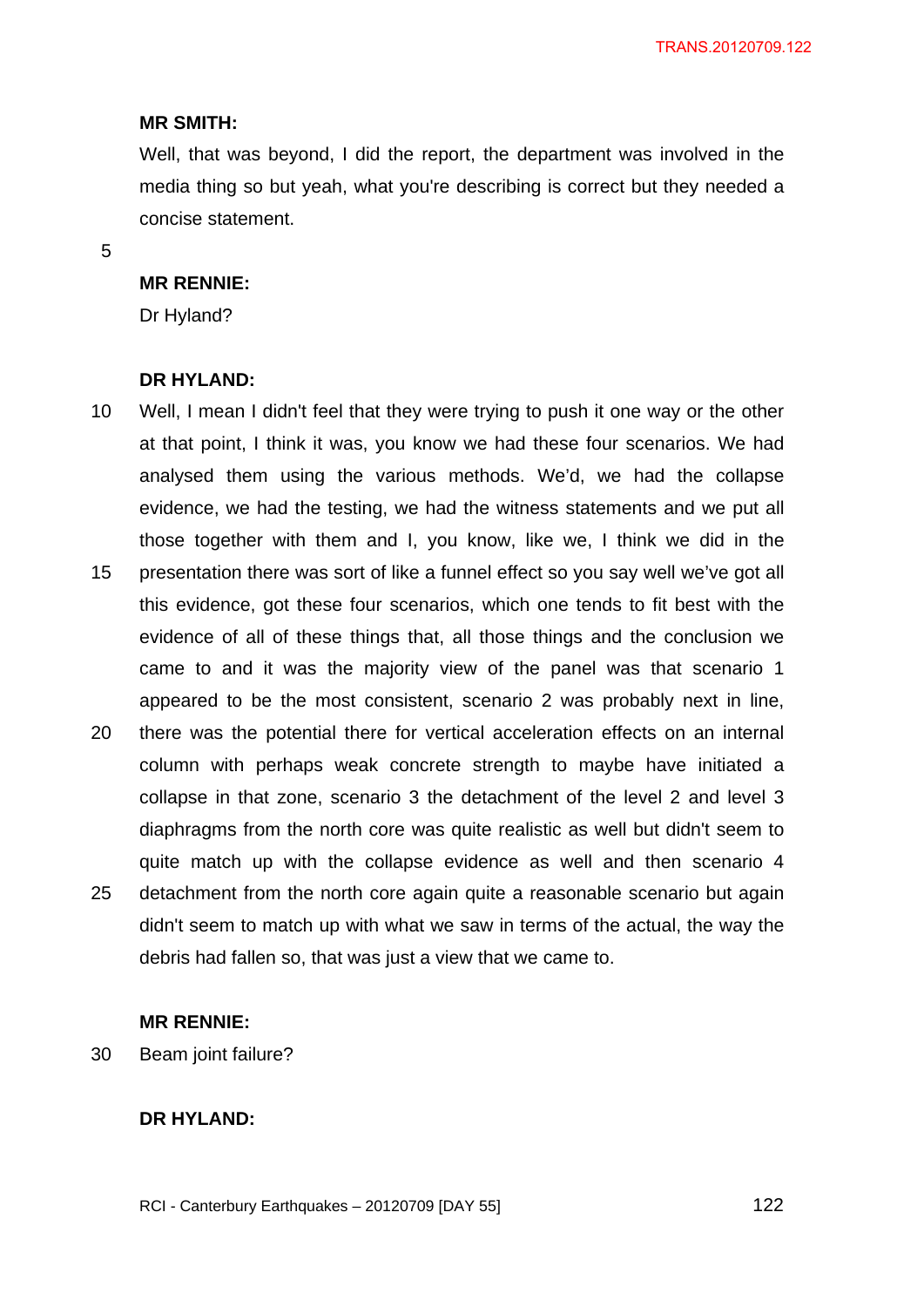**MR SMITH:**

Well, that was beyond, I did the report, the department was involved in the media thing so but yeah, what you're describing is correct but they needed a concise statement.

**MR RENNIE:**

Dr Hyland?

**DR HYLAND:**

Well, I mean I didn't feel that they were trying to push it one way or the other at that point, I think it was, you know we had these four scenarios. We had analysed them using the various methods. We'd, we had the collapse evidence, we had the testing, we had the witness statements and we put all those together with them and I, you know, like we, I think we did in the presentation there was sort of like a funnel effect so you say well we've got all this evidence, got these four scenarios, which one tends to fit best with the evidence of all of these things that, all those things and the conclusion we came to and it was the majority view of the panel was that scenario 1 appeared to be the most consistent, scenario 2 was probably next in line, there was the potential there for vertical acceleration effects on an internal column with perhaps weak concrete strength to maybe have initiated a collapse in that zone, scenario 3 the detachment of the level 2 and level 3 diaphragms from the north core was quite realistic as well but didn't seem to quite match up with the collapse evidence as well and then scenario 4 detachment from the north core again quite a reasonable scenario but again didn't seem to match up with what we saw in terms of the actual, the way the debris had fallen so, that was just a view that we came to.

**MR RENNIE:**

Beam joint failure?

**DR HYLAND:**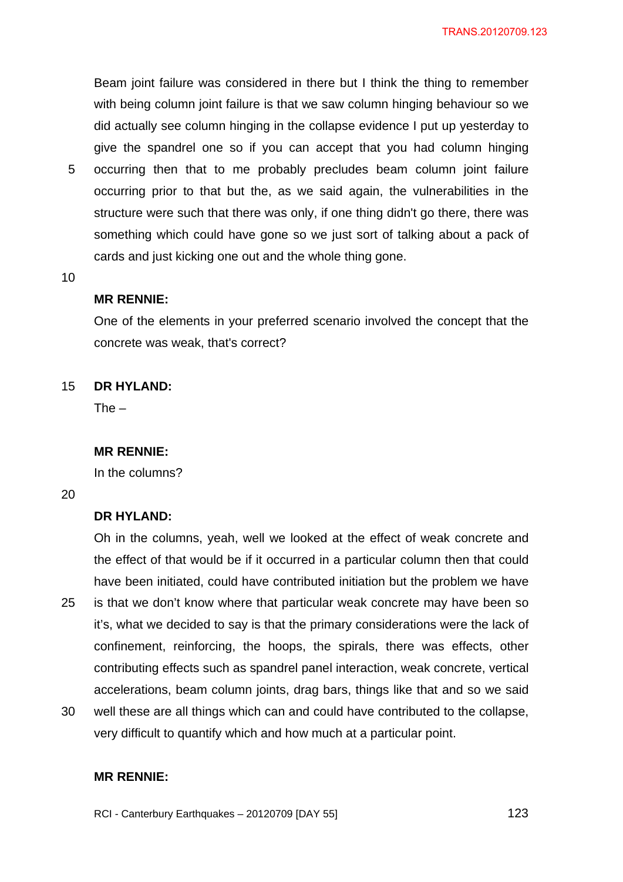Beam joint failure was considered in there but I think the thing to remember with being column joint failure is that we saw column hinging behaviour so we did actually see column hinging in the collapse evidence I put up yesterday to give the spandrel one so if you can accept that you had column hinging occurring then that to me probably precludes beam column joint failure occurring prior to that but the, as we said again, the vulnerabilities in the structure were such that there was only, if one thing didn't go there, there was something which could have gone so we just sort of talking about a pack of cards and just kicking one out and the whole thing gone.

**MR RENNIE:**

One of the elements in your preferred scenario involved the concept that the concrete was weak, that's correct?

**DR HYLAND:**

The –

**MR RENNIE:**

In the columns?

**DR HYLAND:**

Oh in the columns, yeah, well we looked at the effect of weak concrete and the effect of that would be if it occurred in a particular column then that could have been initiated, could have contributed initiation but the problem we have is that we don't know where that particular weak concrete may have been so it's, what we decided to say is that the primary considerations were the lack of confinement, reinforcing, the hoops, the spirals, there was effects, other contributing effects such as spandrel panel interaction, weak concrete, vertical accelerations, beam column joints, drag bars, things like that and so we said well these are all things which can and could have contributed to the collapse, very difficult to quantify which and how much at a particular point.

**MR RENNIE:**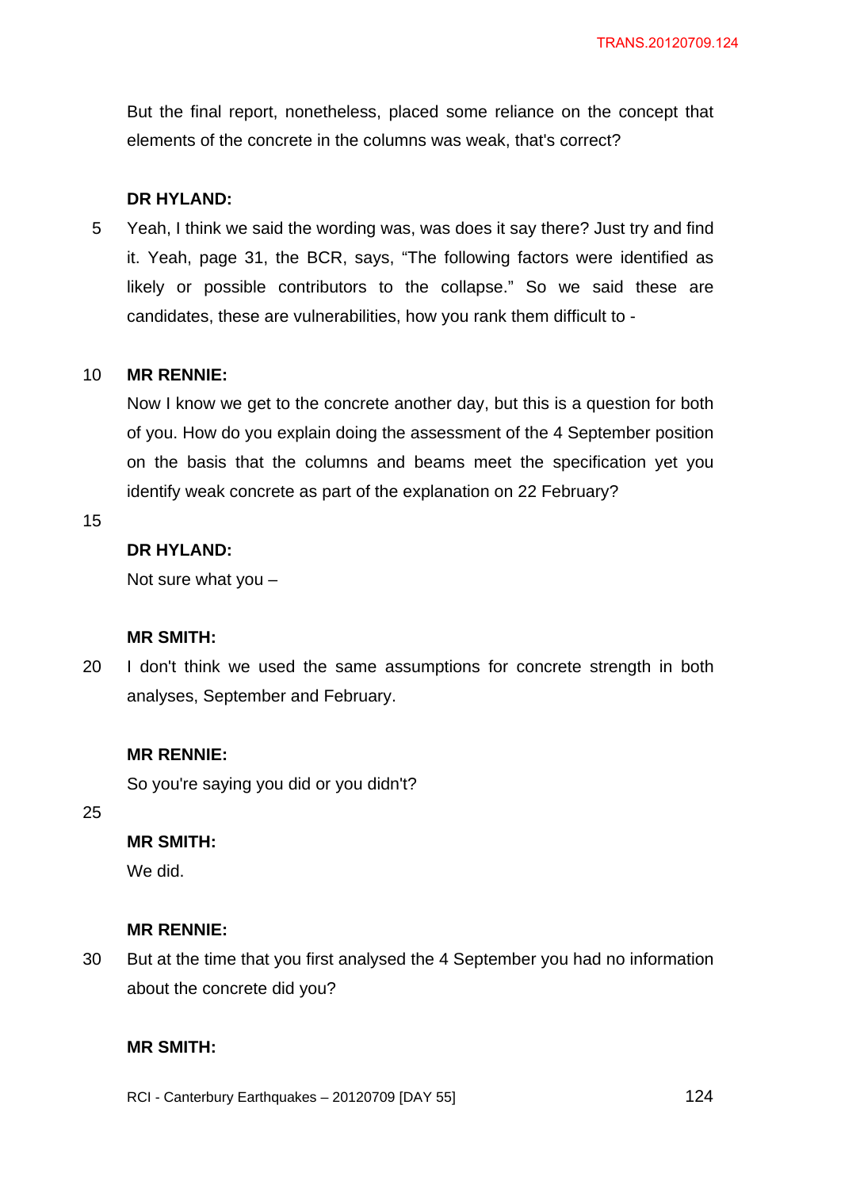But the final report, nonetheless, placed some reliance on the concept that elements of the concrete in the columns was weak, that's correct?

**DR HYLAND:**

Yeah, I think we said the wording was, was does it say there? Just try and find it. Yeah, page 31, the BCR, says, "The following factors were identified as likely or possible contributors to the collapse." So we said these are candidates, these are vulnerabilities, how you rank them difficult to -

**MR RENNIE:**

Now I know we get to the concrete another day, but this is a question for both of you. How do you explain doing the assessment of the 4 September position on the basis that the columns and beams meet the specification yet you identify weak concrete as part of the explanation on 22 February?

**DR HYLAND:**

Not sure what you –

**MR SMITH:**

I don't think we used the same assumptions for concrete strength in both analyses, September and February.

**MR RENNIE:**

So you're saying you did or you didn't?

**MR SMITH:**

We did.

**MR RENNIE:**

But at the time that you first analysed the 4 September you had no information about the concrete did you?

**MR SMITH:**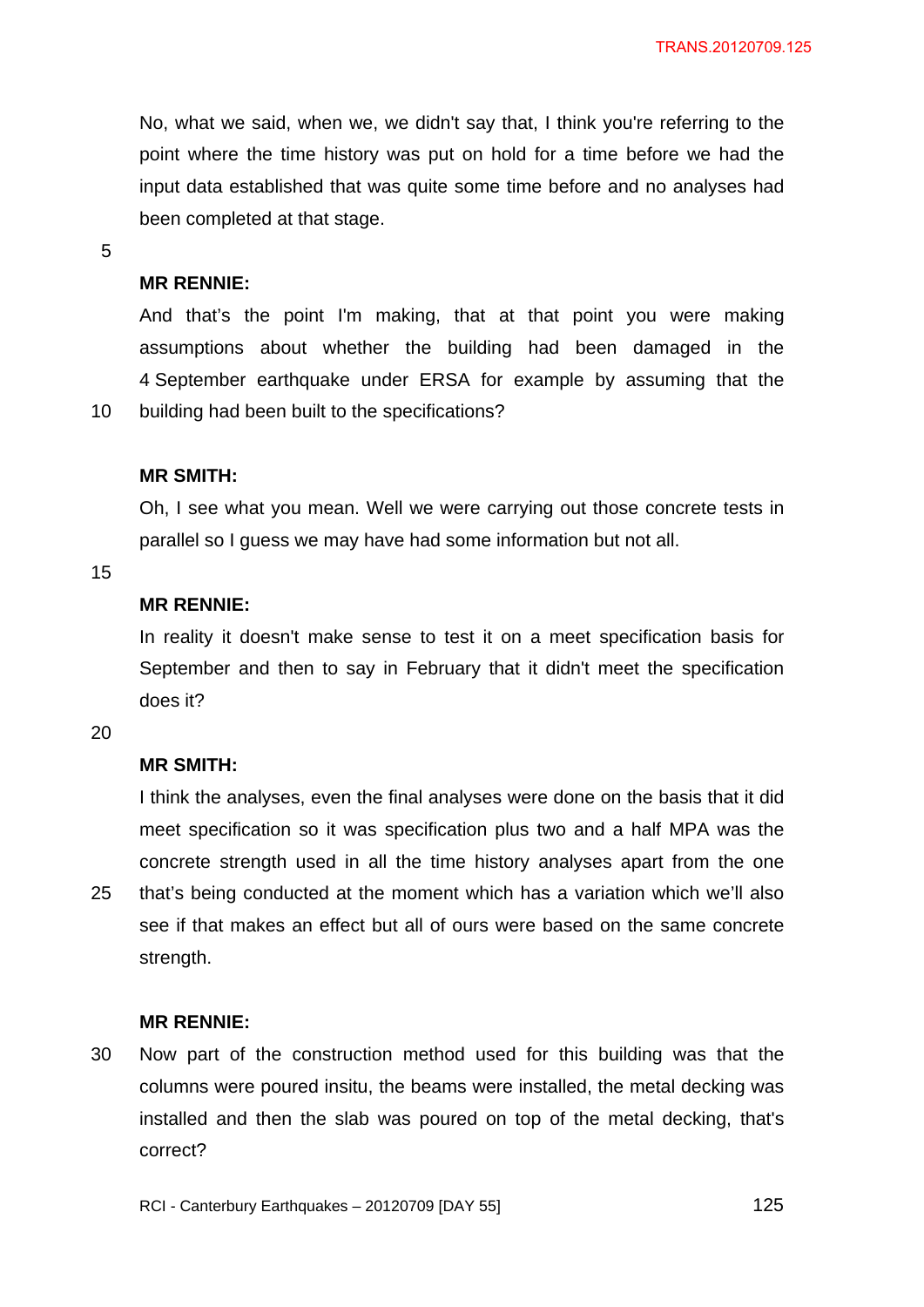No, what we said, when we, we didn't say that, I think you're referring to the point where the time history was put on hold for a time before we had the input data established that was quite some time before and no analyses had been completed at that stage.

**MR RENNIE:**

And that's the point I'm making, that at that point you were making assumptions about whether the building had been damaged in the 4 September earthquake under ERSA for example by assuming that the building had been built to the specifications?

**MR SMITH:**

Oh, I see what you mean. Well we were carrying out those concrete tests in parallel so I guess we may have had some information but not all.

**MR RENNIE:**

In reality it doesn't make sense to test it on a meet specification basis for September and then to say in February that it didn't meet the specification does it?

**MR SMITH:**

I think the analyses, even the final analyses were done on the basis that it did meet specification so it was specification plus two and a half MPA was the concrete strength used in all the time history analyses apart from the one that's being conducted at the moment which has a variation which we'll also see if that makes an effect but all of ours were based on the same concrete strength.

**MR RENNIE:**

Now part of the construction method used for this building was that the columns were poured insitu, the beams were installed, the metal decking was installed and then the slab was poured on top of the metal decking, that's correct?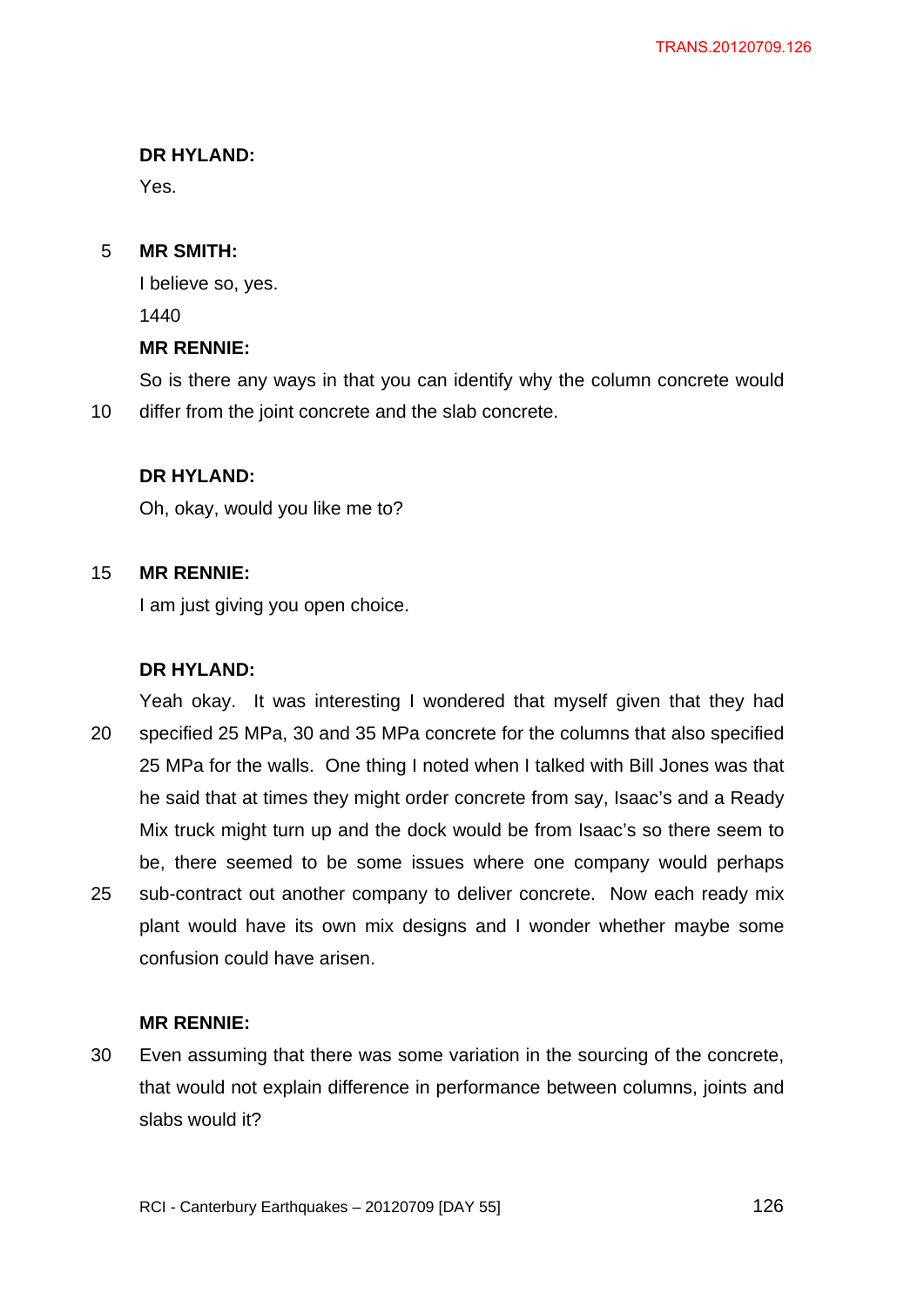**DR HYLAND:**

Yes.

**MR SMITH:**

I believe so, yes.

1440

**MR RENNIE:**

So is there any ways in that you can identify why the column concrete would differ from the joint concrete and the slab concrete.

**DR HYLAND:**

Oh, okay, would you like me to?

**MR RENNIE:**

I am just giving you open choice.

**DR HYLAND:**

Yeah okay. It was interesting I wondered that myself given that they had specified 25 MPa, 30 and 35 MPa concrete for the columns that also specified 25 MPa for the walls. One thing I noted when I talked with Bill Jones was that he said that at times they might order concrete from say, Isaac's and a Ready Mix truck might turn up and the dock would be from Isaac's so there seem to be, there seemed to be some issues where one company would perhaps sub-contract out another company to deliver concrete. Now each ready mix plant would have its own mix designs and I wonder whether maybe some confusion could have arisen.

**MR RENNIE:**

Even assuming that there was some variation in the sourcing of the concrete, that would not explain difference in performance between columns, joints and slabs would it?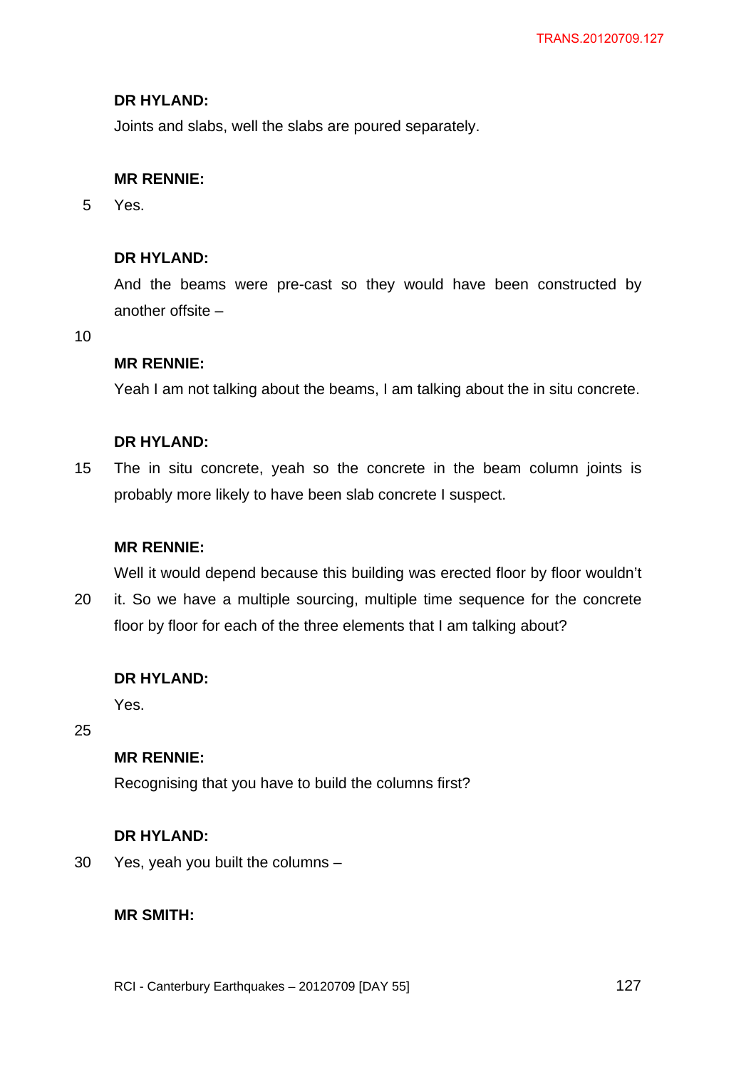**DR HYLAND:**

Joints and slabs, well the slabs are poured separately.

**MR RENNIE:**

Yes.

**DR HYLAND:**

And the beams were pre-cast so they would have been constructed by another offsite –

**MR RENNIE:**

Yeah I am not talking about the beams, I am talking about the in situ concrete.

**DR HYLAND:**

The in situ concrete, yeah so the concrete in the beam column joints is probably more likely to have been slab concrete I suspect.

**MR RENNIE:**

Well it would depend because this building was erected floor by floor wouldn't it. So we have a multiple sourcing, multiple time sequence for the concrete floor by floor for each of the three elements that I am talking about?

**DR HYLAND:**

Yes.

**MR RENNIE:**

Recognising that you have to build the columns first?

**DR HYLAND:**

Yes, yeah you built the columns –

**MR SMITH:**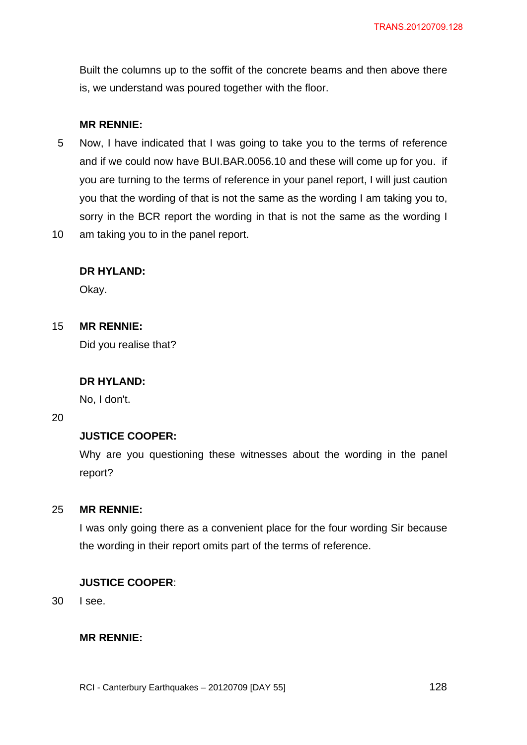Built the columns up to the soffit of the concrete beams and then above there is, we understand was poured together with the floor.

**MR RENNIE:**

Now, I have indicated that I was going to take you to the terms of reference and if we could now have BUI.BAR.0056.10 and these will come up for you. if you are turning to the terms of reference in your panel report, I will just caution you that the wording of that is not the same as the wording I am taking you to, sorry in the BCR report the wording in that is not the same as the wording I am taking you to in the panel report.

**DR HYLAND:**

Okay.

**MR RENNIE:**

Did you realise that?

**DR HYLAND:**

No, I don't.

**JUSTICE COOPER:**

Why are you questioning these witnesses about the wording in the panel report?

**MR RENNIE:**

I was only going there as a convenient place for the four wording Sir because the wording in their report omits part of the terms of reference.

**JUSTICE COOPER**:

I see.

**MR RENNIE:**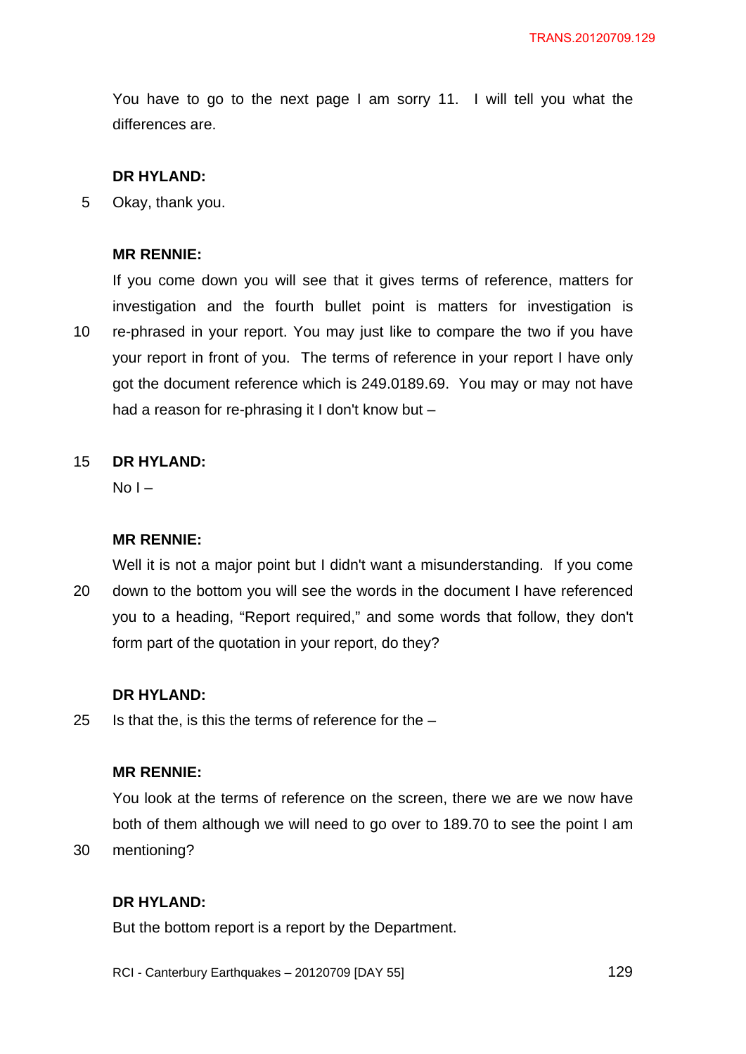You have to go to the next page I am sorry 11. I will tell you what the differences are.

**DR HYLAND:**

Okay, thank you.

**MR RENNIE:**

If you come down you will see that it gives terms of reference, matters for investigation and the fourth bullet point is matters for investigation is re-phrased in your report. You may just like to compare the two if you have your report in front of you. The terms of reference in your report I have only got the document reference which is 249.0189.69. You may or may not have had a reason for re-phrasing it I don't know but –

**DR HYLAND:**

No I –

**MR RENNIE:**

Well it is not a major point but I didn't want a misunderstanding. If you come down to the bottom you will see the words in the document I have referenced you to a heading, "Report required," and some words that follow, they don't form part of the quotation in your report, do they?

**DR HYLAND:**

Is that the, is this the terms of reference for the –

**MR RENNIE:**

You look at the terms of reference on the screen, there we are we now have both of them although we will need to go over to 189.70 to see the point I am mentioning?

**DR HYLAND:**

But the bottom report is a report by the Department.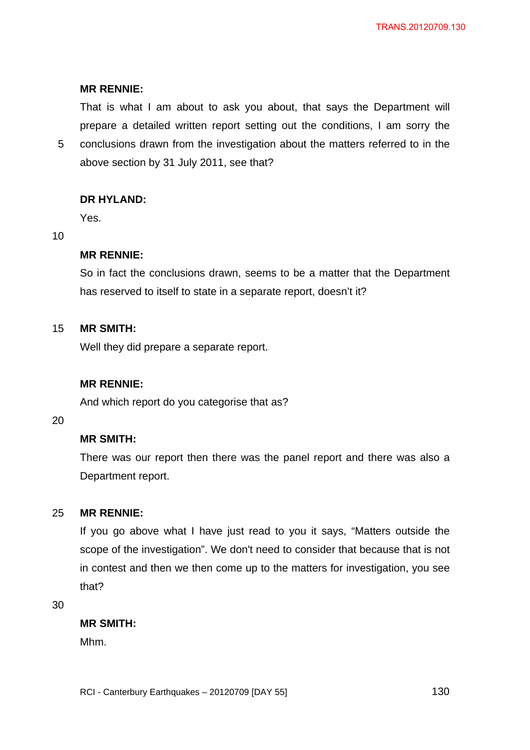**MR RENNIE:**

That is what I am about to ask you about, that says the Department will prepare a detailed written report setting out the conditions, I am sorry the conclusions drawn from the investigation about the matters referred to in the above section by 31 July 2011, see that?

**DR HYLAND:**

Yes.

**MR RENNIE:**

So in fact the conclusions drawn, seems to be a matter that the Department has reserved to itself to state in a separate report, doesn't it?

**MR SMITH:**

Well they did prepare a separate report.

**MR RENNIE:**

And which report do you categorise that as?

**MR SMITH:**

There was our report then there was the panel report and there was also a Department report.

**MR RENNIE:**

If you go above what I have just read to you it says, "Matters outside the scope of the investigation". We don't need to consider that because that is not in contest and then we then come up to the matters for investigation, you see that?

**MR SMITH:**

Mhm.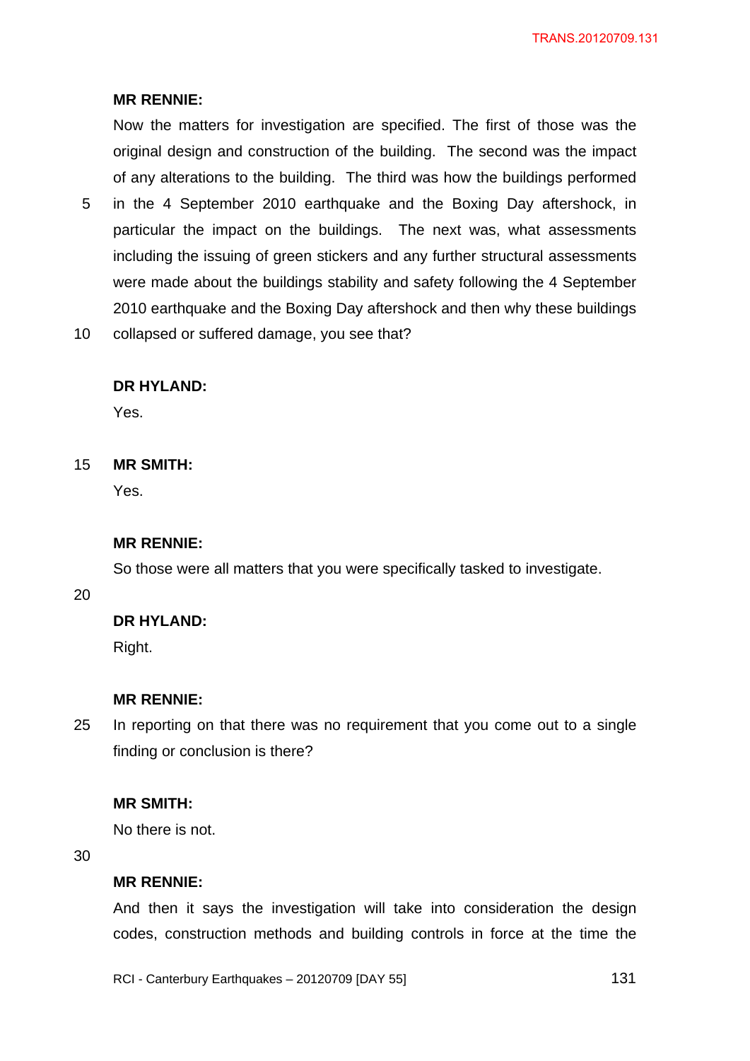**MR RENNIE:**

Now the matters for investigation are specified. The first of those was the original design and construction of the building. The second was the impact of any alterations to the building. The third was how the buildings performed in the 4 September 2010 earthquake and the Boxing Day aftershock, in particular the impact on the buildings. The next was, what assessments including the issuing of green stickers and any further structural assessments were made about the buildings stability and safety following the 4 September 2010 earthquake and the Boxing Day aftershock and then why these buildings collapsed or suffered damage, you see that?

**DR HYLAND:**

Yes.

**MR SMITH:**

Yes.

**MR RENNIE:**

So those were all matters that you were specifically tasked to investigate.

**DR HYLAND:**

Right.

**MR RENNIE:**

In reporting on that there was no requirement that you come out to a single finding or conclusion is there?

**MR SMITH:**

No there is not.

**MR RENNIE:**

And then it says the investigation will take into consideration the design codes, construction methods and building controls in force at the time the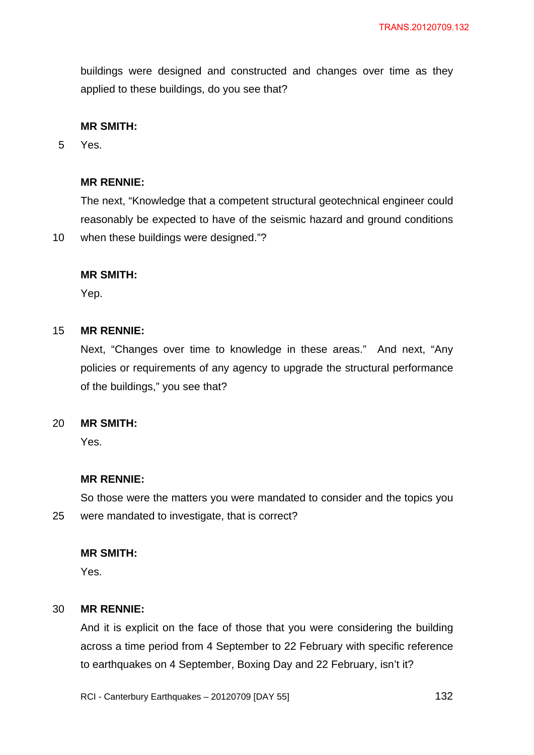buildings were designed and constructed and changes over time as they applied to these buildings, do you see that?

**MR SMITH:**

Yes.

**MR RENNIE:**

The next, "Knowledge that a competent structural geotechnical engineer could reasonably be expected to have of the seismic hazard and ground conditions when these buildings were designed."?

**MR SMITH:**

Yep.

**MR RENNIE:**

Next, "Changes over time to knowledge in these areas." And next, "Any policies or requirements of any agency to upgrade the structural performance of the buildings," you see that?

**MR SMITH:**

Yes.

**MR RENNIE:**

So those were the matters you were mandated to consider and the topics you were mandated to investigate, that is correct?

**MR SMITH:**

Yes.

**MR RENNIE:**

And it is explicit on the face of those that you were considering the building across a time period from 4 September to 22 February with specific reference to earthquakes on 4 September, Boxing Day and 22 February, isn't it?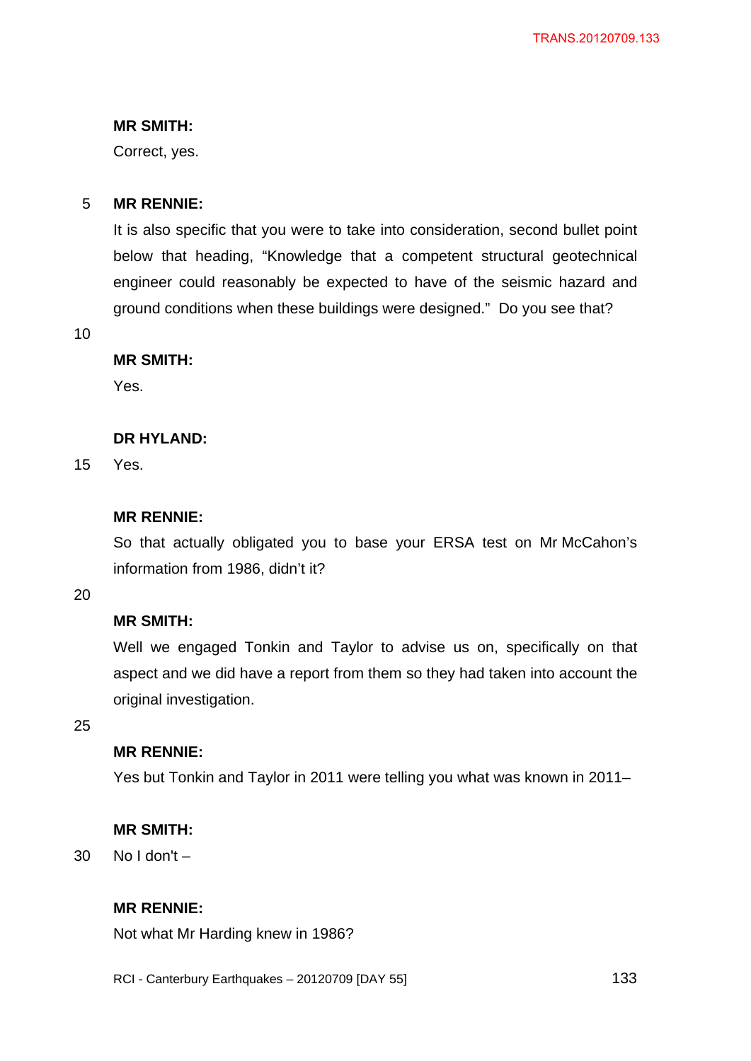**MR SMITH:**

Correct, yes.

**MR RENNIE:**

It is also specific that you were to take into consideration, second bullet point below that heading, "Knowledge that a competent structural geotechnical engineer could reasonably be expected to have of the seismic hazard and ground conditions when these buildings were designed." Do you see that?

**MR SMITH:**

Yes.

**DR HYLAND:**

Yes.

**MR RENNIE:**

So that actually obligated you to base your ERSA test on Mr McCahon's information from 1986, didn't it?

**MR SMITH:**

Well we engaged Tonkin and Taylor to advise us on, specifically on that aspect and we did have a report from them so they had taken into account the original investigation.

**MR RENNIE:**

Yes but Tonkin and Taylor in 2011 were telling you what was known in 2011–

**MR SMITH:**

No I don't –

**MR RENNIE:**

Not what Mr Harding knew in 1986?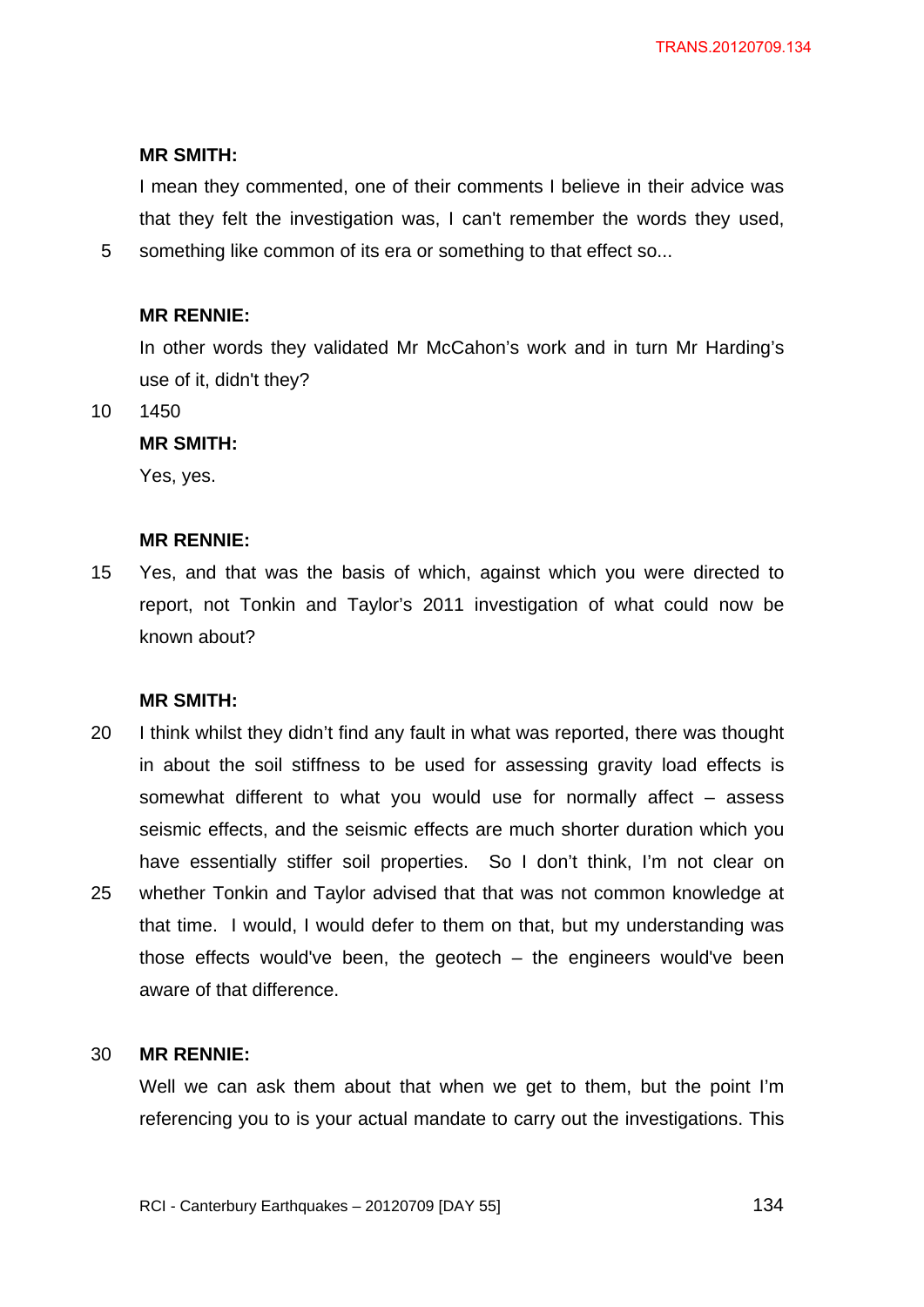**MR SMITH:**

I mean they commented, one of their comments I believe in their advice was that they felt the investigation was, I can't remember the words they used, something like common of its era or something to that effect so...

**MR RENNIE:**

In other words they validated Mr McCahon's work and in turn Mr Harding's use of it, didn't they?

1450

**MR SMITH:**

Yes, yes.

**MR RENNIE:**

Yes, and that was the basis of which, against which you were directed to report, not Tonkin and Taylor's 2011 investigation of what could now be known about?

**MR SMITH:**

I think whilst they didn't find any fault in what was reported, there was thought in about the soil stiffness to be used for assessing gravity load effects is somewhat different to what you would use for normally affect – assess seismic effects, and the seismic effects are much shorter duration which you have essentially stiffer soil properties. So I don't think, I'm not clear on whether Tonkin and Taylor advised that that was not common knowledge at that time. I would, I would defer to them on that, but my understanding was those effects would've been, the geotech – the engineers would've been aware of that difference.

**MR RENNIE:**

Well we can ask them about that when we get to them, but the point I'm referencing you to is your actual mandate to carry out the investigations. This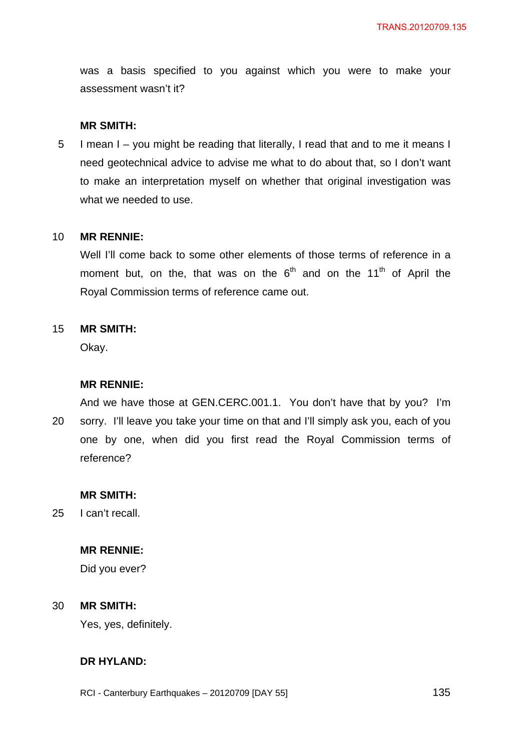was a basis specified to you against which you were to make your assessment wasn't it?

**MR SMITH:**

I mean I – you might be reading that literally, I read that and to me it means I need geotechnical advice to advise me what to do about that, so I don't want to make an interpretation myself on whether that original investigation was what we needed to use.

**MR RENNIE:**

Well I'll come back to some other elements of those terms of reference in a moment but, on the, that was on the 6th and on the 11th of April the Royal Commission terms of reference came out.

**MR SMITH:**

Okay.

**MR RENNIE:**

And we have those at GEN.CERC.001.1. You don't have that by you? I'm sorry. I'll leave you take your time on that and I'll simply ask you, each of you one by one, when did you first read the Royal Commission terms of reference?

**MR SMITH:**

I can't recall.

**MR RENNIE:**

Did you ever?

**MR SMITH:**

Yes, yes, definitely.

**DR HYLAND:**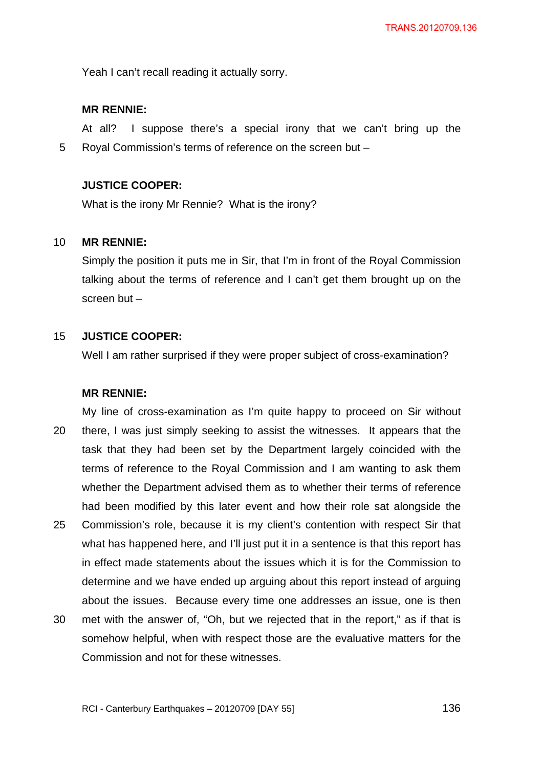Yeah I can't recall reading it actually sorry.

**MR RENNIE:**

At all? I suppose there's a special irony that we can't bring up the Royal Commission's terms of reference on the screen but –

**JUSTICE COOPER:**

What is the irony Mr Rennie? What is the irony?

**MR RENNIE:**

Simply the position it puts me in Sir, that I'm in front of the Royal Commission talking about the terms of reference and I can't get them brought up on the screen but –

**JUSTICE COOPER:**

Well I am rather surprised if they were proper subject of cross-examination?

**MR RENNIE:**

My line of cross-examination as I'm quite happy to proceed on Sir without there, I was just simply seeking to assist the witnesses. It appears that the task that they had been set by the Department largely coincided with the terms of reference to the Royal Commission and I am wanting to ask them whether the Department advised them as to whether their terms of reference had been modified by this later event and how their role sat alongside the Commission's role, because it is my client's contention with respect Sir that what has happened here, and I'll just put it in a sentence is that this report has in effect made statements about the issues which it is for the Commission to determine and we have ended up arguing about this report instead of arguing about the issues. Because every time one addresses an issue, one is then met with the answer of, "Oh, but we rejected that in the report," as if that is somehow helpful, when with respect those are the evaluative matters for the Commission and not for these witnesses.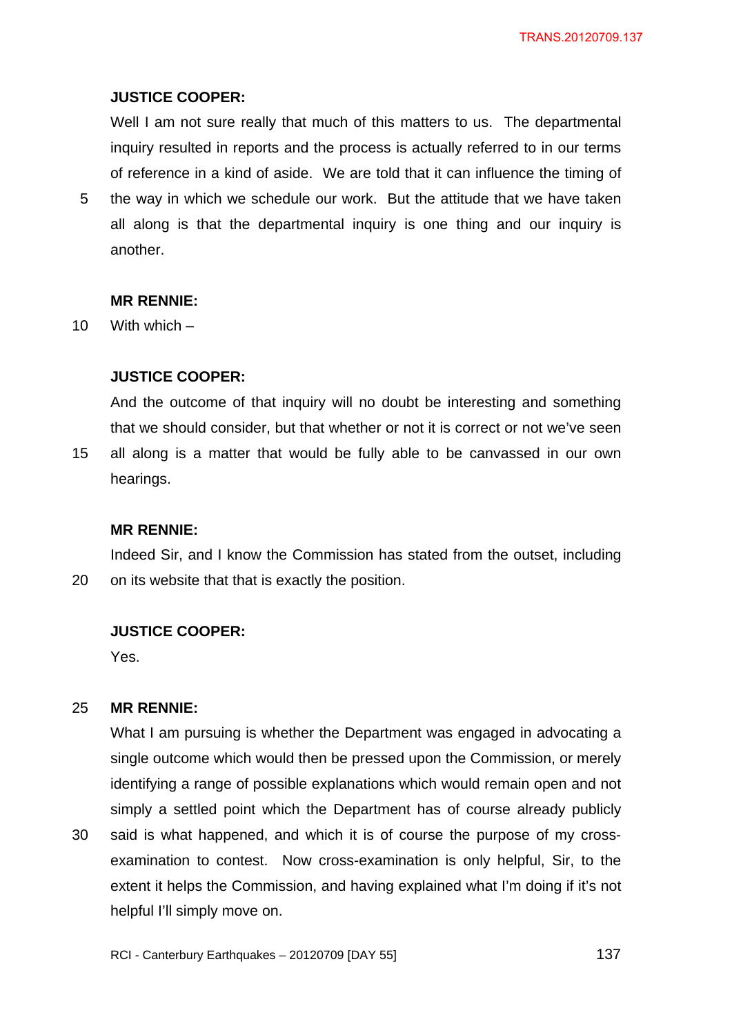**JUSTICE COOPER:**

Well I am not sure really that much of this matters to us. The departmental inquiry resulted in reports and the process is actually referred to in our terms of reference in a kind of aside. We are told that it can influence the timing of the way in which we schedule our work. But the attitude that we have taken all along is that the departmental inquiry is one thing and our inquiry is another.

**MR RENNIE:**

With which –

**JUSTICE COOPER:**

And the outcome of that inquiry will no doubt be interesting and something that we should consider, but that whether or not it is correct or not we've seen all along is a matter that would be fully able to be canvassed in our own hearings.

**MR RENNIE:**

Indeed Sir, and I know the Commission has stated from the outset, including on its website that that is exactly the position.

**JUSTICE COOPER:**

Yes.

**MR RENNIE:**

What I am pursuing is whether the Department was engaged in advocating a single outcome which would then be pressed upon the Commission, or merely identifying a range of possible explanations which would remain open and not simply a settled point which the Department has of course already publicly said is what happened, and which it is of course the purpose of my cross-examination to contest. Now cross-examination is only helpful, Sir, to the extent it helps the Commission, and having explained what I'm doing if it's not helpful I'll simply move on.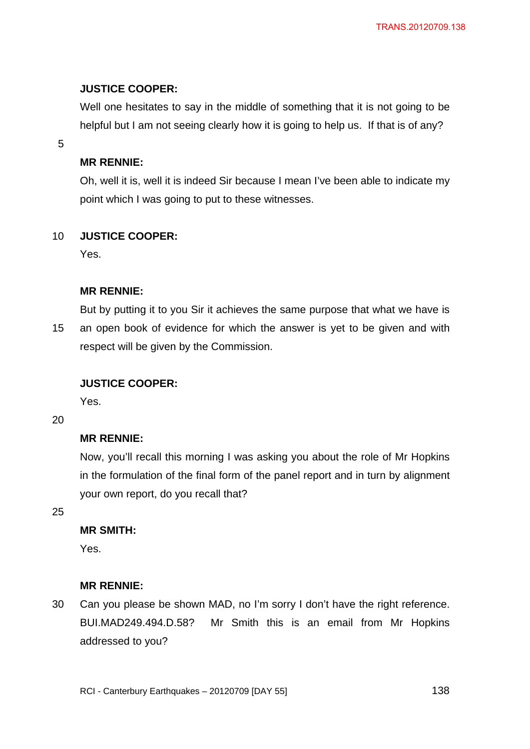**JUSTICE COOPER:**

Well one hesitates to say in the middle of something that it is not going to be helpful but I am not seeing clearly how it is going to help us. If that is of any?

**MR RENNIE:**

Oh, well it is, well it is indeed Sir because I mean I've been able to indicate my point which I was going to put to these witnesses.

**JUSTICE COOPER:**

Yes.

**MR RENNIE:**

But by putting it to you Sir it achieves the same purpose that what we have is an open book of evidence for which the answer is yet to be given and with respect will be given by the Commission.

**JUSTICE COOPER:**

Yes.

**MR RENNIE:**

Now, you'll recall this morning I was asking you about the role of Mr Hopkins in the formulation of the final form of the panel report and in turn by alignment your own report, do you recall that?

**MR SMITH:**

Yes.

**MR RENNIE:**

Can you please be shown MAD, no I'm sorry I don't have the right reference. BUI.MAD249.494.D.58? Mr Smith this is an email from Mr Hopkins addressed to you?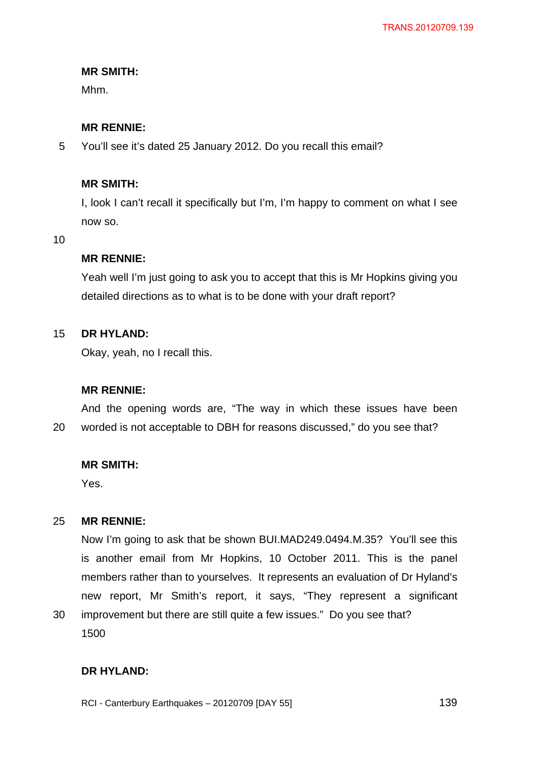**MR SMITH:**

Mhm.

**MR RENNIE:**

You'll see it's dated 25 January 2012. Do you recall this email?

**MR SMITH:**

I, look I can't recall it specifically but I'm, I'm happy to comment on what I see now so.

**MR RENNIE:**

Yeah well I'm just going to ask you to accept that this is Mr Hopkins giving you detailed directions as to what is to be done with your draft report?

**DR HYLAND:**

Okay, yeah, no I recall this.

**MR RENNIE:**

And the opening words are, "The way in which these issues have been worded is not acceptable to DBH for reasons discussed," do you see that?

**MR SMITH:**

Yes.

**MR RENNIE:**

Now I'm going to ask that be shown BUI.MAD249.0494.M.35? You'll see this is another email from Mr Hopkins, 10 October 2011. This is the panel members rather than to yourselves. It represents an evaluation of Dr Hyland's new report, Mr Smith's report, it says, "They represent a significant improvement but there are still quite a few issues." Do you see that?

1500

**DR HYLAND:**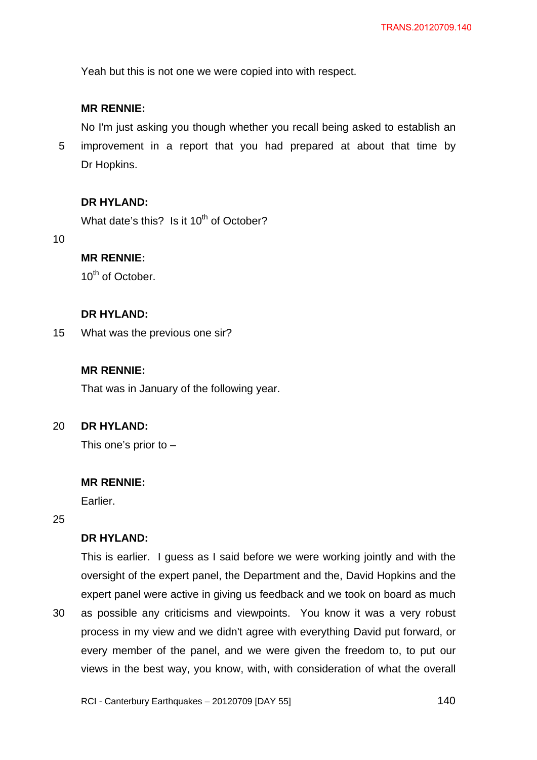Yeah but this is not one we were copied into with respect.

**MR RENNIE:**

No I'm just asking you though whether you recall being asked to establish an improvement in a report that you had prepared at about that time by Dr Hopkins.

**DR HYLAND:**

What date's this? Is it 10th of October?

**MR RENNIE:**

10th of October.

**DR HYLAND:**

What was the previous one sir?

**MR RENNIE:**

That was in January of the following year.

**DR HYLAND:**

This one's prior to –

**MR RENNIE:**

Earlier.

**DR HYLAND:**

This is earlier. I guess as I said before we were working jointly and with the oversight of the expert panel, the Department and the, David Hopkins and the expert panel were active in giving us feedback and we took on board as much as possible any criticisms and viewpoints. You know it was a very robust process in my view and we didn't agree with everything David put forward, or every member of the panel, and we were given the freedom to, to put our views in the best way, you know, with, with consideration of what the overall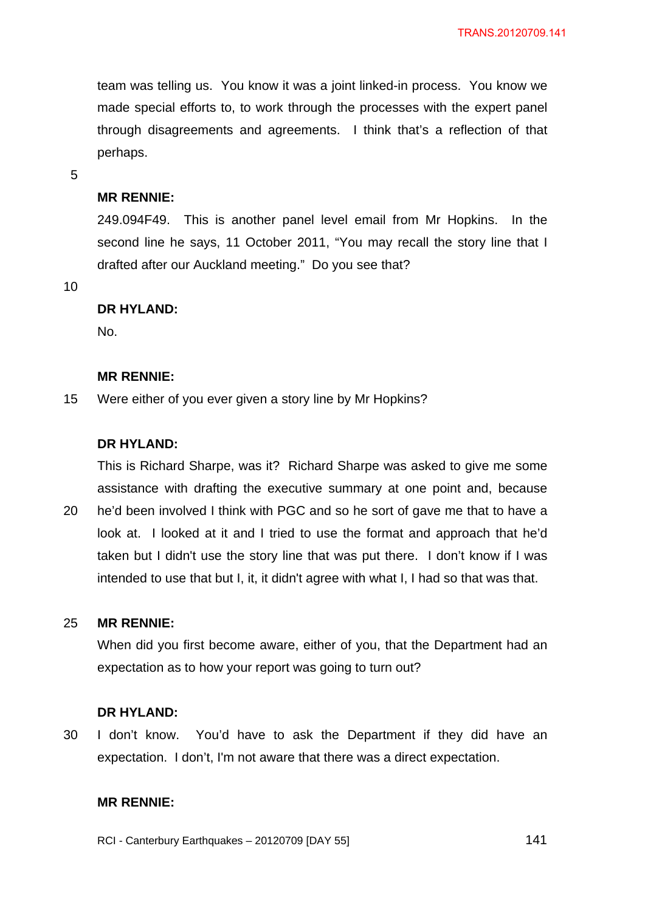team was telling us. You know it was a joint linked-in process. You know we made special efforts to, to work through the processes with the expert panel through disagreements and agreements. I think that's a reflection of that perhaps.

**MR RENNIE:**

249.094F49. This is another panel level email from Mr Hopkins. In the second line he says, 11 October 2011, "You may recall the story line that I drafted after our Auckland meeting." Do you see that?

**DR HYLAND:**

No.

**MR RENNIE:**

Were either of you ever given a story line by Mr Hopkins?

**DR HYLAND:**

This is Richard Sharpe, was it? Richard Sharpe was asked to give me some assistance with drafting the executive summary at one point and, because he'd been involved I think with PGC and so he sort of gave me that to have a look at. I looked at it and I tried to use the format and approach that he'd taken but I didn't use the story line that was put there. I don't know if I was intended to use that but I, it, it didn't agree with what I, I had so that was that.

**MR RENNIE:**

When did you first become aware, either of you, that the Department had an expectation as to how your report was going to turn out?

**DR HYLAND:**

I don't know. You'd have to ask the Department if they did have an expectation. I don't, I'm not aware that there was a direct expectation.

**MR RENNIE:**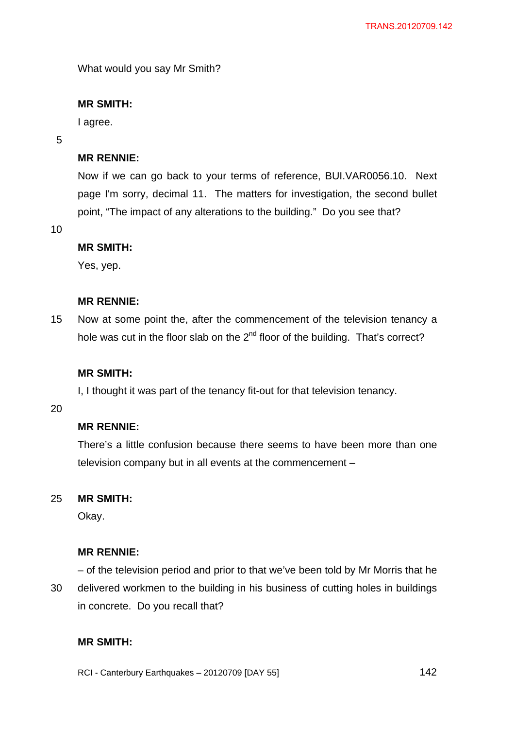What would you say Mr Smith?

**MR SMITH:**

I agree.

**MR RENNIE:**

Now if we can go back to your terms of reference, BUI.VAR0056.10. Next page I'm sorry, decimal 11. The matters for investigation, the second bullet point, “The impact of any alterations to the building.” Do you see that?

**MR SMITH:**

Yes, yep.

**MR RENNIE:**

Now at some point the, after the commencement of the television tenancy a hole was cut in the floor slab on the 2nd floor of the building. That’s correct?

**MR SMITH:**

I, I thought it was part of the tenancy fit-out for that television tenancy.

**MR RENNIE:**

There’s a little confusion because there seems to have been more than one television company but in all events at the commencement –

**MR SMITH:**

Okay.

**MR RENNIE:**

– of the television period and prior to that we’ve been told by Mr Morris that he delivered workmen to the building in his business of cutting holes in buildings in concrete. Do you recall that?

**MR SMITH:**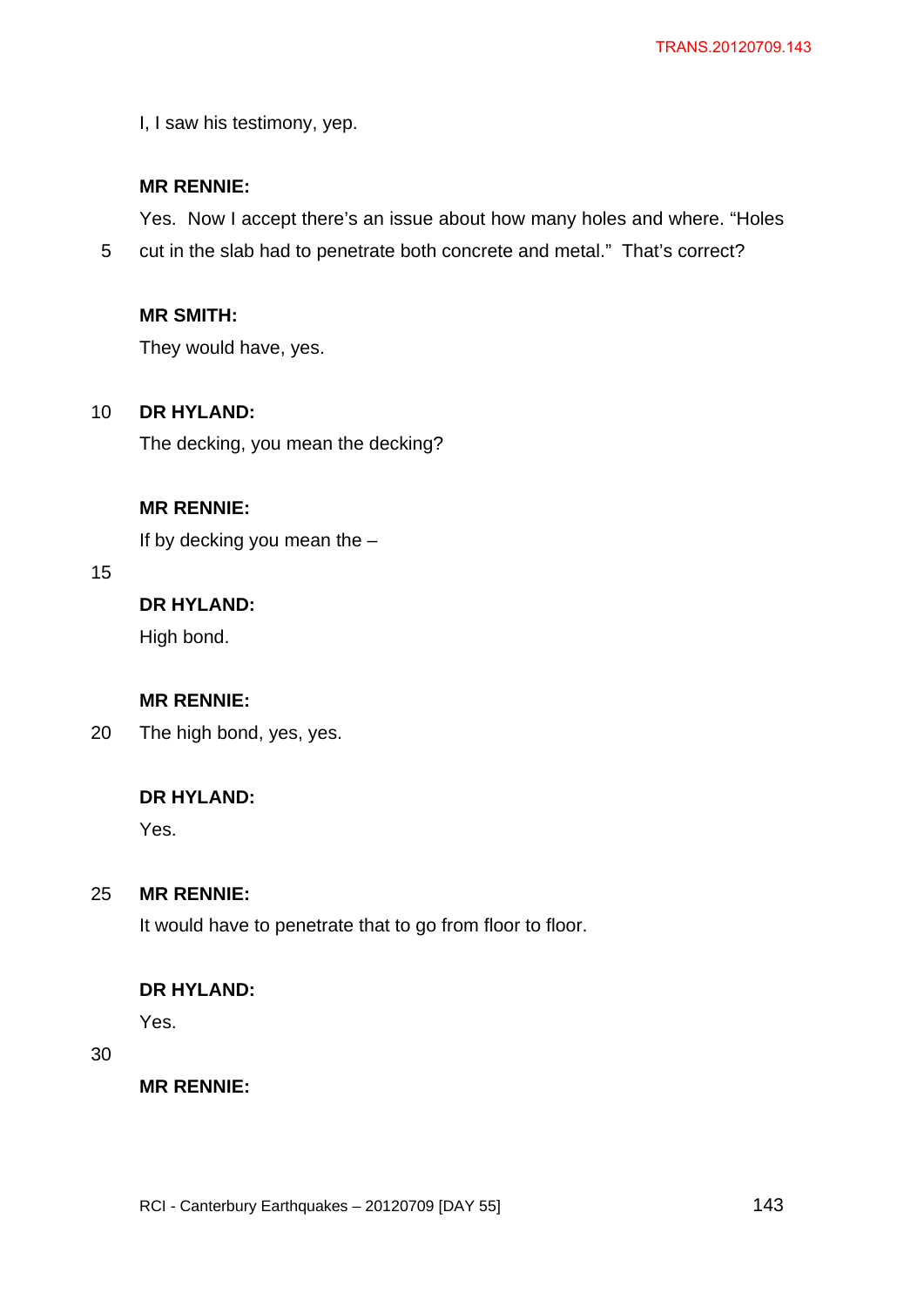I, I saw his testimony, yep.

**MR RENNIE:**

Yes. Now I accept there's an issue about how many holes and where. "Holes cut in the slab had to penetrate both concrete and metal." That's correct?

**MR SMITH:**

They would have, yes.

**DR HYLAND:**

The decking, you mean the decking?

**MR RENNIE:**

If by decking you mean the –

**DR HYLAND:**

High bond.

**MR RENNIE:**

The high bond, yes, yes.

**DR HYLAND:**

Yes.

**MR RENNIE:**

It would have to penetrate that to go from floor to floor.

**DR HYLAND:**

Yes.

**MR RENNIE:**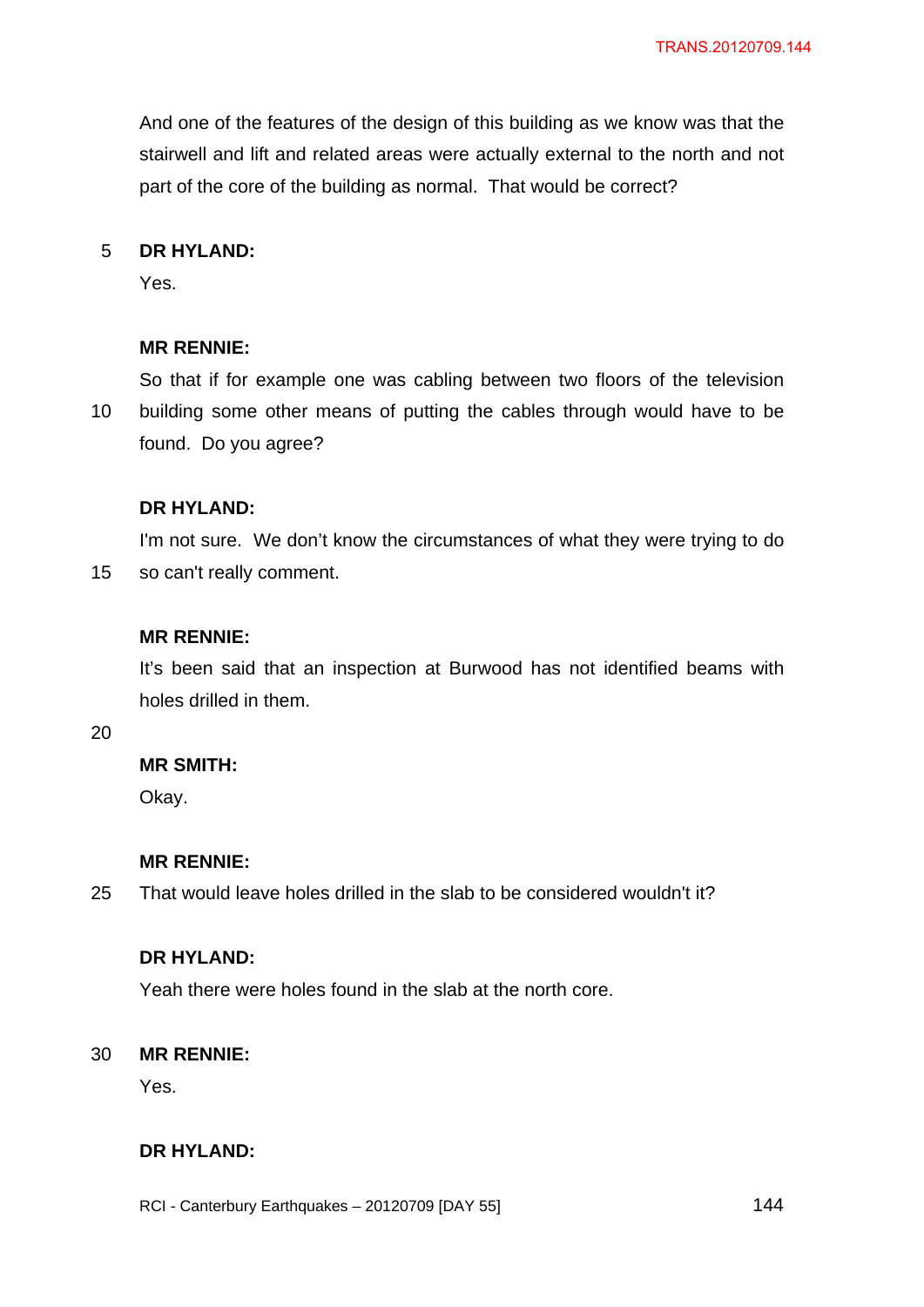And one of the features of the design of this building as we know was that the stairwell and lift and related areas were actually external to the north and not part of the core of the building as normal. That would be correct?

**DR HYLAND:**

Yes.

**MR RENNIE:**

So that if for example one was cabling between two floors of the television building some other means of putting the cables through would have to be found. Do you agree?

**DR HYLAND:**

I'm not sure. We don't know the circumstances of what they were trying to do so can't really comment.

**MR RENNIE:**

It's been said that an inspection at Burwood has not identified beams with holes drilled in them.

**MR SMITH:**

Okay.

**MR RENNIE:**

That would leave holes drilled in the slab to be considered wouldn't it?

**DR HYLAND:**

Yeah there were holes found in the slab at the north core.

**MR RENNIE:**

Yes.

**DR HYLAND:**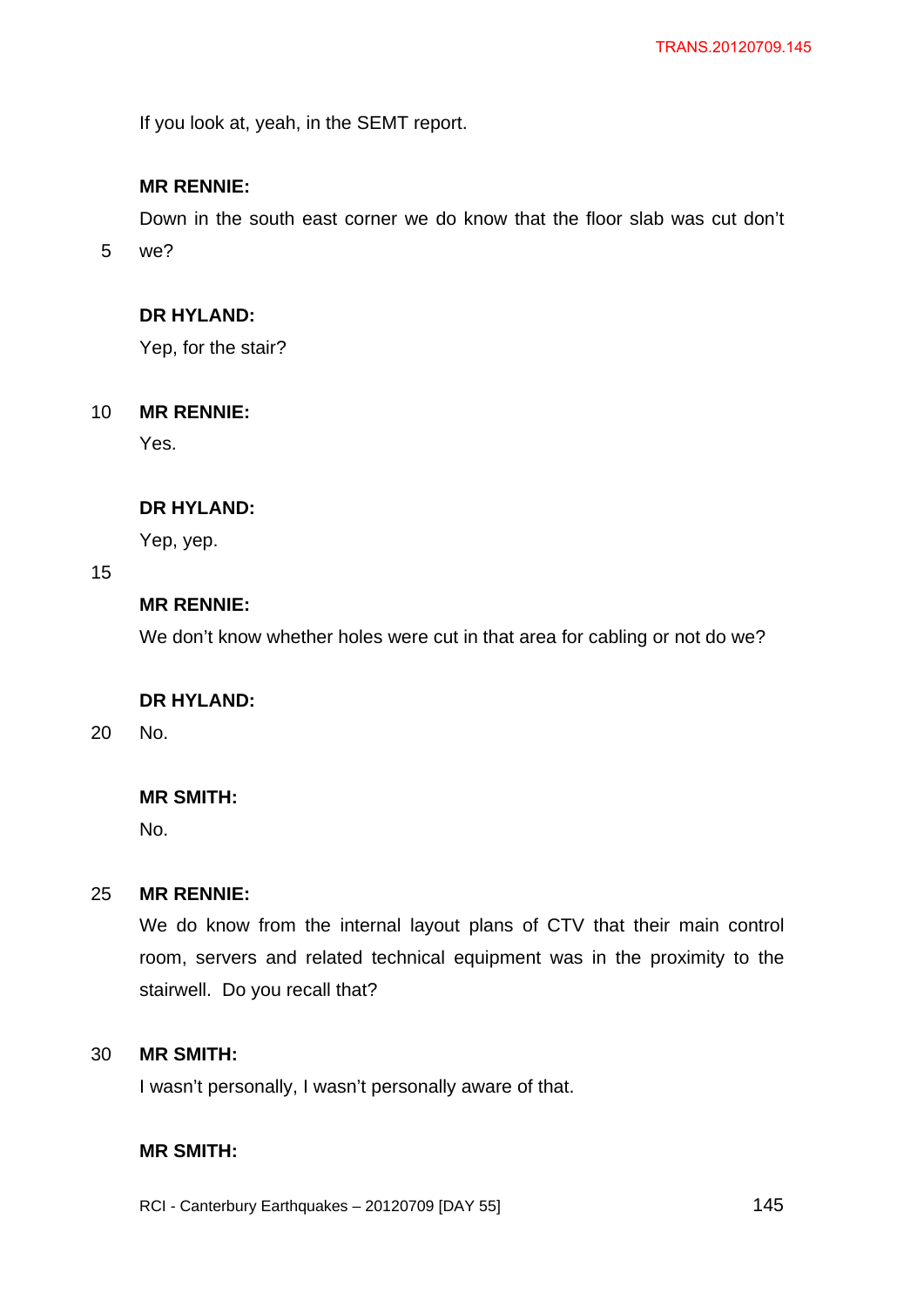If you look at, yeah, in the SEMT report.

**MR RENNIE:**

Down in the south east corner we do know that the floor slab was cut don't we?

**DR HYLAND:**

Yep, for the stair?

**MR RENNIE:**

Yes.

**DR HYLAND:**

Yep, yep.

**MR RENNIE:**

We don't know whether holes were cut in that area for cabling or not do we?

**DR HYLAND:**

No.

**MR SMITH:**

No.

**MR RENNIE:**

We do know from the internal layout plans of CTV that their main control room, servers and related technical equipment was in the proximity to the stairwell. Do you recall that?

**MR SMITH:**

I wasn't personally, I wasn't personally aware of that.

**MR SMITH:**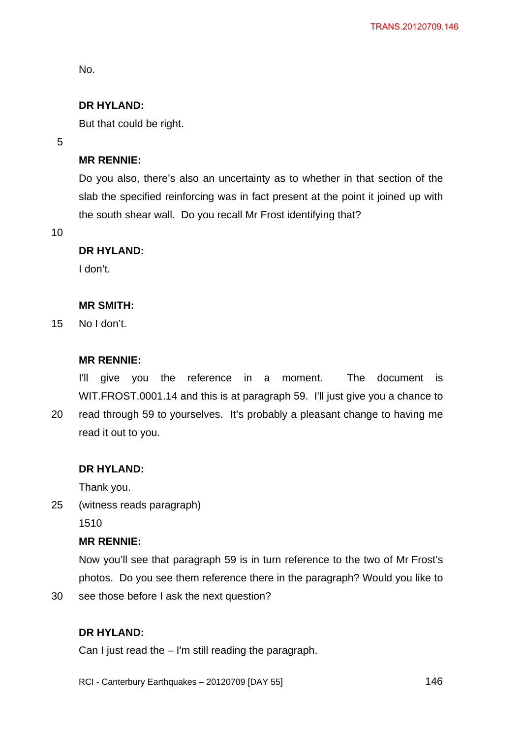No.

**DR HYLAND:**

But that could be right.

**MR RENNIE:**

Do you also, there's also an uncertainty as to whether in that section of the slab the specified reinforcing was in fact present at the point it joined up with the south shear wall. Do you recall Mr Frost identifying that?

**DR HYLAND:**

I don't.

**MR SMITH:**

No I don't.

**MR RENNIE:**

I'll give you the reference in a moment. The document is WIT.FROST.0001.14 and this is at paragraph 59. I'll just give you a chance to read through 59 to yourselves. It's probably a pleasant change to having me read it out to you.

**DR HYLAND:**

Thank you.

(witness reads paragraph)

1510

**MR RENNIE:**

Now you'll see that paragraph 59 is in turn reference to the two of Mr Frost's photos. Do you see them reference there in the paragraph? Would you like to see those before I ask the next question?

**DR HYLAND:**

Can I just read the – I'm still reading the paragraph.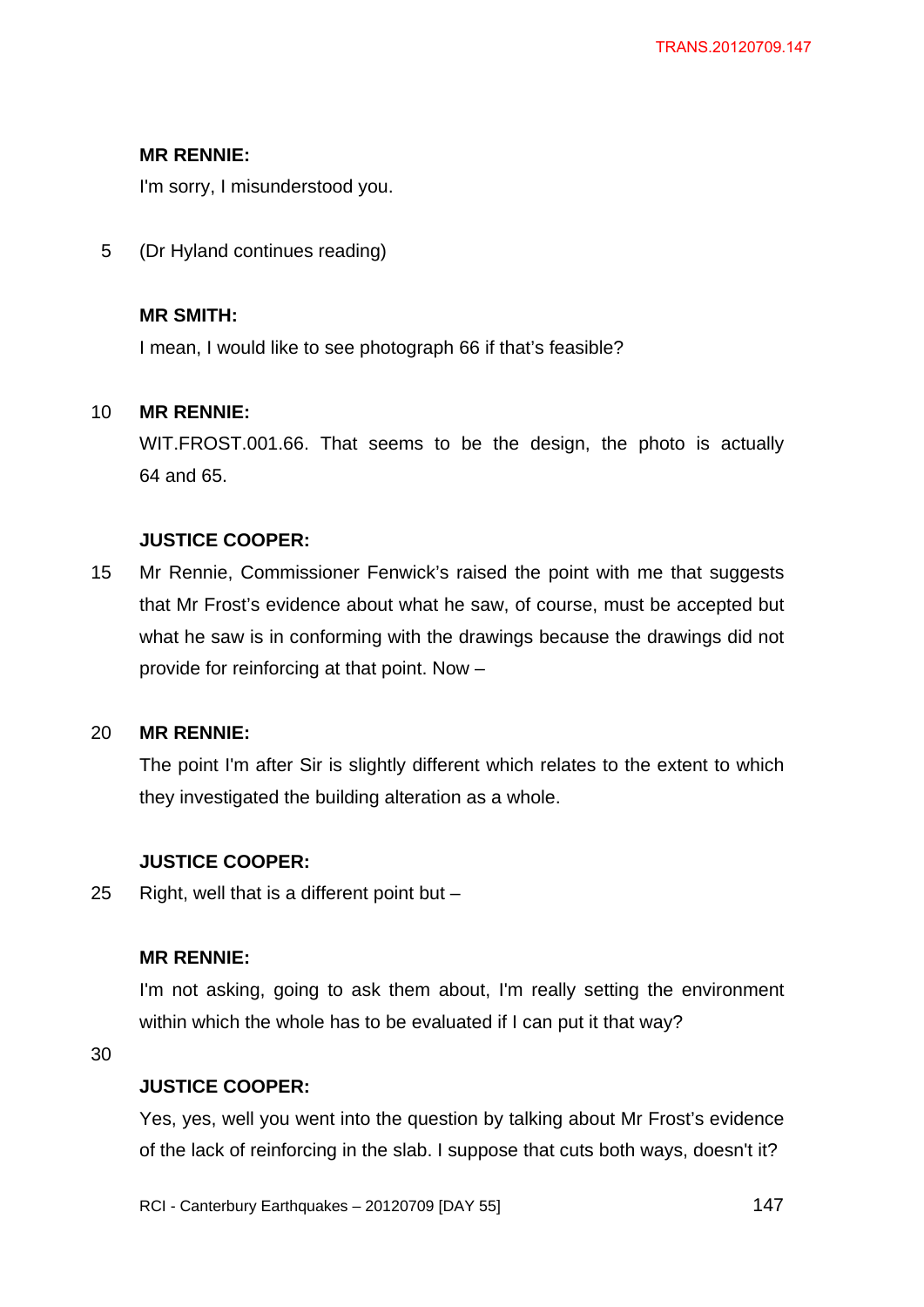**MR RENNIE:**

I'm sorry, I misunderstood you.

(Dr Hyland continues reading)

**MR SMITH:**

I mean, I would like to see photograph 66 if that's feasible?

**MR RENNIE:**

WIT.FROST.001.66. That seems to be the design, the photo is actually 64 and 65.

**JUSTICE COOPER:**

Mr Rennie, Commissioner Fenwick's raised the point with me that suggests that Mr Frost's evidence about what he saw, of course, must be accepted but what he saw is in conforming with the drawings because the drawings did not provide for reinforcing at that point. Now –

**MR RENNIE:**

The point I'm after Sir is slightly different which relates to the extent to which they investigated the building alteration as a whole.

**JUSTICE COOPER:**

Right, well that is a different point but –

**MR RENNIE:**

I'm not asking, going to ask them about, I'm really setting the environment within which the whole has to be evaluated if I can put it that way?

**JUSTICE COOPER:**

Yes, yes, well you went into the question by talking about Mr Frost's evidence of the lack of reinforcing in the slab. I suppose that cuts both ways, doesn't it?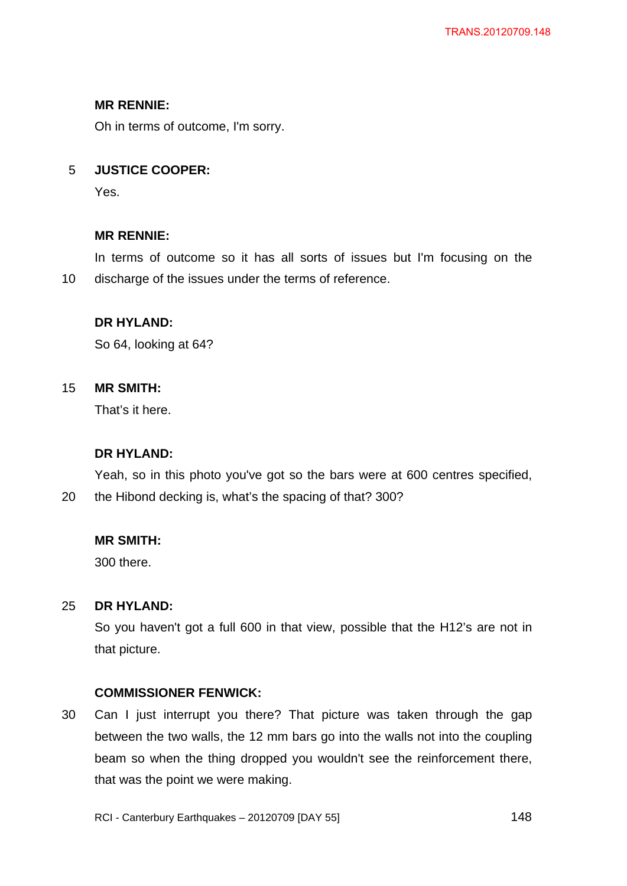**MR RENNIE:**

Oh in terms of outcome, I'm sorry.

**JUSTICE COOPER:**

Yes.

**MR RENNIE:**

In terms of outcome so it has all sorts of issues but I'm focusing on the discharge of the issues under the terms of reference.

**DR HYLAND:**

So 64, looking at 64?

**MR SMITH:**

That's it here.

**DR HYLAND:**

Yeah, so in this photo you've got so the bars were at 600 centres specified, the Hibond decking is, what's the spacing of that? 300?

**MR SMITH:**

300 there.

**DR HYLAND:**

So you haven't got a full 600 in that view, possible that the H12's are not in that picture.

**COMMISSIONER FENWICK:**

Can I just interrupt you there? That picture was taken through the gap between the two walls, the 12 mm bars go into the walls not into the coupling beam so when the thing dropped you wouldn't see the reinforcement there, that was the point we were making.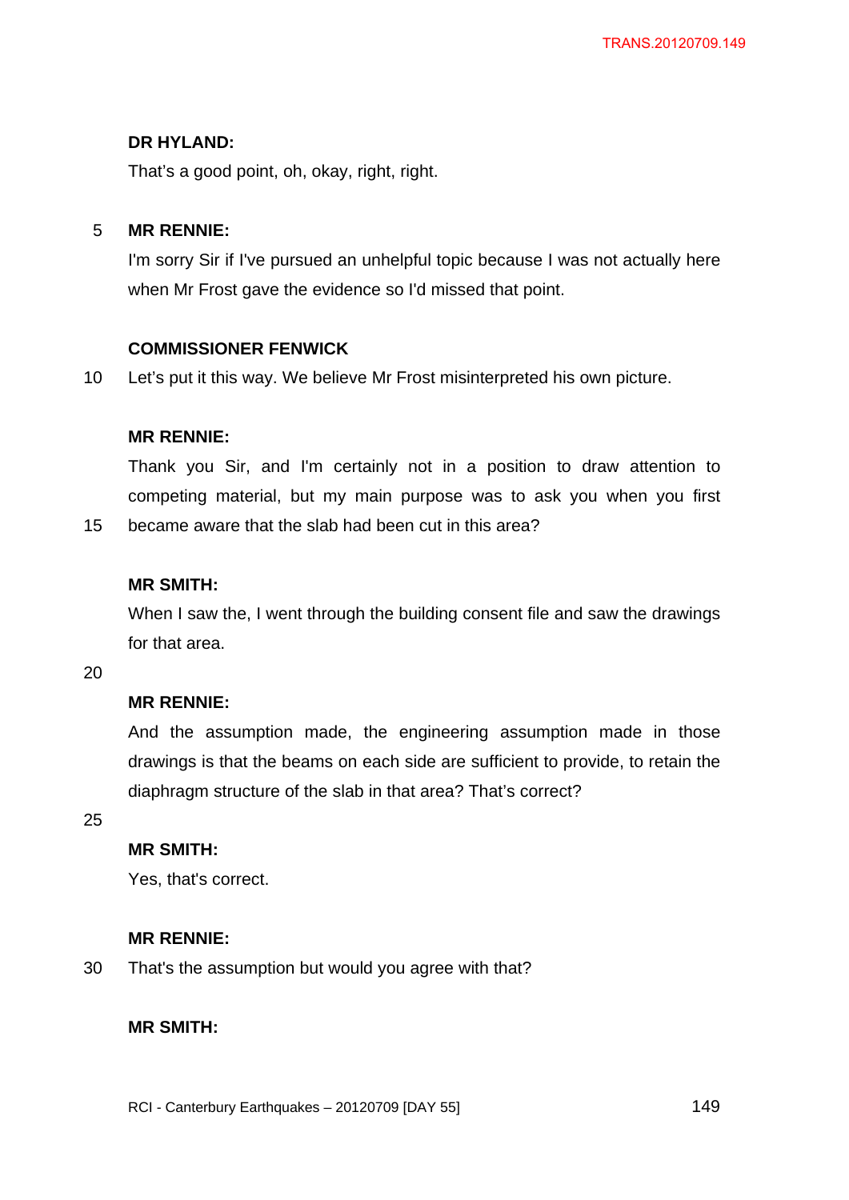**DR HYLAND:**

That’s a good point, oh, okay, right, right.

**MR RENNIE:**

I'm sorry Sir if I've pursued an unhelpful topic because I was not actually here when Mr Frost gave the evidence so I'd missed that point.

**COMMISSIONER FENWICK**

Let’s put it this way. We believe Mr Frost misinterpreted his own picture.

**MR RENNIE:**

Thank you Sir, and I'm certainly not in a position to draw attention to competing material, but my main purpose was to ask you when you first became aware that the slab had been cut in this area?

**MR SMITH:**

When I saw the, I went through the building consent file and saw the drawings for that area.

**MR RENNIE:**

And the assumption made, the engineering assumption made in those drawings is that the beams on each side are sufficient to provide, to retain the diaphragm structure of the slab in that area? That’s correct?

**MR SMITH:**

Yes, that's correct.

**MR RENNIE:**

That's the assumption but would you agree with that?

**MR SMITH:**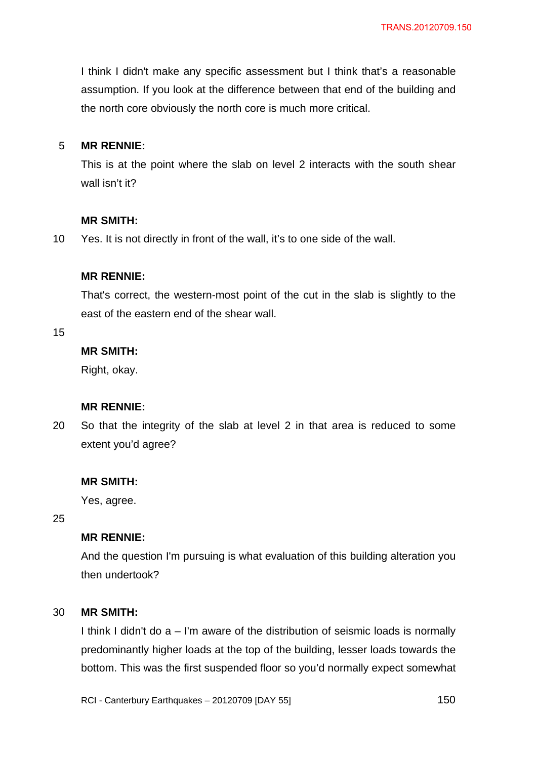I think I didn't make any specific assessment but I think that's a reasonable assumption. If you look at the difference between that end of the building and the north core obviously the north core is much more critical.

**MR RENNIE:**

This is at the point where the slab on level 2 interacts with the south shear wall isn't it?

**MR SMITH:**

Yes. It is not directly in front of the wall, it's to one side of the wall.

**MR RENNIE:**

That's correct, the western-most point of the cut in the slab is slightly to the east of the eastern end of the shear wall.

**MR SMITH:**

Right, okay.

**MR RENNIE:**

So that the integrity of the slab at level 2 in that area is reduced to some extent you'd agree?

**MR SMITH:**

Yes, agree.

**MR RENNIE:**

And the question I'm pursuing is what evaluation of this building alteration you then undertook?

**MR SMITH:**

I think I didn't do a – I'm aware of the distribution of seismic loads is normally predominantly higher loads at the top of the building, lesser loads towards the bottom. This was the first suspended floor so you'd normally expect somewhat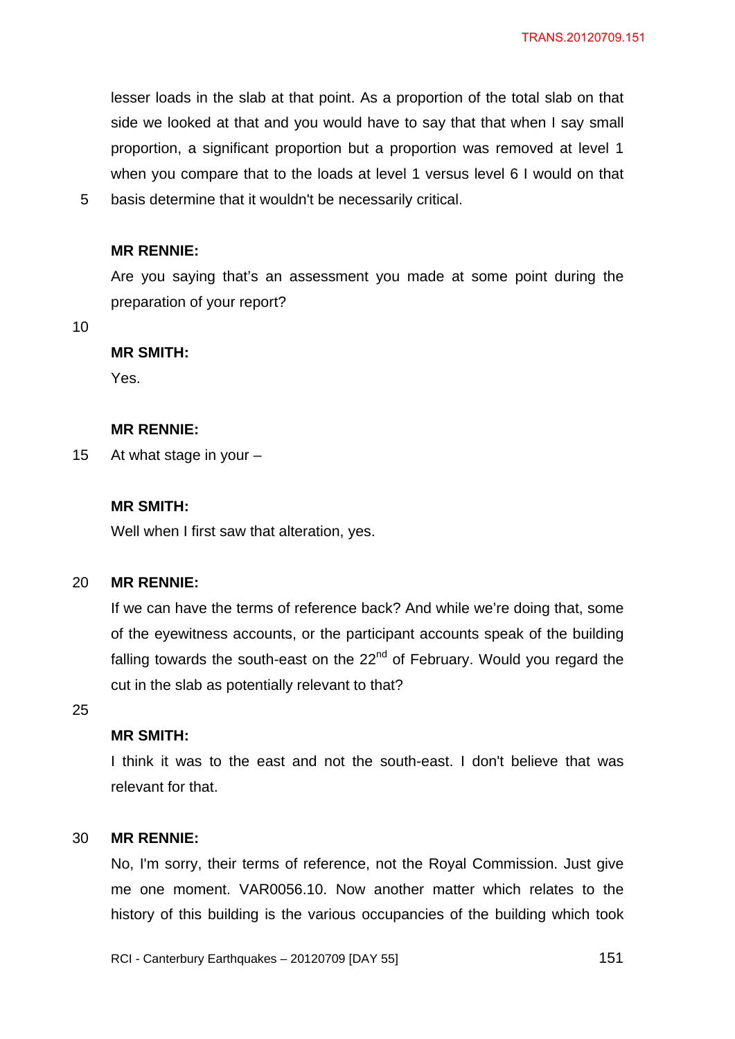lesser loads in the slab at that point. As a proportion of the total slab on that side we looked at that and you would have to say that that when I say small proportion, a significant proportion but a proportion was removed at level 1 when you compare that to the loads at level 1 versus level 6 I would on that basis determine that it wouldn't be necessarily critical.

**MR RENNIE:**

Are you saying that's an assessment you made at some point during the preparation of your report?

**MR SMITH:**

Yes.

**MR RENNIE:**

At what stage in your –

**MR SMITH:**

Well when I first saw that alteration, yes.

**MR RENNIE:**

If we can have the terms of reference back? And while we're doing that, some of the eyewitness accounts, or the participant accounts speak of the building falling towards the south-east on the 22nd of February. Would you regard the cut in the slab as potentially relevant to that?

**MR SMITH:**

I think it was to the east and not the south-east. I don't believe that was relevant for that.

**MR RENNIE:**

No, I'm sorry, their terms of reference, not the Royal Commission. Just give me one moment. VAR0056.10. Now another matter which relates to the history of this building is the various occupancies of the building which took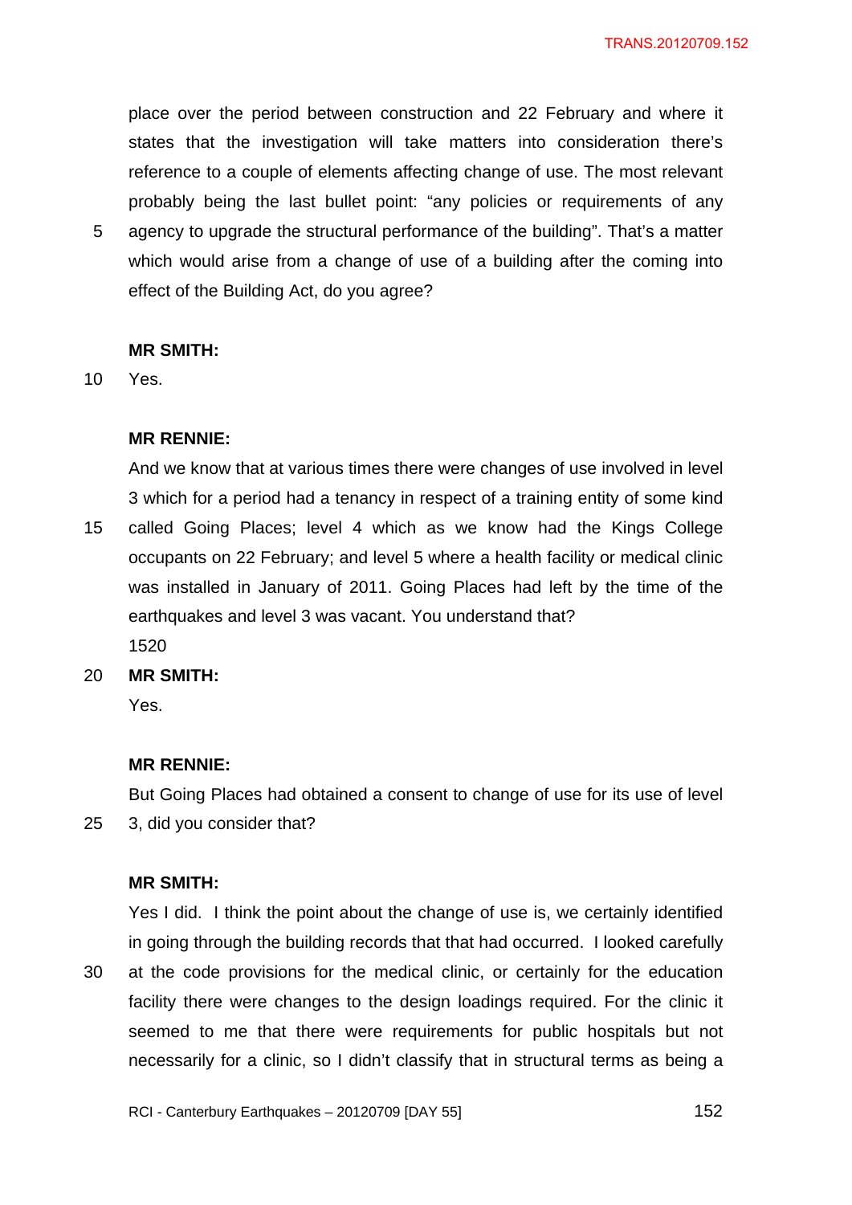place over the period between construction and 22 February and where it states that the investigation will take matters into consideration there's reference to a couple of elements affecting change of use. The most relevant probably being the last bullet point: "any policies or requirements of any agency to upgrade the structural performance of the building". That's a matter which would arise from a change of use of a building after the coming into effect of the Building Act, do you agree?

**MR SMITH:**

Yes.

**MR RENNIE:**

And we know that at various times there were changes of use involved in level 3 which for a period had a tenancy in respect of a training entity of some kind called Going Places; level 4 which as we know had the Kings College occupants on 22 February; and level 5 where a health facility or medical clinic was installed in January of 2011. Going Places had left by the time of the earthquakes and level 3 was vacant. You understand that?

1520

**MR SMITH:**

Yes.

**MR RENNIE:**

But Going Places had obtained a consent to change of use for its use of level 3, did you consider that?

**MR SMITH:**

Yes I did. I think the point about the change of use is, we certainly identified in going through the building records that that had occurred. I looked carefully at the code provisions for the medical clinic, or certainly for the education facility there were changes to the design loadings required. For the clinic it seemed to me that there were requirements for public hospitals but not necessarily for a clinic, so I didn't classify that in structural terms as being a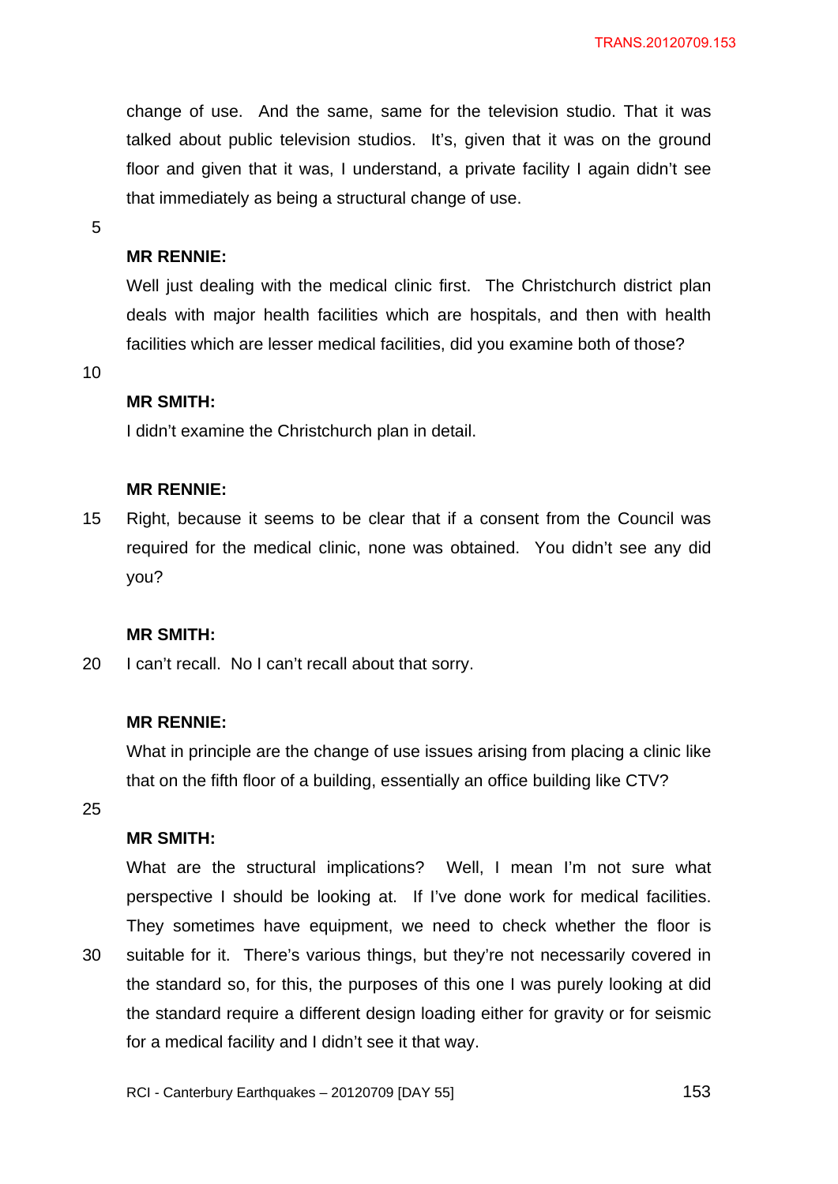change of use. And the same, same for the television studio. That it was talked about public television studios. It's, given that it was on the ground floor and given that it was, I understand, a private facility I again didn't see that immediately as being a structural change of use.

**MR RENNIE:**

Well just dealing with the medical clinic first. The Christchurch district plan deals with major health facilities which are hospitals, and then with health facilities which are lesser medical facilities, did you examine both of those?

**MR SMITH:**

I didn't examine the Christchurch plan in detail.

**MR RENNIE:**

Right, because it seems to be clear that if a consent from the Council was required for the medical clinic, none was obtained. You didn't see any did you?

**MR SMITH:**

I can't recall. No I can't recall about that sorry.

**MR RENNIE:**

What in principle are the change of use issues arising from placing a clinic like that on the fifth floor of a building, essentially an office building like CTV?

**MR SMITH:**

What are the structural implications? Well, I mean I'm not sure what perspective I should be looking at. If I've done work for medical facilities. They sometimes have equipment, we need to check whether the floor is suitable for it. There's various things, but they're not necessarily covered in the standard so, for this, the purposes of this one I was purely looking at did the standard require a different design loading either for gravity or for seismic for a medical facility and I didn't see it that way.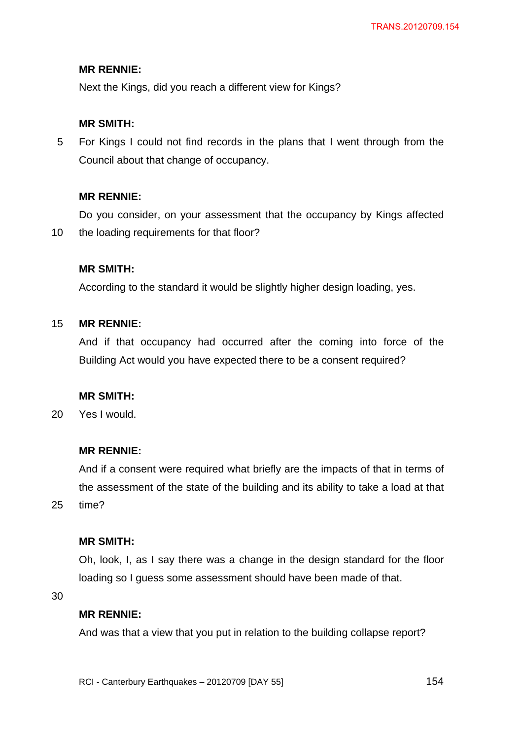**MR RENNIE:**

Next the Kings, did you reach a different view for Kings?

**MR SMITH:**

For Kings I could not find records in the plans that I went through from the Council about that change of occupancy.

**MR RENNIE:**

Do you consider, on your assessment that the occupancy by Kings affected the loading requirements for that floor?

**MR SMITH:**

According to the standard it would be slightly higher design loading, yes.

**MR RENNIE:**

And if that occupancy had occurred after the coming into force of the Building Act would you have expected there to be a consent required?

**MR SMITH:**

Yes I would.

**MR RENNIE:**

And if a consent were required what briefly are the impacts of that in terms of the assessment of the state of the building and its ability to take a load at that time?

**MR SMITH:**

Oh, look, I, as I say there was a change in the design standard for the floor loading so I guess some assessment should have been made of that.

**MR RENNIE:**

And was that a view that you put in relation to the building collapse report?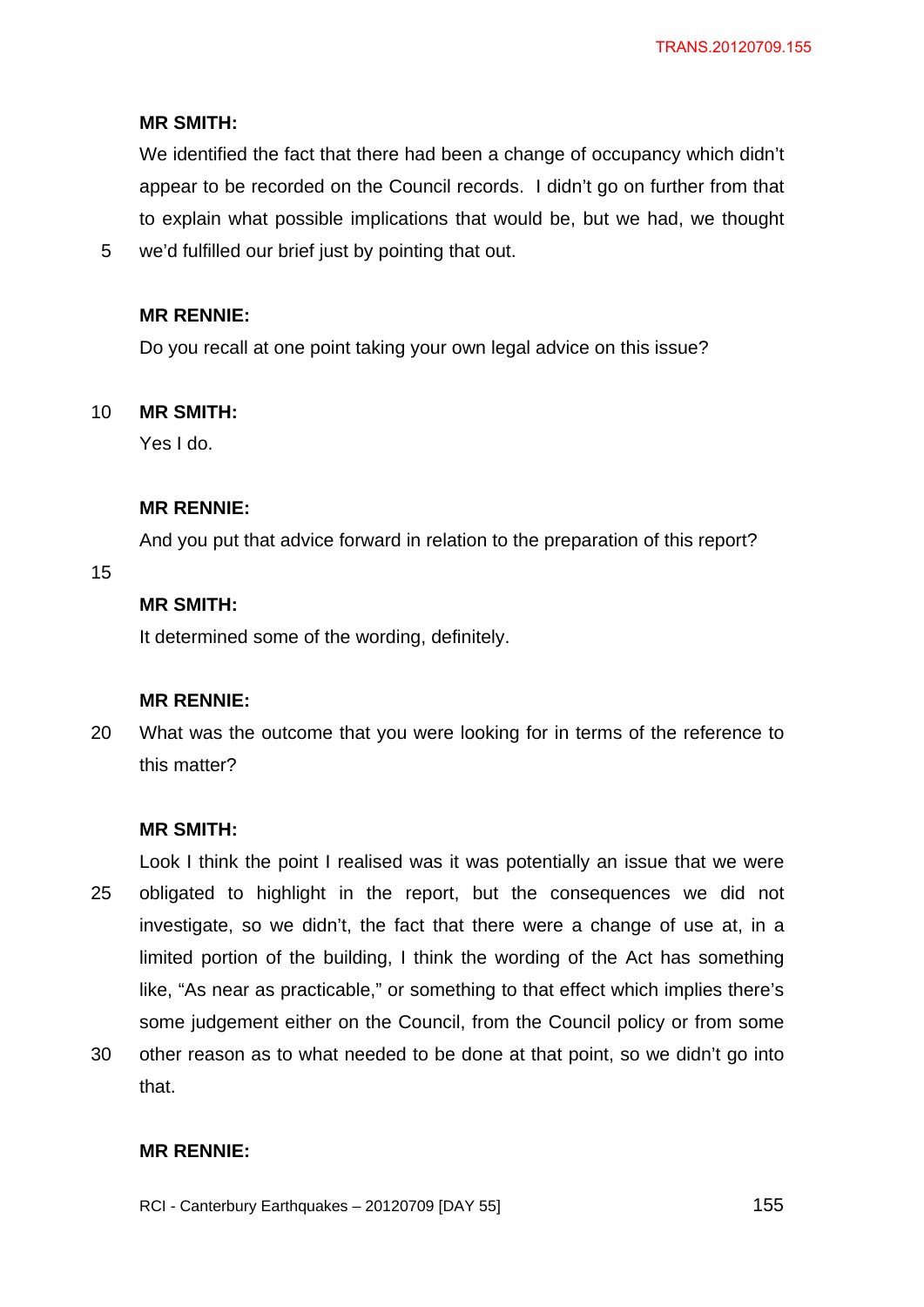**MR SMITH:**

We identified the fact that there had been a change of occupancy which didn't appear to be recorded on the Council records. I didn't go on further from that to explain what possible implications that would be, but we had, we thought we'd fulfilled our brief just by pointing that out.

**MR RENNIE:**

Do you recall at one point taking your own legal advice on this issue?

**MR SMITH:**

Yes I do.

**MR RENNIE:**

And you put that advice forward in relation to the preparation of this report?

**MR SMITH:**

It determined some of the wording, definitely.

**MR RENNIE:**

What was the outcome that you were looking for in terms of the reference to this matter?

**MR SMITH:**

Look I think the point I realised was it was potentially an issue that we were obligated to highlight in the report, but the consequences we did not investigate, so we didn't, the fact that there were a change of use at, in a limited portion of the building, I think the wording of the Act has something like, "As near as practicable," or something to that effect which implies there's some judgement either on the Council, from the Council policy or from some other reason as to what needed to be done at that point, so we didn't go into that.

**MR RENNIE:**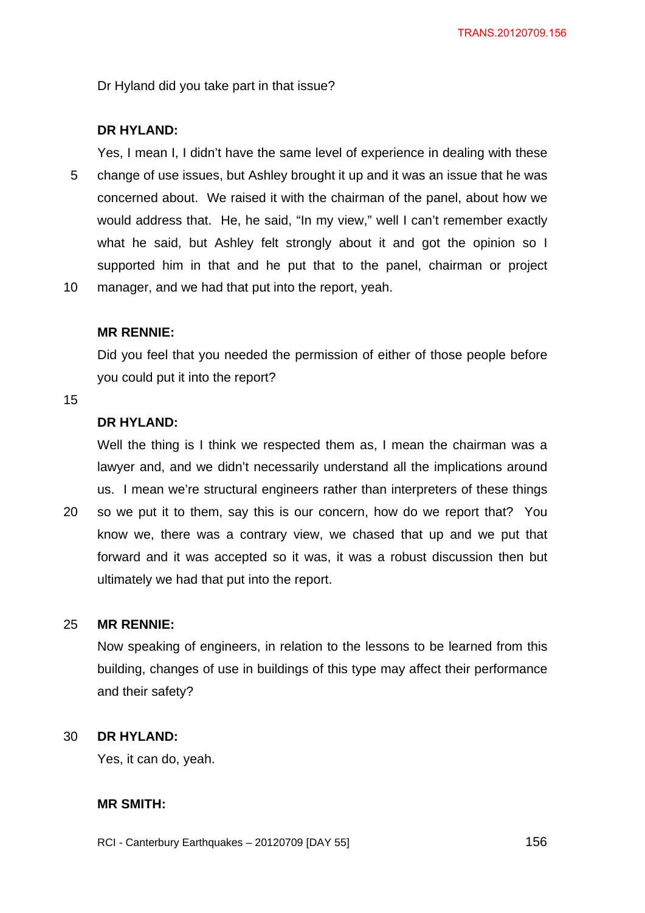Dr Hyland did you take part in that issue?

**DR HYLAND:**

Yes, I mean I, I didn't have the same level of experience in dealing with these change of use issues, but Ashley brought it up and it was an issue that he was concerned about. We raised it with the chairman of the panel, about how we would address that. He, he said, "In my view," well I can't remember exactly what he said, but Ashley felt strongly about it and got the opinion so I supported him in that and he put that to the panel, chairman or project manager, and we had that put into the report, yeah.

**MR RENNIE:**

Did you feel that you needed the permission of either of those people before you could put it into the report?

**DR HYLAND:**

Well the thing is I think we respected them as, I mean the chairman was a lawyer and, and we didn't necessarily understand all the implications around us. I mean we're structural engineers rather than interpreters of these things so we put it to them, say this is our concern, how do we report that? You know we, there was a contrary view, we chased that up and we put that forward and it was accepted so it was, it was a robust discussion then but ultimately we had that put into the report.

**MR RENNIE:**

Now speaking of engineers, in relation to the lessons to be learned from this building, changes of use in buildings of this type may affect their performance and their safety?

**DR HYLAND:**

Yes, it can do, yeah.

**MR SMITH:**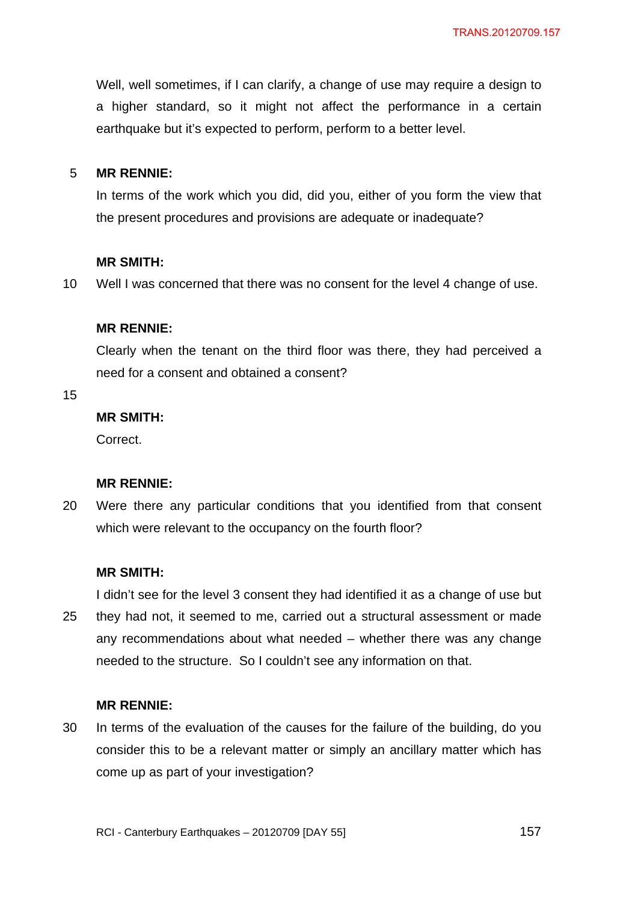Well, well sometimes, if I can clarify, a change of use may require a design to a higher standard, so it might not affect the performance in a certain earthquake but it's expected to perform, perform to a better level.

**MR RENNIE:**

In terms of the work which you did, did you, either of you form the view that the present procedures and provisions are adequate or inadequate?

**MR SMITH:**

Well I was concerned that there was no consent for the level 4 change of use.

**MR RENNIE:**

Clearly when the tenant on the third floor was there, they had perceived a need for a consent and obtained a consent?

**MR SMITH:**

Correct.

**MR RENNIE:**

Were there any particular conditions that you identified from that consent which were relevant to the occupancy on the fourth floor?

**MR SMITH:**

I didn't see for the level 3 consent they had identified it as a change of use but they had not, it seemed to me, carried out a structural assessment or made any recommendations about what needed – whether there was any change needed to the structure. So I couldn't see any information on that.

**MR RENNIE:**

In terms of the evaluation of the causes for the failure of the building, do you consider this to be a relevant matter or simply an ancillary matter which has come up as part of your investigation?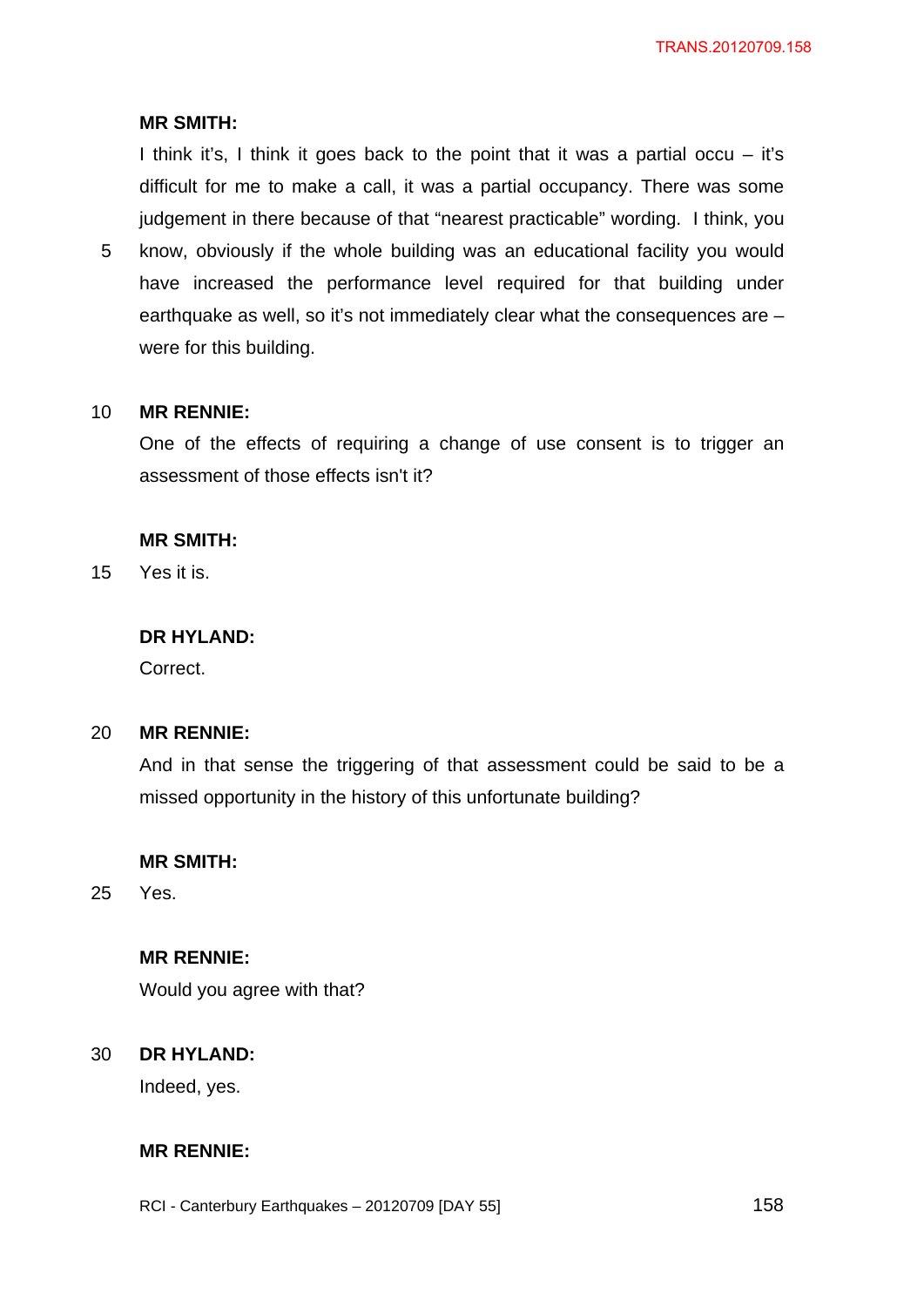**MR SMITH:**

I think it's, I think it goes back to the point that it was a partial occu – it's difficult for me to make a call, it was a partial occupancy. There was some judgement in there because of that "nearest practicable" wording. I think, you know, obviously if the whole building was an educational facility you would have increased the performance level required for that building under earthquake as well, so it's not immediately clear what the consequences are – were for this building.

**MR RENNIE:**

One of the effects of requiring a change of use consent is to trigger an assessment of those effects isn't it?

**MR SMITH:**

Yes it is.

**DR HYLAND:**

Correct.

**MR RENNIE:**

And in that sense the triggering of that assessment could be said to be a missed opportunity in the history of this unfortunate building?

**MR SMITH:**

Yes.

**MR RENNIE:**

Would you agree with that?

**DR HYLAND:**

Indeed, yes.

**MR RENNIE:**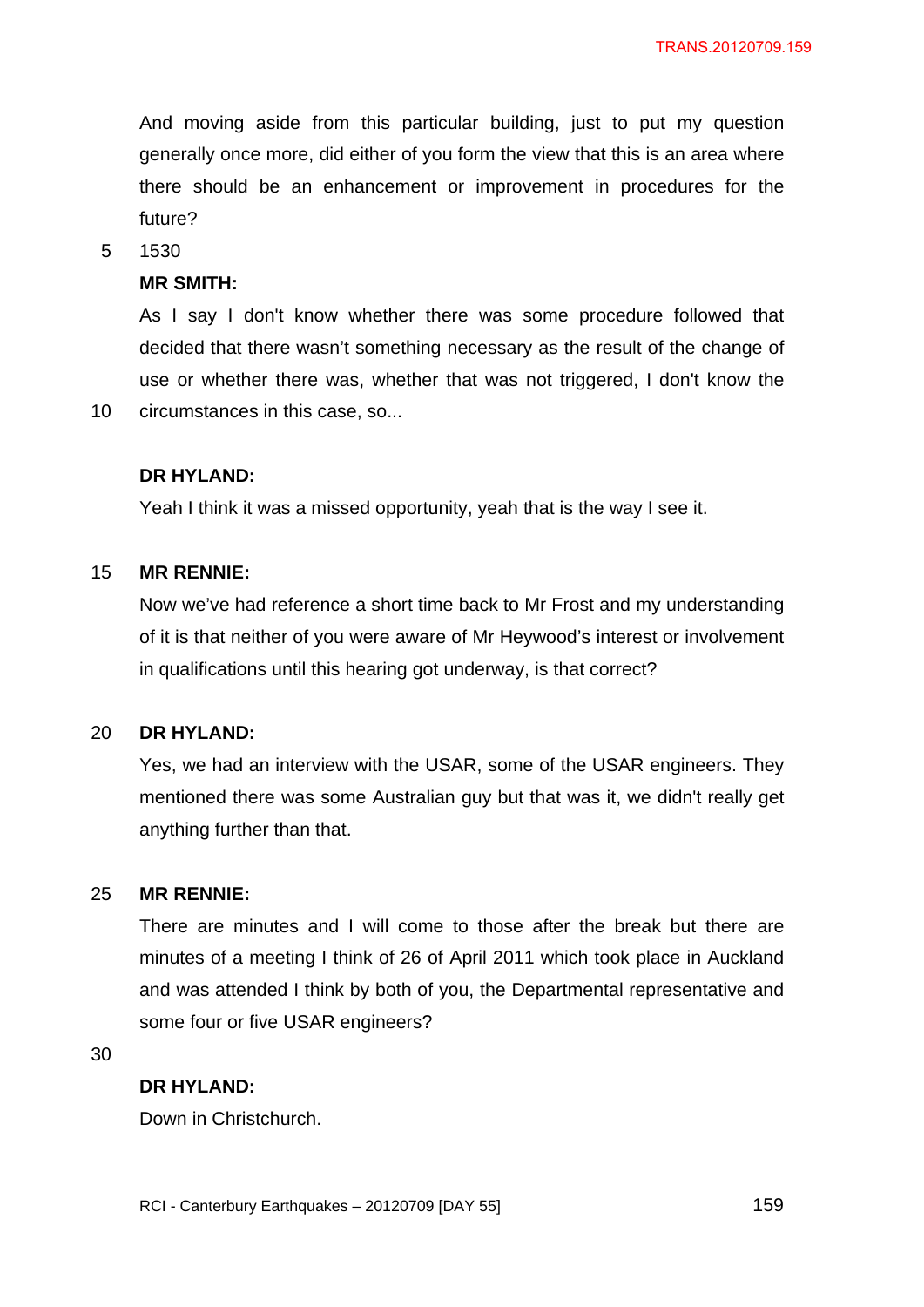And moving aside from this particular building, just to put my question generally once more, did either of you form the view that this is an area where there should be an enhancement or improvement in procedures for the future?

1530

**MR SMITH:**

As I say I don't know whether there was some procedure followed that decided that there wasn't something necessary as the result of the change of use or whether there was, whether that was not triggered, I don't know the circumstances in this case, so...

**DR HYLAND:**

Yeah I think it was a missed opportunity, yeah that is the way I see it.

**MR RENNIE:**

Now we've had reference a short time back to Mr Frost and my understanding of it is that neither of you were aware of Mr Heywood's interest or involvement in qualifications until this hearing got underway, is that correct?

**DR HYLAND:**

Yes, we had an interview with the USAR, some of the USAR engineers. They mentioned there was some Australian guy but that was it, we didn't really get anything further than that.

**MR RENNIE:**

There are minutes and I will come to those after the break but there are minutes of a meeting I think of 26 of April 2011 which took place in Auckland and was attended I think by both of you, the Departmental representative and some four or five USAR engineers?

**DR HYLAND:**

Down in Christchurch.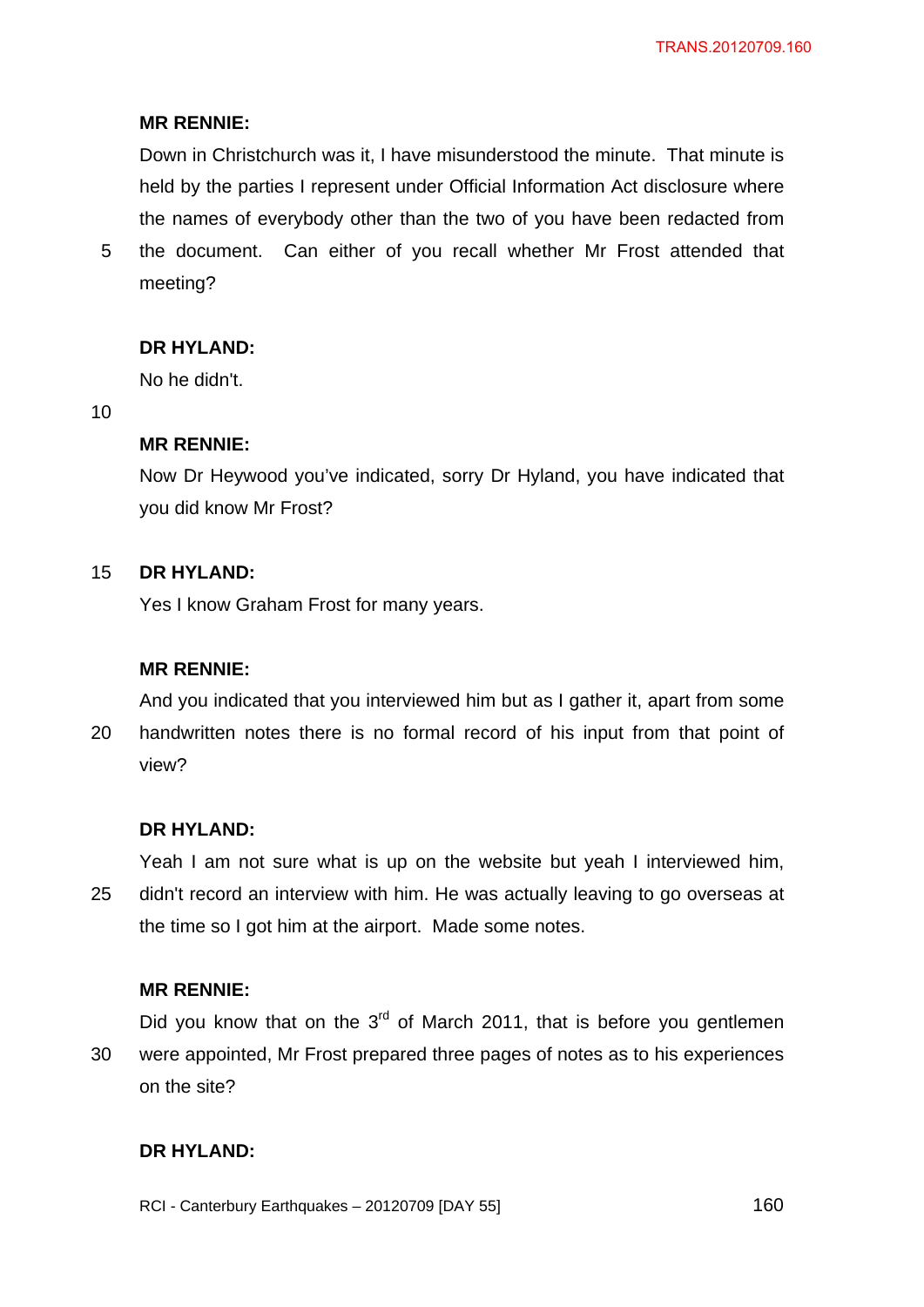**MR RENNIE:**

Down in Christchurch was it, I have misunderstood the minute. That minute is held by the parties I represent under Official Information Act disclosure where the names of everybody other than the two of you have been redacted from the document. Can either of you recall whether Mr Frost attended that meeting?

**DR HYLAND:**

No he didn't.

**MR RENNIE:**

Now Dr Heywood you've indicated, sorry Dr Hyland, you have indicated that you did know Mr Frost?

**DR HYLAND:**

Yes I know Graham Frost for many years.

**MR RENNIE:**

And you indicated that you interviewed him but as I gather it, apart from some handwritten notes there is no formal record of his input from that point of view?

**DR HYLAND:**

Yeah I am not sure what is up on the website but yeah I interviewed him, didn't record an interview with him. He was actually leaving to go overseas at the time so I got him at the airport. Made some notes.

**MR RENNIE:**

Did you know that on the 3rd of March 2011, that is before you gentlemen were appointed, Mr Frost prepared three pages of notes as to his experiences on the site?

**DR HYLAND:**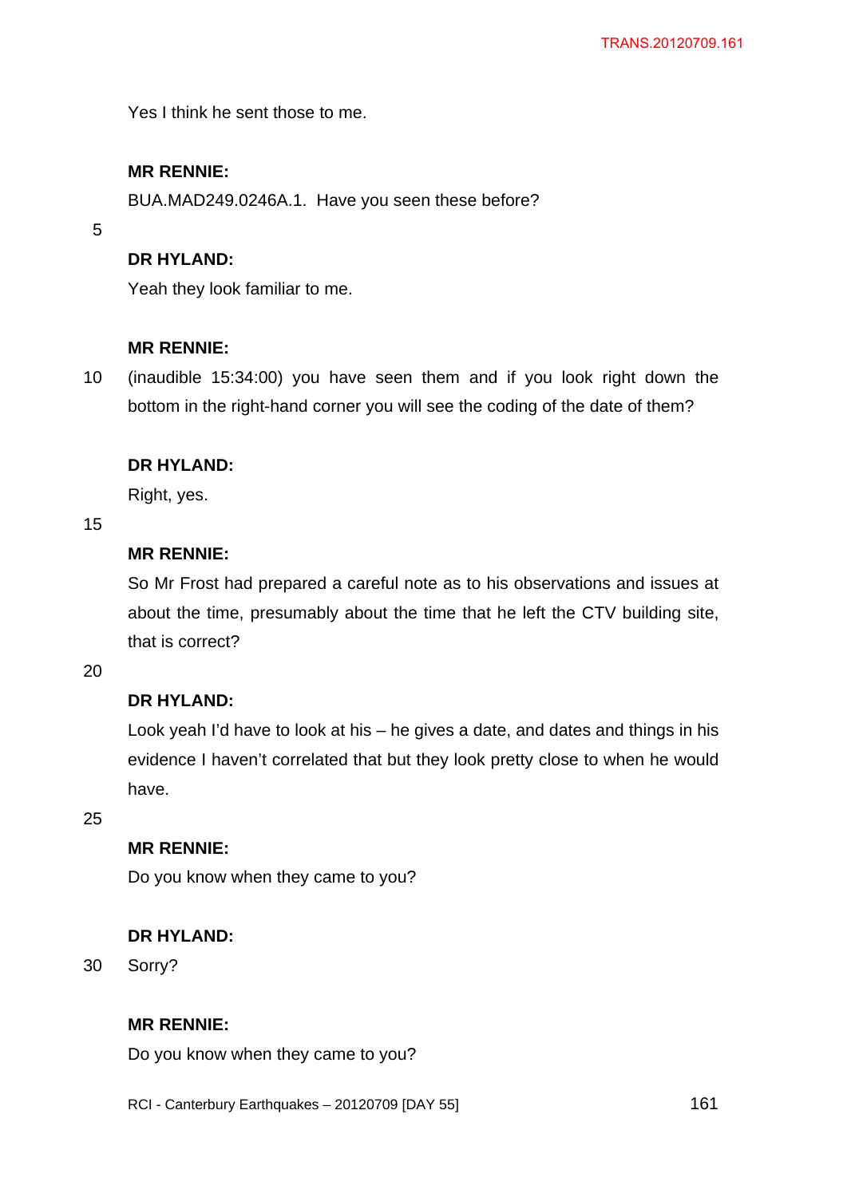Yes I think he sent those to me.

**MR RENNIE:**

BUA.MAD249.0246A.1. Have you seen these before?

**DR HYLAND:**

Yeah they look familiar to me.

**MR RENNIE:**

(inaudible 15:34:00) you have seen them and if you look right down the bottom in the right-hand corner you will see the coding of the date of them?

**DR HYLAND:**

Right, yes.

**MR RENNIE:**

So Mr Frost had prepared a careful note as to his observations and issues at about the time, presumably about the time that he left the CTV building site, that is correct?

**DR HYLAND:**

Look yeah I'd have to look at his – he gives a date, and dates and things in his evidence I haven't correlated that but they look pretty close to when he would have.

**MR RENNIE:**

Do you know when they came to you?

**DR HYLAND:**

Sorry?

**MR RENNIE:**

Do you know when they came to you?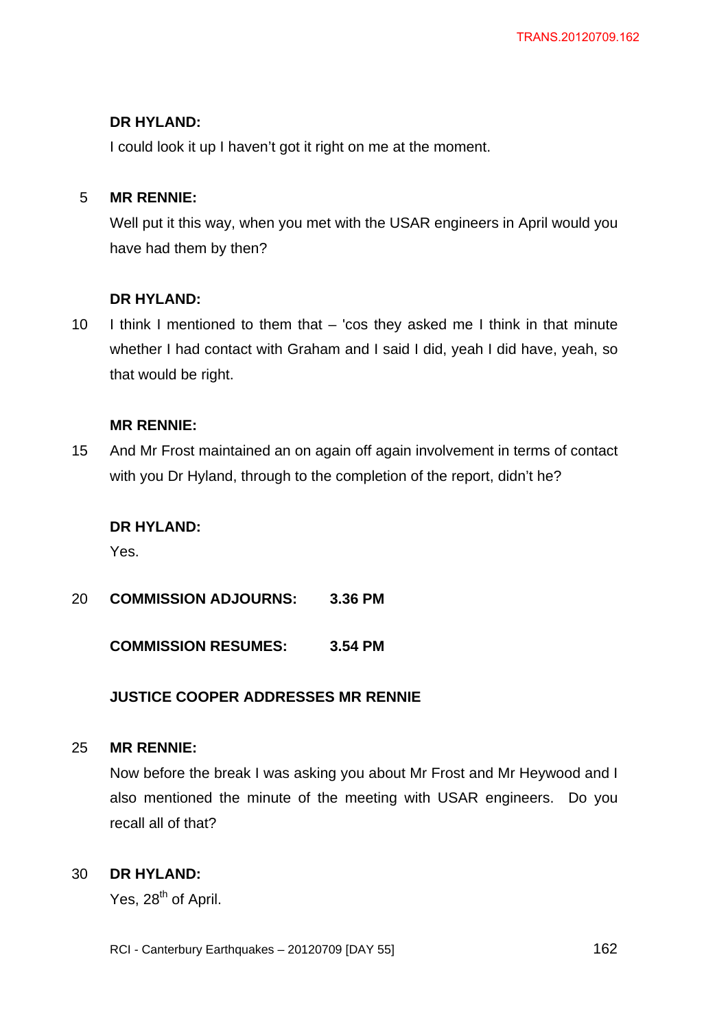**DR HYLAND:**

I could look it up I haven't got it right on me at the moment.

**MR RENNIE:**

Well put it this way, when you met with the USAR engineers in April would you have had them by then?

**DR HYLAND:**

I think I mentioned to them that – 'cos they asked me I think in that minute whether I had contact with Graham and I said I did, yeah I did have, yeah, so that would be right.

**MR RENNIE:**

And Mr Frost maintained an on again off again involvement in terms of contact with you Dr Hyland, through to the completion of the report, didn't he?

**DR HYLAND:**

Yes.

**COMMISSION ADJOURNS: 3.36 PM**

**COMMISSION RESUMES: 3.54 PM**

**JUSTICE COOPER ADDRESSES MR RENNIE**

**MR RENNIE:**

Now before the break I was asking you about Mr Frost and Mr Heywood and I also mentioned the minute of the meeting with USAR engineers. Do you recall all of that?

**DR HYLAND:**

Yes, 28th of April.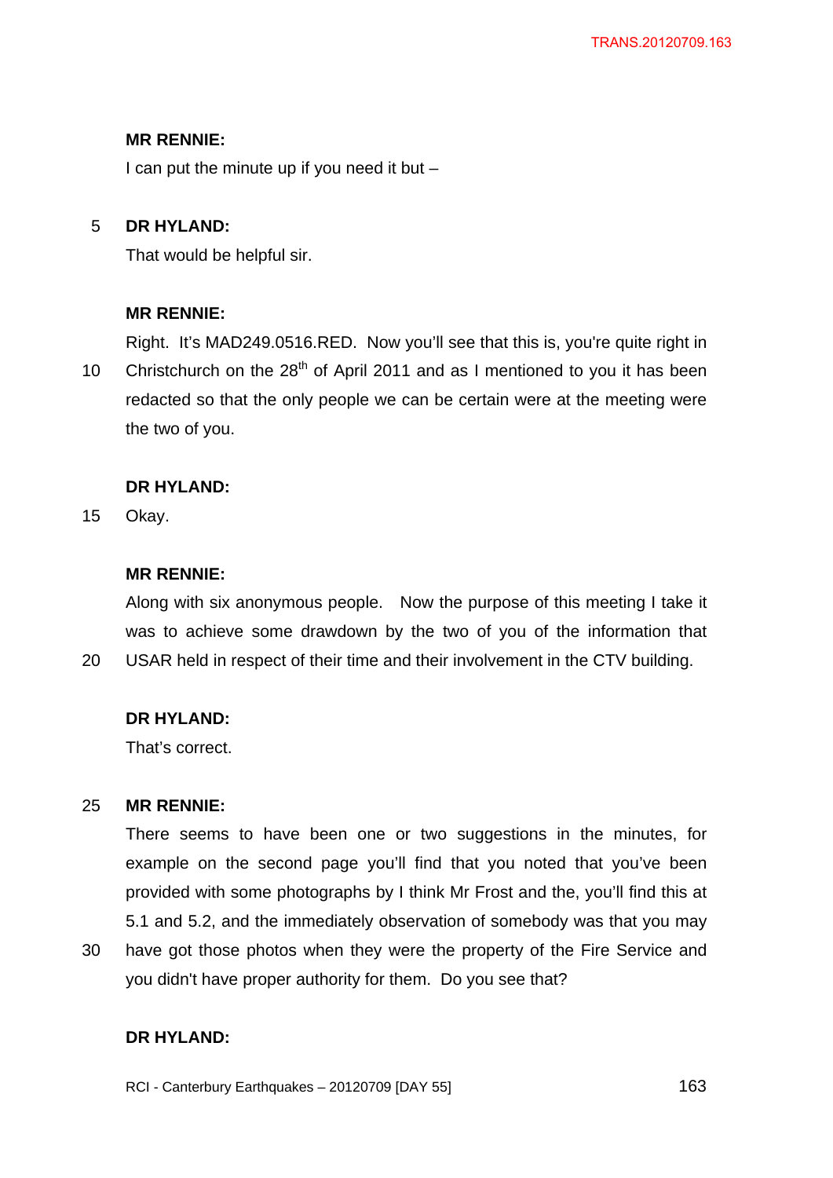**MR RENNIE:**

I can put the minute up if you need it but –

**DR HYLAND:**

That would be helpful sir.

**MR RENNIE:**

Right. It's MAD249.0516.RED. Now you'll see that this is, you're quite right in Christchurch on the 28th of April 2011 and as I mentioned to you it has been redacted so that the only people we can be certain were at the meeting were the two of you.

**DR HYLAND:**

Okay.

**MR RENNIE:**

Along with six anonymous people. Now the purpose of this meeting I take it was to achieve some drawdown by the two of you of the information that USAR held in respect of their time and their involvement in the CTV building.

**DR HYLAND:**

That's correct.

**MR RENNIE:**

There seems to have been one or two suggestions in the minutes, for example on the second page you'll find that you noted that you've been provided with some photographs by I think Mr Frost and the, you'll find this at 5.1 and 5.2, and the immediately observation of somebody was that you may have got those photos when they were the property of the Fire Service and you didn't have proper authority for them. Do you see that?

**DR HYLAND:**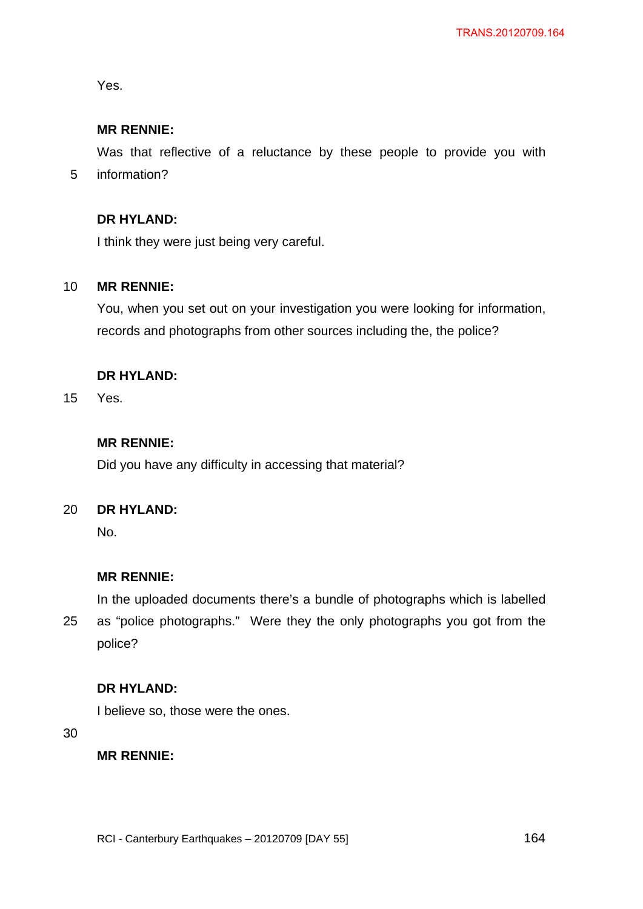Yes.

**MR RENNIE:**

Was that reflective of a reluctance by these people to provide you with information?

**DR HYLAND:**

I think they were just being very careful.

**MR RENNIE:**

You, when you set out on your investigation you were looking for information, records and photographs from other sources including the, the police?

**DR HYLAND:**

Yes.

**MR RENNIE:**

Did you have any difficulty in accessing that material?

**DR HYLAND:**

No.

**MR RENNIE:**

In the uploaded documents there's a bundle of photographs which is labelled as "police photographs." Were they the only photographs you got from the police?

**DR HYLAND:**

I believe so, those were the ones.

**MR RENNIE:**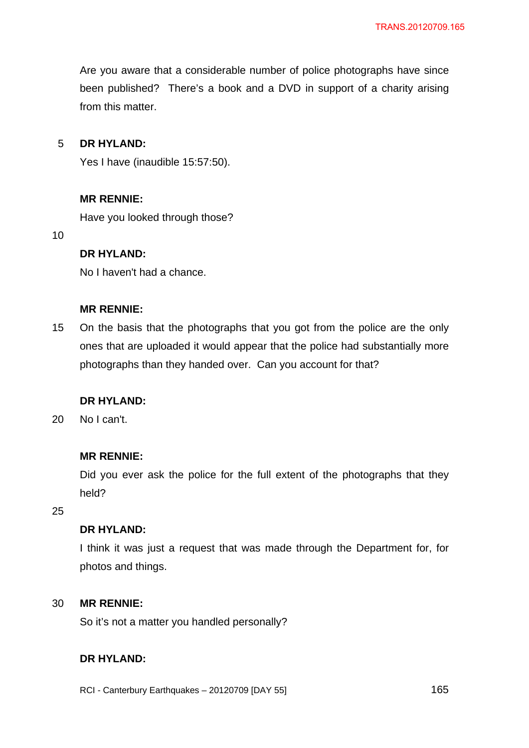Are you aware that a considerable number of police photographs have since been published? There's a book and a DVD in support of a charity arising from this matter.

**DR HYLAND:**

Yes I have (inaudible 15:57:50).

**MR RENNIE:**

Have you looked through those?

**DR HYLAND:**

No I haven't had a chance.

**MR RENNIE:**

On the basis that the photographs that you got from the police are the only ones that are uploaded it would appear that the police had substantially more photographs than they handed over. Can you account for that?

**DR HYLAND:**

No I can't.

**MR RENNIE:**

Did you ever ask the police for the full extent of the photographs that they held?

**DR HYLAND:**

I think it was just a request that was made through the Department for, for photos and things.

**MR RENNIE:**

So it's not a matter you handled personally?

**DR HYLAND:**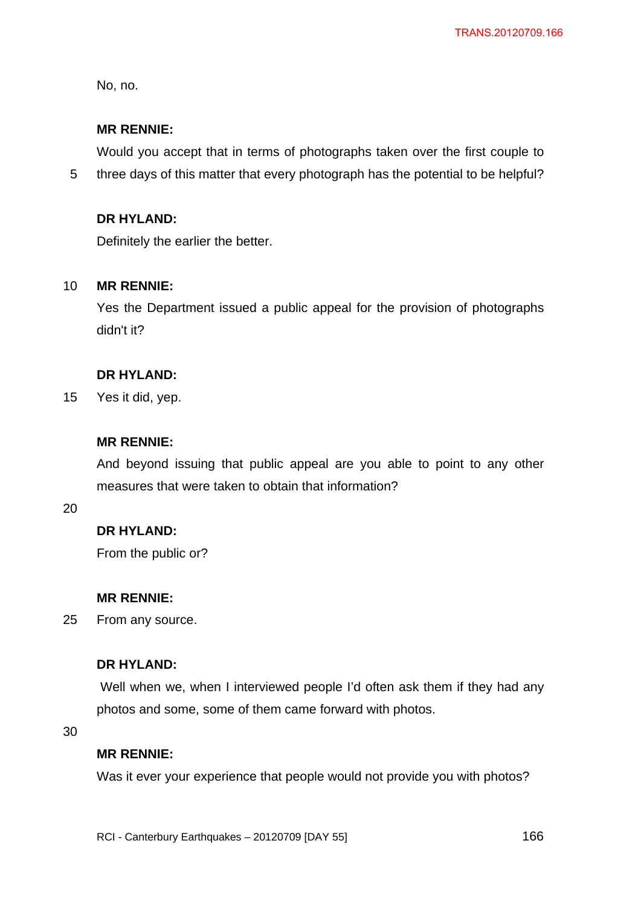No, no.

**MR RENNIE:**

Would you accept that in terms of photographs taken over the first couple to three days of this matter that every photograph has the potential to be helpful?

**DR HYLAND:**

Definitely the earlier the better.

**MR RENNIE:**

Yes the Department issued a public appeal for the provision of photographs didn't it?

**DR HYLAND:**

Yes it did, yep.

**MR RENNIE:**

And beyond issuing that public appeal are you able to point to any other measures that were taken to obtain that information?

**DR HYLAND:**

From the public or?

**MR RENNIE:**

From any source.

**DR HYLAND:**

Well when we, when I interviewed people I'd often ask them if they had any photos and some, some of them came forward with photos.

**MR RENNIE:**

Was it ever your experience that people would not provide you with photos?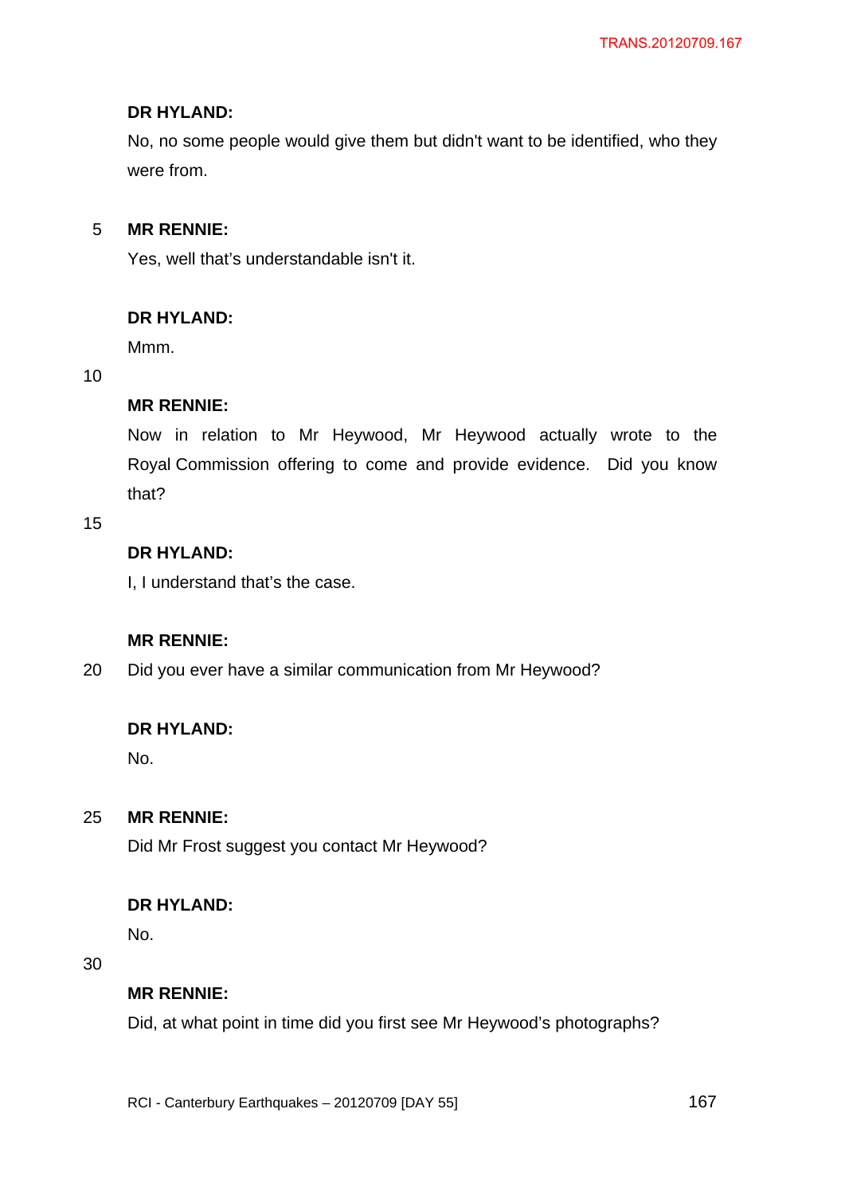**DR HYLAND:**

No, no some people would give them but didn't want to be identified, who they were from.

**MR RENNIE:**

Yes, well that's understandable isn't it.

**DR HYLAND:**

Mmm.

**MR RENNIE:**

Now in relation to Mr Heywood, Mr Heywood actually wrote to the Royal Commission offering to come and provide evidence. Did you know that?

**DR HYLAND:**

I, I understand that's the case.

**MR RENNIE:**

Did you ever have a similar communication from Mr Heywood?

**DR HYLAND:**

No.

**MR RENNIE:**

Did Mr Frost suggest you contact Mr Heywood?

**DR HYLAND:**

No.

**MR RENNIE:**

Did, at what point in time did you first see Mr Heywood's photographs?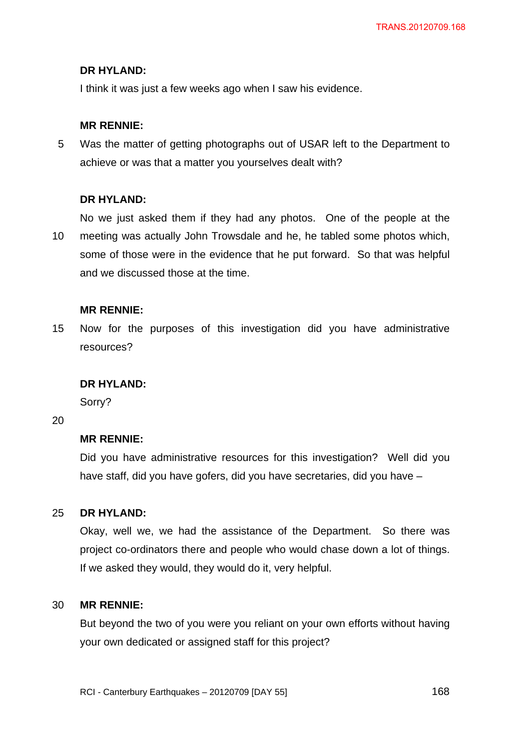**DR HYLAND:**

I think it was just a few weeks ago when I saw his evidence.

**MR RENNIE:**

Was the matter of getting photographs out of USAR left to the Department to achieve or was that a matter you yourselves dealt with?

**DR HYLAND:**

No we just asked them if they had any photos. One of the people at the meeting was actually John Trowsdale and he, he tabled some photos which, some of those were in the evidence that he put forward. So that was helpful and we discussed those at the time.

**MR RENNIE:**

Now for the purposes of this investigation did you have administrative resources?

**DR HYLAND:**

Sorry?

**MR RENNIE:**

Did you have administrative resources for this investigation? Well did you have staff, did you have gofers, did you have secretaries, did you have –

**DR HYLAND:**

Okay, well we, we had the assistance of the Department. So there was project co-ordinators there and people who would chase down a lot of things. If we asked they would, they would do it, very helpful.

**MR RENNIE:**

But beyond the two of you were you reliant on your own efforts without having your own dedicated or assigned staff for this project?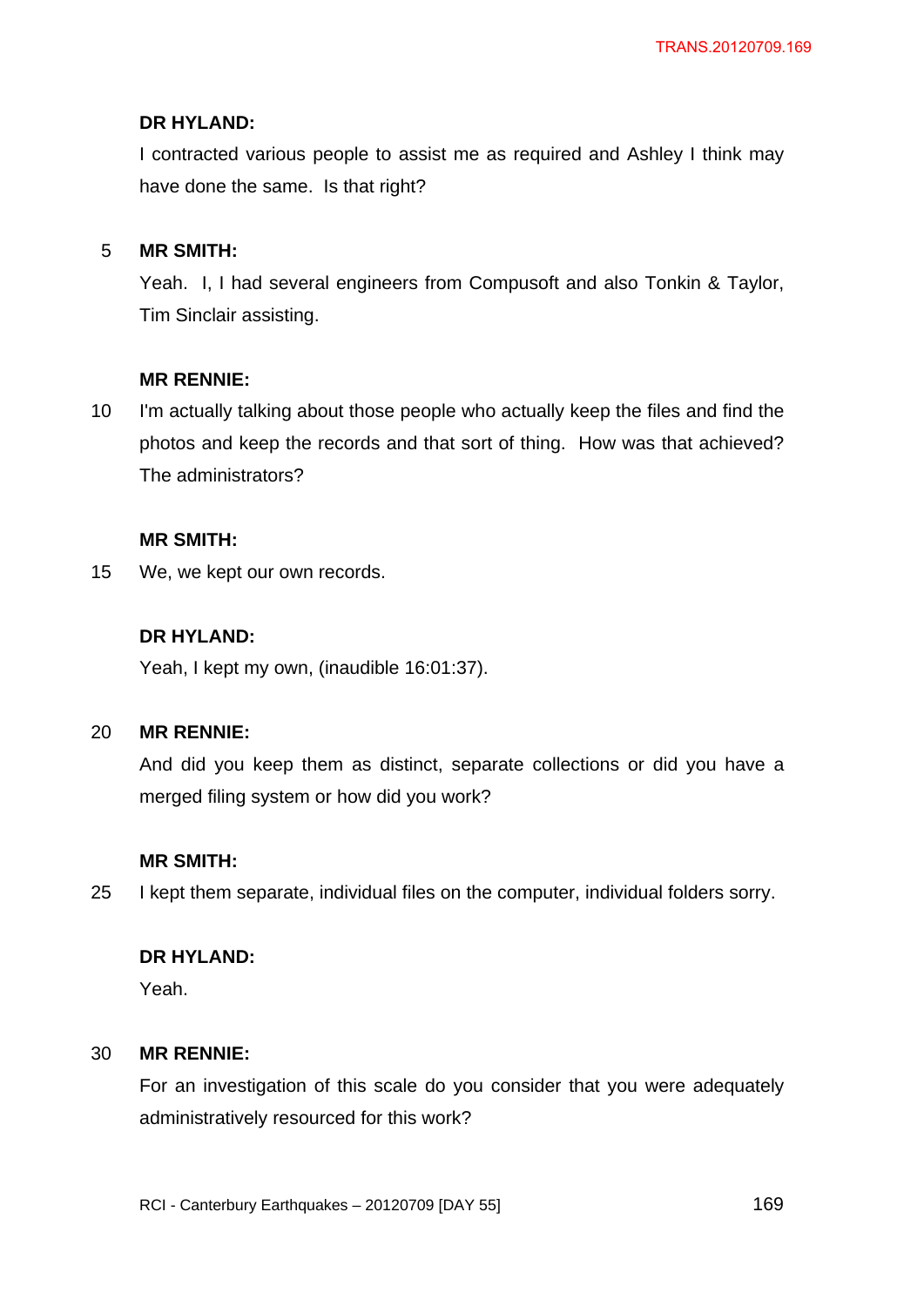**DR HYLAND:**

I contracted various people to assist me as required and Ashley I think may have done the same. Is that right?

**MR SMITH:**

Yeah. I, I had several engineers from Compusoft and also Tonkin & Taylor, Tim Sinclair assisting.

**MR RENNIE:**

I'm actually talking about those people who actually keep the files and find the photos and keep the records and that sort of thing. How was that achieved? The administrators?

**MR SMITH:**

We, we kept our own records.

**DR HYLAND:**

Yeah, I kept my own, (inaudible 16:01:37).

**MR RENNIE:**

And did you keep them as distinct, separate collections or did you have a merged filing system or how did you work?

**MR SMITH:**

I kept them separate, individual files on the computer, individual folders sorry.

**DR HYLAND:**

Yeah.

**MR RENNIE:**

For an investigation of this scale do you consider that you were adequately administratively resourced for this work?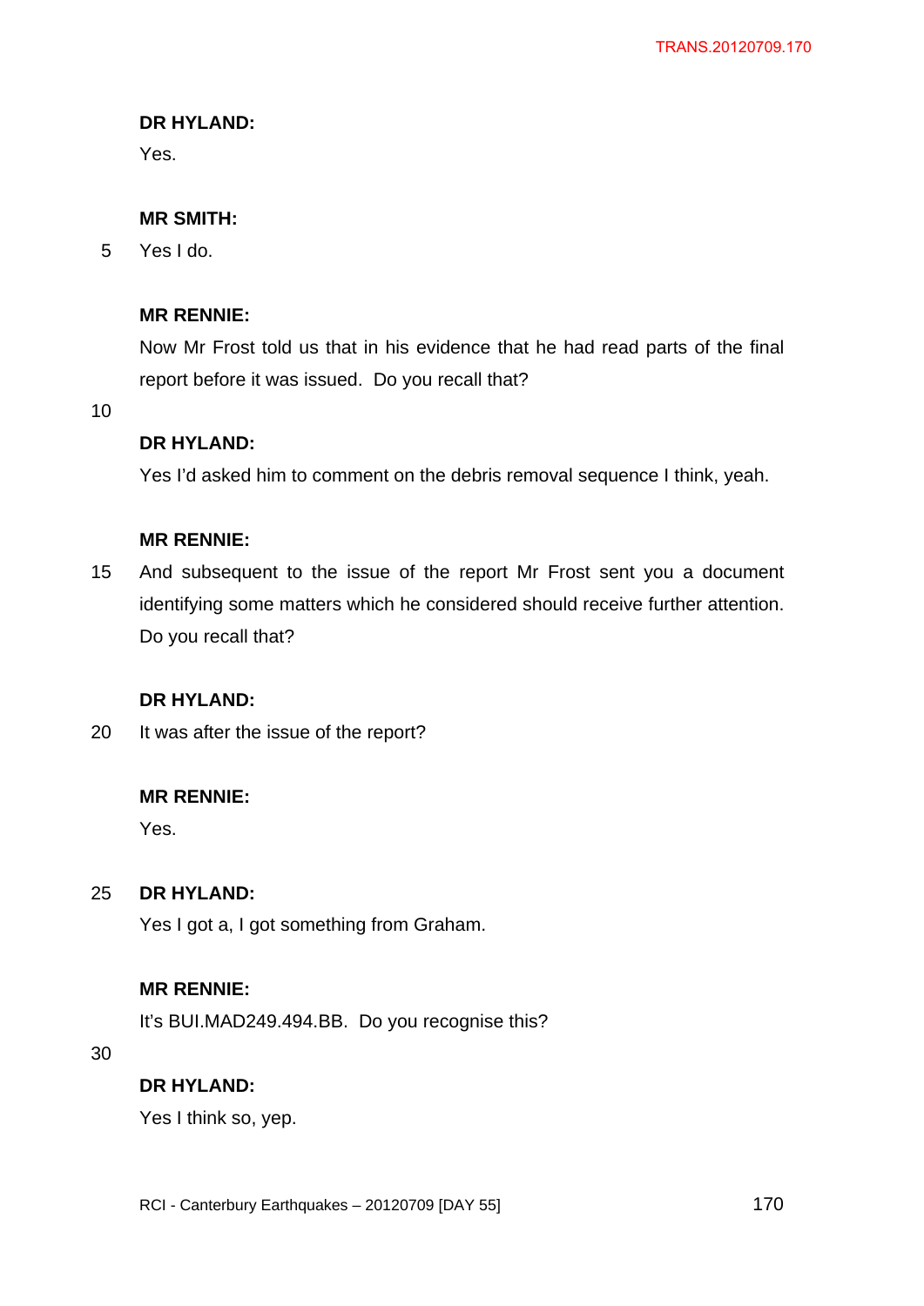**DR HYLAND:**

Yes.

**MR SMITH:**

Yes I do.

**MR RENNIE:**

Now Mr Frost told us that in his evidence that he had read parts of the final report before it was issued. Do you recall that?

**DR HYLAND:**

Yes I'd asked him to comment on the debris removal sequence I think, yeah.

**MR RENNIE:**

And subsequent to the issue of the report Mr Frost sent you a document identifying some matters which he considered should receive further attention. Do you recall that?

**DR HYLAND:**

It was after the issue of the report?

**MR RENNIE:**

Yes.

**DR HYLAND:**

Yes I got a, I got something from Graham.

**MR RENNIE:**

It's BUI.MAD249.494.BB. Do you recognise this?

**DR HYLAND:**

Yes I think so, yep.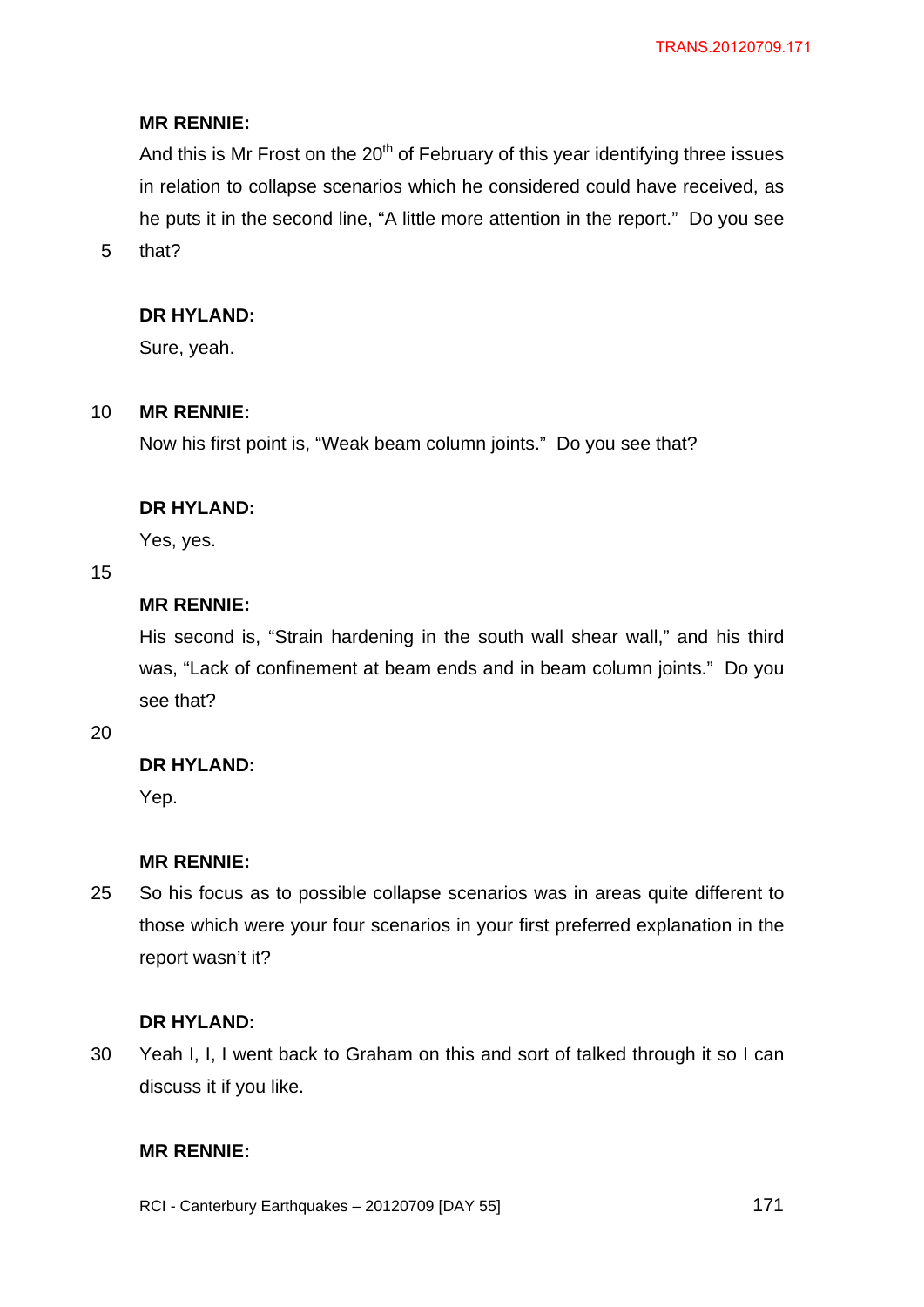**MR RENNIE:**

And this is Mr Frost on the 20th of February of this year identifying three issues in relation to collapse scenarios which he considered could have received, as he puts it in the second line, "A little more attention in the report." Do you see that?

**DR HYLAND:**

Sure, yeah.

**MR RENNIE:**

Now his first point is, "Weak beam column joints." Do you see that?

**DR HYLAND:**

Yes, yes.

**MR RENNIE:**

His second is, "Strain hardening in the south wall shear wall," and his third was, "Lack of confinement at beam ends and in beam column joints." Do you see that?

**DR HYLAND:**

Yep.

**MR RENNIE:**

So his focus as to possible collapse scenarios was in areas quite different to those which were your four scenarios in your first preferred explanation in the report wasn't it?

**DR HYLAND:**

Yeah I, I, I went back to Graham on this and sort of talked through it so I can discuss it if you like.

**MR RENNIE:**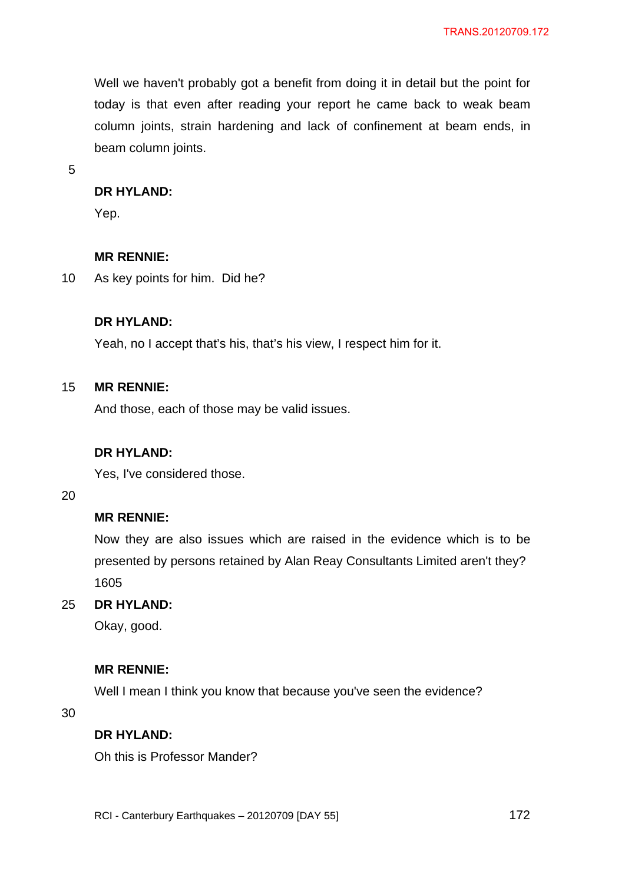Well we haven't probably got a benefit from doing it in detail but the point for today is that even after reading your report he came back to weak beam column joints, strain hardening and lack of confinement at beam ends, in beam column joints.

**DR HYLAND:**
Yep.

**MR RENNIE:**
As key points for him. Did he?

**DR HYLAND:**
Yeah, no I accept that's his, that's his view, I respect him for it.

**MR RENNIE:**
And those, each of those may be valid issues.

**DR HYLAND:**
Yes, I've considered those.

**MR RENNIE:**
Now they are also issues which are raised in the evidence which is to be presented by persons retained by Alan Reay Consultants Limited aren't they?
1605

**DR HYLAND:**
Okay, good.

**MR RENNIE:**
Well I mean I think you know that because you've seen the evidence?

**DR HYLAND:**
Oh this is Professor Mander?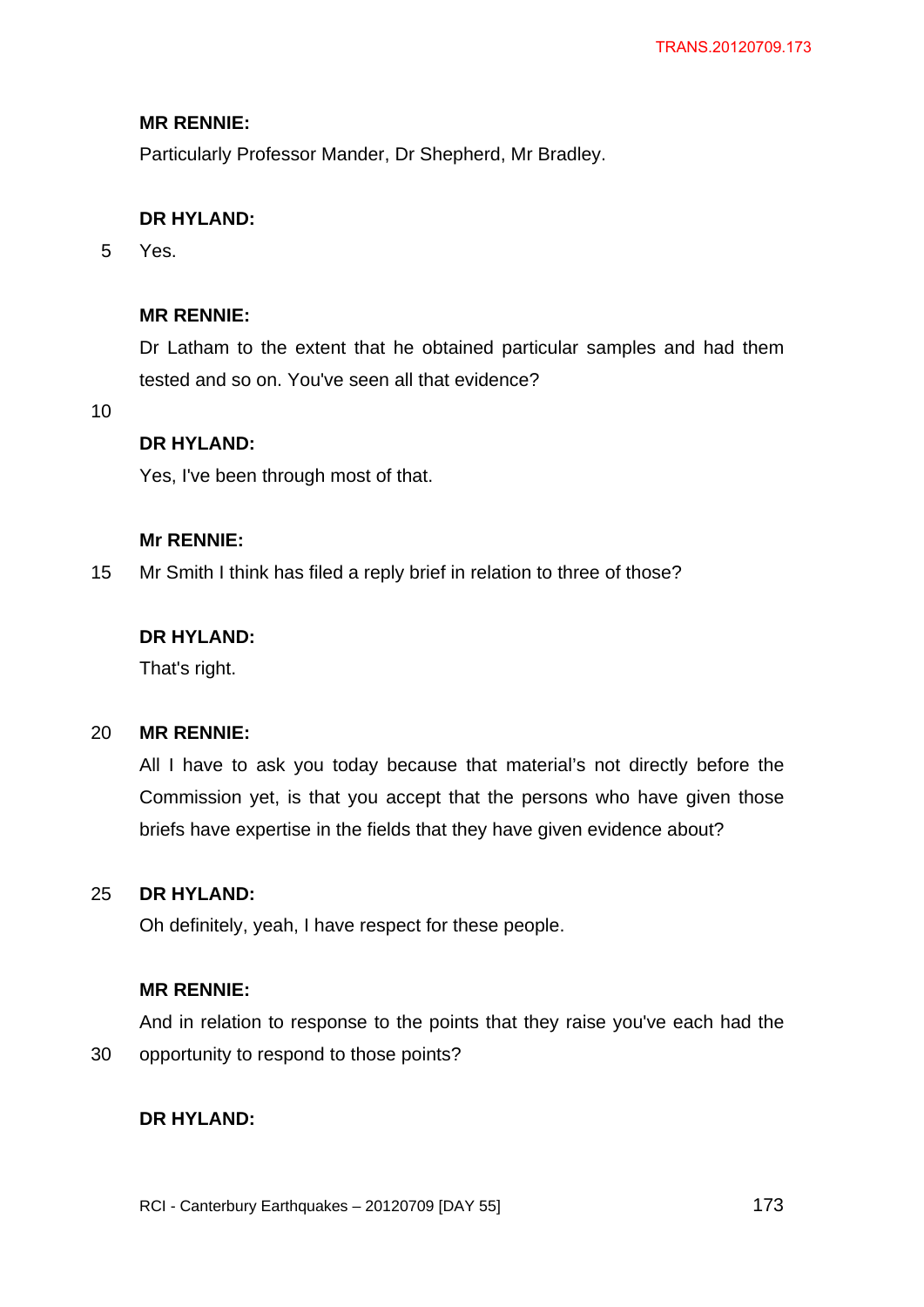**MR RENNIE:**

Particularly Professor Mander, Dr Shepherd, Mr Bradley.

**DR HYLAND:**

5 Yes.

**MR RENNIE:**

Dr Latham to the extent that he obtained particular samples and had them tested and so on. You've seen all that evidence?

10

**DR HYLAND:**

Yes, I've been through most of that.

**Mr RENNIE:**

15 Mr Smith I think has filed a reply brief in relation to three of those?

**DR HYLAND:**

That's right.

20 **MR RENNIE:**

All I have to ask you today because that material's not directly before the Commission yet, is that you accept that the persons who have given those briefs have expertise in the fields that they have given evidence about?

25 **DR HYLAND:**

Oh definitely, yeah, I have respect for these people.

**MR RENNIE:**

And in relation to response to the points that they raise you've each had the

30 opportunity to respond to those points?

**DR HYLAND:**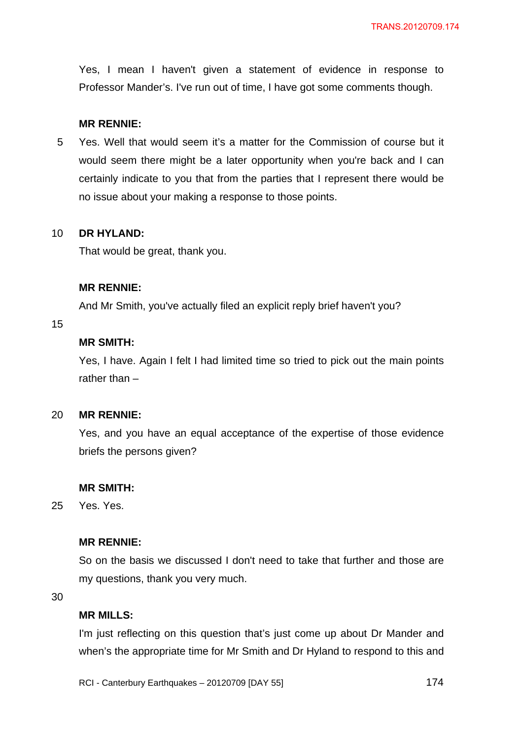Yes, I mean I haven't given a statement of evidence in response to Professor Mander's. I've run out of time, I have got some comments though.

**MR RENNIE:**

Yes. Well that would seem it's a matter for the Commission of course but it would seem there might be a later opportunity when you're back and I can certainly indicate to you that from the parties that I represent there would be no issue about your making a response to those points.

**DR HYLAND:**

That would be great, thank you.

**MR RENNIE:**

And Mr Smith, you've actually filed an explicit reply brief haven't you?

**MR SMITH:**

Yes, I have. Again I felt I had limited time so tried to pick out the main points rather than –

**MR RENNIE:**

Yes, and you have an equal acceptance of the expertise of those evidence briefs the persons given?

**MR SMITH:**

Yes. Yes.

**MR RENNIE:**

So on the basis we discussed I don't need to take that further and those are my questions, thank you very much.

**MR MILLS:**

I'm just reflecting on this question that's just come up about Dr Mander and when's the appropriate time for Mr Smith and Dr Hyland to respond to this and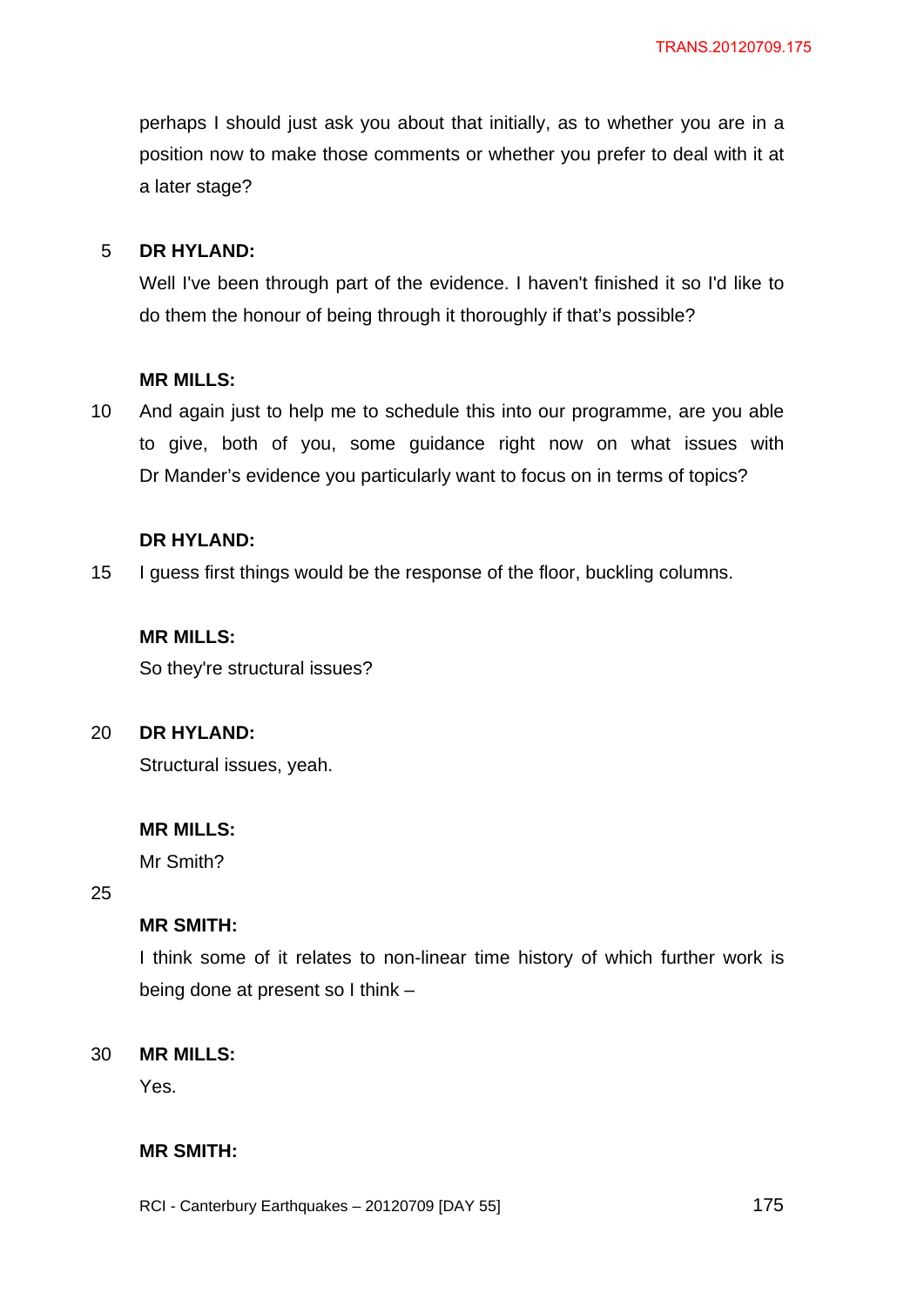perhaps I should just ask you about that initially, as to whether you are in a position now to make those comments or whether you prefer to deal with it at a later stage?

**DR HYLAND:**

Well I've been through part of the evidence. I haven't finished it so I'd like to do them the honour of being through it thoroughly if that's possible?

**MR MILLS:**

And again just to help me to schedule this into our programme, are you able to give, both of you, some guidance right now on what issues with Dr Mander's evidence you particularly want to focus on in terms of topics?

**DR HYLAND:**

I guess first things would be the response of the floor, buckling columns.

**MR MILLS:**

So they're structural issues?

**DR HYLAND:**

Structural issues, yeah.

**MR MILLS:**

Mr Smith?

**MR SMITH:**

I think some of it relates to non-linear time history of which further work is being done at present so I think –

**MR MILLS:**

Yes.

**MR SMITH:**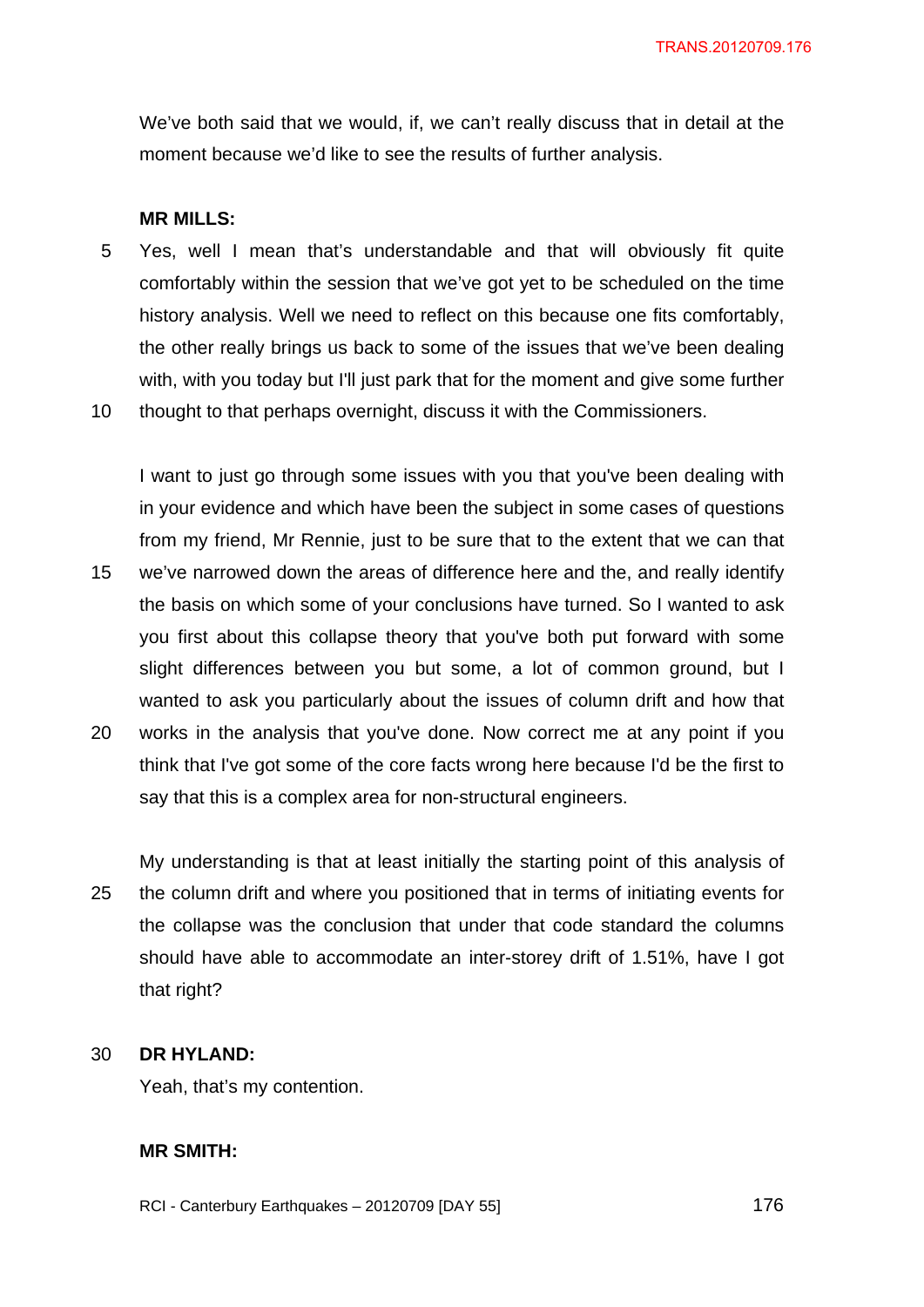We've both said that we would, if, we can't really discuss that in detail at the moment because we'd like to see the results of further analysis.

**MR MILLS:**

Yes, well I mean that's understandable and that will obviously fit quite comfortably within the session that we've got yet to be scheduled on the time history analysis. Well we need to reflect on this because one fits comfortably, the other really brings us back to some of the issues that we've been dealing with, with you today but I'll just park that for the moment and give some further thought to that perhaps overnight, discuss it with the Commissioners.

I want to just go through some issues with you that you've been dealing with in your evidence and which have been the subject in some cases of questions from my friend, Mr Rennie, just to be sure that to the extent that we can that we've narrowed down the areas of difference here and the, and really identify the basis on which some of your conclusions have turned. So I wanted to ask you first about this collapse theory that you've both put forward with some slight differences between you but some, a lot of common ground, but I wanted to ask you particularly about the issues of column drift and how that works in the analysis that you've done. Now correct me at any point if you think that I've got some of the core facts wrong here because I'd be the first to say that this is a complex area for non-structural engineers.

My understanding is that at least initially the starting point of this analysis of the column drift and where you positioned that in terms of initiating events for the collapse was the conclusion that under that code standard the columns should have able to accommodate an inter-storey drift of 1.51%, have I got that right?

**DR HYLAND:**

Yeah, that's my contention.

**MR SMITH:**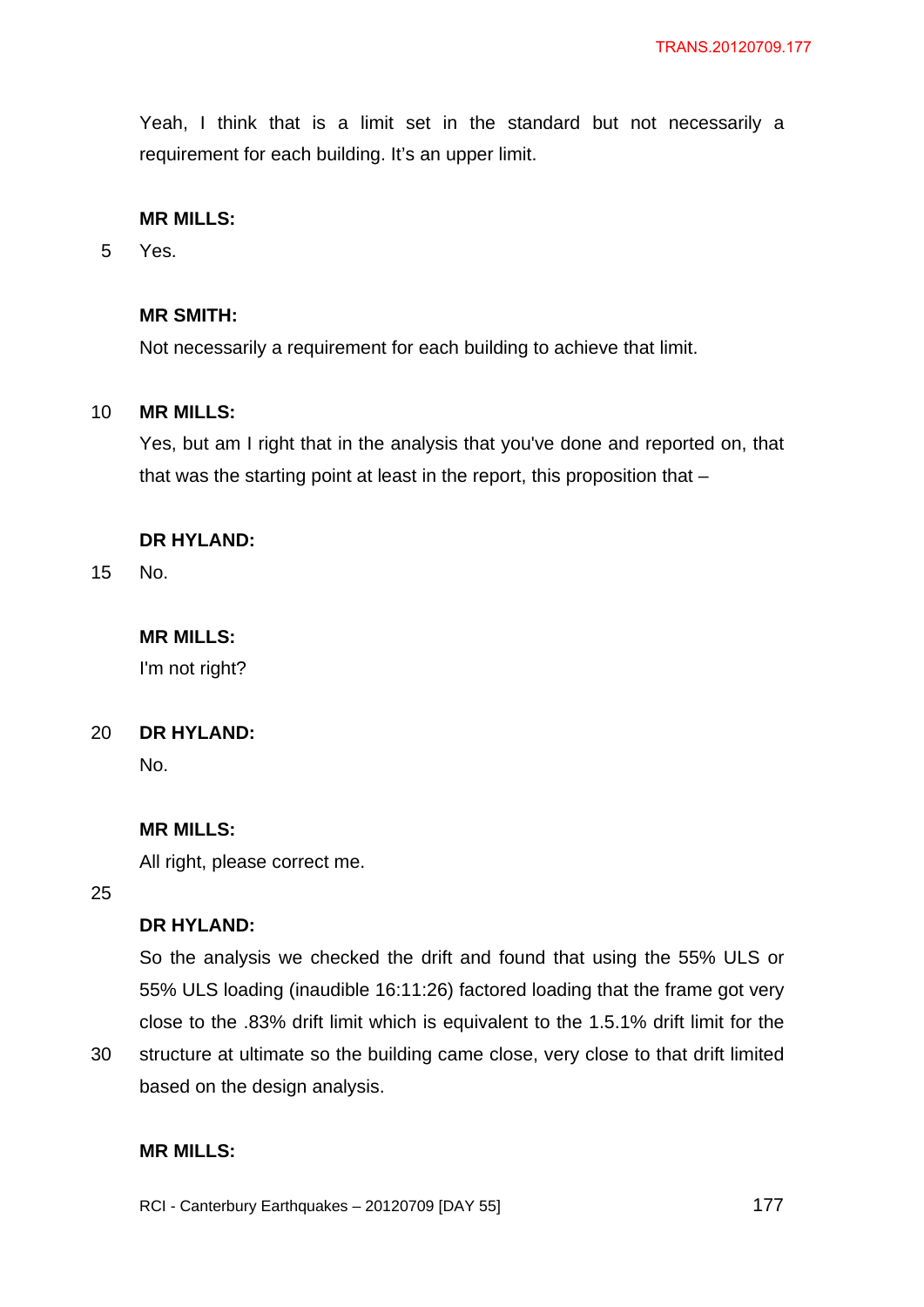Yeah, I think that is a limit set in the standard but not necessarily a requirement for each building. It's an upper limit.

**MR MILLS:**

Yes.

**MR SMITH:**

Not necessarily a requirement for each building to achieve that limit.

**MR MILLS:**

Yes, but am I right that in the analysis that you've done and reported on, that that was the starting point at least in the report, this proposition that –

**DR HYLAND:**

No.

**MR MILLS:**

I'm not right?

**DR HYLAND:**

No.

**MR MILLS:**

All right, please correct me.

**DR HYLAND:**

So the analysis we checked the drift and found that using the 55% ULS or 55% ULS loading (inaudible 16:11:26) factored loading that the frame got very close to the .83% drift limit which is equivalent to the 1.5.1% drift limit for the structure at ultimate so the building came close, very close to that drift limited based on the design analysis.

**MR MILLS:**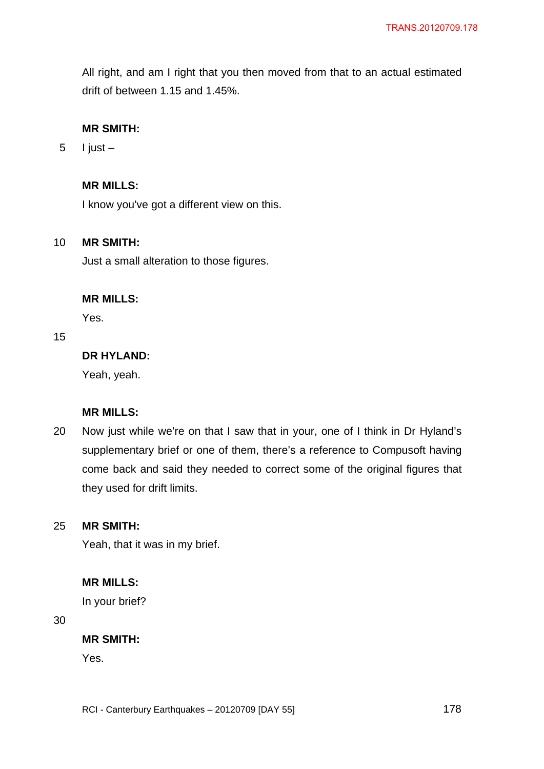All right, and am I right that you then moved from that to an actual estimated drift of between 1.15 and 1.45%.

**MR SMITH:**

I just –

**MR MILLS:**

I know you've got a different view on this.

**MR SMITH:**

Just a small alteration to those figures.

**MR MILLS:**

Yes.

**DR HYLAND:**

Yeah, yeah.

**MR MILLS:**

Now just while we're on that I saw that in your, one of I think in Dr Hyland's supplementary brief or one of them, there's a reference to Compusoft having come back and said they needed to correct some of the original figures that they used for drift limits.

**MR SMITH:**

Yeah, that it was in my brief.

**MR MILLS:**

In your brief?

**MR SMITH:**

Yes.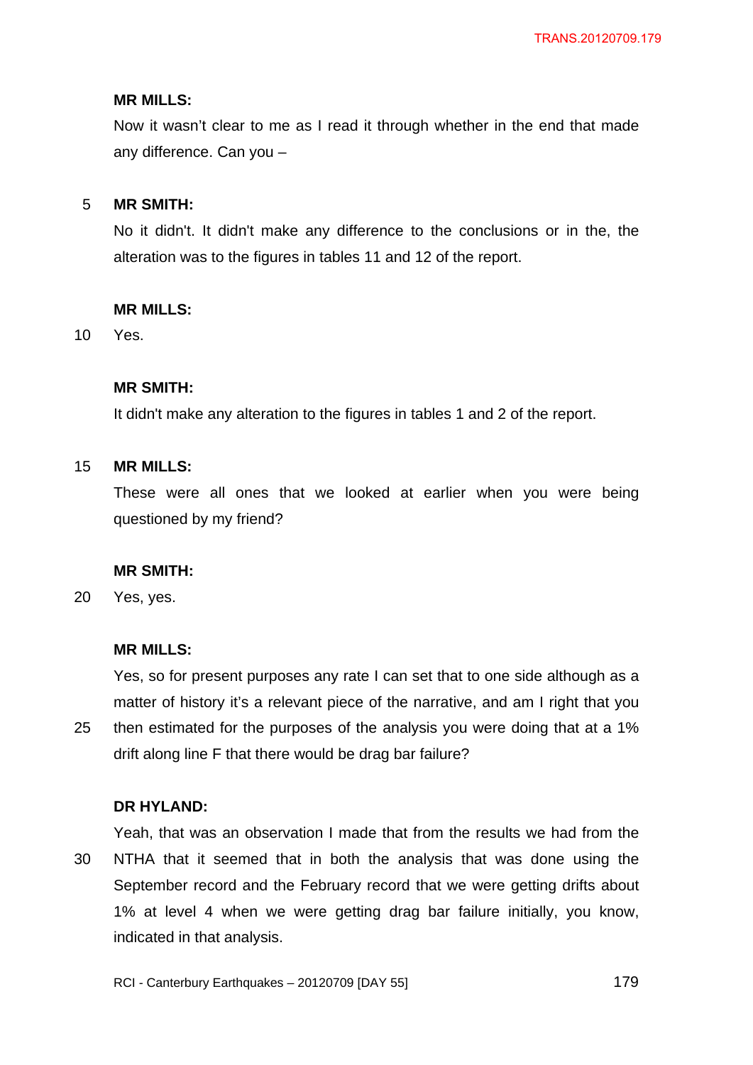**MR MILLS:**

Now it wasn't clear to me as I read it through whether in the end that made any difference. Can you –

**MR SMITH:**

No it didn't. It didn't make any difference to the conclusions or in the, the alteration was to the figures in tables 11 and 12 of the report.

**MR MILLS:**

Yes.

**MR SMITH:**

It didn't make any alteration to the figures in tables 1 and 2 of the report.

**MR MILLS:**

These were all ones that we looked at earlier when you were being questioned by my friend?

**MR SMITH:**

Yes, yes.

**MR MILLS:**

Yes, so for present purposes any rate I can set that to one side although as a matter of history it's a relevant piece of the narrative, and am I right that you then estimated for the purposes of the analysis you were doing that at a 1% drift along line F that there would be drag bar failure?

**DR HYLAND:**

Yeah, that was an observation I made that from the results we had from the NTHA that it seemed that in both the analysis that was done using the September record and the February record that we were getting drifts about 1% at level 4 when we were getting drag bar failure initially, you know, indicated in that analysis.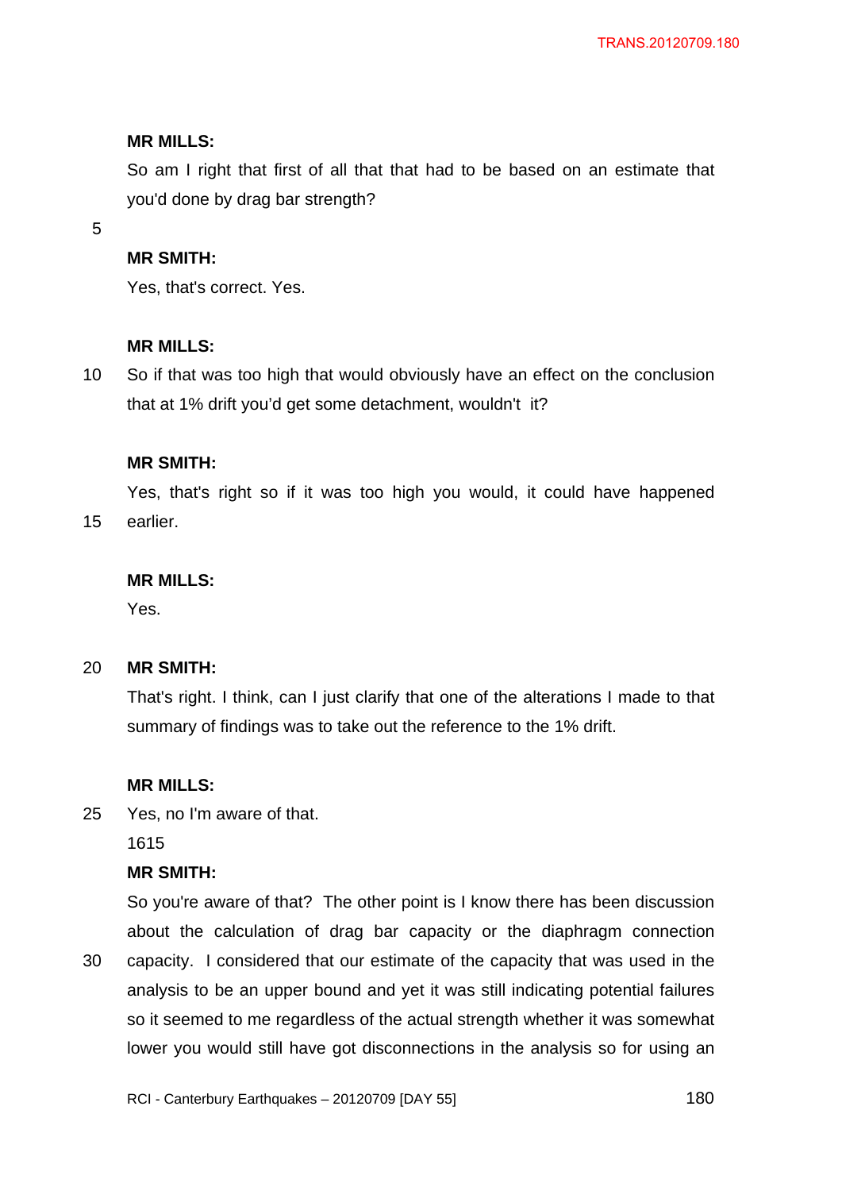**MR MILLS:**

So am I right that first of all that that had to be based on an estimate that you'd done by drag bar strength?

**MR SMITH:**

Yes, that's correct. Yes.

**MR MILLS:**

So if that was too high that would obviously have an effect on the conclusion that at 1% drift you'd get some detachment, wouldn't it?

**MR SMITH:**

Yes, that's right so if it was too high you would, it could have happened earlier.

**MR MILLS:**

Yes.

**MR SMITH:**

That's right. I think, can I just clarify that one of the alterations I made to that summary of findings was to take out the reference to the 1% drift.

**MR MILLS:**

Yes, no I'm aware of that.

1615

**MR SMITH:**

So you're aware of that? The other point is I know there has been discussion about the calculation of drag bar capacity or the diaphragm connection capacity. I considered that our estimate of the capacity that was used in the analysis to be an upper bound and yet it was still indicating potential failures so it seemed to me regardless of the actual strength whether it was somewhat lower you would still have got disconnections in the analysis so for using an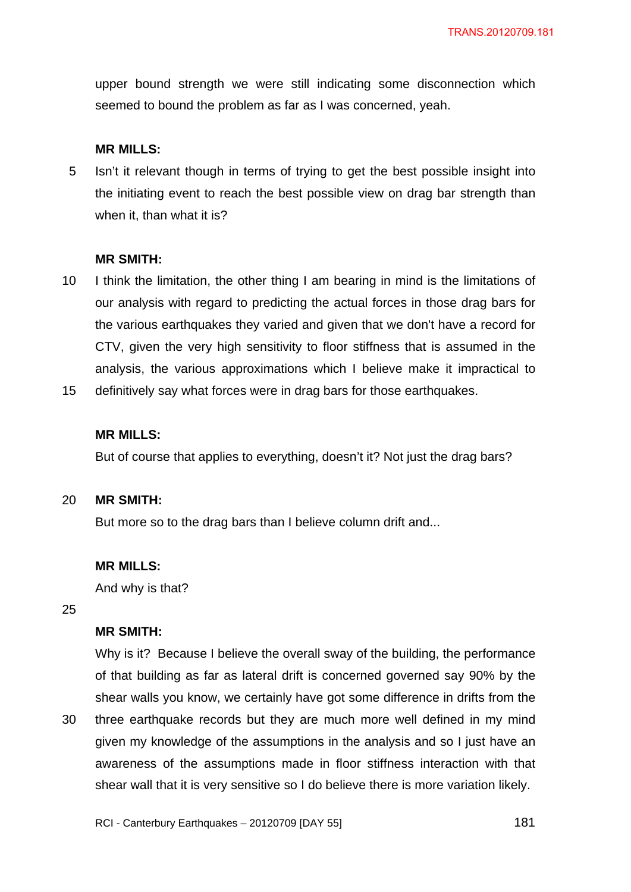upper bound strength we were still indicating some disconnection which seemed to bound the problem as far as I was concerned, yeah.

**MR MILLS:**

Isn't it relevant though in terms of trying to get the best possible insight into the initiating event to reach the best possible view on drag bar strength than when it, than what it is?

**MR SMITH:**

I think the limitation, the other thing I am bearing in mind is the limitations of our analysis with regard to predicting the actual forces in those drag bars for the various earthquakes they varied and given that we don't have a record for CTV, given the very high sensitivity to floor stiffness that is assumed in the analysis, the various approximations which I believe make it impractical to definitively say what forces were in drag bars for those earthquakes.

**MR MILLS:**

But of course that applies to everything, doesn't it? Not just the drag bars?

**MR SMITH:**

But more so to the drag bars than I believe column drift and...

**MR MILLS:**

And why is that?

**MR SMITH:**

Why is it? Because I believe the overall sway of the building, the performance of that building as far as lateral drift is concerned governed say 90% by the shear walls you know, we certainly have got some difference in drifts from the three earthquake records but they are much more well defined in my mind given my knowledge of the assumptions in the analysis and so I just have an awareness of the assumptions made in floor stiffness interaction with that shear wall that it is very sensitive so I do believe there is more variation likely.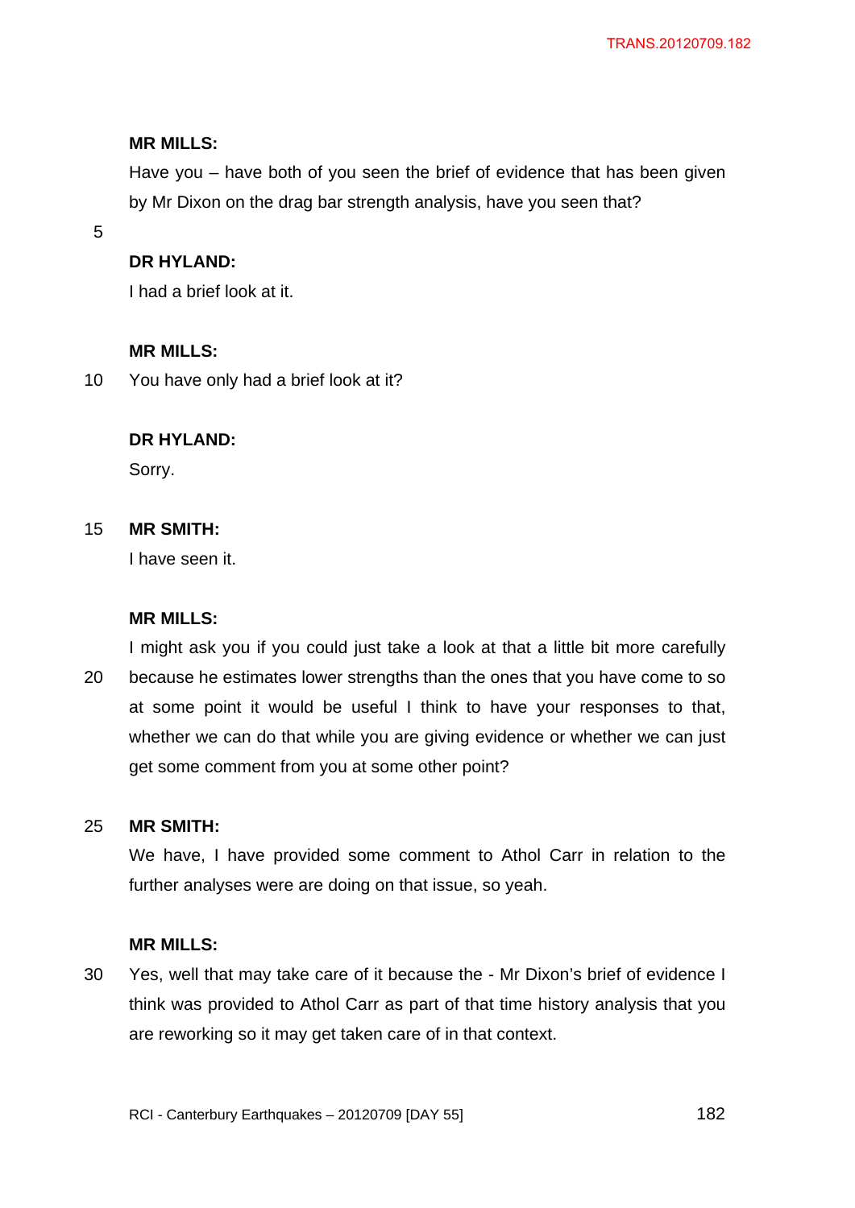**MR MILLS:**

Have you – have both of you seen the brief of evidence that has been given by Mr Dixon on the drag bar strength analysis, have you seen that?

**DR HYLAND:**

I had a brief look at it.

**MR MILLS:**

You have only had a brief look at it?

**DR HYLAND:**

Sorry.

**MR SMITH:**

I have seen it.

**MR MILLS:**

I might ask you if you could just take a look at that a little bit more carefully because he estimates lower strengths than the ones that you have come to so at some point it would be useful I think to have your responses to that, whether we can do that while you are giving evidence or whether we can just get some comment from you at some other point?

**MR SMITH:**

We have, I have provided some comment to Athol Carr in relation to the further analyses were are doing on that issue, so yeah.

**MR MILLS:**

Yes, well that may take care of it because the - Mr Dixon's brief of evidence I think was provided to Athol Carr as part of that time history analysis that you are reworking so it may get taken care of in that context.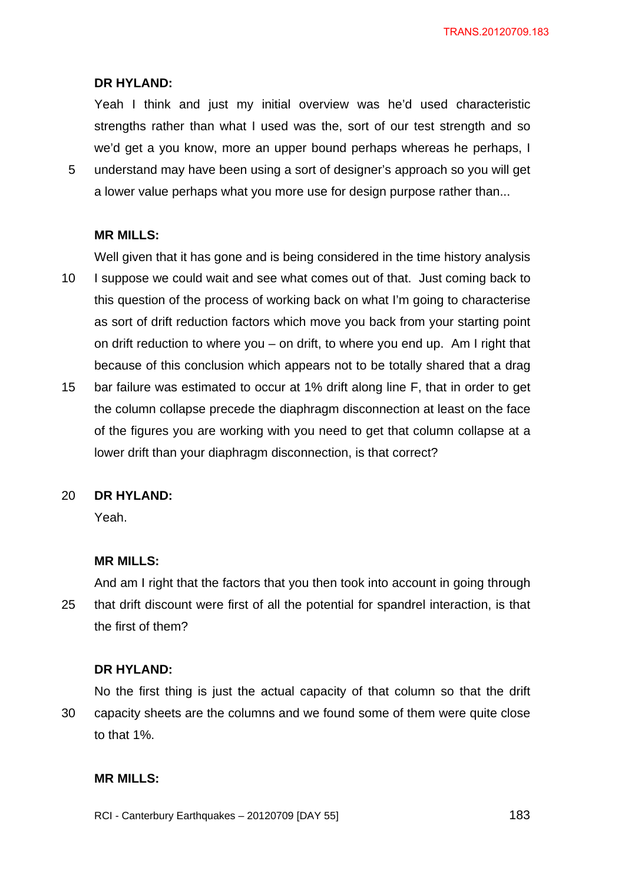**DR HYLAND:**

Yeah I think and just my initial overview was he'd used characteristic strengths rather than what I used was the, sort of our test strength and so we'd get a you know, more an upper bound perhaps whereas he perhaps, I understand may have been using a sort of designer's approach so you will get a lower value perhaps what you more use for design purpose rather than...

**MR MILLS:**

Well given that it has gone and is being considered in the time history analysis I suppose we could wait and see what comes out of that. Just coming back to this question of the process of working back on what I'm going to characterise as sort of drift reduction factors which move you back from your starting point on drift reduction to where you – on drift, to where you end up. Am I right that because of this conclusion which appears not to be totally shared that a drag bar failure was estimated to occur at 1% drift along line F, that in order to get the column collapse precede the diaphragm disconnection at least on the face of the figures you are working with you need to get that column collapse at a lower drift than your diaphragm disconnection, is that correct?

**DR HYLAND:**

Yeah.

**MR MILLS:**

And am I right that the factors that you then took into account in going through that drift discount were first of all the potential for spandrel interaction, is that the first of them?

**DR HYLAND:**

No the first thing is just the actual capacity of that column so that the drift capacity sheets are the columns and we found some of them were quite close to that 1%.

**MR MILLS:**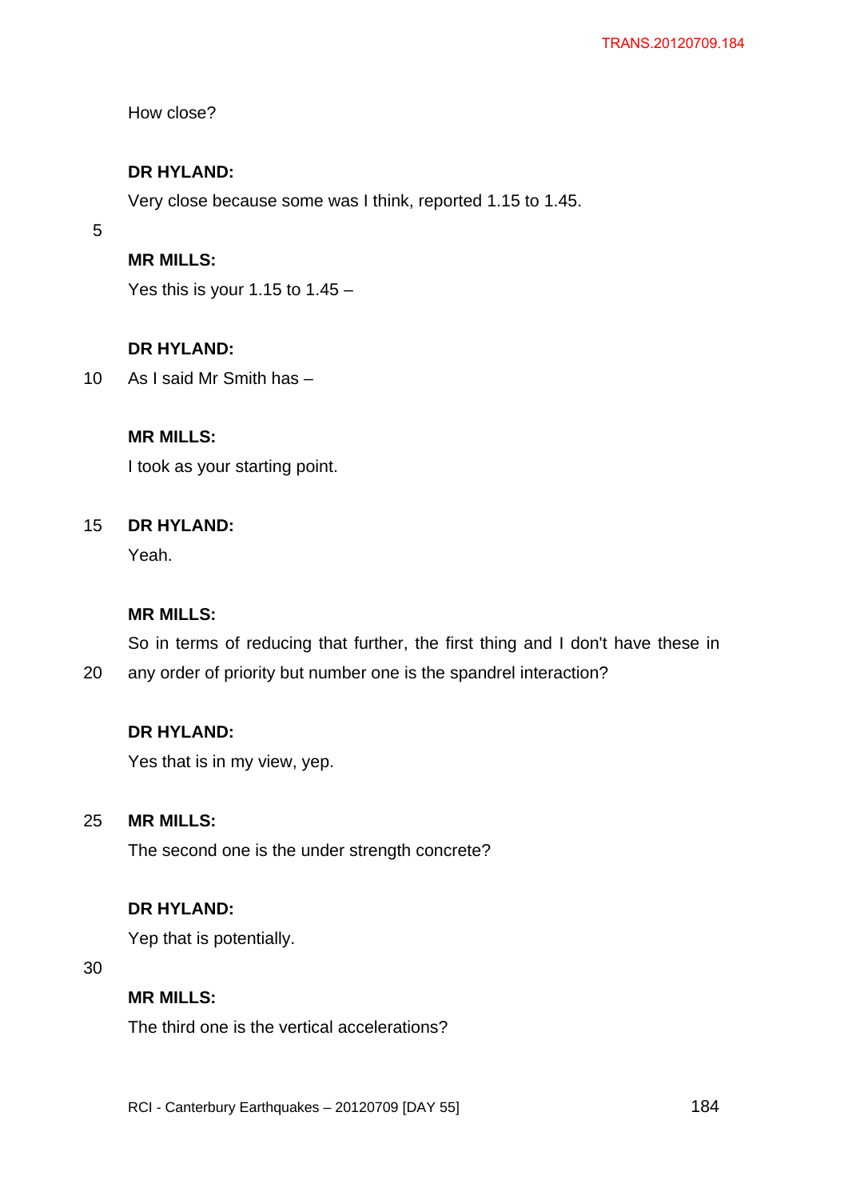How close?

**DR HYLAND:**

Very close because some was I think, reported 1.15 to 1.45.

**MR MILLS:**

Yes this is your 1.15 to 1.45 –

**DR HYLAND:**

As I said Mr Smith has –

**MR MILLS:**

I took as your starting point.

**DR HYLAND:**

Yeah.

**MR MILLS:**

So in terms of reducing that further, the first thing and I don't have these in any order of priority but number one is the spandrel interaction?

**DR HYLAND:**

Yes that is in my view, yep.

**MR MILLS:**

The second one is the under strength concrete?

**DR HYLAND:**

Yep that is potentially.

**MR MILLS:**

The third one is the vertical accelerations?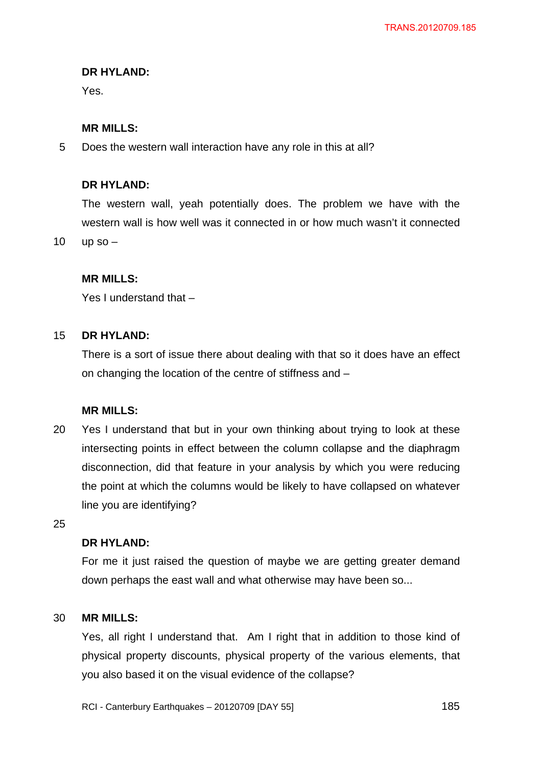**DR HYLAND:**

Yes.

**MR MILLS:**

Does the western wall interaction have any role in this at all?

**DR HYLAND:**

The western wall, yeah potentially does. The problem we have with the western wall is how well was it connected in or how much wasn't it connected up so –

**MR MILLS:**

Yes I understand that –

**DR HYLAND:**

There is a sort of issue there about dealing with that so it does have an effect on changing the location of the centre of stiffness and –

**MR MILLS:**

Yes I understand that but in your own thinking about trying to look at these intersecting points in effect between the column collapse and the diaphragm disconnection, did that feature in your analysis by which you were reducing the point at which the columns would be likely to have collapsed on whatever line you are identifying?

**DR HYLAND:**

For me it just raised the question of maybe we are getting greater demand down perhaps the east wall and what otherwise may have been so...

**MR MILLS:**

Yes, all right I understand that. Am I right that in addition to those kind of physical property discounts, physical property of the various elements, that you also based it on the visual evidence of the collapse?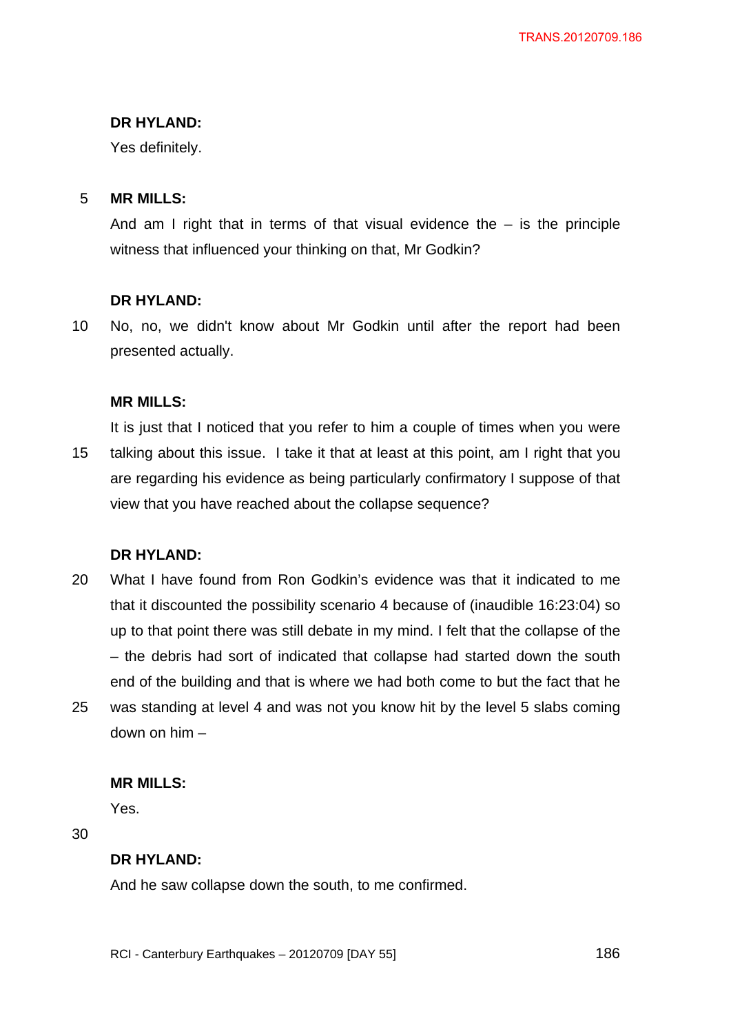**DR HYLAND:**

Yes definitely.

**MR MILLS:**

And am I right that in terms of that visual evidence the – is the principle witness that influenced your thinking on that, Mr Godkin?

**DR HYLAND:**

No, no, we didn't know about Mr Godkin until after the report had been presented actually.

**MR MILLS:**

It is just that I noticed that you refer to him a couple of times when you were talking about this issue. I take it that at least at this point, am I right that you are regarding his evidence as being particularly confirmatory I suppose of that view that you have reached about the collapse sequence?

**DR HYLAND:**

What I have found from Ron Godkin's evidence was that it indicated to me that it discounted the possibility scenario 4 because of (inaudible 16:23:04) so up to that point there was still debate in my mind. I felt that the collapse of the – the debris had sort of indicated that collapse had started down the south end of the building and that is where we had both come to but the fact that he was standing at level 4 and was not you know hit by the level 5 slabs coming down on him –

**MR MILLS:**

Yes.

**DR HYLAND:**

And he saw collapse down the south, to me confirmed.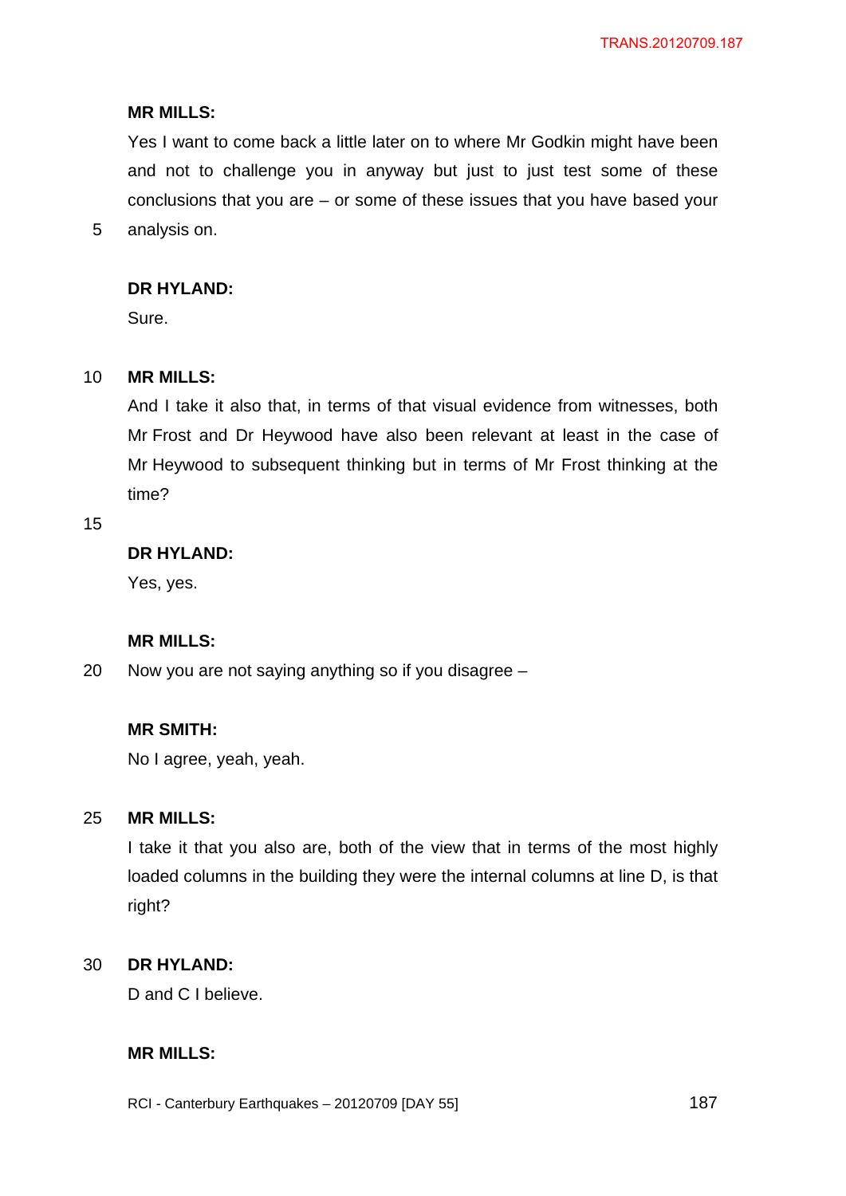**MR MILLS:**

Yes I want to come back a little later on to where Mr Godkin might have been and not to challenge you in anyway but just to just test some of these conclusions that you are – or some of these issues that you have based your analysis on.

**DR HYLAND:**

Sure.

**MR MILLS:**

And I take it also that, in terms of that visual evidence from witnesses, both Mr Frost and Dr Heywood have also been relevant at least in the case of Mr Heywood to subsequent thinking but in terms of Mr Frost thinking at the time?

**DR HYLAND:**

Yes, yes.

**MR MILLS:**

Now you are not saying anything so if you disagree –

**MR SMITH:**

No I agree, yeah, yeah.

**MR MILLS:**

I take it that you also are, both of the view that in terms of the most highly loaded columns in the building they were the internal columns at line D, is that right?

**DR HYLAND:**

D and C I believe.

**MR MILLS:**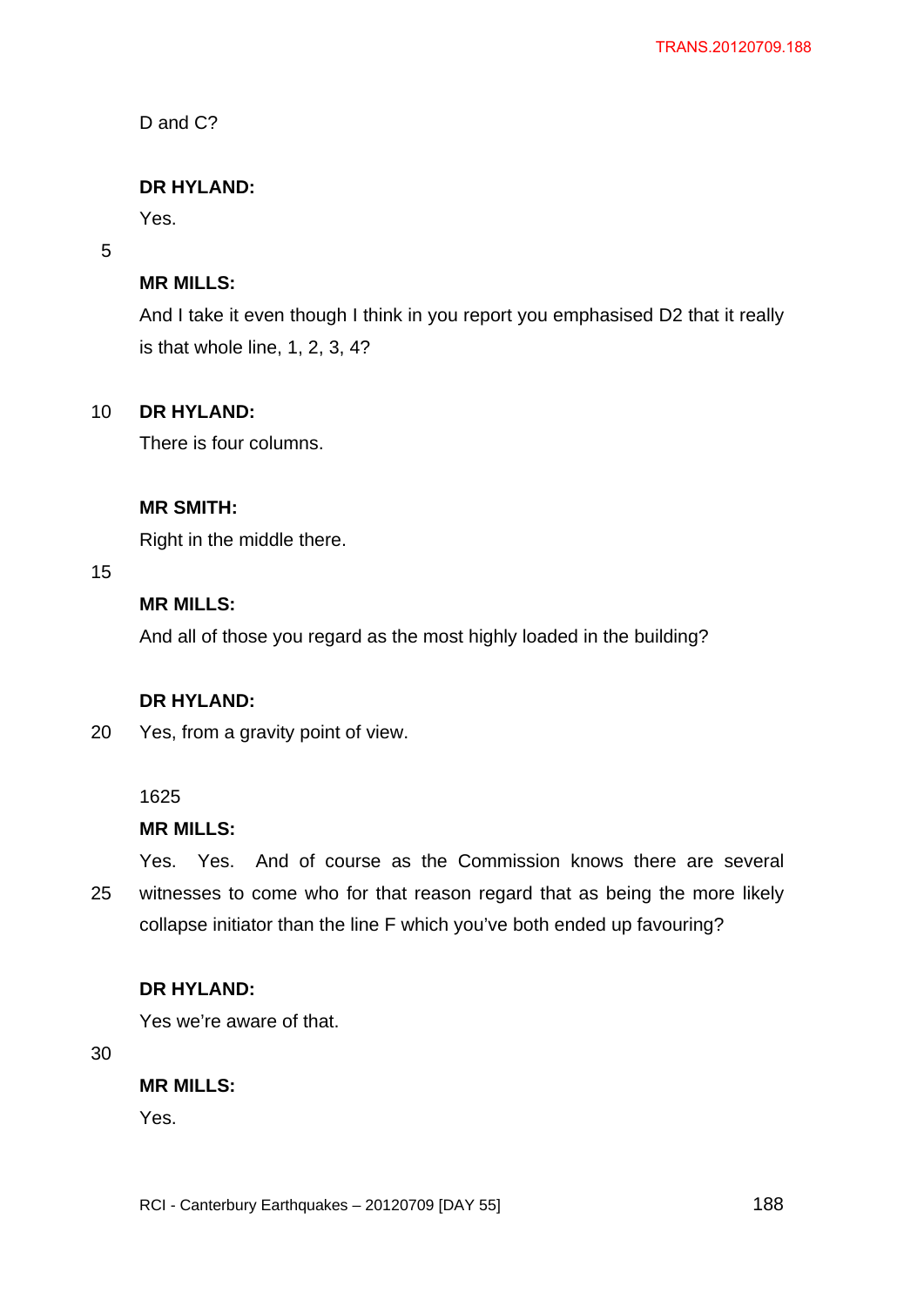D and C?

**DR HYLAND:**

Yes.

**MR MILLS:**

And I take it even though I think in you report you emphasised D2 that it really is that whole line, 1, 2, 3, 4?

**DR HYLAND:**

There is four columns.

**MR SMITH:**

Right in the middle there.

**MR MILLS:**

And all of those you regard as the most highly loaded in the building?

**DR HYLAND:**

Yes, from a gravity point of view.

1625

**MR MILLS:**

Yes. Yes. And of course as the Commission knows there are several witnesses to come who for that reason regard that as being the more likely collapse initiator than the line F which you've both ended up favouring?

**DR HYLAND:**

Yes we're aware of that.

**MR MILLS:**

Yes.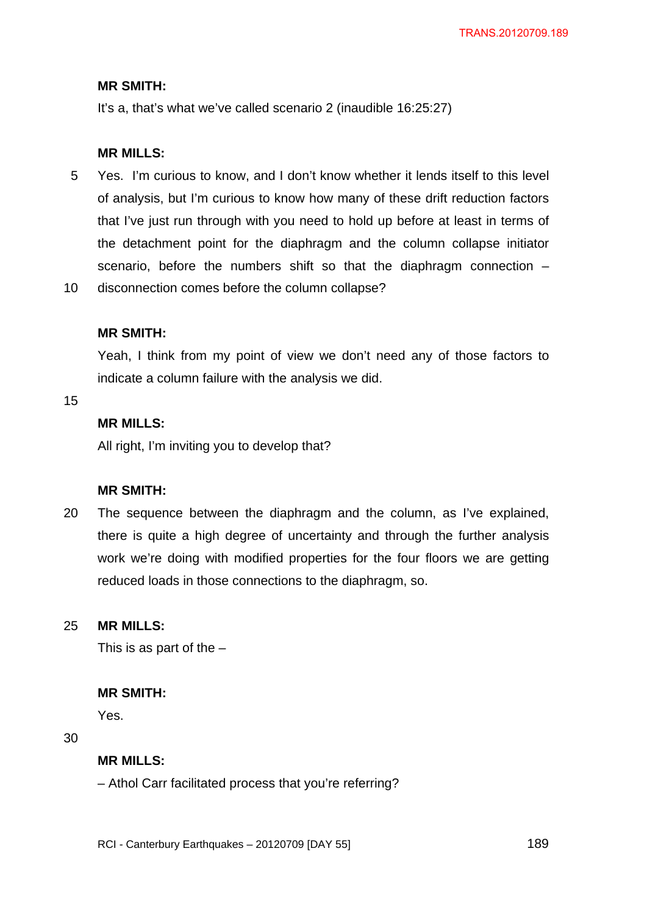**MR SMITH:**

It's a, that's what we've called scenario 2 (inaudible 16:25:27)

**MR MILLS:**

Yes. I'm curious to know, and I don't know whether it lends itself to this level of analysis, but I'm curious to know how many of these drift reduction factors that I've just run through with you need to hold up before at least in terms of the detachment point for the diaphragm and the column collapse initiator scenario, before the numbers shift so that the diaphragm connection – disconnection comes before the column collapse?

**MR SMITH:**

Yeah, I think from my point of view we don't need any of those factors to indicate a column failure with the analysis we did.

**MR MILLS:**

All right, I'm inviting you to develop that?

**MR SMITH:**

The sequence between the diaphragm and the column, as I've explained, there is quite a high degree of uncertainty and through the further analysis work we're doing with modified properties for the four floors we are getting reduced loads in those connections to the diaphragm, so.

**MR MILLS:**

This is as part of the –

**MR SMITH:**

Yes.

**MR MILLS:**

– Athol Carr facilitated process that you're referring?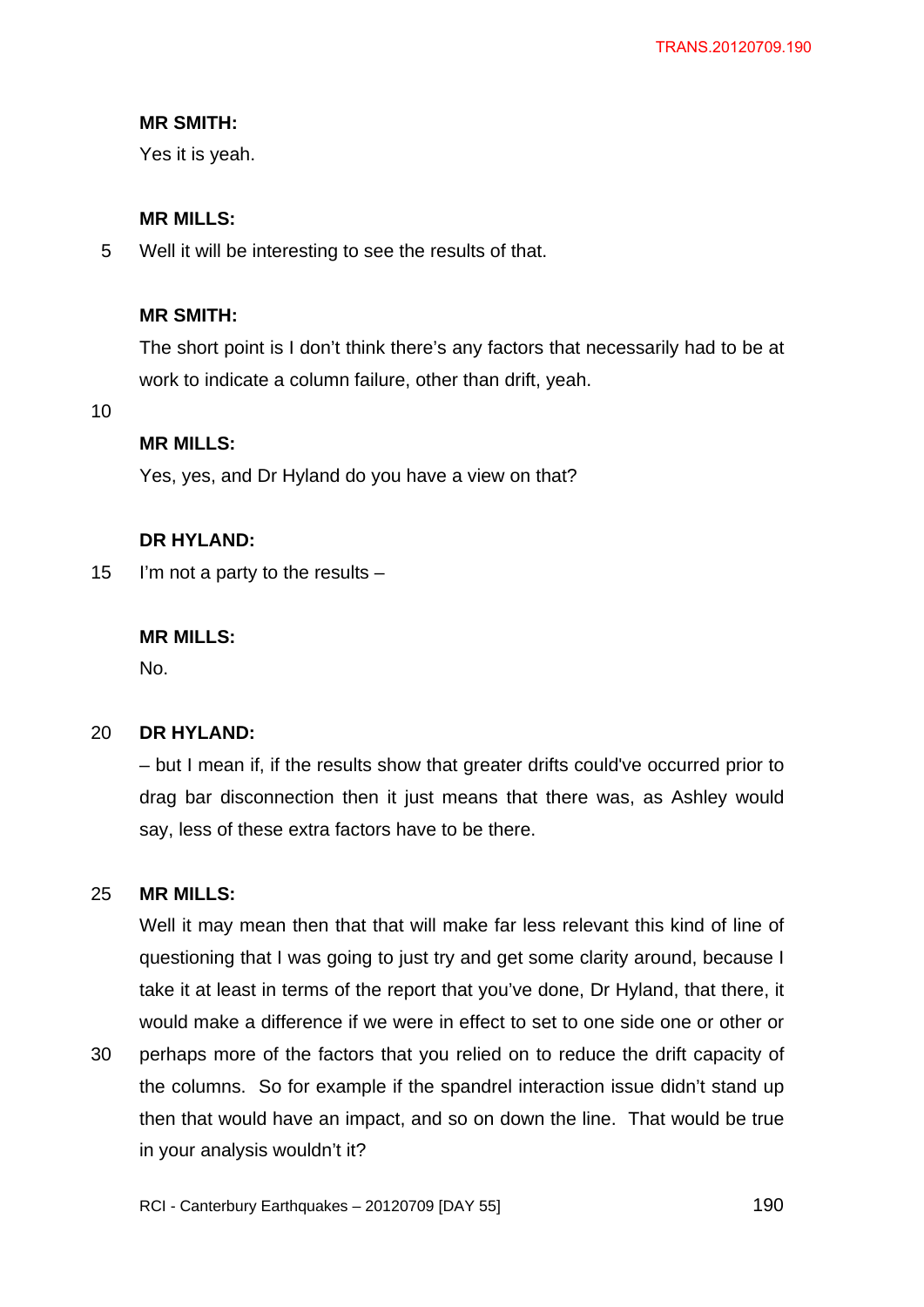**MR SMITH:**

Yes it is yeah.

**MR MILLS:**

Well it will be interesting to see the results of that.

**MR SMITH:**

The short point is I don't think there's any factors that necessarily had to be at work to indicate a column failure, other than drift, yeah.

**MR MILLS:**

Yes, yes, and Dr Hyland do you have a view on that?

**DR HYLAND:**

I'm not a party to the results –

**MR MILLS:**

No.

**DR HYLAND:**

– but I mean if, if the results show that greater drifts could've occurred prior to drag bar disconnection then it just means that there was, as Ashley would say, less of these extra factors have to be there.

**MR MILLS:**

Well it may mean then that that will make far less relevant this kind of line of questioning that I was going to just try and get some clarity around, because I take it at least in terms of the report that you've done, Dr Hyland, that there, it would make a difference if we were in effect to set to one side one or other or perhaps more of the factors that you relied on to reduce the drift capacity of the columns. So for example if the spandrel interaction issue didn't stand up then that would have an impact, and so on down the line. That would be true in your analysis wouldn't it?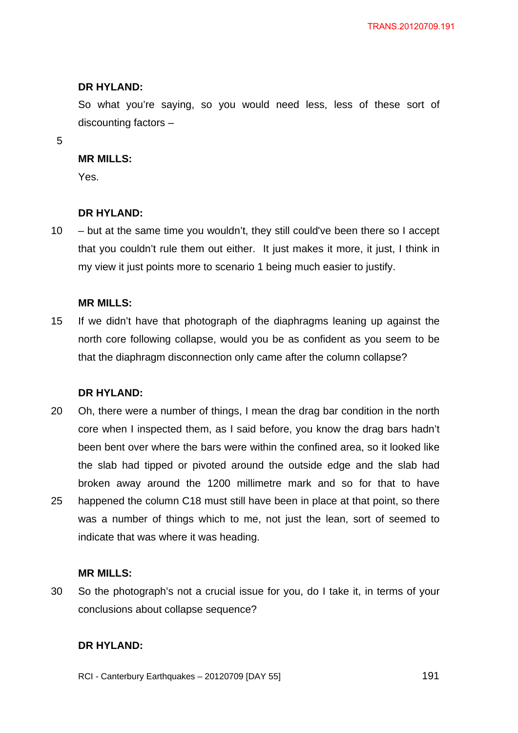**DR HYLAND:**

So what you're saying, so you would need less, less of these sort of discounting factors –

**MR MILLS:**

Yes.

**DR HYLAND:**

– but at the same time you wouldn't, they still could've been there so I accept that you couldn't rule them out either. It just makes it more, it just, I think in my view it just points more to scenario 1 being much easier to justify.

**MR MILLS:**

If we didn't have that photograph of the diaphragms leaning up against the north core following collapse, would you be as confident as you seem to be that the diaphragm disconnection only came after the column collapse?

**DR HYLAND:**

Oh, there were a number of things, I mean the drag bar condition in the north core when I inspected them, as I said before, you know the drag bars hadn't been bent over where the bars were within the confined area, so it looked like the slab had tipped or pivoted around the outside edge and the slab had broken away around the 1200 millimetre mark and so for that to have happened the column C18 must still have been in place at that point, so there was a number of things which to me, not just the lean, sort of seemed to indicate that was where it was heading.

**MR MILLS:**

So the photograph's not a crucial issue for you, do I take it, in terms of your conclusions about collapse sequence?

**DR HYLAND:**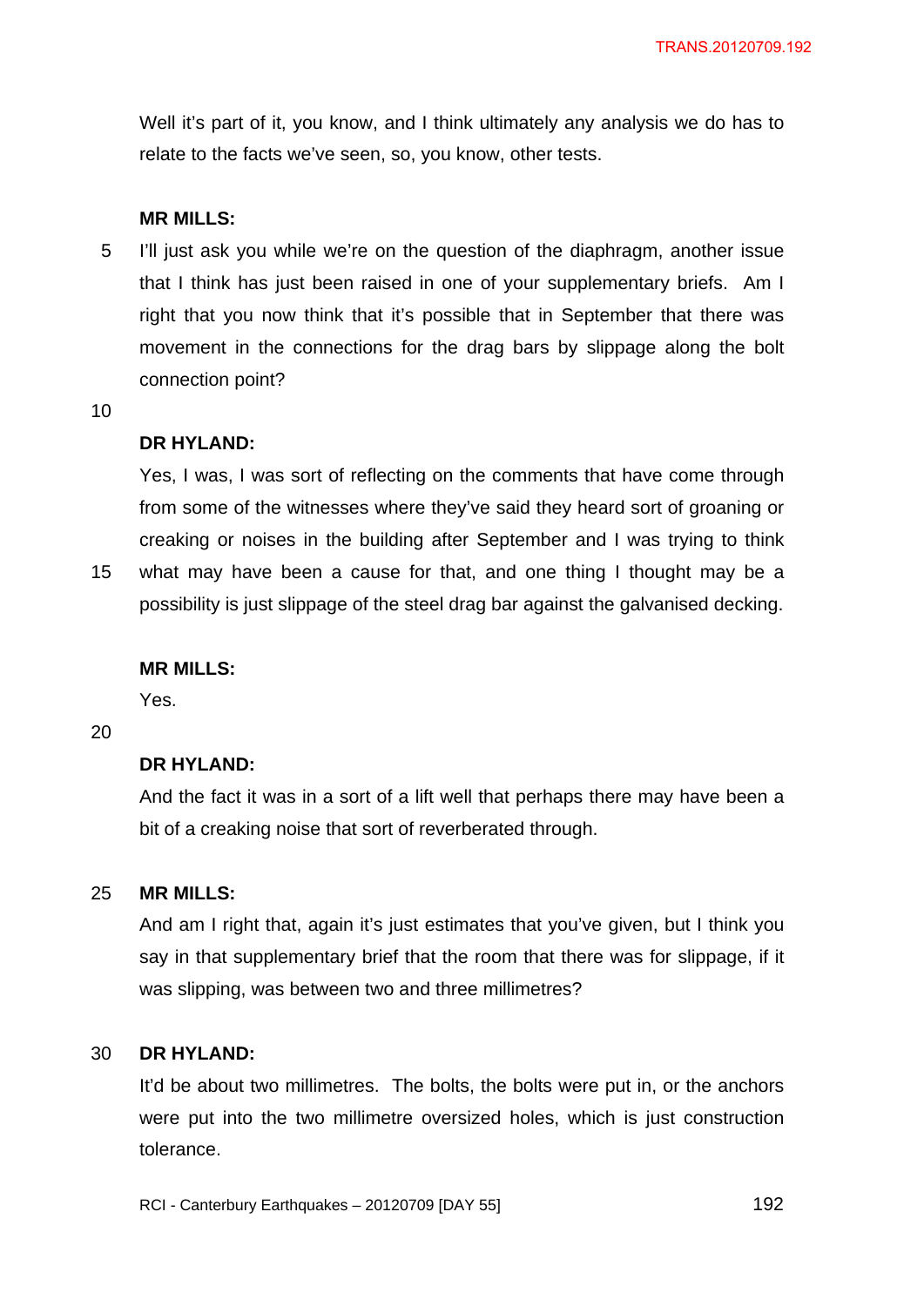Well it's part of it, you know, and I think ultimately any analysis we do has to relate to the facts we've seen, so, you know, other tests.

**MR MILLS:**

I'll just ask you while we're on the question of the diaphragm, another issue that I think has just been raised in one of your supplementary briefs. Am I right that you now think that it's possible that in September that there was movement in the connections for the drag bars by slippage along the bolt connection point?

**DR HYLAND:**

Yes, I was, I was sort of reflecting on the comments that have come through from some of the witnesses where they've said they heard sort of groaning or creaking or noises in the building after September and I was trying to think what may have been a cause for that, and one thing I thought may be a possibility is just slippage of the steel drag bar against the galvanised decking.

**MR MILLS:**

Yes.

**DR HYLAND:**

And the fact it was in a sort of a lift well that perhaps there may have been a bit of a creaking noise that sort of reverberated through.

**MR MILLS:**

And am I right that, again it's just estimates that you've given, but I think you say in that supplementary brief that the room that there was for slippage, if it was slipping, was between two and three millimetres?

**DR HYLAND:**

It'd be about two millimetres. The bolts, the bolts were put in, or the anchors were put into the two millimetre oversized holes, which is just construction tolerance.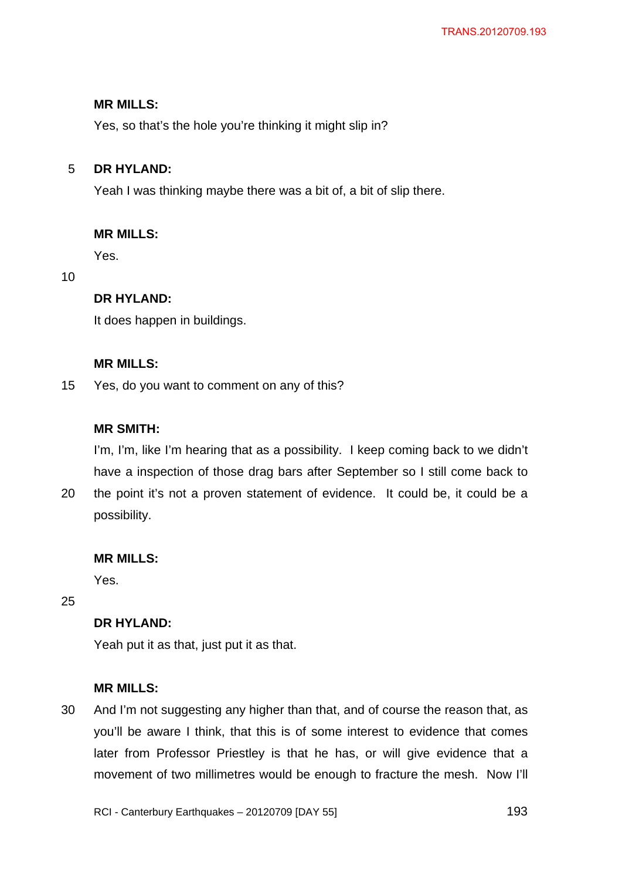**MR MILLS:**

Yes, so that's the hole you're thinking it might slip in?

**DR HYLAND:**

Yeah I was thinking maybe there was a bit of, a bit of slip there.

**MR MILLS:**

Yes.

**DR HYLAND:**

It does happen in buildings.

**MR MILLS:**

Yes, do you want to comment on any of this?

**MR SMITH:**

I'm, I'm, like I'm hearing that as a possibility. I keep coming back to we didn't have a inspection of those drag bars after September so I still come back to the point it's not a proven statement of evidence. It could be, it could be a possibility.

**MR MILLS:**

Yes.

**DR HYLAND:**

Yeah put it as that, just put it as that.

**MR MILLS:**

And I'm not suggesting any higher than that, and of course the reason that, as you'll be aware I think, that this is of some interest to evidence that comes later from Professor Priestley is that he has, or will give evidence that a movement of two millimetres would be enough to fracture the mesh. Now I'll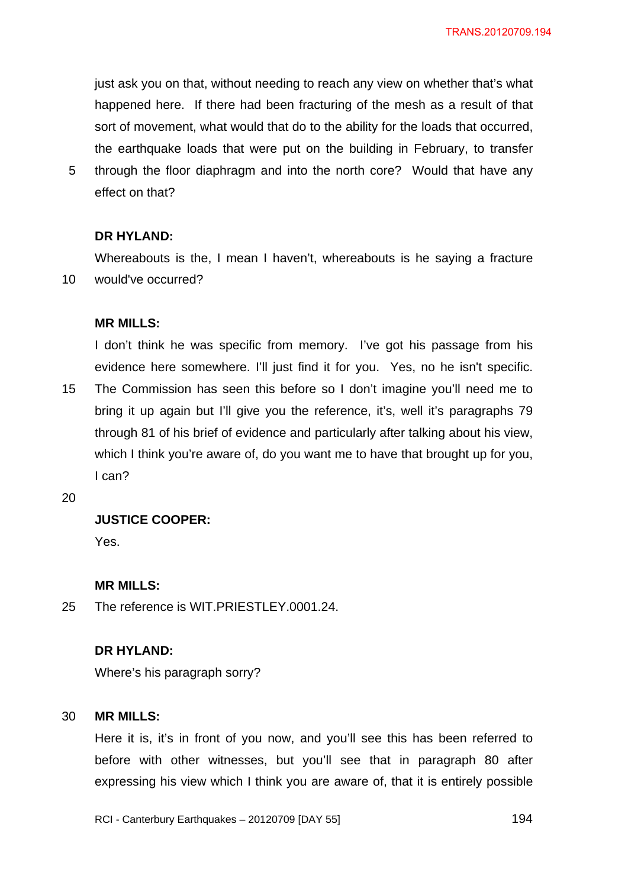just ask you on that, without needing to reach any view on whether that's what happened here. If there had been fracturing of the mesh as a result of that sort of movement, what would that do to the ability for the loads that occurred, the earthquake loads that were put on the building in February, to transfer through the floor diaphragm and into the north core? Would that have any effect on that?

**DR HYLAND:**

Whereabouts is the, I mean I haven't, whereabouts is he saying a fracture would've occurred?

**MR MILLS:**

I don't think he was specific from memory. I've got his passage from his evidence here somewhere. I'll just find it for you. Yes, no he isn't specific. The Commission has seen this before so I don't imagine you'll need me to bring it up again but I'll give you the reference, it's, well it's paragraphs 79 through 81 of his brief of evidence and particularly after talking about his view, which I think you're aware of, do you want me to have that brought up for you, I can?

**JUSTICE COOPER:**

Yes.

**MR MILLS:**

The reference is WIT.PRIESTLEY.0001.24.

**DR HYLAND:**

Where's his paragraph sorry?

**MR MILLS:**

Here it is, it's in front of you now, and you'll see this has been referred to before with other witnesses, but you'll see that in paragraph 80 after expressing his view which I think you are aware of, that it is entirely possible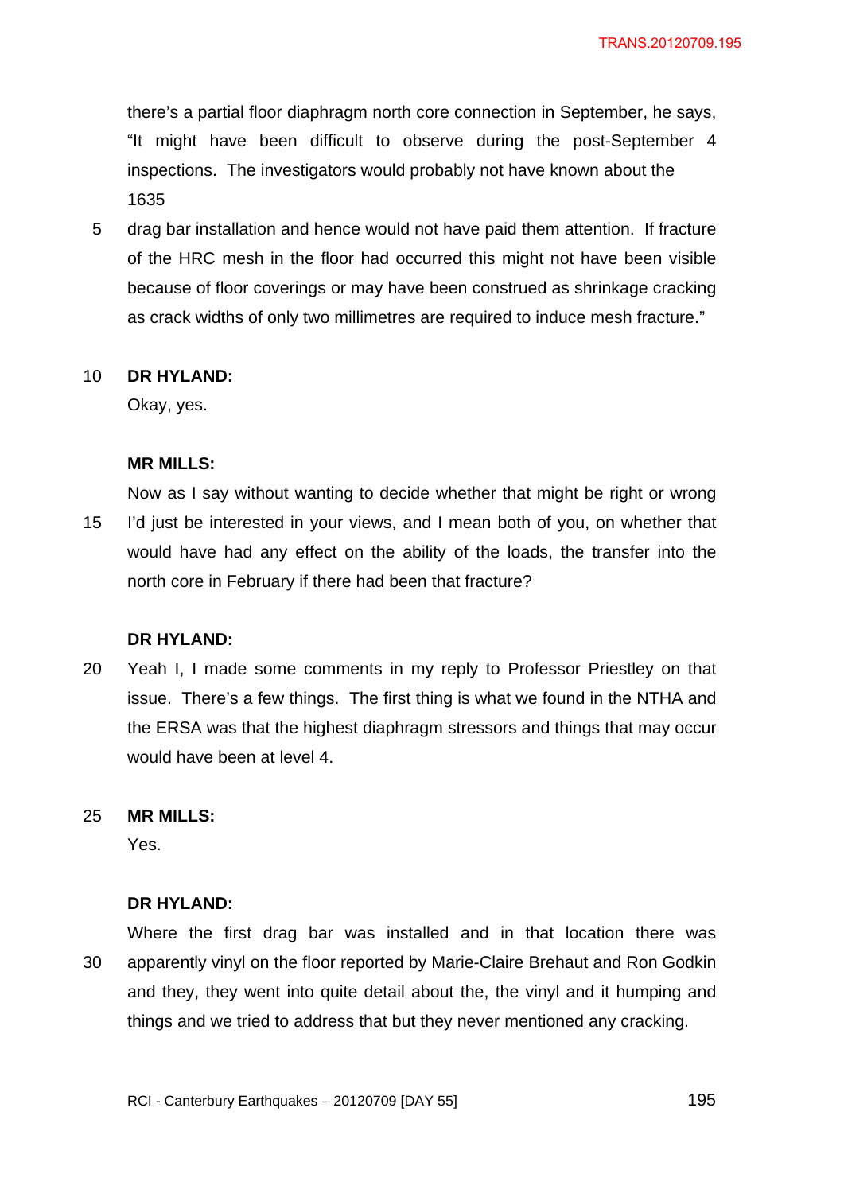there's a partial floor diaphragm north core connection in September, he says, "It might have been difficult to observe during the post-September 4 inspections. The investigators would probably not have known about the 1635 drag bar installation and hence would not have paid them attention. If fracture of the HRC mesh in the floor had occurred this might not have been visible because of floor coverings or may have been construed as shrinkage cracking as crack widths of only two millimetres are required to induce mesh fracture."

**DR HYLAND:**

Okay, yes.

**MR MILLS:**

Now as I say without wanting to decide whether that might be right or wrong I'd just be interested in your views, and I mean both of you, on whether that would have had any effect on the ability of the loads, the transfer into the north core in February if there had been that fracture?

**DR HYLAND:**

Yeah I, I made some comments in my reply to Professor Priestley on that issue. There's a few things. The first thing is what we found in the NTHA and the ERSA was that the highest diaphragm stressors and things that may occur would have been at level 4.

**MR MILLS:**

Yes.

**DR HYLAND:**

Where the first drag bar was installed and in that location there was apparently vinyl on the floor reported by Marie-Claire Brehaut and Ron Godkin and they, they went into quite detail about the, the vinyl and it humping and things and we tried to address that but they never mentioned any cracking.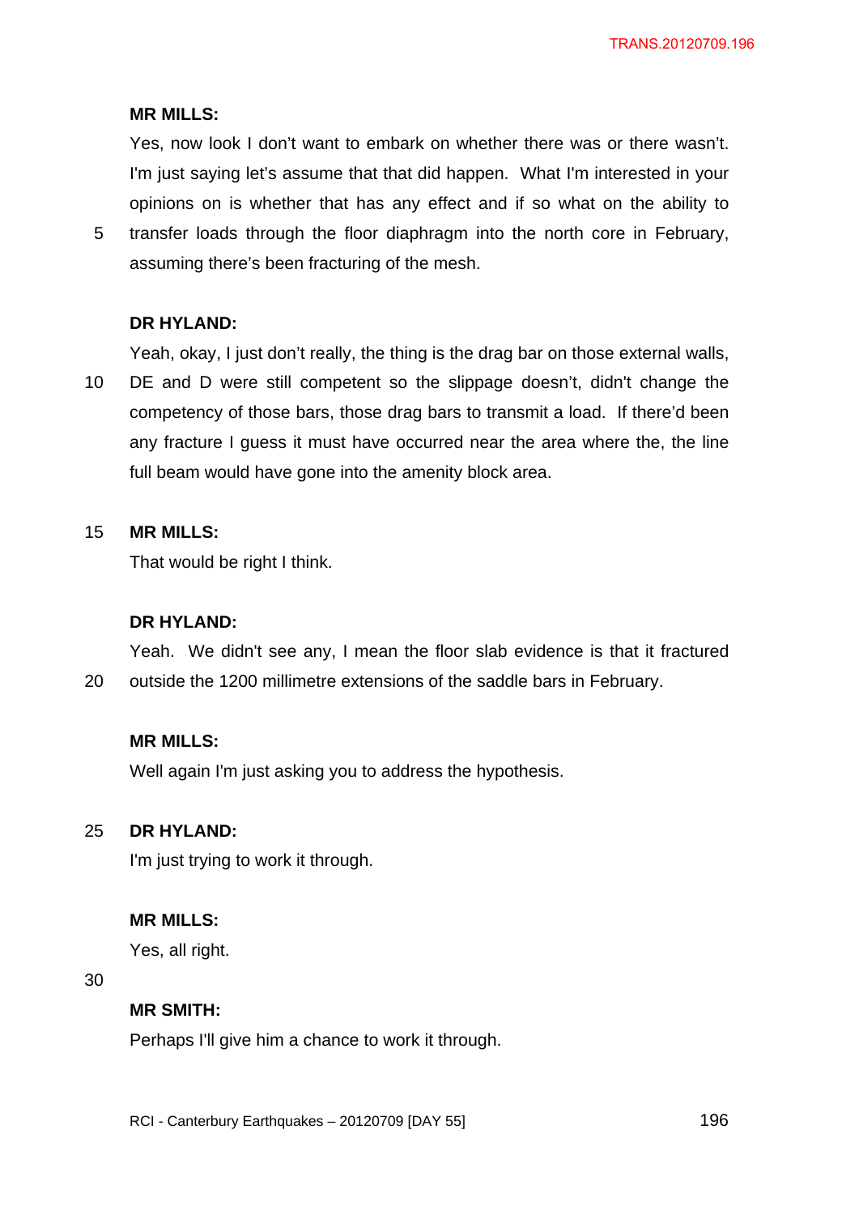**MR MILLS:**

Yes, now look I don't want to embark on whether there was or there wasn't. I'm just saying let's assume that that did happen. What I'm interested in your opinions on is whether that has any effect and if so what on the ability to transfer loads through the floor diaphragm into the north core in February, assuming there's been fracturing of the mesh.

**DR HYLAND:**

Yeah, okay, I just don't really, the thing is the drag bar on those external walls, DE and D were still competent so the slippage doesn't, didn't change the competency of those bars, those drag bars to transmit a load. If there'd been any fracture I guess it must have occurred near the area where the, the line full beam would have gone into the amenity block area.

**MR MILLS:**

That would be right I think.

**DR HYLAND:**

Yeah. We didn't see any, I mean the floor slab evidence is that it fractured outside the 1200 millimetre extensions of the saddle bars in February.

**MR MILLS:**

Well again I'm just asking you to address the hypothesis.

**DR HYLAND:**

I'm just trying to work it through.

**MR MILLS:**

Yes, all right.

**MR SMITH:**

Perhaps I'll give him a chance to work it through.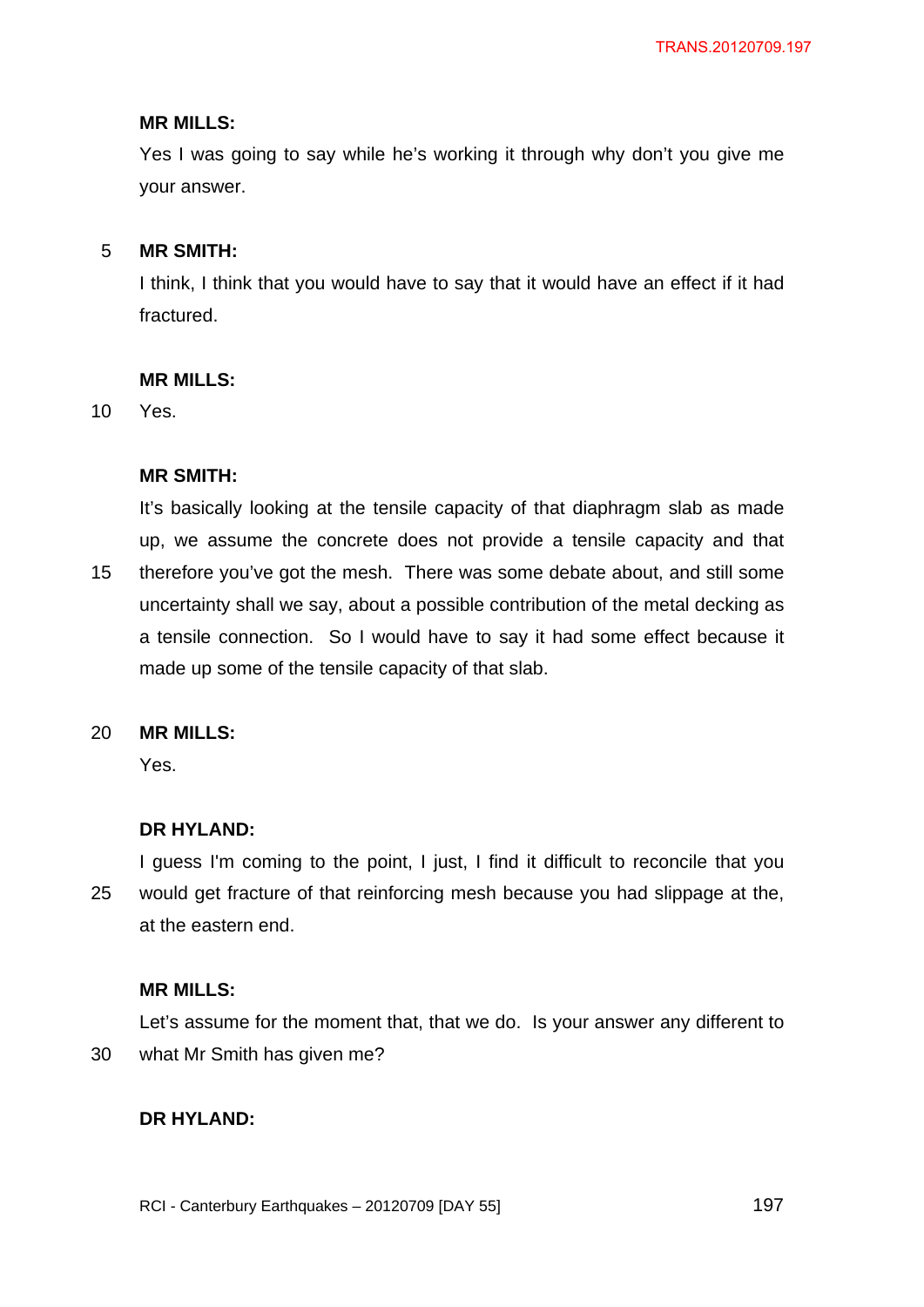**MR MILLS:**

Yes I was going to say while he's working it through why don't you give me your answer.

**MR SMITH:**

I think, I think that you would have to say that it would have an effect if it had fractured.

**MR MILLS:**

Yes.

**MR SMITH:**

It's basically looking at the tensile capacity of that diaphragm slab as made up, we assume the concrete does not provide a tensile capacity and that therefore you've got the mesh. There was some debate about, and still some uncertainty shall we say, about a possible contribution of the metal decking as a tensile connection. So I would have to say it had some effect because it made up some of the tensile capacity of that slab.

**MR MILLS:**

Yes.

**DR HYLAND:**

I guess I'm coming to the point, I just, I find it difficult to reconcile that you would get fracture of that reinforcing mesh because you had slippage at the, at the eastern end.

**MR MILLS:**

Let's assume for the moment that, that we do. Is your answer any different to what Mr Smith has given me?

**DR HYLAND:**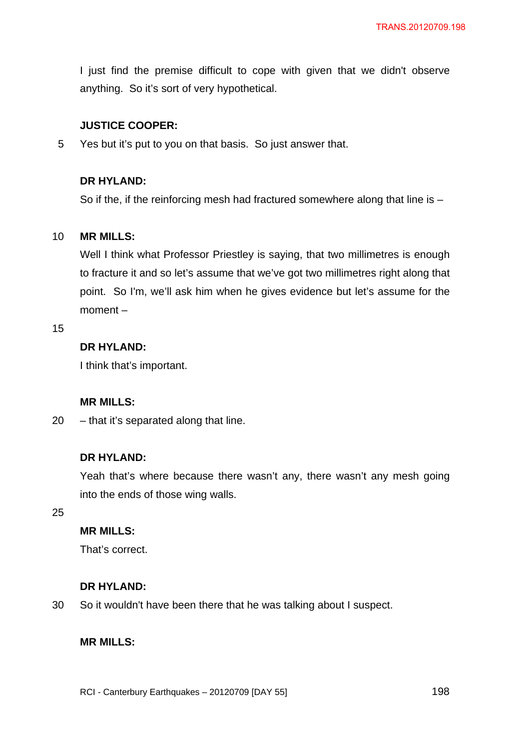I just find the premise difficult to cope with given that we didn't observe anything. So it's sort of very hypothetical.

**JUSTICE COOPER:**

Yes but it's put to you on that basis. So just answer that.

**DR HYLAND:**

So if the, if the reinforcing mesh had fractured somewhere along that line is –

**MR MILLS:**

Well I think what Professor Priestley is saying, that two millimetres is enough to fracture it and so let's assume that we've got two millimetres right along that point. So I'm, we'll ask him when he gives evidence but let's assume for the moment –

**DR HYLAND:**

I think that's important.

**MR MILLS:**

– that it's separated along that line.

**DR HYLAND:**

Yeah that's where because there wasn't any, there wasn't any mesh going into the ends of those wing walls.

**MR MILLS:**

That's correct.

**DR HYLAND:**

So it wouldn't have been there that he was talking about I suspect.

**MR MILLS:**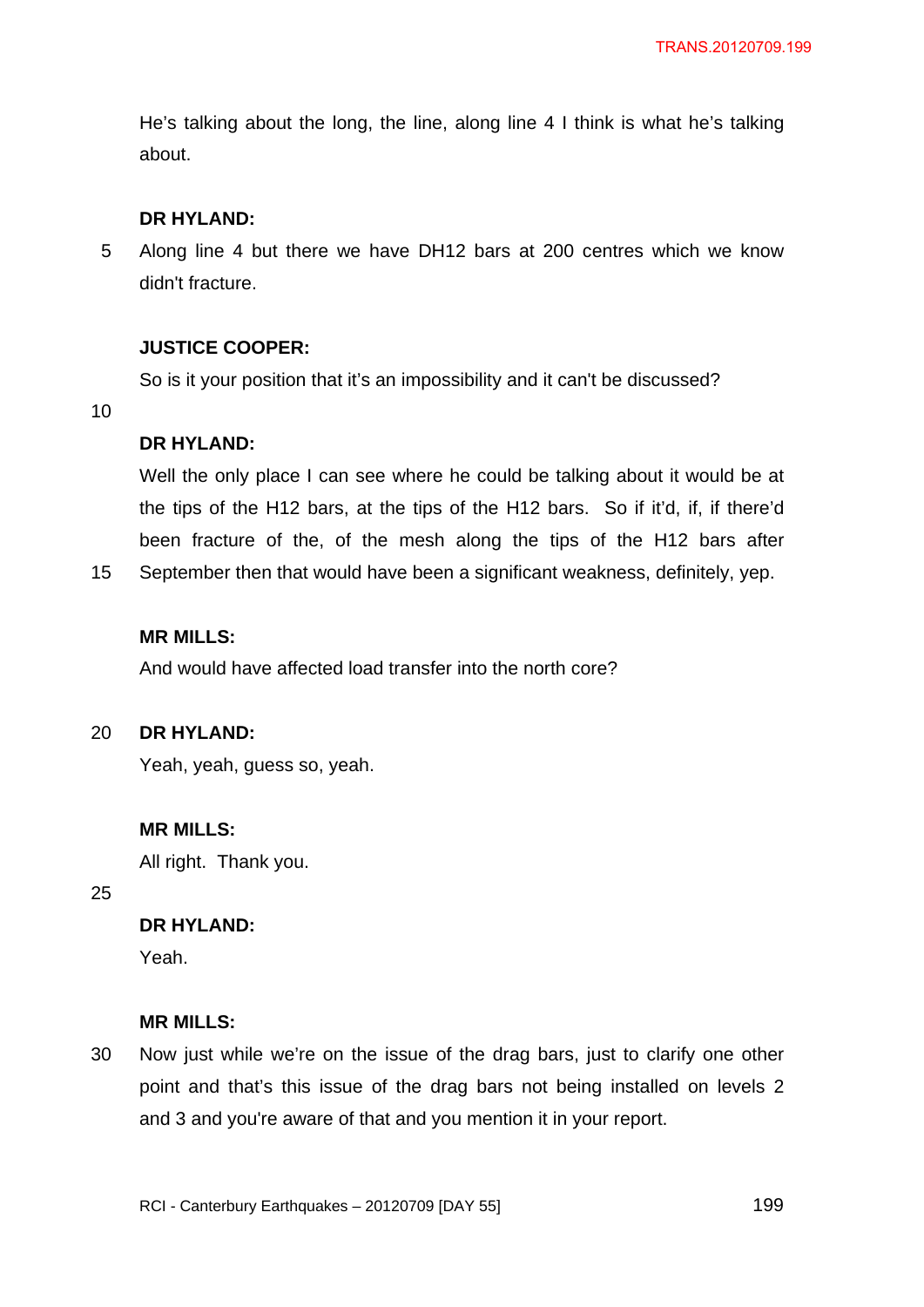He's talking about the long, the line, along line 4 I think is what he's talking about.

**DR HYLAND:**

Along line 4 but there we have DH12 bars at 200 centres which we know didn't fracture.

**JUSTICE COOPER:**

So is it your position that it's an impossibility and it can't be discussed?

**DR HYLAND:**

Well the only place I can see where he could be talking about it would be at the tips of the H12 bars, at the tips of the H12 bars. So if it'd, if, if there'd been fracture of the, of the mesh along the tips of the H12 bars after September then that would have been a significant weakness, definitely, yep.

**MR MILLS:**

And would have affected load transfer into the north core?

**DR HYLAND:**

Yeah, yeah, guess so, yeah.

**MR MILLS:**

All right. Thank you.

**DR HYLAND:**

Yeah.

**MR MILLS:**

Now just while we're on the issue of the drag bars, just to clarify one other point and that's this issue of the drag bars not being installed on levels 2 and 3 and you're aware of that and you mention it in your report.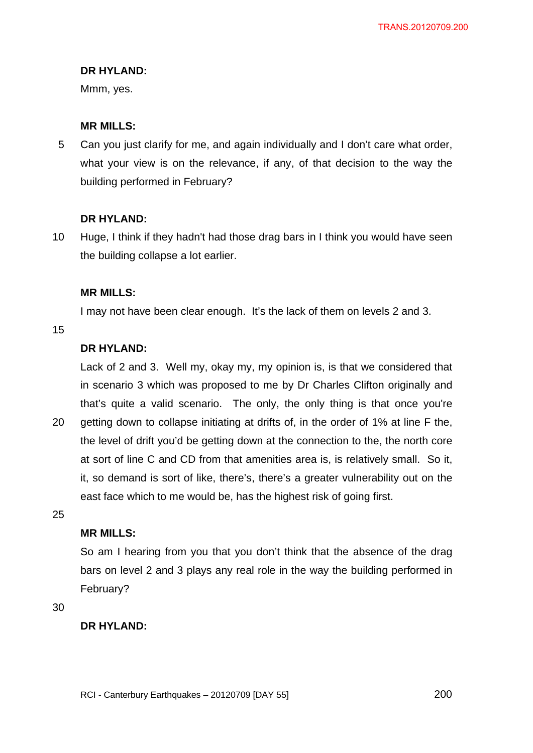**DR HYLAND:**

Mmm, yes.

**MR MILLS:**

Can you just clarify for me, and again individually and I don't care what order, what your view is on the relevance, if any, of that decision to the way the building performed in February?

**DR HYLAND:**

Huge, I think if they hadn't had those drag bars in I think you would have seen the building collapse a lot earlier.

**MR MILLS:**

I may not have been clear enough. It's the lack of them on levels 2 and 3.

**DR HYLAND:**

Lack of 2 and 3. Well my, okay my, my opinion is, is that we considered that in scenario 3 which was proposed to me by Dr Charles Clifton originally and that's quite a valid scenario. The only, the only thing is that once you're getting down to collapse initiating at drifts of, in the order of 1% at line F the, the level of drift you'd be getting down at the connection to the, the north core at sort of line C and CD from that amenities area is, is relatively small. So it, it, so demand is sort of like, there's, there's a greater vulnerability out on the east face which to me would be, has the highest risk of going first.

**MR MILLS:**

So am I hearing from you that you don't think that the absence of the drag bars on level 2 and 3 plays any real role in the way the building performed in February?

**DR HYLAND:**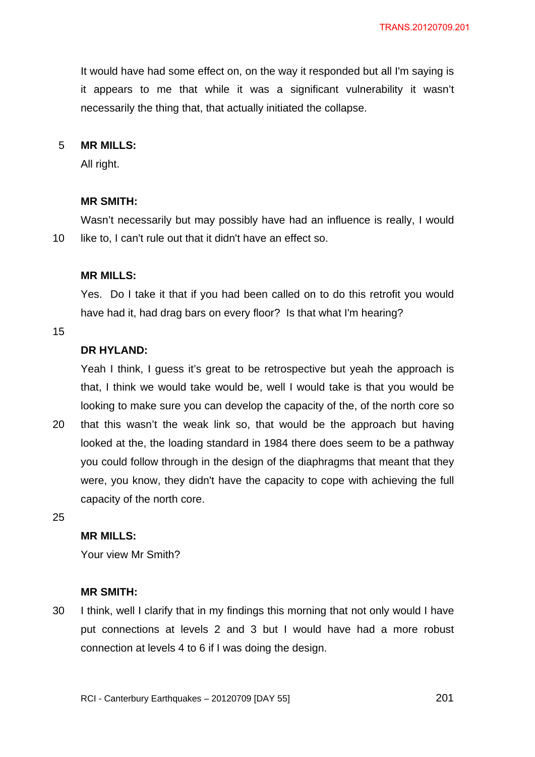It would have had some effect on, on the way it responded but all I'm saying is it appears to me that while it was a significant vulnerability it wasn't necessarily the thing that, that actually initiated the collapse.

**MR MILLS:**

All right.

**MR SMITH:**

Wasn't necessarily but may possibly have had an influence is really, I would like to, I can't rule out that it didn't have an effect so.

**MR MILLS:**

Yes. Do I take it that if you had been called on to do this retrofit you would have had it, had drag bars on every floor? Is that what I'm hearing?

**DR HYLAND:**

Yeah I think, I guess it's great to be retrospective but yeah the approach is that, I think we would take would be, well I would take is that you would be looking to make sure you can develop the capacity of the, of the north core so that this wasn't the weak link so, that would be the approach but having looked at the, the loading standard in 1984 there does seem to be a pathway you could follow through in the design of the diaphragms that meant that they were, you know, they didn't have the capacity to cope with achieving the full capacity of the north core.

**MR MILLS:**

Your view Mr Smith?

**MR SMITH:**

I think, well I clarify that in my findings this morning that not only would I have put connections at levels 2 and 3 but I would have had a more robust connection at levels 4 to 6 if I was doing the design.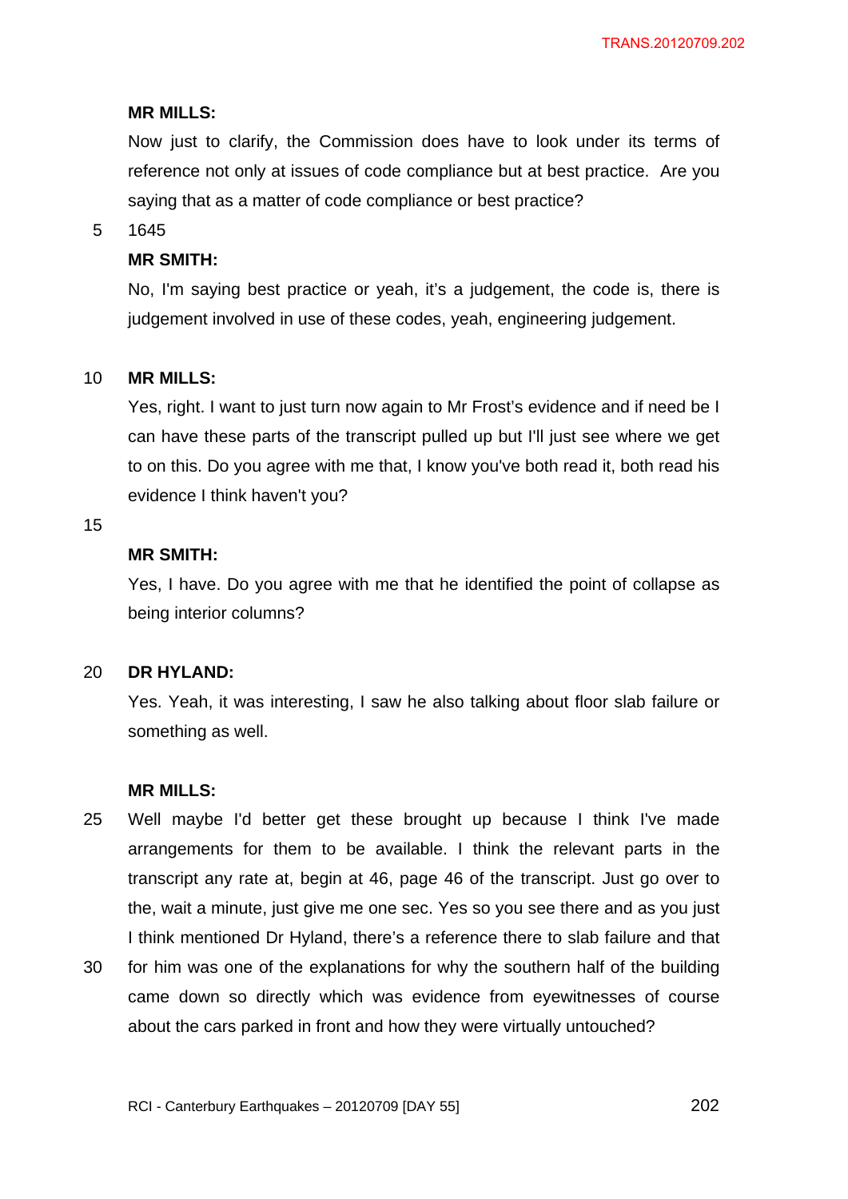**MR MILLS:**

Now just to clarify, the Commission does have to look under its terms of reference not only at issues of code compliance but at best practice. Are you saying that as a matter of code compliance or best practice?

1645

**MR SMITH:**

No, I'm saying best practice or yeah, it's a judgement, the code is, there is judgement involved in use of these codes, yeah, engineering judgement.

**MR MILLS:**

Yes, right. I want to just turn now again to Mr Frost's evidence and if need be I can have these parts of the transcript pulled up but I'll just see where we get to on this. Do you agree with me that, I know you've both read it, both read his evidence I think haven't you?

**MR SMITH:**

Yes, I have. Do you agree with me that he identified the point of collapse as being interior columns?

**DR HYLAND:**

Yes. Yeah, it was interesting, I saw he also talking about floor slab failure or something as well.

**MR MILLS:**

Well maybe I'd better get these brought up because I think I've made arrangements for them to be available. I think the relevant parts in the transcript any rate at, begin at 46, page 46 of the transcript. Just go over to the, wait a minute, just give me one sec. Yes so you see there and as you just I think mentioned Dr Hyland, there's a reference there to slab failure and that for him was one of the explanations for why the southern half of the building came down so directly which was evidence from eyewitnesses of course about the cars parked in front and how they were virtually untouched?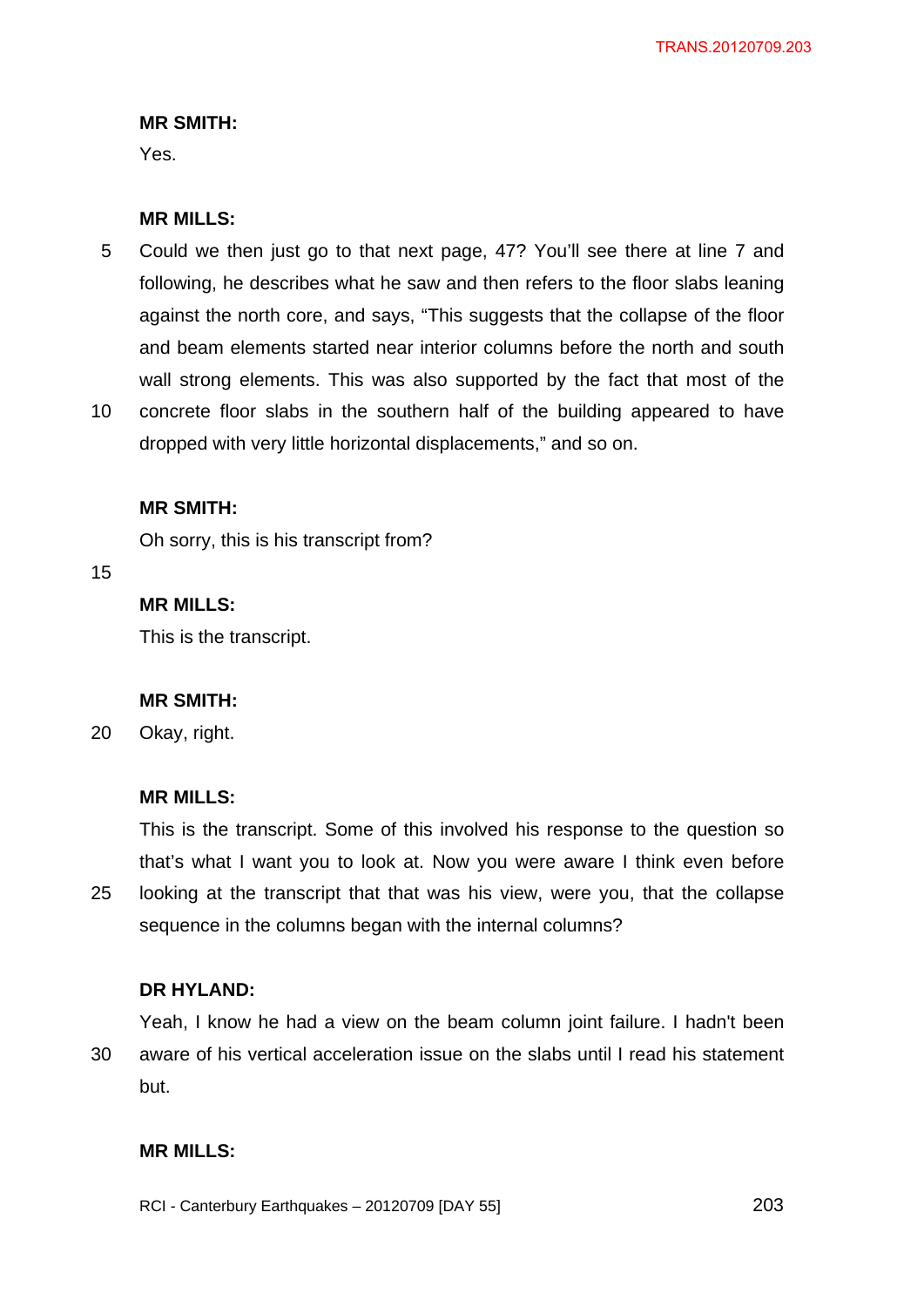**MR SMITH:**

Yes.

**MR MILLS:**

Could we then just go to that next page, 47? You'll see there at line 7 and following, he describes what he saw and then refers to the floor slabs leaning against the north core, and says, "This suggests that the collapse of the floor and beam elements started near interior columns before the north and south wall strong elements. This was also supported by the fact that most of the concrete floor slabs in the southern half of the building appeared to have dropped with very little horizontal displacements," and so on.

**MR SMITH:**

Oh sorry, this is his transcript from?

**MR MILLS:**

This is the transcript.

**MR SMITH:**

Okay, right.

**MR MILLS:**

This is the transcript. Some of this involved his response to the question so that's what I want you to look at. Now you were aware I think even before looking at the transcript that that was his view, were you, that the collapse sequence in the columns began with the internal columns?

**DR HYLAND:**

Yeah, I know he had a view on the beam column joint failure. I hadn't been aware of his vertical acceleration issue on the slabs until I read his statement but.

**MR MILLS:**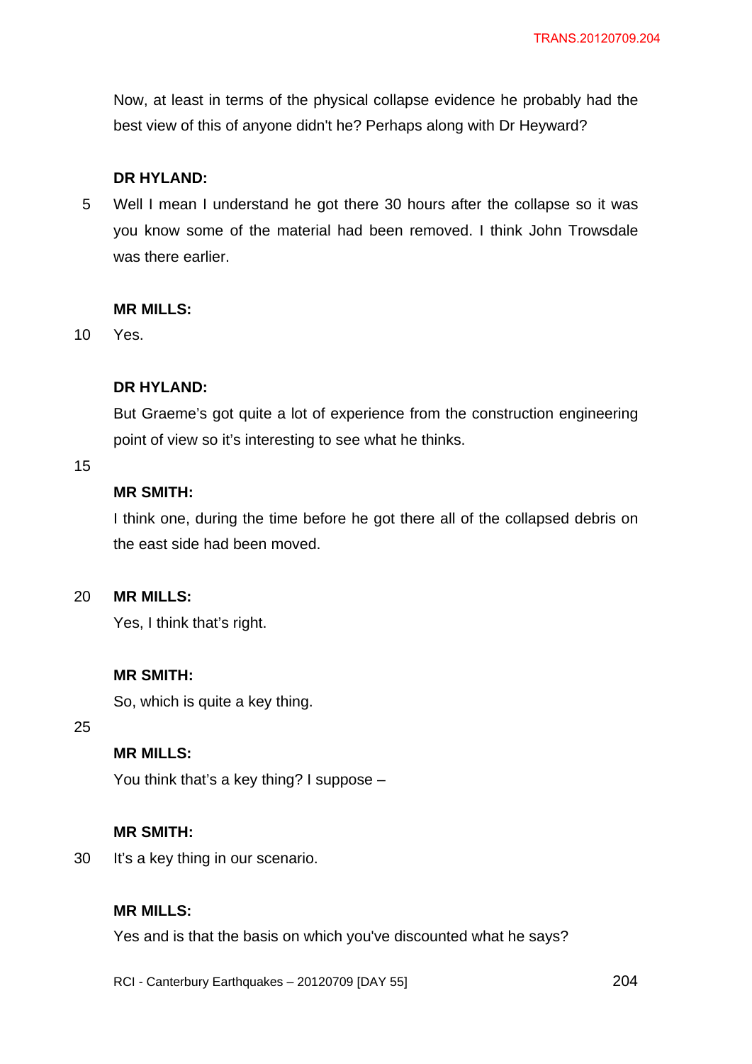Now, at least in terms of the physical collapse evidence he probably had the best view of this of anyone didn't he? Perhaps along with Dr Heyward?

**DR HYLAND:**

Well I mean I understand he got there 30 hours after the collapse so it was you know some of the material had been removed. I think John Trowsdale was there earlier.

**MR MILLS:**

Yes.

**DR HYLAND:**

But Graeme's got quite a lot of experience from the construction engineering point of view so it's interesting to see what he thinks.

**MR SMITH:**

I think one, during the time before he got there all of the collapsed debris on the east side had been moved.

**MR MILLS:**

Yes, I think that's right.

**MR SMITH:**

So, which is quite a key thing.

**MR MILLS:**

You think that's a key thing? I suppose –

**MR SMITH:**

It's a key thing in our scenario.

**MR MILLS:**

Yes and is that the basis on which you've discounted what he says?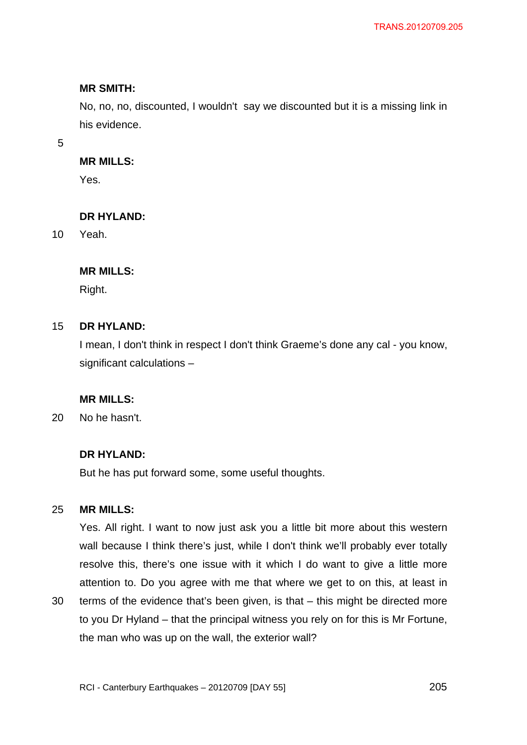**MR SMITH:**

No, no, no, discounted, I wouldn't say we discounted but it is a missing link in his evidence.

**MR MILLS:**

Yes.

**DR HYLAND:**

Yeah.

**MR MILLS:**

Right.

**DR HYLAND:**

I mean, I don't think in respect I don't think Graeme's done any cal - you know, significant calculations –

**MR MILLS:**

No he hasn't.

**DR HYLAND:**

But he has put forward some, some useful thoughts.

**MR MILLS:**

Yes. All right. I want to now just ask you a little bit more about this western wall because I think there's just, while I don't think we'll probably ever totally resolve this, there's one issue with it which I do want to give a little more attention to. Do you agree with me that where we get to on this, at least in terms of the evidence that's been given, is that – this might be directed more to you Dr Hyland – that the principal witness you rely on for this is Mr Fortune, the man who was up on the wall, the exterior wall?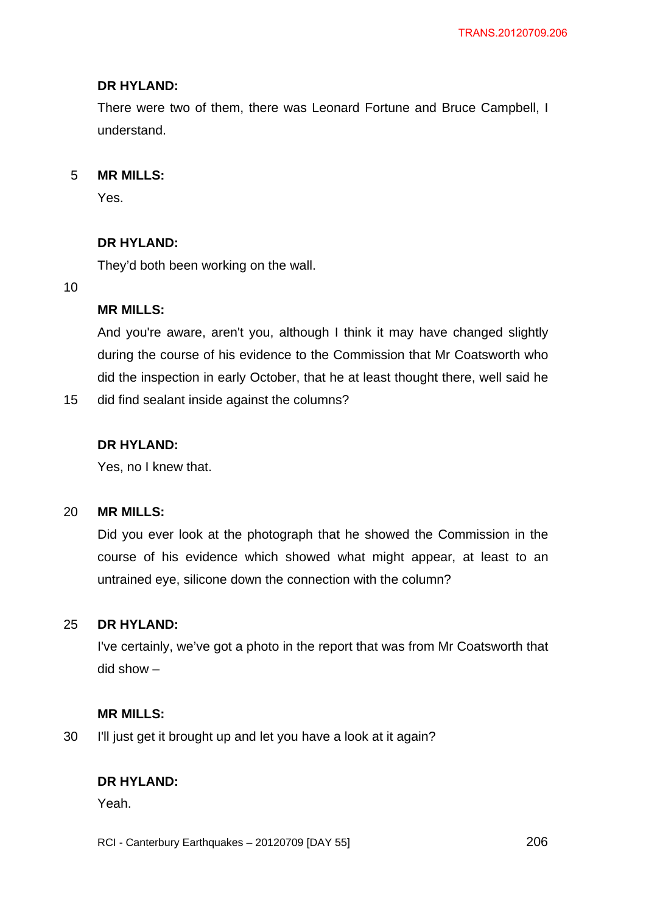**DR HYLAND:**

There were two of them, there was Leonard Fortune and Bruce Campbell, I understand.

**MR MILLS:**

Yes.

**DR HYLAND:**

They'd both been working on the wall.

**MR MILLS:**

And you're aware, aren't you, although I think it may have changed slightly during the course of his evidence to the Commission that Mr Coatsworth who did the inspection in early October, that he at least thought there, well said he did find sealant inside against the columns?

**DR HYLAND:**

Yes, no I knew that.

**MR MILLS:**

Did you ever look at the photograph that he showed the Commission in the course of his evidence which showed what might appear, at least to an untrained eye, silicone down the connection with the column?

**DR HYLAND:**

I've certainly, we've got a photo in the report that was from Mr Coatsworth that did show –

**MR MILLS:**

I'll just get it brought up and let you have a look at it again?

**DR HYLAND:**

Yeah.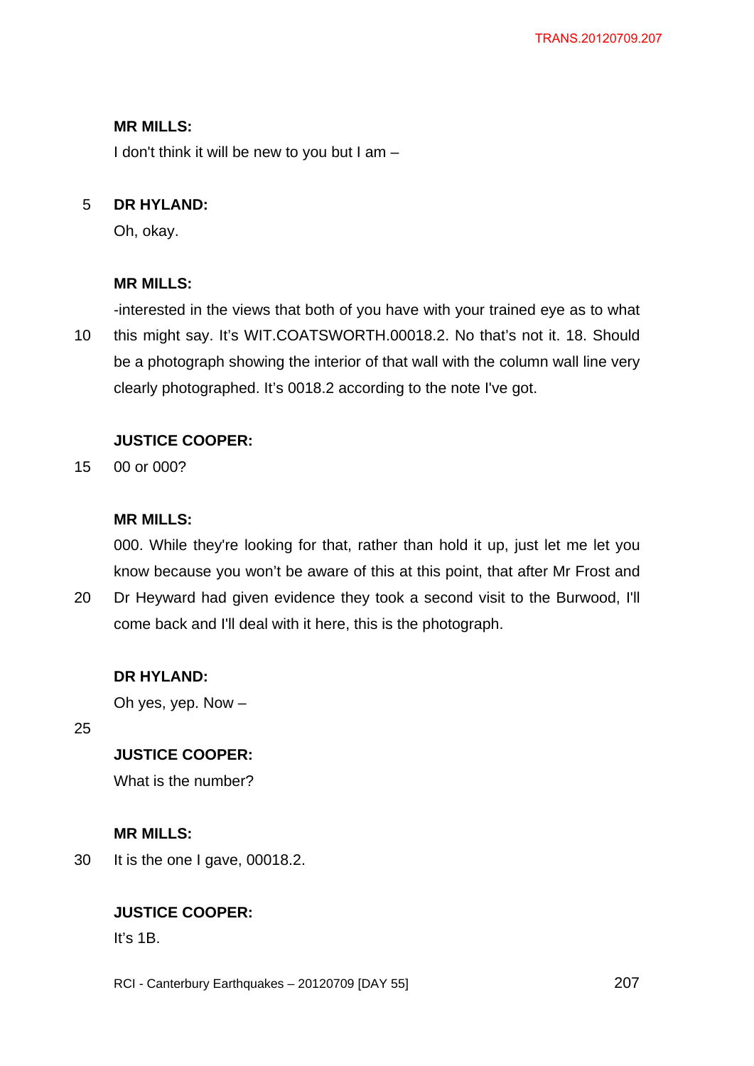**MR MILLS:**

I don't think it will be new to you but I am –

**DR HYLAND:**

Oh, okay.

**MR MILLS:**

-interested in the views that both of you have with your trained eye as to what this might say. It's WIT.COATSWORTH.00018.2. No that's not it. 18. Should be a photograph showing the interior of that wall with the column wall line very clearly photographed. It's 0018.2 according to the note I've got.

**JUSTICE COOPER:**

00 or 000?

**MR MILLS:**

000. While they're looking for that, rather than hold it up, just let me let you know because you won't be aware of this at this point, that after Mr Frost and Dr Heyward had given evidence they took a second visit to the Burwood, I'll come back and I'll deal with it here, this is the photograph.

**DR HYLAND:**

Oh yes, yep. Now –

**JUSTICE COOPER:**

What is the number?

**MR MILLS:**

It is the one I gave, 00018.2.

**JUSTICE COOPER:**

It's 1B.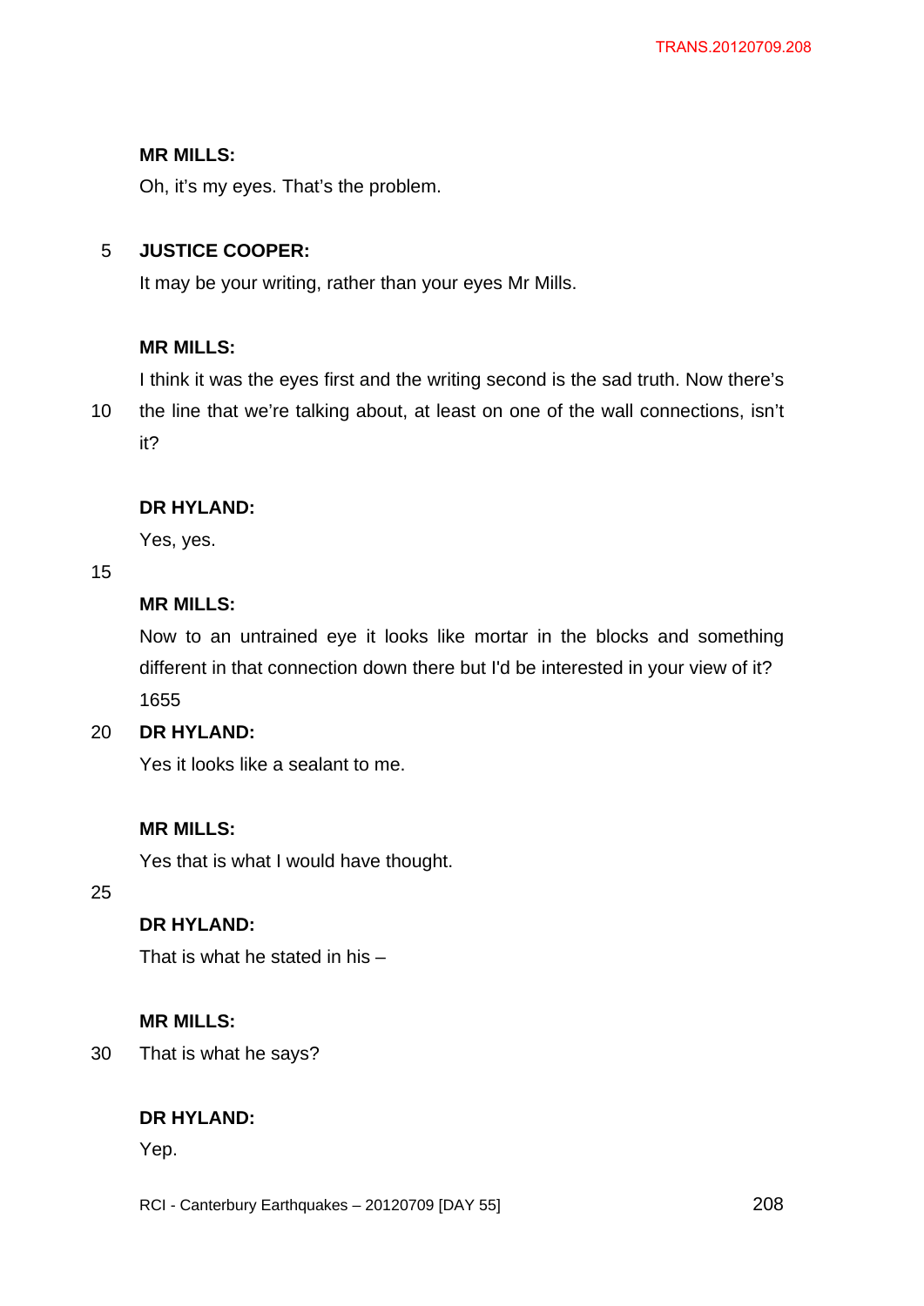**MR MILLS:**

Oh, it's my eyes. That's the problem.

**JUSTICE COOPER:**

It may be your writing, rather than your eyes Mr Mills.

**MR MILLS:**

I think it was the eyes first and the writing second is the sad truth. Now there's the line that we're talking about, at least on one of the wall connections, isn't it?

**DR HYLAND:**

Yes, yes.

**MR MILLS:**

Now to an untrained eye it looks like mortar in the blocks and something different in that connection down there but I'd be interested in your view of it?
1655

**DR HYLAND:**

Yes it looks like a sealant to me.

**MR MILLS:**

Yes that is what I would have thought.

**DR HYLAND:**

That is what he stated in his –

**MR MILLS:**

That is what he says?

**DR HYLAND:**

Yep.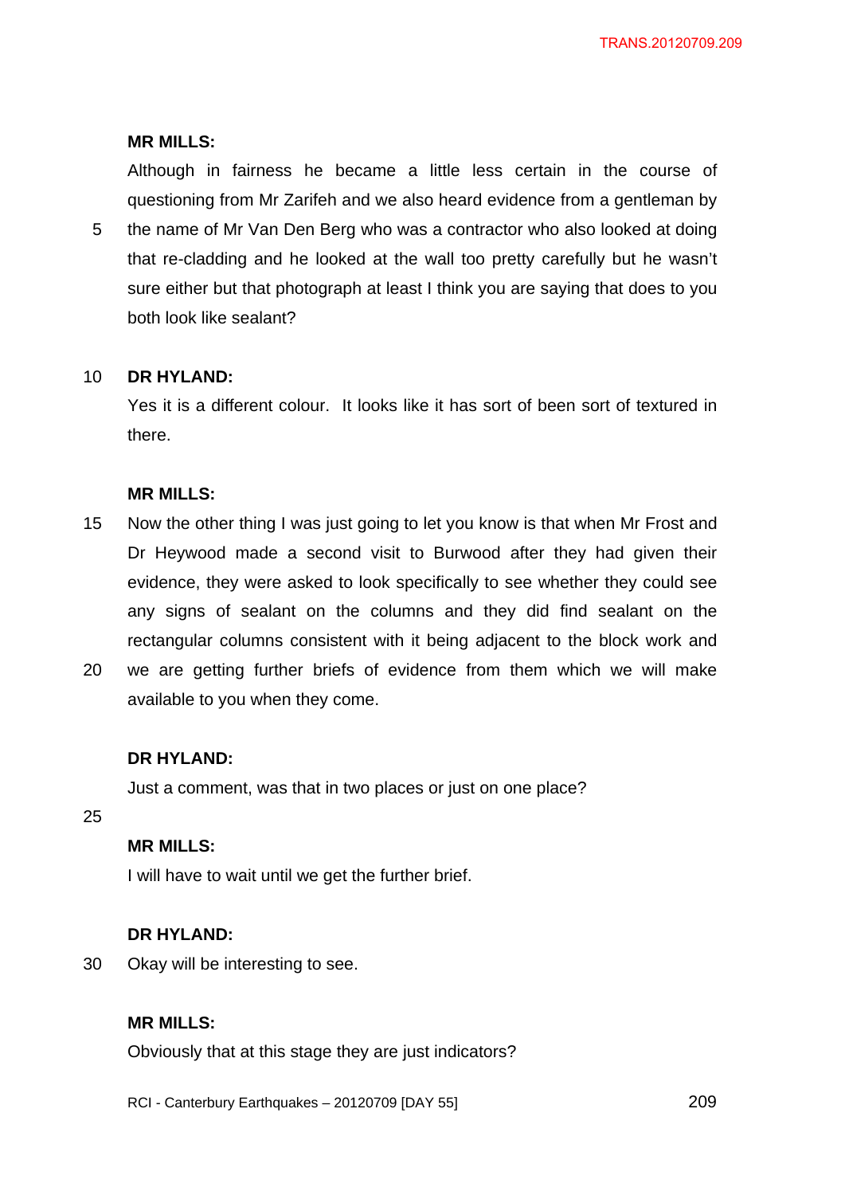**MR MILLS:**

Although in fairness he became a little less certain in the course of questioning from Mr Zarifeh and we also heard evidence from a gentleman by the name of Mr Van Den Berg who was a contractor who also looked at doing that re-cladding and he looked at the wall too pretty carefully but he wasn't sure either but that photograph at least I think you are saying that does to you both look like sealant?

**DR HYLAND:**

Yes it is a different colour. It looks like it has sort of been sort of textured in there.

**MR MILLS:**

Now the other thing I was just going to let you know is that when Mr Frost and Dr Heywood made a second visit to Burwood after they had given their evidence, they were asked to look specifically to see whether they could see any signs of sealant on the columns and they did find sealant on the rectangular columns consistent with it being adjacent to the block work and we are getting further briefs of evidence from them which we will make available to you when they come.

**DR HYLAND:**

Just a comment, was that in two places or just on one place?

**MR MILLS:**

I will have to wait until we get the further brief.

**DR HYLAND:**

Okay will be interesting to see.

**MR MILLS:**

Obviously that at this stage they are just indicators?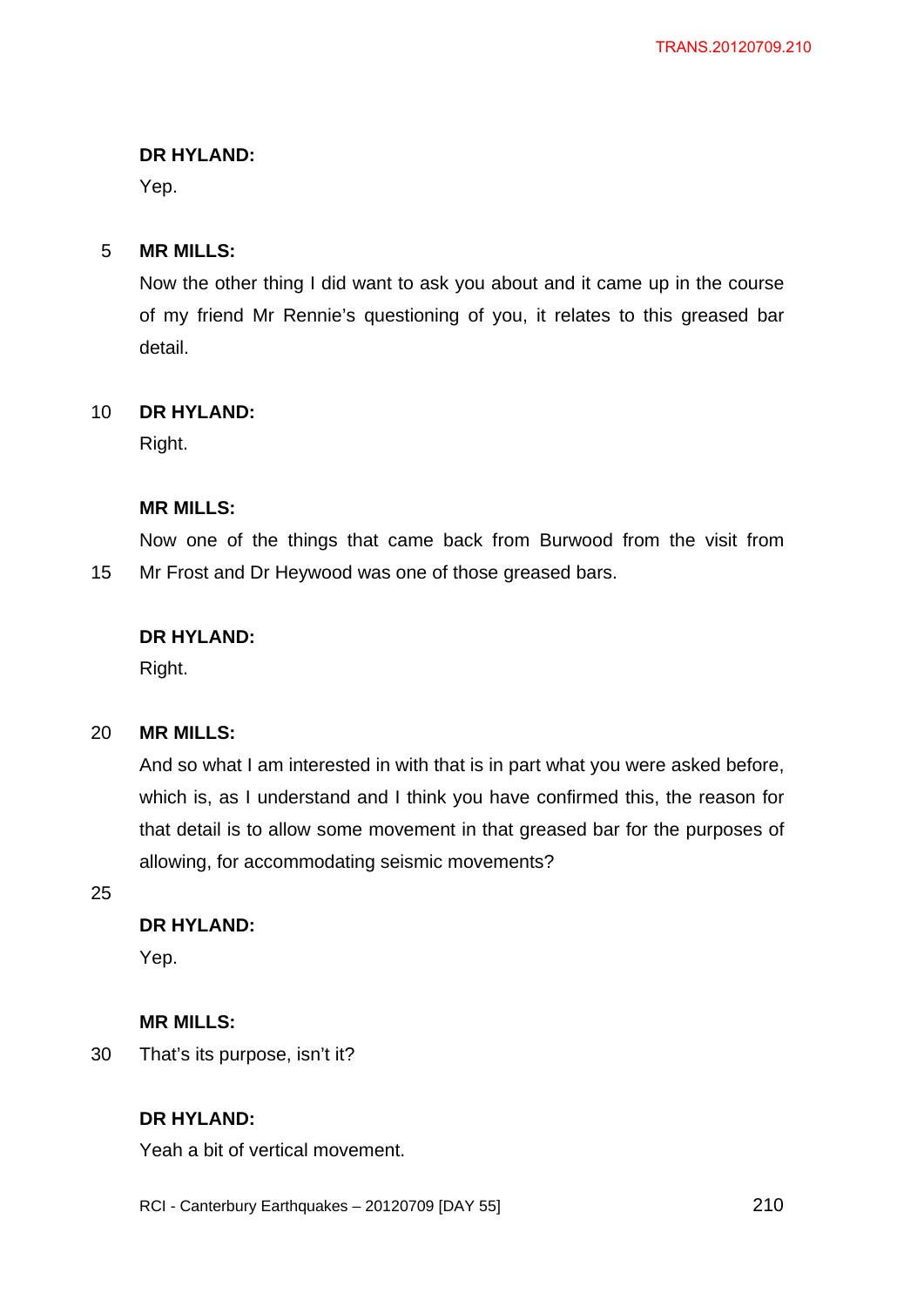**DR HYLAND:**

Yep.

**MR MILLS:**

Now the other thing I did want to ask you about and it came up in the course of my friend Mr Rennie's questioning of you, it relates to this greased bar detail.

**DR HYLAND:**

Right.

**MR MILLS:**

Now one of the things that came back from Burwood from the visit from Mr Frost and Dr Heywood was one of those greased bars.

**DR HYLAND:**

Right.

**MR MILLS:**

And so what I am interested in with that is in part what you were asked before, which is, as I understand and I think you have confirmed this, the reason for that detail is to allow some movement in that greased bar for the purposes of allowing, for accommodating seismic movements?

**DR HYLAND:**

Yep.

**MR MILLS:**

That's its purpose, isn't it?

**DR HYLAND:**

Yeah a bit of vertical movement.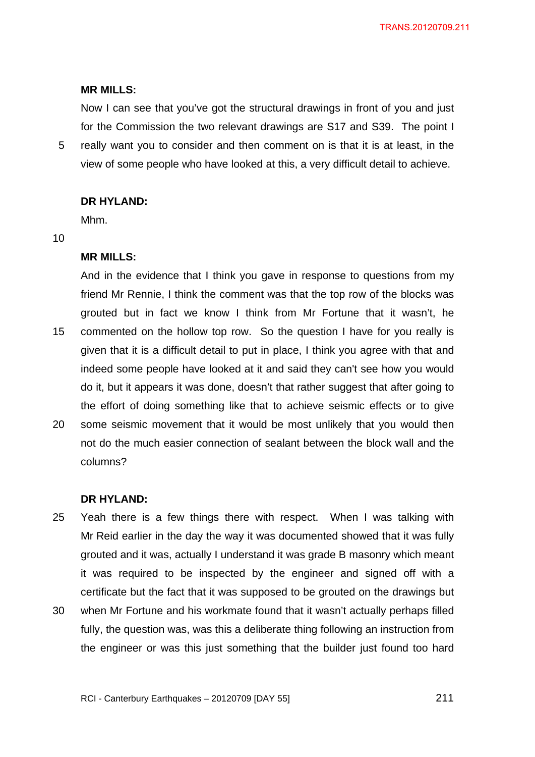**MR MILLS:**

Now I can see that you've got the structural drawings in front of you and just for the Commission the two relevant drawings are S17 and S39. The point I really want you to consider and then comment on is that it is at least, in the view of some people who have looked at this, a very difficult detail to achieve.

**DR HYLAND:**

Mhm.

**MR MILLS:**

And in the evidence that I think you gave in response to questions from my friend Mr Rennie, I think the comment was that the top row of the blocks was grouted but in fact we know I think from Mr Fortune that it wasn't, he commented on the hollow top row. So the question I have for you really is given that it is a difficult detail to put in place, I think you agree with that and indeed some people have looked at it and said they can't see how you would do it, but it appears it was done, doesn't that rather suggest that after going to the effort of doing something like that to achieve seismic effects or to give some seismic movement that it would be most unlikely that you would then not do the much easier connection of sealant between the block wall and the columns?

**DR HYLAND:**

Yeah there is a few things there with respect. When I was talking with Mr Reid earlier in the day the way it was documented showed that it was fully grouted and it was, actually I understand it was grade B masonry which meant it was required to be inspected by the engineer and signed off with a certificate but the fact that it was supposed to be grouted on the drawings but when Mr Fortune and his workmate found that it wasn't actually perhaps filled fully, the question was, was this a deliberate thing following an instruction from the engineer or was this just something that the builder just found too hard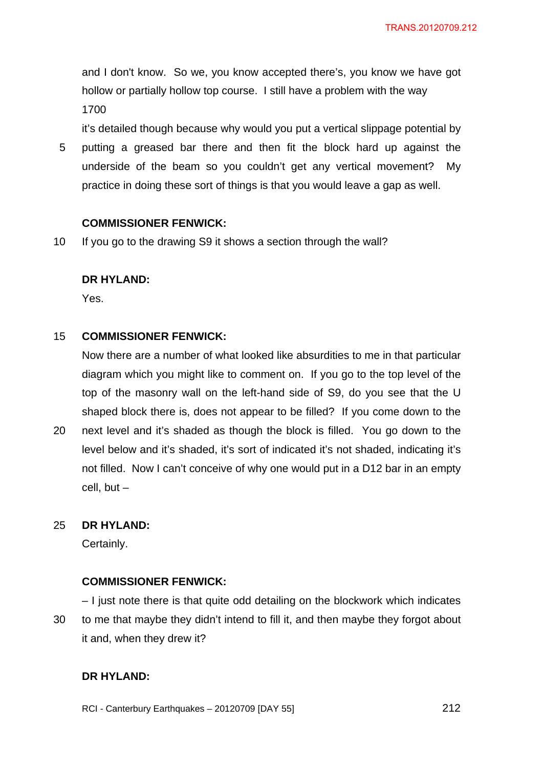and I don't know. So we, you know accepted there's, you know we have got hollow or partially hollow top course. I still have a problem with the way 1700

it's detailed though because why would you put a vertical slippage potential by putting a greased bar there and then fit the block hard up against the underside of the beam so you couldn't get any vertical movement? My practice in doing these sort of things is that you would leave a gap as well.

**COMMISSIONER FENWICK:**

If you go to the drawing S9 it shows a section through the wall?

**DR HYLAND:**

Yes.

**COMMISSIONER FENWICK:**

Now there are a number of what looked like absurdities to me in that particular diagram which you might like to comment on. If you go to the top level of the top of the masonry wall on the left-hand side of S9, do you see that the U shaped block there is, does not appear to be filled? If you come down to the next level and it's shaded as though the block is filled. You go down to the level below and it's shaded, it's sort of indicated it's not shaded, indicating it's not filled. Now I can't conceive of why one would put in a D12 bar in an empty cell, but –

**DR HYLAND:**

Certainly.

**COMMISSIONER FENWICK:**

– I just note there is that quite odd detailing on the blockwork which indicates to me that maybe they didn't intend to fill it, and then maybe they forgot about it and, when they drew it?

**DR HYLAND:**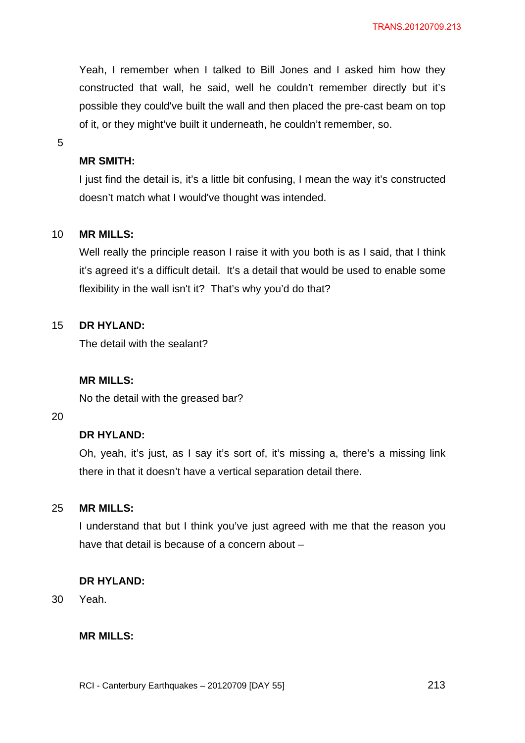Yeah, I remember when I talked to Bill Jones and I asked him how they constructed that wall, he said, well he couldn't remember directly but it's possible they could've built the wall and then placed the pre-cast beam on top of it, or they might've built it underneath, he couldn't remember, so.

**MR SMITH:**

I just find the detail is, it's a little bit confusing, I mean the way it's constructed doesn't match what I would've thought was intended.

**MR MILLS:**

Well really the principle reason I raise it with you both is as I said, that I think it's agreed it's a difficult detail. It's a detail that would be used to enable some flexibility in the wall isn't it? That's why you'd do that?

**DR HYLAND:**

The detail with the sealant?

**MR MILLS:**

No the detail with the greased bar?

**DR HYLAND:**

Oh, yeah, it's just, as I say it's sort of, it's missing a, there's a missing link there in that it doesn't have a vertical separation detail there.

**MR MILLS:**

I understand that but I think you've just agreed with me that the reason you have that detail is because of a concern about –

**DR HYLAND:**

Yeah.

**MR MILLS:**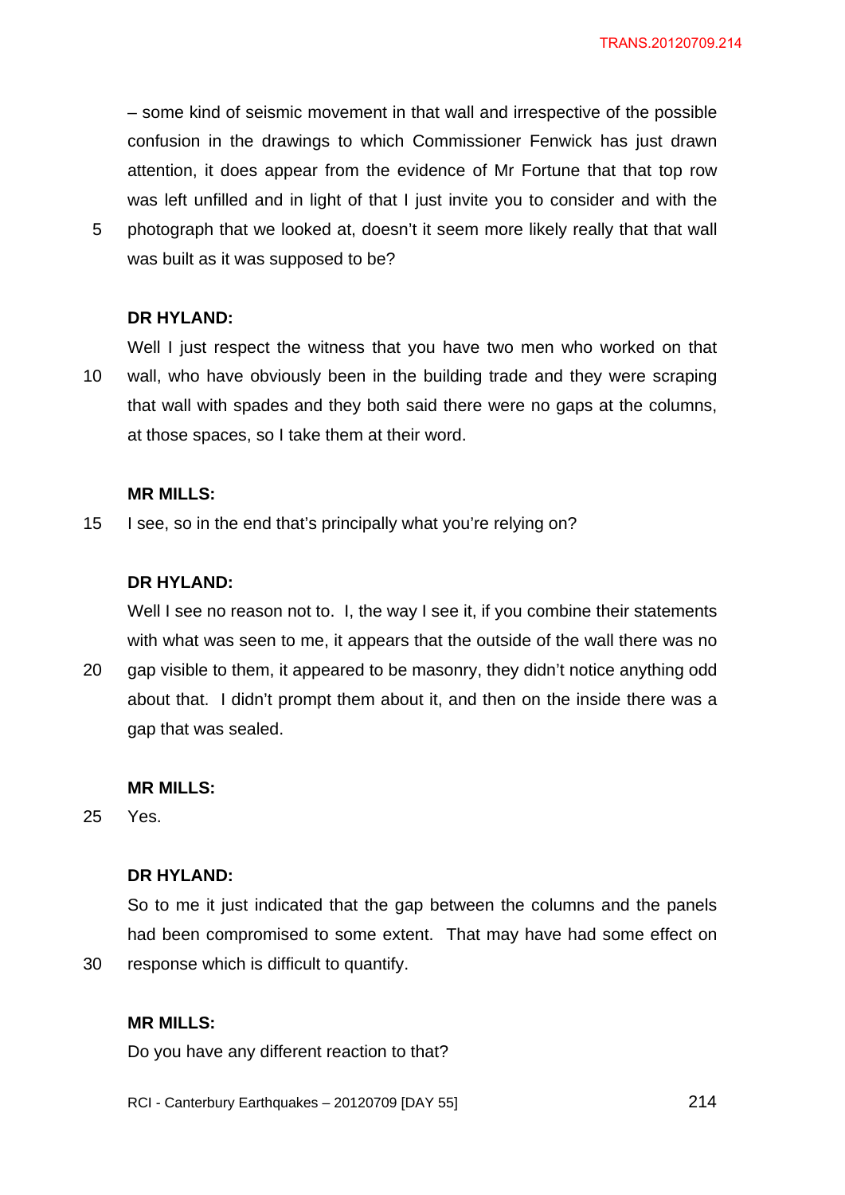– some kind of seismic movement in that wall and irrespective of the possible confusion in the drawings to which Commissioner Fenwick has just drawn attention, it does appear from the evidence of Mr Fortune that that top row was left unfilled and in light of that I just invite you to consider and with the photograph that we looked at, doesn't it seem more likely really that that wall was built as it was supposed to be?

**DR HYLAND:**

Well I just respect the witness that you have two men who worked on that wall, who have obviously been in the building trade and they were scraping that wall with spades and they both said there were no gaps at the columns, at those spaces, so I take them at their word.

**MR MILLS:**

I see, so in the end that's principally what you're relying on?

**DR HYLAND:**

Well I see no reason not to. I, the way I see it, if you combine their statements with what was seen to me, it appears that the outside of the wall there was no gap visible to them, it appeared to be masonry, they didn't notice anything odd about that. I didn't prompt them about it, and then on the inside there was a gap that was sealed.

**MR MILLS:**

Yes.

**DR HYLAND:**

So to me it just indicated that the gap between the columns and the panels had been compromised to some extent. That may have had some effect on response which is difficult to quantify.

**MR MILLS:**

Do you have any different reaction to that?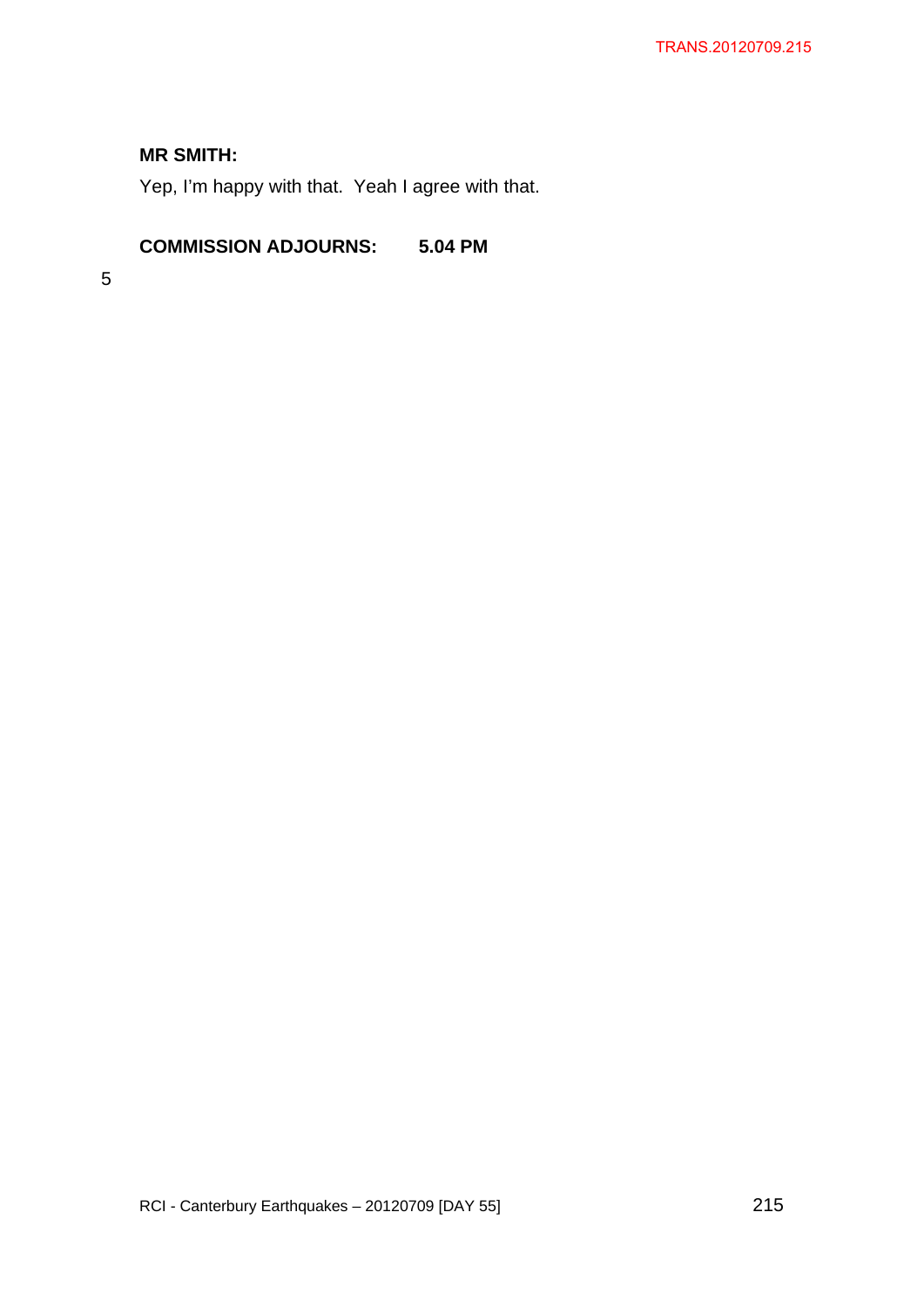**MR SMITH:**

Yep, I'm happy with that.  Yeah I agree with that.

**COMMISSION ADJOURNS: 5.04 PM**